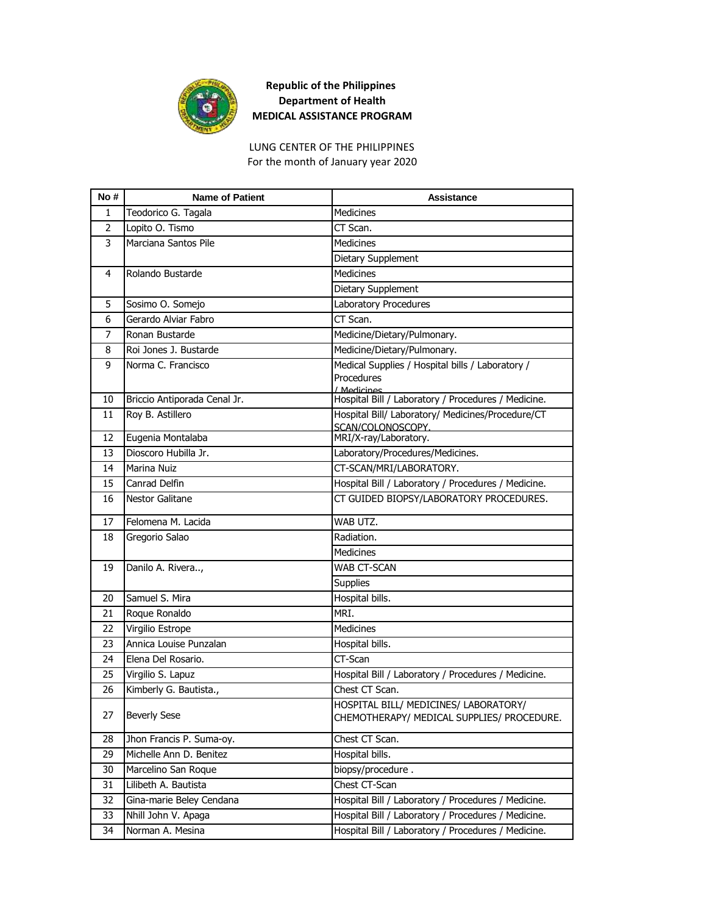**Republic of the Philippines**
**Department of Health**
**MEDICAL ASSISTANCE PROGRAM**

LUNG CENTER OF THE PHILIPPINES
For the month of January year 2020

| No # | Name of Patient | Assistance |
|---|---|---|
| 1 | Teodorico G. Tagala | Medicines |
| 2 | Lopito O. Tismo | CT Scan. |
| 3 | Marciana Santos Pile | Medicines |
| | | Dietary Supplement |
| 4 | Rolando Bustarde | Medicines |
| | | Dietary Supplement |
| 5 | Sosimo O. Somejo | Laboratory Procedures |
| 6 | Gerardo Alviar Fabro | CT Scan. |
| 7 | Ronan Bustarde | Medicine/Dietary/Pulmonary. |
| 8 | Roi Jones J. Bustarde | Medicine/Dietary/Pulmonary. |
| 9 | Norma C. Francisco | Medical Supplies / Hospital bills / Laboratory / Procedures / Medicines |
| 10 | Briccio Antiporada Cenal Jr. | Hospital Bill / Laboratory / Procedures / Medicine. |
| 11 | Roy B. Astillero | Hospital Bill/ Laboratory/ Medicines/Procedure/CT SCAN/COLONOSCOPY. |
| 12 | Eugenia Montalaba | MRI/X-ray/Laboratory. |
| 13 | Dioscoro Hubilla Jr. | Laboratory/Procedures/Medicines. |
| 14 | Marina Nuiz | CT-SCAN/MRI/LABORATORY. |
| 15 | Canrad Delfin | Hospital Bill / Laboratory / Procedures / Medicine. |
| 16 | Nestor Galitane | CT GUIDED BIOPSY/LABORATORY PROCEDURES. |
| 17 | Felomena M. Lacida | WAB UTZ. |
| 18 | Gregorio Salao | Radiation. |
| | | Medicines |
| 19 | Danilo A. Rivera.., | WAB CT-SCAN |
| | | Supplies |
| 20 | Samuel S. Mira | Hospital bills. |
| 21 | Roque Ronaldo | MRI. |
| 22 | Virgilio Estrope | Medicines |
| 23 | Annica Louise Punzalan | Hospital bills. |
| 24 | Elena Del Rosario. | CT-Scan |
| 25 | Virgilio S. Lapuz | Hospital Bill / Laboratory / Procedures / Medicine. |
| 26 | Kimberly G. Bautista., | Chest CT Scan. |
| 27 | Beverly Sese | HOSPITAL BILL/ MEDICINES/ LABORATORY/ CHEMOTHERAPY/ MEDICAL SUPPLIES/ PROCEDURE. |
| 28 | Jhon Francis P. Suma-oy. | Chest CT Scan. |
| 29 | Michelle Ann D. Benitez | Hospital bills. |
| 30 | Marcelino San Roque | biopsy/procedure . |
| 31 | Lilibeth A. Bautista | Chest CT-Scan |
| 32 | Gina-marie Beley Cendana | Hospital Bill / Laboratory / Procedures / Medicine. |
| 33 | Nhill John V. Apaga | Hospital Bill / Laboratory / Procedures / Medicine. |
| 34 | Norman A. Mesina | Hospital Bill / Laboratory / Procedures / Medicine. |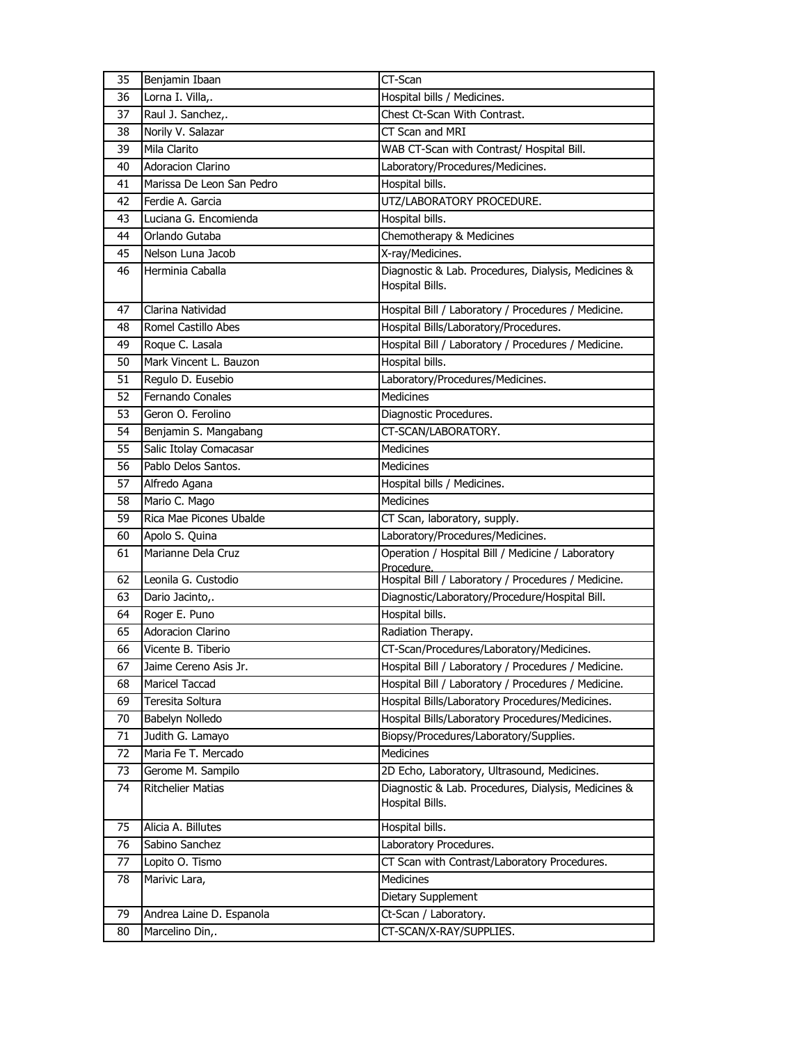| 35 | Benjamin Ibaan | CT-Scan |
|---|---|---|
| 36 | Lorna I. Villa,. | Hospital bills / Medicines. |
| 37 | Raul J. Sanchez,. | Chest Ct-Scan With Contrast. |
| 38 | Norily V. Salazar | CT Scan and MRI |
| 39 | Mila Clarito | WAB CT-Scan with Contrast/ Hospital Bill. |
| 40 | Adoracion Clarino | Laboratory/Procedures/Medicines. |
| 41 | Marissa De Leon San Pedro | Hospital bills. |
| 42 | Ferdie A. Garcia | UTZ/LABORATORY PROCEDURE. |
| 43 | Luciana G. Encomienda | Hospital bills. |
| 44 | Orlando Gutaba | Chemotherapy & Medicines |
| 45 | Nelson Luna Jacob | X-ray/Medicines. |
| 46 | Herminia Caballa | Diagnostic & Lab. Procedures, Dialysis, Medicines & Hospital Bills. |
| 47 | Clarina Natividad | Hospital Bill / Laboratory / Procedures / Medicine. |
| 48 | Romel Castillo Abes | Hospital Bills/Laboratory/Procedures. |
| 49 | Roque C. Lasala | Hospital Bill / Laboratory / Procedures / Medicine. |
| 50 | Mark Vincent L. Bauzon | Hospital bills. |
| 51 | Regulo D. Eusebio | Laboratory/Procedures/Medicines. |
| 52 | Fernando Conales | Medicines |
| 53 | Geron O. Ferolino | Diagnostic Procedures. |
| 54 | Benjamin S. Mangabang | CT-SCAN/LABORATORY. |
| 55 | Salic Itolay Comacasar | Medicines |
| 56 | Pablo Delos Santos. | Medicines |
| 57 | Alfredo Agana | Hospital bills / Medicines. |
| 58 | Mario C. Mago | Medicines |
| 59 | Rica Mae Picones Ubalde | CT Scan, laboratory, supply. |
| 60 | Apolo S. Quina | Laboratory/Procedures/Medicines. |
| 61 | Marianne Dela Cruz | Operation / Hospital Bill / Medicine / Laboratory Procedure. |
| 62 | Leonila G. Custodio | Hospital Bill / Laboratory / Procedures / Medicine. |
| 63 | Dario Jacinto,. | Diagnostic/Laboratory/Procedure/Hospital Bill. |
| 64 | Roger E. Puno | Hospital bills. |
| 65 | Adoracion Clarino | Radiation Therapy. |
| 66 | Vicente B. Tiberio | CT-Scan/Procedures/Laboratory/Medicines. |
| 67 | Jaime Cereno Asis Jr. | Hospital Bill / Laboratory / Procedures / Medicine. |
| 68 | Maricel Taccad | Hospital Bill / Laboratory / Procedures / Medicine. |
| 69 | Teresita Soltura | Hospital Bills/Laboratory Procedures/Medicines. |
| 70 | Babelyn Nolledo | Hospital Bills/Laboratory Procedures/Medicines. |
| 71 | Judith G. Lamayo | Biopsy/Procedures/Laboratory/Supplies. |
| 72 | Maria Fe T. Mercado | Medicines |
| 73 | Gerome M. Sampilo | 2D Echo, Laboratory, Ultrasound, Medicines. |
| 74 | Ritchelier Matias | Diagnostic & Lab. Procedures, Dialysis, Medicines & Hospital Bills. |
| 75 | Alicia A. Billutes | Hospital bills. |
| 76 | Sabino Sanchez | Laboratory Procedures. |
| 77 | Lopito O. Tismo | CT Scan with Contrast/Laboratory Procedures. |
| 78 | Marivic Lara, | Medicines |
| | | Dietary Supplement |
| 79 | Andrea Laine D. Espanola | Ct-Scan / Laboratory. |
| 80 | Marcelino Din,. | CT-SCAN/X-RAY/SUPPLIES. |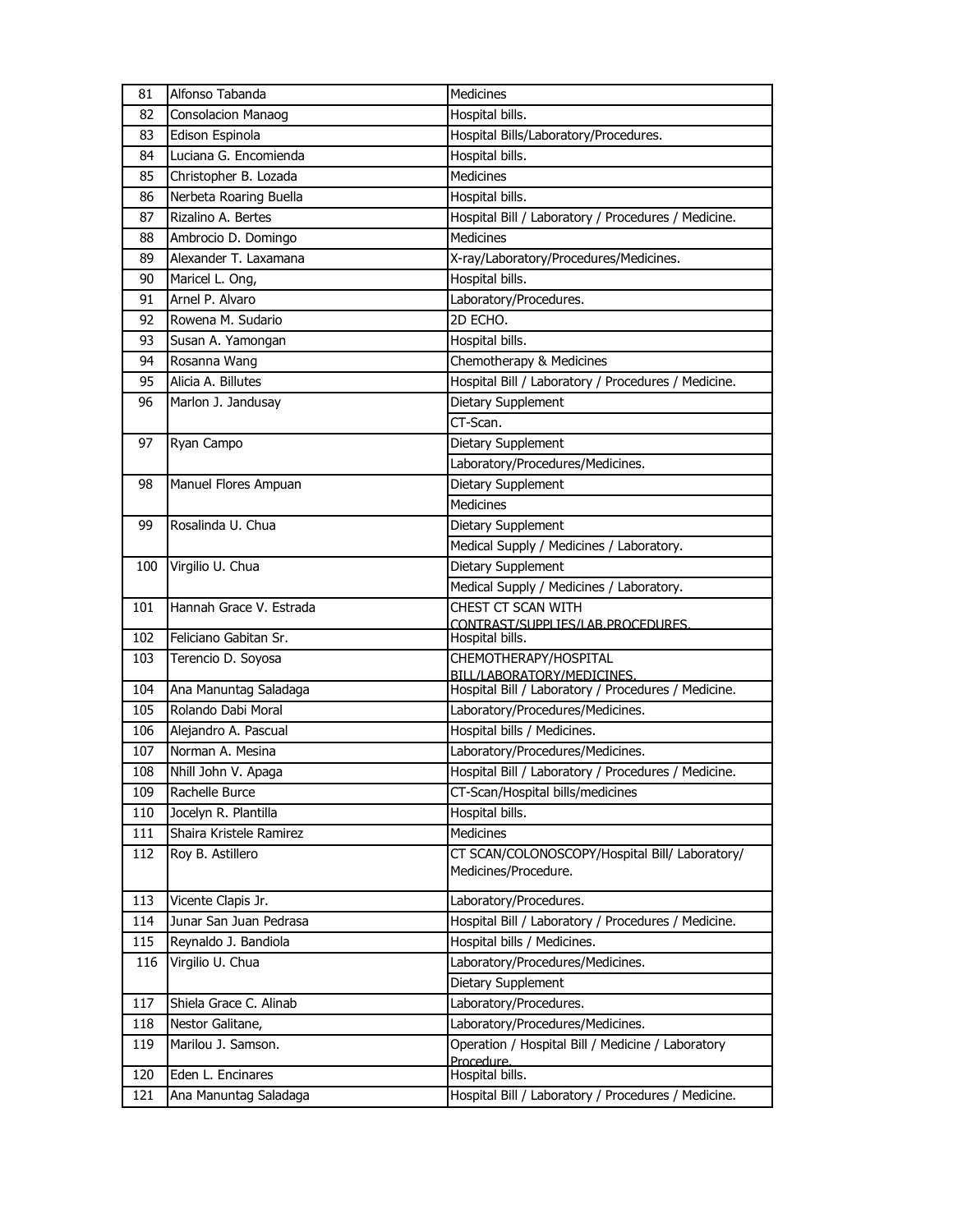| 81 | Alfonso Tabanda | Medicines |
|---|---|---|
| 82 | Consolacion Manaog | Hospital bills. |
| 83 | Edison Espinola | Hospital Bills/Laboratory/Procedures. |
| 84 | Luciana G. Encomienda | Hospital bills. |
| 85 | Christopher B. Lozada | Medicines |
| 86 | Nerbeta Roaring Buella | Hospital bills. |
| 87 | Rizalino A. Bertes | Hospital Bill / Laboratory / Procedures / Medicine. |
| 88 | Ambrocio D. Domingo | Medicines |
| 89 | Alexander T. Laxamana | X-ray/Laboratory/Procedures/Medicines. |
| 90 | Maricel L. Ong, | Hospital bills. |
| 91 | Arnel P. Alvaro | Laboratory/Procedures. |
| 92 | Rowena M. Sudario | 2D ECHO. |
| 93 | Susan A. Yamongan | Hospital bills. |
| 94 | Rosanna Wang | Chemotherapy & Medicines |
| 95 | Alicia A. Billutes | Hospital Bill / Laboratory / Procedures / Medicine. |
| 96 | Marlon J. Jandusay | Dietary Supplement |
| | | CT-Scan. |
| 97 | Ryan Campo | Dietary Supplement |
| | | Laboratory/Procedures/Medicines. |
| 98 | Manuel Flores Ampuan | Dietary Supplement |
| | | Medicines |
| 99 | Rosalinda U. Chua | Dietary Supplement |
| | | Medical Supply / Medicines / Laboratory. |
| 100 | Virgilio U. Chua | Dietary Supplement |
| | | Medical Supply / Medicines / Laboratory. |
| 101 | Hannah Grace V. Estrada | CHEST CT SCAN WITH CONTRAST/SUPPLIES/LAB.PROCEDURES. |
| 102 | Feliciano Gabitan Sr. | Hospital bills. |
| 103 | Terencio D. Soyosa | CHEMOTHERAPY/HOSPITAL BILL/LABORATORY/MEDICINES. |
| 104 | Ana Manuntag Saladaga | Hospital Bill / Laboratory / Procedures / Medicine. |
| 105 | Rolando Dabi Moral | Laboratory/Procedures/Medicines. |
| 106 | Alejandro A. Pascual | Hospital bills / Medicines. |
| 107 | Norman A. Mesina | Laboratory/Procedures/Medicines. |
| 108 | Nhill John V. Apaga | Hospital Bill / Laboratory / Procedures / Medicine. |
| 109 | Rachelle Burce | CT-Scan/Hospital bills/medicines |
| 110 | Jocelyn R. Plantilla | Hospital bills. |
| 111 | Shaira Kristele Ramirez | Medicines |
| 112 | Roy B. Astillero | CT SCAN/COLONOSCOPY/Hospital Bill/ Laboratory/ Medicines/Procedure. |
| 113 | Vicente Clapis Jr. | Laboratory/Procedures. |
| 114 | Junar San Juan Pedrasa | Hospital Bill / Laboratory / Procedures / Medicine. |
| 115 | Reynaldo J. Bandiola | Hospital bills / Medicines. |
| 116 | Virgilio U. Chua | Laboratory/Procedures/Medicines. |
| | | Dietary Supplement |
| 117 | Shiela Grace C. Alinab | Laboratory/Procedures. |
| 118 | Nestor Galitane, | Laboratory/Procedures/Medicines. |
| 119 | Marilou J. Samson. | Operation / Hospital Bill / Medicine / Laboratory Procedure. |
| 120 | Eden L. Encinares | Hospital bills. |
| 121 | Ana Manuntag Saladaga | Hospital Bill / Laboratory / Procedures / Medicine. |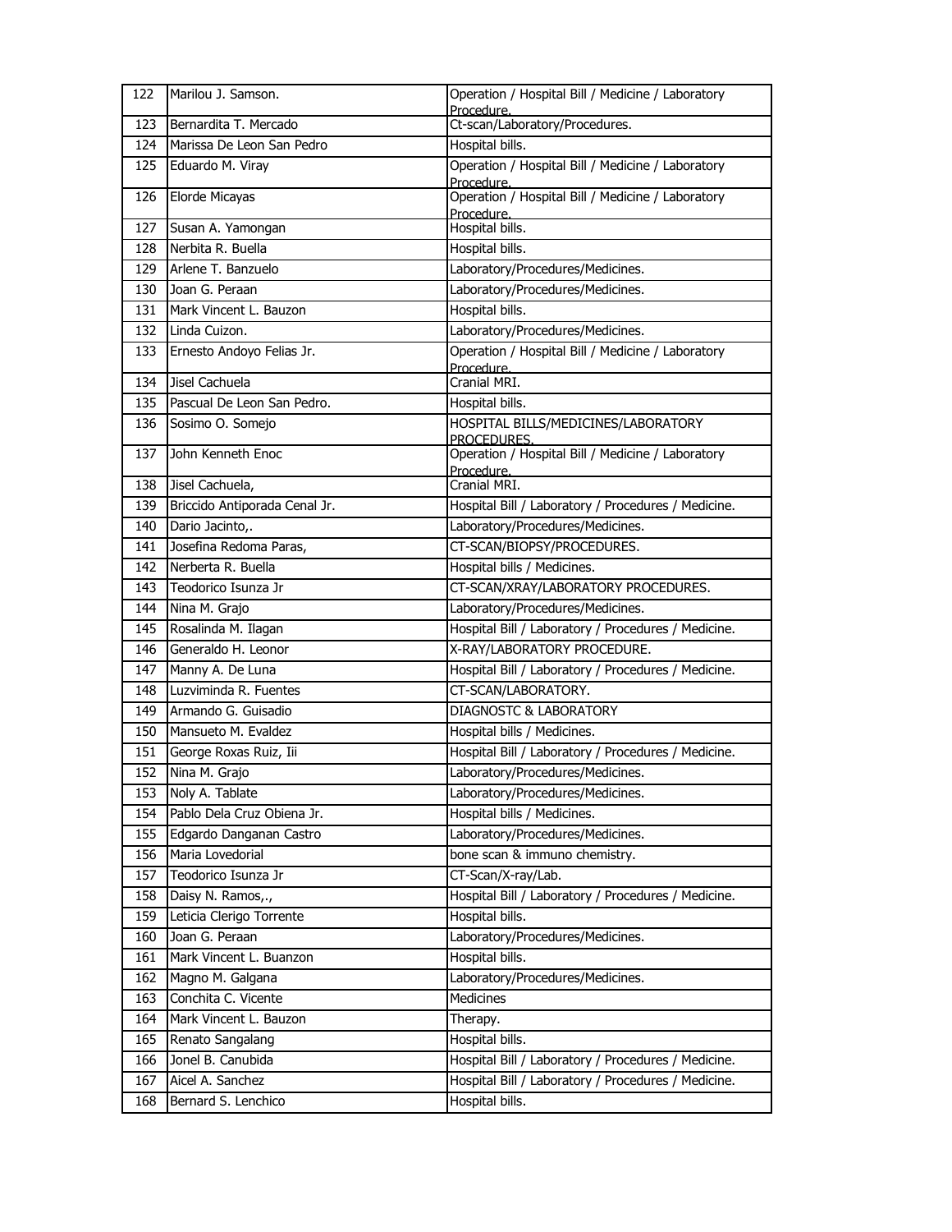| 122 | Marilou J. Samson. | Operation / Hospital Bill / Medicine / Laboratory Procedure. |
|---|---|---|
| 123 | Bernardita T. Mercado | Ct-scan/Laboratory/Procedures. |
| 124 | Marissa De Leon San Pedro | Hospital bills. |
| 125 | Eduardo M. Viray | Operation / Hospital Bill / Medicine / Laboratory Procedure. |
| 126 | Elorde Micayas | Operation / Hospital Bill / Medicine / Laboratory Procedure. |
| 127 | Susan A. Yamongan | Hospital bills. |
| 128 | Nerbita R. Buella | Hospital bills. |
| 129 | Arlene T. Banzuelo | Laboratory/Procedures/Medicines. |
| 130 | Joan G. Peraan | Laboratory/Procedures/Medicines. |
| 131 | Mark Vincent L. Bauzon | Hospital bills. |
| 132 | Linda Cuizon. | Laboratory/Procedures/Medicines. |
| 133 | Ernesto Andoyo Felias Jr. | Operation / Hospital Bill / Medicine / Laboratory Procedure. |
| 134 | Jisel Cachuela | Cranial MRI. |
| 135 | Pascual De Leon San Pedro. | Hospital bills. |
| 136 | Sosimo O. Somejo | HOSPITAL BILLS/MEDICINES/LABORATORY PROCEDURES. |
| 137 | John Kenneth Enoc | Operation / Hospital Bill / Medicine / Laboratory Procedure. |
| 138 | Jisel Cachuela, | Cranial MRI. |
| 139 | Briccido Antiporada Cenal Jr. | Hospital Bill / Laboratory / Procedures / Medicine. |
| 140 | Dario Jacinto,. | Laboratory/Procedures/Medicines. |
| 141 | Josefina Redoma Paras, | CT-SCAN/BIOPSY/PROCEDURES. |
| 142 | Nerberta R. Buella | Hospital bills / Medicines. |
| 143 | Teodorico Isunza Jr | CT-SCAN/XRAY/LABORATORY PROCEDURES. |
| 144 | Nina M. Grajo | Laboratory/Procedures/Medicines. |
| 145 | Rosalinda M. Ilagan | Hospital Bill / Laboratory / Procedures / Medicine. |
| 146 | Generaldo H. Leonor | X-RAY/LABORATORY PROCEDURE. |
| 147 | Manny A. De Luna | Hospital Bill / Laboratory / Procedures / Medicine. |
| 148 | Luzviminda R. Fuentes | CT-SCAN/LABORATORY. |
| 149 | Armando G. Guisadio | DIAGNOSTC & LABORATORY |
| 150 | Mansueto M. Evaldez | Hospital bills / Medicines. |
| 151 | George Roxas Ruiz, Iii | Hospital Bill / Laboratory / Procedures / Medicine. |
| 152 | Nina M. Grajo | Laboratory/Procedures/Medicines. |
| 153 | Noly A. Tablate | Laboratory/Procedures/Medicines. |
| 154 | Pablo Dela Cruz Obiena Jr. | Hospital bills / Medicines. |
| 155 | Edgardo Danganan Castro | Laboratory/Procedures/Medicines. |
| 156 | Maria Lovedorial | bone scan & immuno chemistry. |
| 157 | Teodorico Isunza Jr | CT-Scan/X-ray/Lab. |
| 158 | Daisy N. Ramos,., | Hospital Bill / Laboratory / Procedures / Medicine. |
| 159 | Leticia Clerigo Torrente | Hospital bills. |
| 160 | Joan G. Peraan | Laboratory/Procedures/Medicines. |
| 161 | Mark Vincent L. Buanzon | Hospital bills. |
| 162 | Magno M. Galgana | Laboratory/Procedures/Medicines. |
| 163 | Conchita C. Vicente | Medicines |
| 164 | Mark Vincent L. Bauzon | Therapy. |
| 165 | Renato Sangalang | Hospital bills. |
| 166 | Jonel B. Canubida | Hospital Bill / Laboratory / Procedures / Medicine. |
| 167 | Aicel A. Sanchez | Hospital Bill / Laboratory / Procedures / Medicine. |
| 168 | Bernard S. Lenchico | Hospital bills. |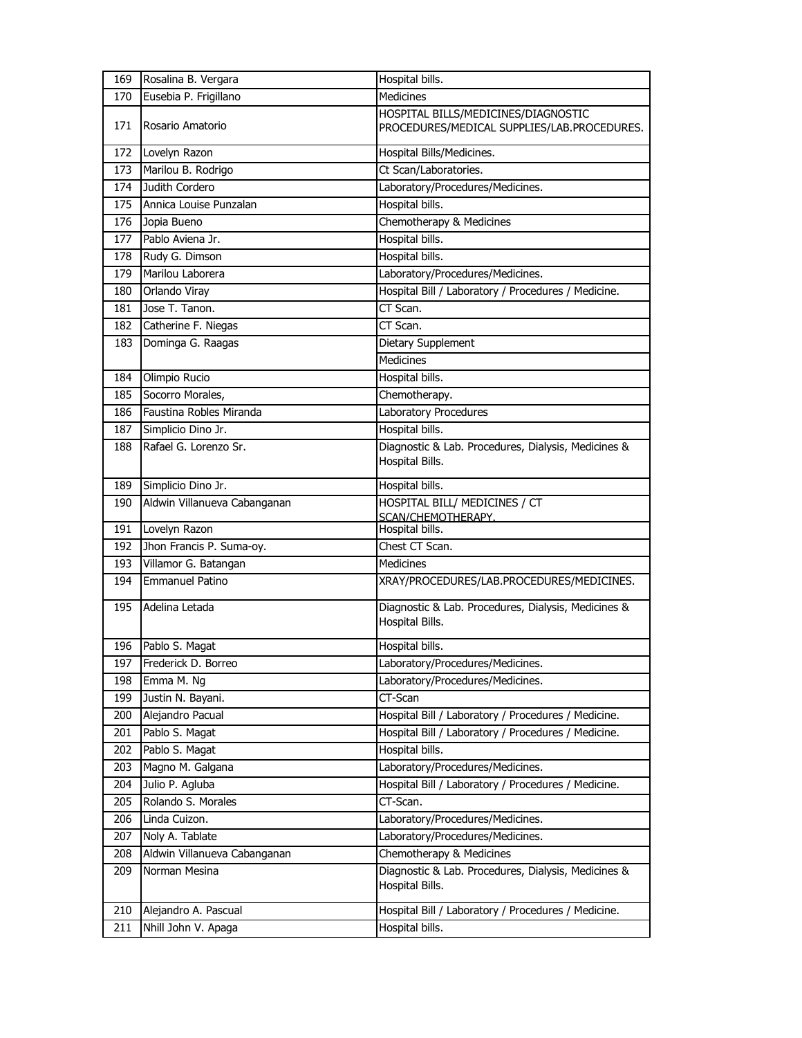| 169 | Rosalina B. Vergara | Hospital bills. |
|---|---|---|
| 170 | Eusebia P. Frigillano | Medicines |
| 171 | Rosario Amatorio | HOSPITAL BILLS/MEDICINES/DIAGNOSTIC PROCEDURES/MEDICAL SUPPLIES/LAB.PROCEDURES. |
| 172 | Lovelyn Razon | Hospital Bills/Medicines. |
| 173 | Marilou B. Rodrigo | Ct Scan/Laboratories. |
| 174 | Judith Cordero | Laboratory/Procedures/Medicines. |
| 175 | Annica Louise Punzalan | Hospital bills. |
| 176 | Jopia Bueno | Chemotherapy & Medicines |
| 177 | Pablo Aviena Jr. | Hospital bills. |
| 178 | Rudy G. Dimson | Hospital bills. |
| 179 | Marilou Laborera | Laboratory/Procedures/Medicines. |
| 180 | Orlando Viray | Hospital Bill / Laboratory / Procedures / Medicine. |
| 181 | Jose T. Tanon. | CT Scan. |
| 182 | Catherine F. Niegas | CT Scan. |
| 183 | Dominga G. Raagas | Dietary Supplement |
| | | Medicines |
| 184 | Olimpio Rucio | Hospital bills. |
| 185 | Socorro Morales, | Chemotherapy. |
| 186 | Faustina Robles Miranda | Laboratory Procedures |
| 187 | Simplicio Dino Jr. | Hospital bills. |
| 188 | Rafael G. Lorenzo Sr. | Diagnostic & Lab. Procedures, Dialysis, Medicines & Hospital Bills. |
| 189 | Simplicio Dino Jr. | Hospital bills. |
| 190 | Aldwin Villanueva Cabanganan | HOSPITAL BILL/ MEDICINES / CT SCAN/CHEMOTHERAPY. |
| 191 | Lovelyn Razon | Hospital bills. |
| 192 | Jhon Francis P. Suma-oy. | Chest CT Scan. |
| 193 | Villamor G. Batangan | Medicines |
| 194 | Emmanuel Patino | XRAY/PROCEDURES/LAB.PROCEDURES/MEDICINES. |
| 195 | Adelina Letada | Diagnostic & Lab. Procedures, Dialysis, Medicines & Hospital Bills. |
| 196 | Pablo S. Magat | Hospital bills. |
| 197 | Frederick D. Borreo | Laboratory/Procedures/Medicines. |
| 198 | Emma M. Ng | Laboratory/Procedures/Medicines. |
| 199 | Justin N. Bayani. | CT-Scan |
| 200 | Alejandro Pacual | Hospital Bill / Laboratory / Procedures / Medicine. |
| 201 | Pablo S. Magat | Hospital Bill / Laboratory / Procedures / Medicine. |
| 202 | Pablo S. Magat | Hospital bills. |
| 203 | Magno M. Galgana | Laboratory/Procedures/Medicines. |
| 204 | Julio P. Agluba | Hospital Bill / Laboratory / Procedures / Medicine. |
| 205 | Rolando S. Morales | CT-Scan. |
| 206 | Linda Cuizon. | Laboratory/Procedures/Medicines. |
| 207 | Noly A. Tablate | Laboratory/Procedures/Medicines. |
| 208 | Aldwin Villanueva Cabanganan | Chemotherapy & Medicines |
| 209 | Norman Mesina | Diagnostic & Lab. Procedures, Dialysis, Medicines & Hospital Bills. |
| 210 | Alejandro A. Pascual | Hospital Bill / Laboratory / Procedures / Medicine. |
| 211 | Nhill John V. Apaga | Hospital bills. |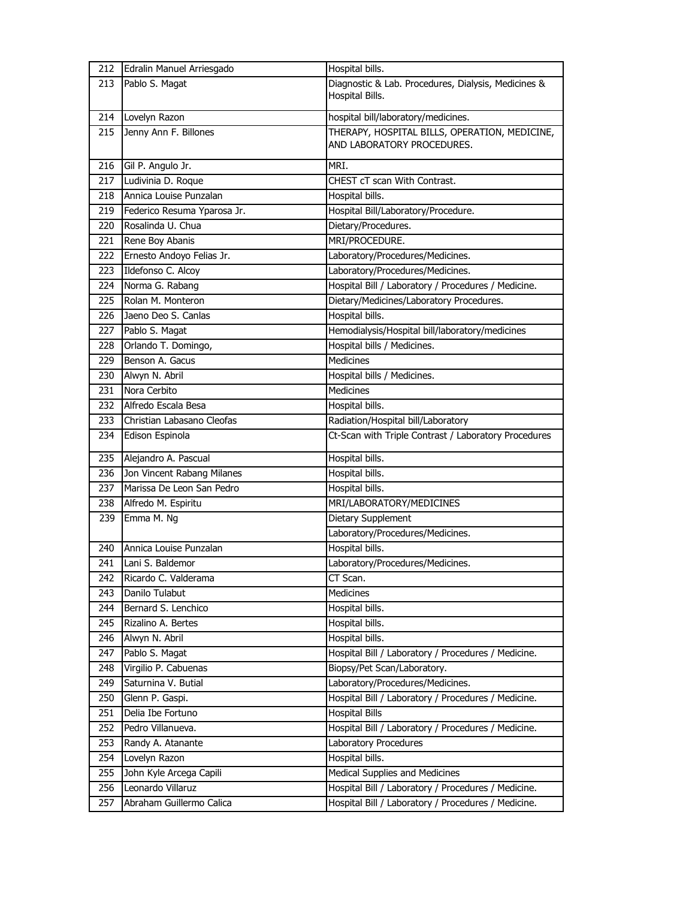| 212 | Edralin Manuel Arriesgado | Hospital bills. |
|---|---|---|
| 213 | Pablo S. Magat | Diagnostic & Lab. Procedures, Dialysis, Medicines & Hospital Bills. |
| 214 | Lovelyn Razon | hospital bill/laboratory/medicines. |
| 215 | Jenny Ann F. Billones | THERAPY, HOSPITAL BILLS, OPERATION, MEDICINE, AND LABORATORY PROCEDURES. |
| 216 | Gil P. Angulo Jr. | MRI. |
| 217 | Ludivinia D. Roque | CHEST cT scan With Contrast. |
| 218 | Annica Louise Punzalan | Hospital bills. |
| 219 | Federico Resuma Yparosa Jr. | Hospital Bill/Laboratory/Procedure. |
| 220 | Rosalinda U. Chua | Dietary/Procedures. |
| 221 | Rene Boy Abanis | MRI/PROCEDURE. |
| 222 | Ernesto Andoyo Felias Jr. | Laboratory/Procedures/Medicines. |
| 223 | Ildefonso C. Alcoy | Laboratory/Procedures/Medicines. |
| 224 | Norma G. Rabang | Hospital Bill / Laboratory / Procedures / Medicine. |
| 225 | Rolan M. Monteron | Dietary/Medicines/Laboratory Procedures. |
| 226 | Jaeno Deo S. Canlas | Hospital bills. |
| 227 | Pablo S. Magat | Hemodialysis/Hospital bill/laboratory/medicines |
| 228 | Orlando T. Domingo, | Hospital bills / Medicines. |
| 229 | Benson A. Gacus | Medicines |
| 230 | Alwyn N. Abril | Hospital bills / Medicines. |
| 231 | Nora Cerbito | Medicines |
| 232 | Alfredo Escala Besa | Hospital bills. |
| 233 | Christian Labasano Cleofas | Radiation/Hospital bill/Laboratory |
| 234 | Edison Espinola | Ct-Scan with Triple Contrast / Laboratory Procedures |
| 235 | Alejandro A. Pascual | Hospital bills. |
| 236 | Jon Vincent Rabang Milanes | Hospital bills. |
| 237 | Marissa De Leon San Pedro | Hospital bills. |
| 238 | Alfredo M. Espiritu | MRI/LABORATORY/MEDICINES |
| 239 | Emma M. Ng | Dietary Supplement |
| | | Laboratory/Procedures/Medicines. |
| 240 | Annica Louise Punzalan | Hospital bills. |
| 241 | Lani S. Baldemor | Laboratory/Procedures/Medicines. |
| 242 | Ricardo C. Valderama | CT Scan. |
| 243 | Danilo Tulabut | Medicines |
| 244 | Bernard S. Lenchico | Hospital bills. |
| 245 | Rizalino A. Bertes | Hospital bills. |
| 246 | Alwyn N. Abril | Hospital bills. |
| 247 | Pablo S. Magat | Hospital Bill / Laboratory / Procedures / Medicine. |
| 248 | Virgilio P. Cabuenas | Biopsy/Pet Scan/Laboratory. |
| 249 | Saturnina V. Butial | Laboratory/Procedures/Medicines. |
| 250 | Glenn P. Gaspi. | Hospital Bill / Laboratory / Procedures / Medicine. |
| 251 | Delia Ibe Fortuno | Hospital Bills |
| 252 | Pedro Villanueva. | Hospital Bill / Laboratory / Procedures / Medicine. |
| 253 | Randy A. Atanante | Laboratory Procedures |
| 254 | Lovelyn Razon | Hospital bills. |
| 255 | John Kyle Arcega Capili | Medical Supplies and Medicines |
| 256 | Leonardo Villaruz | Hospital Bill / Laboratory / Procedures / Medicine. |
| 257 | Abraham Guillermo Calica | Hospital Bill / Laboratory / Procedures / Medicine. |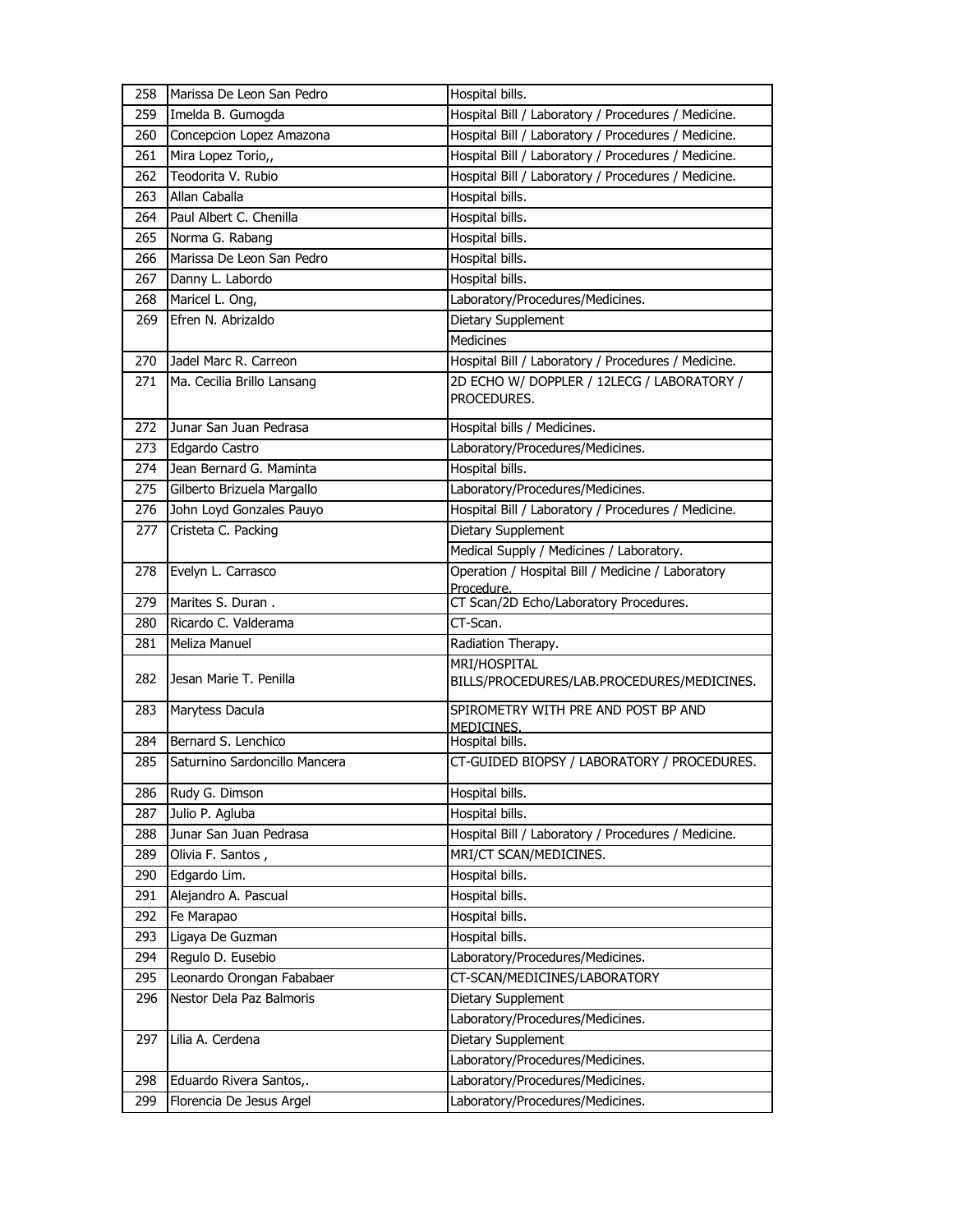| 258 | Marissa De Leon San Pedro | Hospital bills. |
|---|---|---|
| 259 | Imelda B. Gumogda | Hospital Bill / Laboratory / Procedures / Medicine. |
| 260 | Concepcion Lopez Amazona | Hospital Bill / Laboratory / Procedures / Medicine. |
| 261 | Mira Lopez Torio,, | Hospital Bill / Laboratory / Procedures / Medicine. |
| 262 | Teodorita V. Rubio | Hospital Bill / Laboratory / Procedures / Medicine. |
| 263 | Allan Caballa | Hospital bills. |
| 264 | Paul Albert C. Chenilla | Hospital bills. |
| 265 | Norma G. Rabang | Hospital bills. |
| 266 | Marissa De Leon San Pedro | Hospital bills. |
| 267 | Danny L. Labordo | Hospital bills. |
| 268 | Maricel L. Ong, | Laboratory/Procedures/Medicines. |
| 269 | Efren N. Abrizaldo | Dietary Supplement |
| | | Medicines |
| 270 | Jadel Marc R. Carreon | Hospital Bill / Laboratory / Procedures / Medicine. |
| 271 | Ma. Cecilia Brillo Lansang | 2D ECHO W/ DOPPLER / 12LECG / LABORATORY / PROCEDURES. |
| 272 | Junar San Juan Pedrasa | Hospital bills / Medicines. |
| 273 | Edgardo Castro | Laboratory/Procedures/Medicines. |
| 274 | Jean Bernard G. Maminta | Hospital bills. |
| 275 | Gilberto Brizuela Margallo | Laboratory/Procedures/Medicines. |
| 276 | John Loyd Gonzales Pauyo | Hospital Bill / Laboratory / Procedures / Medicine. |
| 277 | Cristeta C. Packing | Dietary Supplement |
| | | Medical Supply / Medicines / Laboratory. |
| 278 | Evelyn L. Carrasco | Operation / Hospital Bill / Medicine / Laboratory Procedure. |
| 279 | Marites S. Duran . | CT Scan/2D Echo/Laboratory Procedures. |
| 280 | Ricardo C. Valderama | CT-Scan. |
| 281 | Meliza Manuel | Radiation Therapy. |
| 282 | Jesan Marie T. Penilla | MRI/HOSPITAL BILLS/PROCEDURES/LAB.PROCEDURES/MEDICINES. |
| 283 | Marytess Dacula | SPIROMETRY WITH PRE AND POST BP AND MEDICINES. |
| 284 | Bernard S. Lenchico | Hospital bills. |
| 285 | Saturnino Sardoncillo Mancera | CT-GUIDED BIOPSY / LABORATORY / PROCEDURES. |
| 286 | Rudy G. Dimson | Hospital bills. |
| 287 | Julio P. Agluba | Hospital bills. |
| 288 | Junar San Juan Pedrasa | Hospital Bill / Laboratory / Procedures / Medicine. |
| 289 | Olivia F. Santos , | MRI/CT SCAN/MEDICINES. |
| 290 | Edgardo Lim. | Hospital bills. |
| 291 | Alejandro A. Pascual | Hospital bills. |
| 292 | Fe Marapao | Hospital bills. |
| 293 | Ligaya De Guzman | Hospital bills. |
| 294 | Regulo D. Eusebio | Laboratory/Procedures/Medicines. |
| 295 | Leonardo Orongan Fababaer | CT-SCAN/MEDICINES/LABORATORY |
| 296 | Nestor Dela Paz Balmoris | Dietary Supplement |
| | | Laboratory/Procedures/Medicines. |
| 297 | Lilia A. Cerdena | Dietary Supplement |
| | | Laboratory/Procedures/Medicines. |
| 298 | Eduardo Rivera Santos,. | Laboratory/Procedures/Medicines. |
| 299 | Florencia De Jesus Argel | Laboratory/Procedures/Medicines. |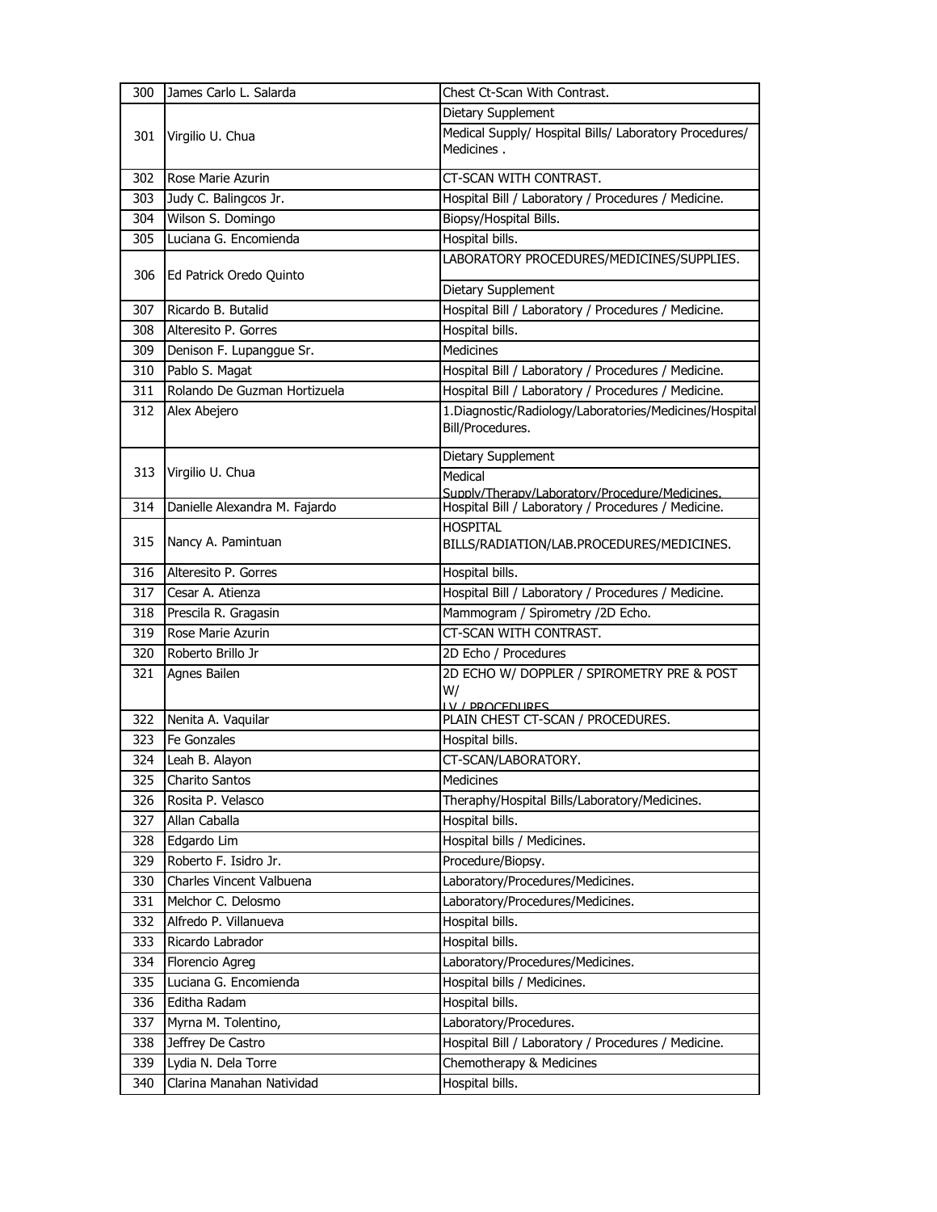| 300 | James Carlo L. Salarda | Chest Ct-Scan With Contrast. |
|---|---|---|
| 301 | Virgilio U. Chua | Dietary Supplement |
| | | Medical Supply/ Hospital Bills/ Laboratory Procedures/ Medicines . |
| 302 | Rose Marie Azurin | CT-SCAN WITH CONTRAST. |
| 303 | Judy C. Balingcos Jr. | Hospital Bill / Laboratory / Procedures / Medicine. |
| 304 | Wilson S. Domingo | Biopsy/Hospital Bills. |
| 305 | Luciana G. Encomienda | Hospital bills. |
| 306 | Ed Patrick Oredo Quinto | LABORATORY PROCEDURES/MEDICINES/SUPPLIES. |
| | | Dietary Supplement |
| 307 | Ricardo B. Butalid | Hospital Bill / Laboratory / Procedures / Medicine. |
| 308 | Alteresito P. Gorres | Hospital bills. |
| 309 | Denison F. Lupanggue Sr. | Medicines |
| 310 | Pablo S. Magat | Hospital Bill / Laboratory / Procedures / Medicine. |
| 311 | Rolando De Guzman Hortizuela | Hospital Bill / Laboratory / Procedures / Medicine. |
| 312 | Alex Abejero | 1.Diagnostic/Radiology/Laboratories/Medicines/Hospital Bill/Procedures. |
| 313 | Virgilio U. Chua | Dietary Supplement |
| | | Medical Supply/Therapy/Laboratory/Procedure/Medicines. |
| 314 | Danielle Alexandra M. Fajardo | Hospital Bill / Laboratory / Procedures / Medicine. |
| 315 | Nancy A. Pamintuan | HOSPITAL BILLS/RADIATION/LAB.PROCEDURES/MEDICINES. |
| 316 | Alteresito P. Gorres | Hospital bills. |
| 317 | Cesar A. Atienza | Hospital Bill / Laboratory / Procedures / Medicine. |
| 318 | Prescila R. Gragasin | Mammogram / Spirometry /2D Echo. |
| 319 | Rose Marie Azurin | CT-SCAN WITH CONTRAST. |
| 320 | Roberto Brillo Jr | 2D Echo / Procedures |
| 321 | Agnes Bailen | 2D ECHO W/ DOPPLER / SPIROMETRY PRE & POST W/ LV / PROCEDURES |
| 322 | Nenita A. Vaquilar | PLAIN CHEST CT-SCAN / PROCEDURES. |
| 323 | Fe Gonzales | Hospital bills. |
| 324 | Leah B. Alayon | CT-SCAN/LABORATORY. |
| 325 | Charito Santos | Medicines |
| 326 | Rosita P. Velasco | Theraphy/Hospital Bills/Laboratory/Medicines. |
| 327 | Allan Caballa | Hospital bills. |
| 328 | Edgardo Lim | Hospital bills / Medicines. |
| 329 | Roberto F. Isidro Jr. | Procedure/Biopsy. |
| 330 | Charles Vincent Valbuena | Laboratory/Procedures/Medicines. |
| 331 | Melchor C. Delosmo | Laboratory/Procedures/Medicines. |
| 332 | Alfredo P. Villanueva | Hospital bills. |
| 333 | Ricardo Labrador | Hospital bills. |
| 334 | Florencio Agreg | Laboratory/Procedures/Medicines. |
| 335 | Luciana G. Encomienda | Hospital bills / Medicines. |
| 336 | Editha Radam | Hospital bills. |
| 337 | Myrna M. Tolentino, | Laboratory/Procedures. |
| 338 | Jeffrey De Castro | Hospital Bill / Laboratory / Procedures / Medicine. |
| 339 | Lydia N. Dela Torre | Chemotherapy & Medicines |
| 340 | Clarina Manahan Natividad | Hospital bills. |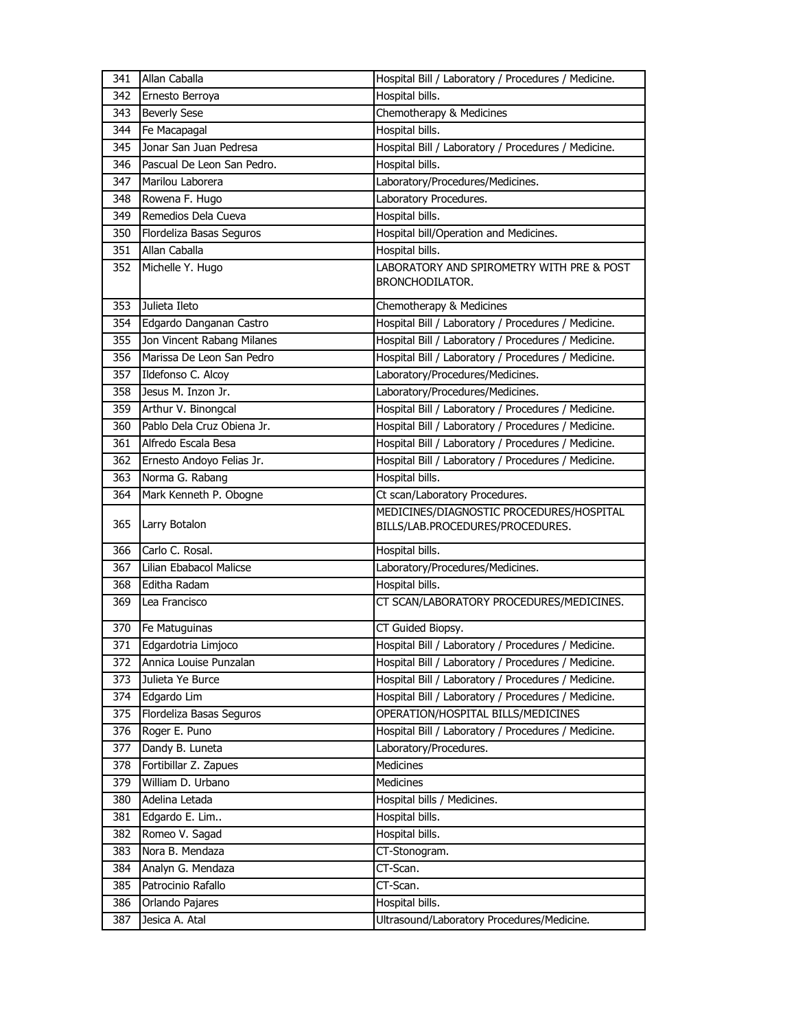| | | |
|---|---|---|
| 341 | Allan Caballa | Hospital Bill / Laboratory / Procedures / Medicine. |
| 342 | Ernesto Berroya | Hospital bills. |
| 343 | Beverly Sese | Chemotherapy & Medicines |
| 344 | Fe Macapagal | Hospital bills. |
| 345 | Jonar San Juan Pedresa | Hospital Bill / Laboratory / Procedures / Medicine. |
| 346 | Pascual De Leon San Pedro. | Hospital bills. |
| 347 | Marilou Laborera | Laboratory/Procedures/Medicines. |
| 348 | Rowena F. Hugo | Laboratory Procedures. |
| 349 | Remedios Dela Cueva | Hospital bills. |
| 350 | Flordeliza Basas Seguros | Hospital bill/Operation and Medicines. |
| 351 | Allan Caballa | Hospital bills. |
| 352 | Michelle Y. Hugo | LABORATORY AND SPIROMETRY WITH PRE & POST BRONCHODILATOR. |
| 353 | Julieta Ileto | Chemotherapy & Medicines |
| 354 | Edgardo Danganan Castro | Hospital Bill / Laboratory / Procedures / Medicine. |
| 355 | Jon Vincent Rabang Milanes | Hospital Bill / Laboratory / Procedures / Medicine. |
| 356 | Marissa De Leon San Pedro | Hospital Bill / Laboratory / Procedures / Medicine. |
| 357 | Ildefonso C. Alcoy | Laboratory/Procedures/Medicines. |
| 358 | Jesus M. Inzon Jr. | Laboratory/Procedures/Medicines. |
| 359 | Arthur V. Binongcal | Hospital Bill / Laboratory / Procedures / Medicine. |
| 360 | Pablo Dela Cruz Obiena Jr. | Hospital Bill / Laboratory / Procedures / Medicine. |
| 361 | Alfredo Escala Besa | Hospital Bill / Laboratory / Procedures / Medicine. |
| 362 | Ernesto Andoyo Felias Jr. | Hospital Bill / Laboratory / Procedures / Medicine. |
| 363 | Norma G. Rabang | Hospital bills. |
| 364 | Mark Kenneth P. Obogne | Ct scan/Laboratory Procedures. |
| 365 | Larry Botalon | MEDICINES/DIAGNOSTIC PROCEDURES/HOSPITAL BILLS/LAB.PROCEDURES/PROCEDURES. |
| 366 | Carlo C. Rosal. | Hospital bills. |
| 367 | Lilian Ebabacol Malicse | Laboratory/Procedures/Medicines. |
| 368 | Editha Radam | Hospital bills. |
| 369 | Lea Francisco | CT SCAN/LABORATORY PROCEDURES/MEDICINES. |
| 370 | Fe Matuguinas | CT Guided Biopsy. |
| 371 | Edgardotria Limjoco | Hospital Bill / Laboratory / Procedures / Medicine. |
| 372 | Annica Louise Punzalan | Hospital Bill / Laboratory / Procedures / Medicine. |
| 373 | Julieta Ye Burce | Hospital Bill / Laboratory / Procedures / Medicine. |
| 374 | Edgardo Lim | Hospital Bill / Laboratory / Procedures / Medicine. |
| 375 | Flordeliza Basas Seguros | OPERATION/HOSPITAL BILLS/MEDICINES |
| 376 | Roger E. Puno | Hospital Bill / Laboratory / Procedures / Medicine. |
| 377 | Dandy B. Luneta | Laboratory/Procedures. |
| 378 | Fortibillar Z. Zapues | Medicines |
| 379 | William D. Urbano | Medicines |
| 380 | Adelina Letada | Hospital bills / Medicines. |
| 381 | Edgardo E. Lim.. | Hospital bills. |
| 382 | Romeo V. Sagad | Hospital bills. |
| 383 | Nora B. Mendaza | CT-Stonogram. |
| 384 | Analyn G. Mendaza | CT-Scan. |
| 385 | Patrocinio Rafallo | CT-Scan. |
| 386 | Orlando Pajares | Hospital bills. |
| 387 | Jesica A. Atal | Ultrasound/Laboratory Procedures/Medicine. |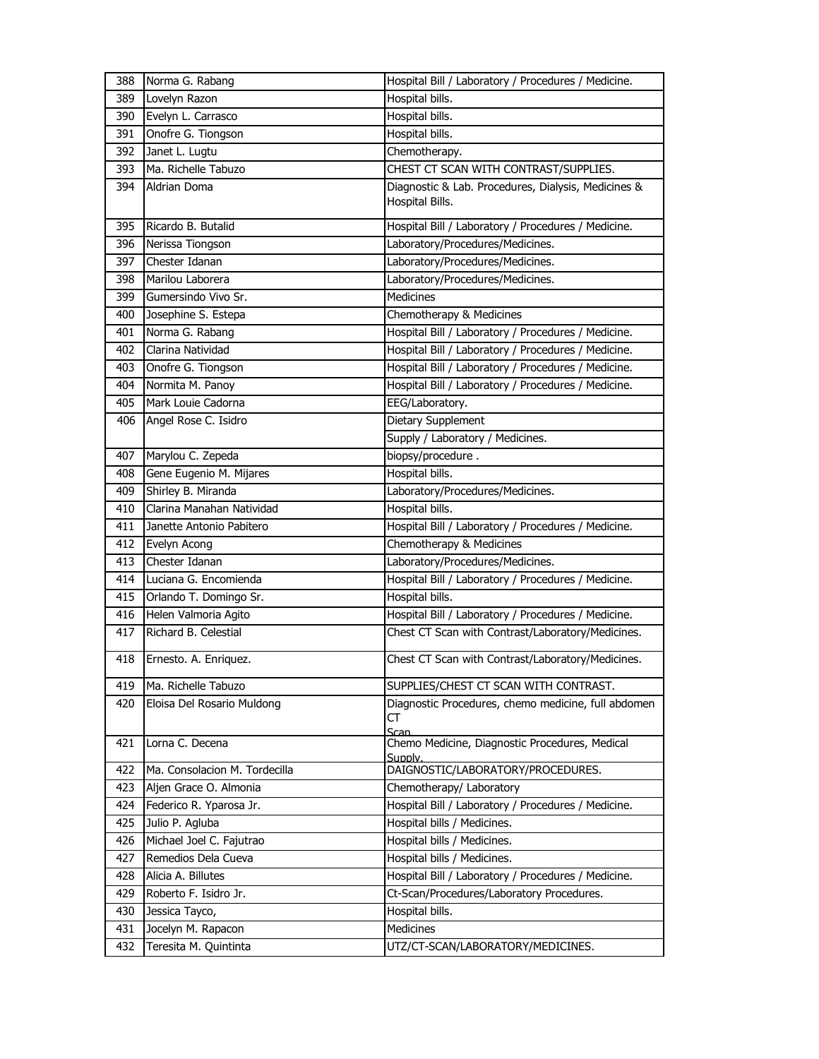| | | |
|---|---|---|
| 388 | Norma G. Rabang | Hospital Bill / Laboratory / Procedures / Medicine. |
| 389 | Lovelyn Razon | Hospital bills. |
| 390 | Evelyn L. Carrasco | Hospital bills. |
| 391 | Onofre G. Tiongson | Hospital bills. |
| 392 | Janet L. Lugtu | Chemotherapy. |
| 393 | Ma. Richelle Tabuzo | CHEST CT SCAN WITH CONTRAST/SUPPLIES. |
| 394 | Aldrian Doma | Diagnostic & Lab. Procedures, Dialysis, Medicines & Hospital Bills. |
| 395 | Ricardo B. Butalid | Hospital Bill / Laboratory / Procedures / Medicine. |
| 396 | Nerissa Tiongson | Laboratory/Procedures/Medicines. |
| 397 | Chester Idanan | Laboratory/Procedures/Medicines. |
| 398 | Marilou Laborera | Laboratory/Procedures/Medicines. |
| 399 | Gumersindo Vivo Sr. | Medicines |
| 400 | Josephine S. Estepa | Chemotherapy & Medicines |
| 401 | Norma G. Rabang | Hospital Bill / Laboratory / Procedures / Medicine. |
| 402 | Clarina Natividad | Hospital Bill / Laboratory / Procedures / Medicine. |
| 403 | Onofre G. Tiongson | Hospital Bill / Laboratory / Procedures / Medicine. |
| 404 | Normita M. Panoy | Hospital Bill / Laboratory / Procedures / Medicine. |
| 405 | Mark Louie Cadorna | EEG/Laboratory. |
| 406 | Angel Rose C. Isidro | Dietary Supplement |
| | | Supply / Laboratory / Medicines. |
| 407 | Marylou C. Zepeda | biopsy/procedure . |
| 408 | Gene Eugenio M. Mijares | Hospital bills. |
| 409 | Shirley B. Miranda | Laboratory/Procedures/Medicines. |
| 410 | Clarina Manahan Natividad | Hospital bills. |
| 411 | Janette Antonio Pabitero | Hospital Bill / Laboratory / Procedures / Medicine. |
| 412 | Evelyn Acong | Chemotherapy & Medicines |
| 413 | Chester Idanan | Laboratory/Procedures/Medicines. |
| 414 | Luciana G. Encomienda | Hospital Bill / Laboratory / Procedures / Medicine. |
| 415 | Orlando T. Domingo Sr. | Hospital bills. |
| 416 | Helen Valmoria Agito | Hospital Bill / Laboratory / Procedures / Medicine. |
| 417 | Richard B. Celestial | Chest CT Scan with Contrast/Laboratory/Medicines. |
| 418 | Ernesto. A. Enriquez. | Chest CT Scan with Contrast/Laboratory/Medicines. |
| 419 | Ma. Richelle Tabuzo | SUPPLIES/CHEST CT SCAN WITH CONTRAST. |
| 420 | Eloisa Del Rosario Muldong | Diagnostic Procedures, chemo medicine, full abdomen CT Scan |
| 421 | Lorna C. Decena | Chemo Medicine, Diagnostic Procedures, Medical Supply. |
| 422 | Ma. Consolacion M. Tordecilla | DAIGNOSTIC/LABORATORY/PROCEDURES. |
| 423 | Aljen Grace O. Almonia | Chemotherapy/ Laboratory |
| 424 | Federico R. Yparosa Jr. | Hospital Bill / Laboratory / Procedures / Medicine. |
| 425 | Julio P. Agluba | Hospital bills / Medicines. |
| 426 | Michael Joel C. Fajutrao | Hospital bills / Medicines. |
| 427 | Remedios Dela Cueva | Hospital bills / Medicines. |
| 428 | Alicia A. Billutes | Hospital Bill / Laboratory / Procedures / Medicine. |
| 429 | Roberto F. Isidro Jr. | Ct-Scan/Procedures/Laboratory Procedures. |
| 430 | Jessica Tayco, | Hospital bills. |
| 431 | Jocelyn M. Rapacon | Medicines |
| 432 | Teresita M. Quintinta | UTZ/CT-SCAN/LABORATORY/MEDICINES. |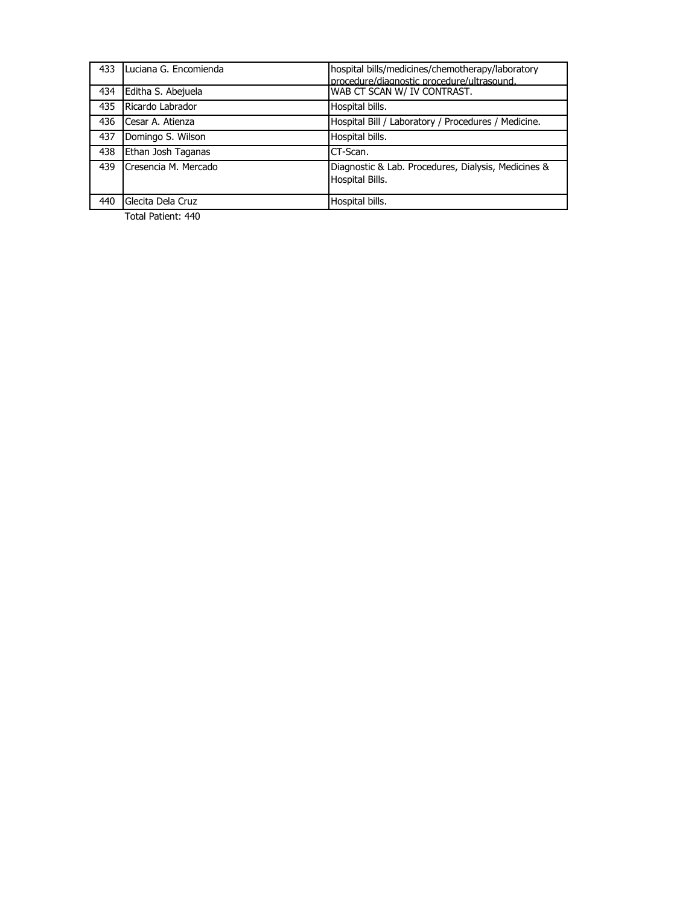| | | |
|---|---|---|
| 433 | Luciana G. Encomienda | hospital bills/medicines/chemotherapy/laboratory procedure/diagnostic procedure/ultrasound. |
| 434 | Editha S. Abejuela | WAB CT SCAN W/ IV CONTRAST. |
| 435 | Ricardo Labrador | Hospital bills. |
| 436 | Cesar A. Atienza | Hospital Bill / Laboratory / Procedures / Medicine. |
| 437 | Domingo S. Wilson | Hospital bills. |
| 438 | Ethan Josh Taganas | CT-Scan. |
| 439 | Cresencia M. Mercado | Diagnostic & Lab. Procedures, Dialysis, Medicines & Hospital Bills. |
| 440 | Glecita Dela Cruz | Hospital bills. |

Total Patient: 440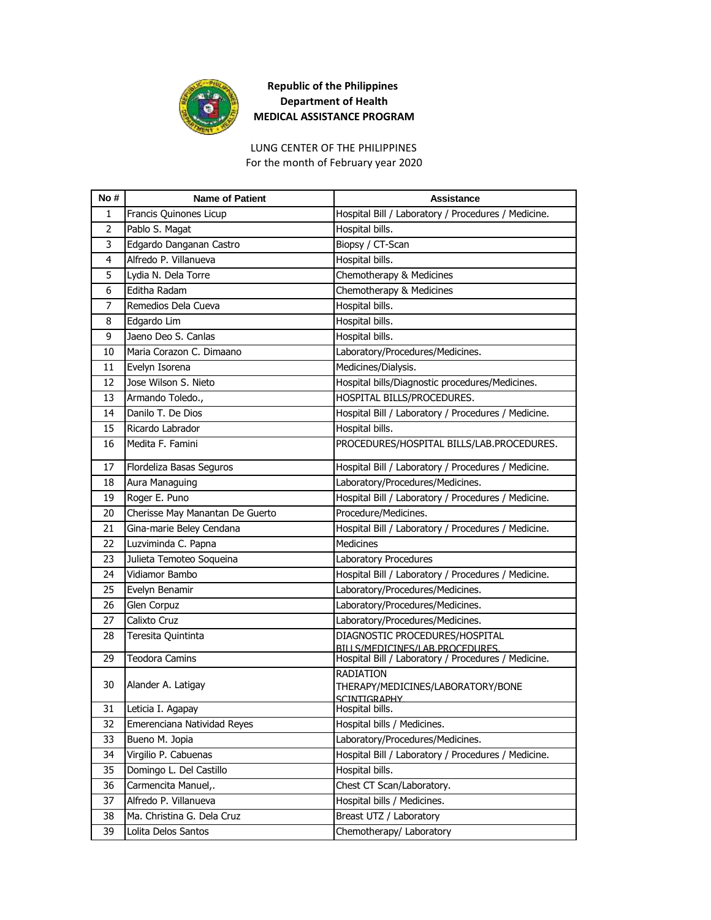**Republic of the Philippines**
**Department of Health**
**MEDICAL ASSISTANCE PROGRAM**

LUNG CENTER OF THE PHILIPPINES
For the month of February year 2020

| No # | Name of Patient | Assistance |
|---|---|---|
| 1 | Francis Quinones Licup | Hospital Bill / Laboratory / Procedures / Medicine. |
| 2 | Pablo S. Magat | Hospital bills. |
| 3 | Edgardo Danganan Castro | Biopsy / CT-Scan |
| 4 | Alfredo P. Villanueva | Hospital bills. |
| 5 | Lydia N. Dela Torre | Chemotherapy & Medicines |
| 6 | Editha Radam | Chemotherapy & Medicines |
| 7 | Remedios Dela Cueva | Hospital bills. |
| 8 | Edgardo Lim | Hospital bills. |
| 9 | Jaeno Deo S. Canlas | Hospital bills. |
| 10 | Maria Corazon C. Dimaano | Laboratory/Procedures/Medicines. |
| 11 | Evelyn Isorena | Medicines/Dialysis. |
| 12 | Jose Wilson S. Nieto | Hospital bills/Diagnostic procedures/Medicines. |
| 13 | Armando Toledo., | HOSPITAL BILLS/PROCEDURES. |
| 14 | Danilo T. De Dios | Hospital Bill / Laboratory / Procedures / Medicine. |
| 15 | Ricardo Labrador | Hospital bills. |
| 16 | Medita F. Famini | PROCEDURES/HOSPITAL BILLS/LAB.PROCEDURES. |
| 17 | Flordeliza Basas Seguros | Hospital Bill / Laboratory / Procedures / Medicine. |
| 18 | Aura Managuing | Laboratory/Procedures/Medicines. |
| 19 | Roger E. Puno | Hospital Bill / Laboratory / Procedures / Medicine. |
| 20 | Cherisse May Manantan De Guerto | Procedure/Medicines. |
| 21 | Gina-marie Beley Cendana | Hospital Bill / Laboratory / Procedures / Medicine. |
| 22 | Luzviminda C. Papna | Medicines |
| 23 | Julieta Temoteo Soqueina | Laboratory Procedures |
| 24 | Vidiamor Bambo | Hospital Bill / Laboratory / Procedures / Medicine. |
| 25 | Evelyn Benamir | Laboratory/Procedures/Medicines. |
| 26 | Glen Corpuz | Laboratory/Procedures/Medicines. |
| 27 | Calixto Cruz | Laboratory/Procedures/Medicines. |
| 28 | Teresita Quintinta | DIAGNOSTIC PROCEDURES/HOSPITAL BILLS/MEDICINES/LAB.PROCEDURES. |
| 29 | Teodora Camins | Hospital Bill / Laboratory / Procedures / Medicine. |
| 30 | Alander A. Latigay | RADIATION THERAPY/MEDICINES/LABORATORY/BONE SCINTIGRAPHY. |
| 31 | Leticia I. Agapay | Hospital bills. |
| 32 | Emerenciana Natividad Reyes | Hospital bills / Medicines. |
| 33 | Bueno M. Jopia | Laboratory/Procedures/Medicines. |
| 34 | Virgilio P. Cabuenas | Hospital Bill / Laboratory / Procedures / Medicine. |
| 35 | Domingo L. Del Castillo | Hospital bills. |
| 36 | Carmencita Manuel,. | Chest CT Scan/Laboratory. |
| 37 | Alfredo P. Villanueva | Hospital bills / Medicines. |
| 38 | Ma. Christina G. Dela Cruz | Breast UTZ / Laboratory |
| 39 | Lolita Delos Santos | Chemotherapy/ Laboratory |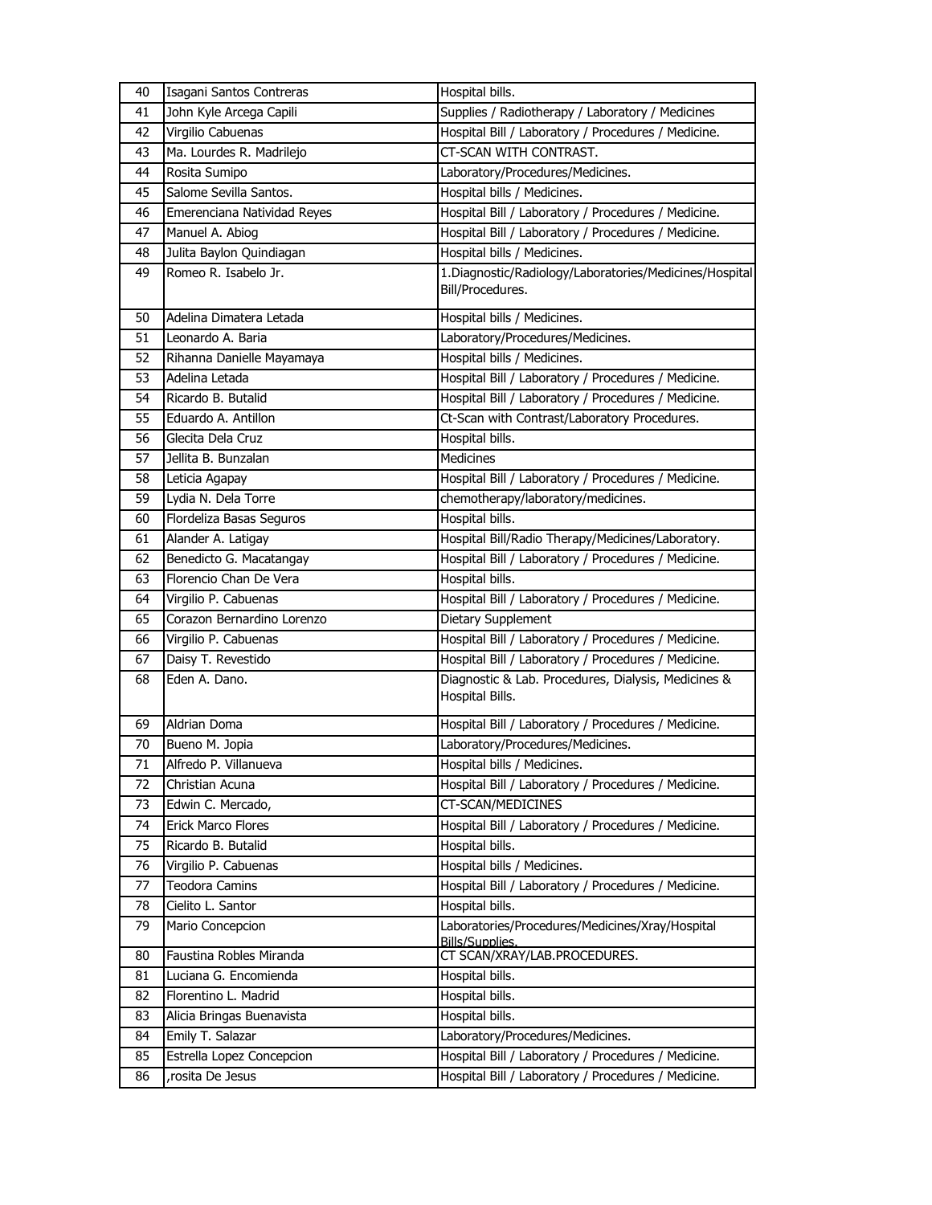| 40 | Isagani Santos Contreras | Hospital bills. |
|---|---|---|
| 41 | John Kyle Arcega Capili | Supplies / Radiotherapy / Laboratory / Medicines |
| 42 | Virgilio Cabuenas | Hospital Bill / Laboratory / Procedures / Medicine. |
| 43 | Ma. Lourdes R. Madrilejo | CT-SCAN WITH CONTRAST. |
| 44 | Rosita Sumipo | Laboratory/Procedures/Medicines. |
| 45 | Salome Sevilla Santos. | Hospital bills / Medicines. |
| 46 | Emerenciana Natividad Reyes | Hospital Bill / Laboratory / Procedures / Medicine. |
| 47 | Manuel A. Abiog | Hospital Bill / Laboratory / Procedures / Medicine. |
| 48 | Julita Baylon Quindiagan | Hospital bills / Medicines. |
| 49 | Romeo R. Isabelo Jr. | 1.Diagnostic/Radiology/Laboratories/Medicines/Hospital Bill/Procedures. |
| 50 | Adelina Dimatera Letada | Hospital bills / Medicines. |
| 51 | Leonardo A. Baria | Laboratory/Procedures/Medicines. |
| 52 | Rihanna Danielle Mayamaya | Hospital bills / Medicines. |
| 53 | Adelina Letada | Hospital Bill / Laboratory / Procedures / Medicine. |
| 54 | Ricardo B. Butalid | Hospital Bill / Laboratory / Procedures / Medicine. |
| 55 | Eduardo A. Antillon | Ct-Scan with Contrast/Laboratory Procedures. |
| 56 | Glecita Dela Cruz | Hospital bills. |
| 57 | Jellita B. Bunzalan | Medicines |
| 58 | Leticia Agapay | Hospital Bill / Laboratory / Procedures / Medicine. |
| 59 | Lydia N. Dela Torre | chemotherapy/laboratory/medicines. |
| 60 | Flordeliza Basas Seguros | Hospital bills. |
| 61 | Alander A. Latigay | Hospital Bill/Radio Therapy/Medicines/Laboratory. |
| 62 | Benedicto G. Macatangay | Hospital Bill / Laboratory / Procedures / Medicine. |
| 63 | Florencio Chan De Vera | Hospital bills. |
| 64 | Virgilio P. Cabuenas | Hospital Bill / Laboratory / Procedures / Medicine. |
| 65 | Corazon Bernardino Lorenzo | Dietary Supplement |
| 66 | Virgilio P. Cabuenas | Hospital Bill / Laboratory / Procedures / Medicine. |
| 67 | Daisy T. Revestido | Hospital Bill / Laboratory / Procedures / Medicine. |
| 68 | Eden A. Dano. | Diagnostic & Lab. Procedures, Dialysis, Medicines & Hospital Bills. |
| 69 | Aldrian Doma | Hospital Bill / Laboratory / Procedures / Medicine. |
| 70 | Bueno M. Jopia | Laboratory/Procedures/Medicines. |
| 71 | Alfredo P. Villanueva | Hospital bills / Medicines. |
| 72 | Christian Acuna | Hospital Bill / Laboratory / Procedures / Medicine. |
| 73 | Edwin C. Mercado, | CT-SCAN/MEDICINES |
| 74 | Erick Marco Flores | Hospital Bill / Laboratory / Procedures / Medicine. |
| 75 | Ricardo B. Butalid | Hospital bills. |
| 76 | Virgilio P. Cabuenas | Hospital bills / Medicines. |
| 77 | Teodora Camins | Hospital Bill / Laboratory / Procedures / Medicine. |
| 78 | Cielito L. Santor | Hospital bills. |
| 79 | Mario Concepcion | Laboratories/Procedures/Medicines/Xray/Hospital Bills/Supplies. |
| 80 | Faustina Robles Miranda | CT SCAN/XRAY/LAB.PROCEDURES. |
| 81 | Luciana G. Encomienda | Hospital bills. |
| 82 | Florentino L. Madrid | Hospital bills. |
| 83 | Alicia Bringas Buenavista | Hospital bills. |
| 84 | Emily T. Salazar | Laboratory/Procedures/Medicines. |
| 85 | Estrella Lopez Concepcion | Hospital Bill / Laboratory / Procedures / Medicine. |
| 86 | ,rosita De Jesus | Hospital Bill / Laboratory / Procedures / Medicine. |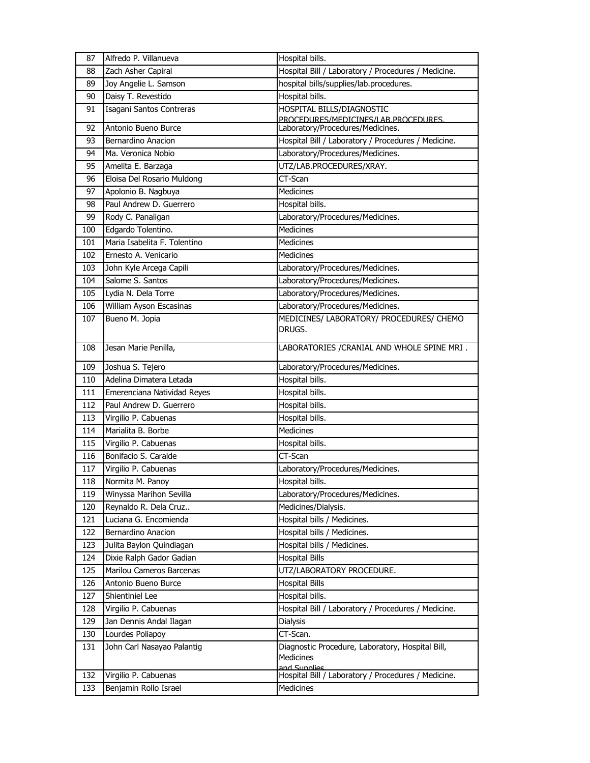| 87 | Alfredo P. Villanueva | Hospital bills. |
|---|---|---|
| 88 | Zach Asher Capiral | Hospital Bill / Laboratory / Procedures / Medicine. |
| 89 | Joy Angelie L. Samson | hospital bills/supplies/lab.procedures. |
| 90 | Daisy T. Revestido | Hospital bills. |
| 91 | Isagani Santos Contreras | HOSPITAL BILLS/DIAGNOSTIC PROCEDURES/MEDICINES/LAB.PROCEDURES. |
| 92 | Antonio Bueno Burce | Laboratory/Procedures/Medicines. |
| 93 | Bernardino Anacion | Hospital Bill / Laboratory / Procedures / Medicine. |
| 94 | Ma. Veronica Nobio | Laboratory/Procedures/Medicines. |
| 95 | Amelita E. Barzaga | UTZ/LAB.PROCEDURES/XRAY. |
| 96 | Eloisa Del Rosario Muldong | CT-Scan |
| 97 | Apolonio B. Nagbuya | Medicines |
| 98 | Paul Andrew D. Guerrero | Hospital bills. |
| 99 | Rody C. Panaligan | Laboratory/Procedures/Medicines. |
| 100 | Edgardo Tolentino. | Medicines |
| 101 | Maria Isabelita F. Tolentino | Medicines |
| 102 | Ernesto A. Venicario | Medicines |
| 103 | John Kyle Arcega Capili | Laboratory/Procedures/Medicines. |
| 104 | Salome S. Santos | Laboratory/Procedures/Medicines. |
| 105 | Lydia N. Dela Torre | Laboratory/Procedures/Medicines. |
| 106 | William Ayson Escasinas | Laboratory/Procedures/Medicines. |
| 107 | Bueno M. Jopia | MEDICINES/ LABORATORY/ PROCEDURES/ CHEMO DRUGS. |
| 108 | Jesan Marie Penilla, | LABORATORIES /CRANIAL AND WHOLE SPINE MRI . |
| 109 | Joshua S. Tejero | Laboratory/Procedures/Medicines. |
| 110 | Adelina Dimatera Letada | Hospital bills. |
| 111 | Emerenciana Natividad Reyes | Hospital bills. |
| 112 | Paul Andrew D. Guerrero | Hospital bills. |
| 113 | Virgilio P. Cabuenas | Hospital bills. |
| 114 | Marialita B. Borbe | Medicines |
| 115 | Virgilio P. Cabuenas | Hospital bills. |
| 116 | Bonifacio S. Caralde | CT-Scan |
| 117 | Virgilio P. Cabuenas | Laboratory/Procedures/Medicines. |
| 118 | Normita M. Panoy | Hospital bills. |
| 119 | Winyssa Marihon Sevilla | Laboratory/Procedures/Medicines. |
| 120 | Reynaldo R. Dela Cruz.. | Medicines/Dialysis. |
| 121 | Luciana G. Encomienda | Hospital bills / Medicines. |
| 122 | Bernardino Anacion | Hospital bills / Medicines. |
| 123 | Julita Baylon Quindiagan | Hospital bills / Medicines. |
| 124 | Dixie Ralph Gador Gadian | Hospital Bills |
| 125 | Marilou Cameros Barcenas | UTZ/LABORATORY PROCEDURE. |
| 126 | Antonio Bueno Burce | Hospital Bills |
| 127 | Shientiniel Lee | Hospital bills. |
| 128 | Virgilio P. Cabuenas | Hospital Bill / Laboratory / Procedures / Medicine. |
| 129 | Jan Dennis Andal Ilagan | Dialysis |
| 130 | Lourdes Poliapoy | CT-Scan. |
| 131 | John Carl Nasayao Palantig | Diagnostic Procedure, Laboratory, Hospital Bill, Medicines and Supplies |
| 132 | Virgilio P. Cabuenas | Hospital Bill / Laboratory / Procedures / Medicine. |
| 133 | Benjamin Rollo Israel | Medicines |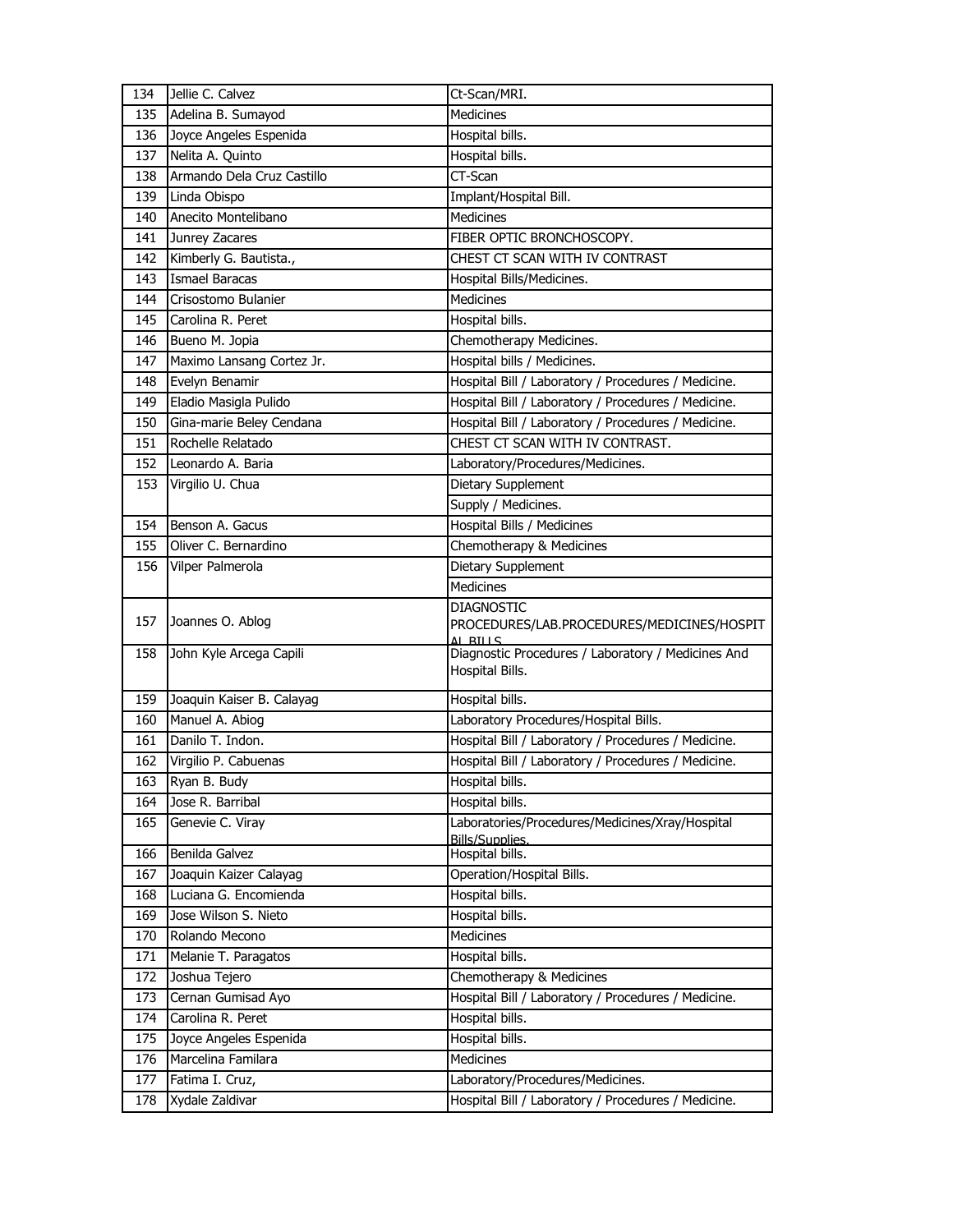| 134 | Jellie C. Calvez | Ct-Scan/MRI. |
|---|---|---|
| 135 | Adelina B. Sumayod | Medicines |
| 136 | Joyce Angeles Espenida | Hospital bills. |
| 137 | Nelita A. Quinto | Hospital bills. |
| 138 | Armando Dela Cruz Castillo | CT-Scan |
| 139 | Linda Obispo | Implant/Hospital Bill. |
| 140 | Anecito Montelibano | Medicines |
| 141 | Junrey Zacares | FIBER OPTIC BRONCHOSCOPY. |
| 142 | Kimberly G. Bautista., | CHEST CT SCAN WITH IV CONTRAST |
| 143 | Ismael Baracas | Hospital Bills/Medicines. |
| 144 | Crisostomo Bulanier | Medicines |
| 145 | Carolina R. Peret | Hospital bills. |
| 146 | Bueno M. Jopia | Chemotherapy Medicines. |
| 147 | Maximo Lansang Cortez Jr. | Hospital bills / Medicines. |
| 148 | Evelyn Benamir | Hospital Bill / Laboratory / Procedures / Medicine. |
| 149 | Eladio Masigla Pulido | Hospital Bill / Laboratory / Procedures / Medicine. |
| 150 | Gina-marie Beley Cendana | Hospital Bill / Laboratory / Procedures / Medicine. |
| 151 | Rochelle Relatado | CHEST CT SCAN WITH IV CONTRAST. |
| 152 | Leonardo A. Baria | Laboratory/Procedures/Medicines. |
| 153 | Virgilio U. Chua | Dietary Supplement |
| | | Supply / Medicines. |
| 154 | Benson A. Gacus | Hospital Bills / Medicines |
| 155 | Oliver C. Bernardino | Chemotherapy & Medicines |
| 156 | Vilper Palmerola | Dietary Supplement |
| | | Medicines |
| 157 | Joannes O. Ablog | DIAGNOSTIC PROCEDURES/LAB.PROCEDURES/MEDICINES/HOSPITAL BILLS. |
| 158 | John Kyle Arcega Capili | Diagnostic Procedures / Laboratory / Medicines And Hospital Bills. |
| 159 | Joaquin Kaiser B. Calayag | Hospital bills. |
| 160 | Manuel A. Abiog | Laboratory Procedures/Hospital Bills. |
| 161 | Danilo T. Indon. | Hospital Bill / Laboratory / Procedures / Medicine. |
| 162 | Virgilio P. Cabuenas | Hospital Bill / Laboratory / Procedures / Medicine. |
| 163 | Ryan B. Budy | Hospital bills. |
| 164 | Jose R. Barribal | Hospital bills. |
| 165 | Genevie C. Viray | Laboratories/Procedures/Medicines/Xray/Hospital Bills/Supplies. |
| 166 | Benilda Galvez | Hospital bills. |
| 167 | Joaquin Kaizer Calayag | Operation/Hospital Bills. |
| 168 | Luciana G. Encomienda | Hospital bills. |
| 169 | Jose Wilson S. Nieto | Hospital bills. |
| 170 | Rolando Mecono | Medicines |
| 171 | Melanie T. Paragatos | Hospital bills. |
| 172 | Joshua Tejero | Chemotherapy & Medicines |
| 173 | Cernan Gumisad Ayo | Hospital Bill / Laboratory / Procedures / Medicine. |
| 174 | Carolina R. Peret | Hospital bills. |
| 175 | Joyce Angeles Espenida | Hospital bills. |
| 176 | Marcelina Familara | Medicines |
| 177 | Fatima I. Cruz, | Laboratory/Procedures/Medicines. |
| 178 | Xydale Zaldivar | Hospital Bill / Laboratory / Procedures / Medicine. |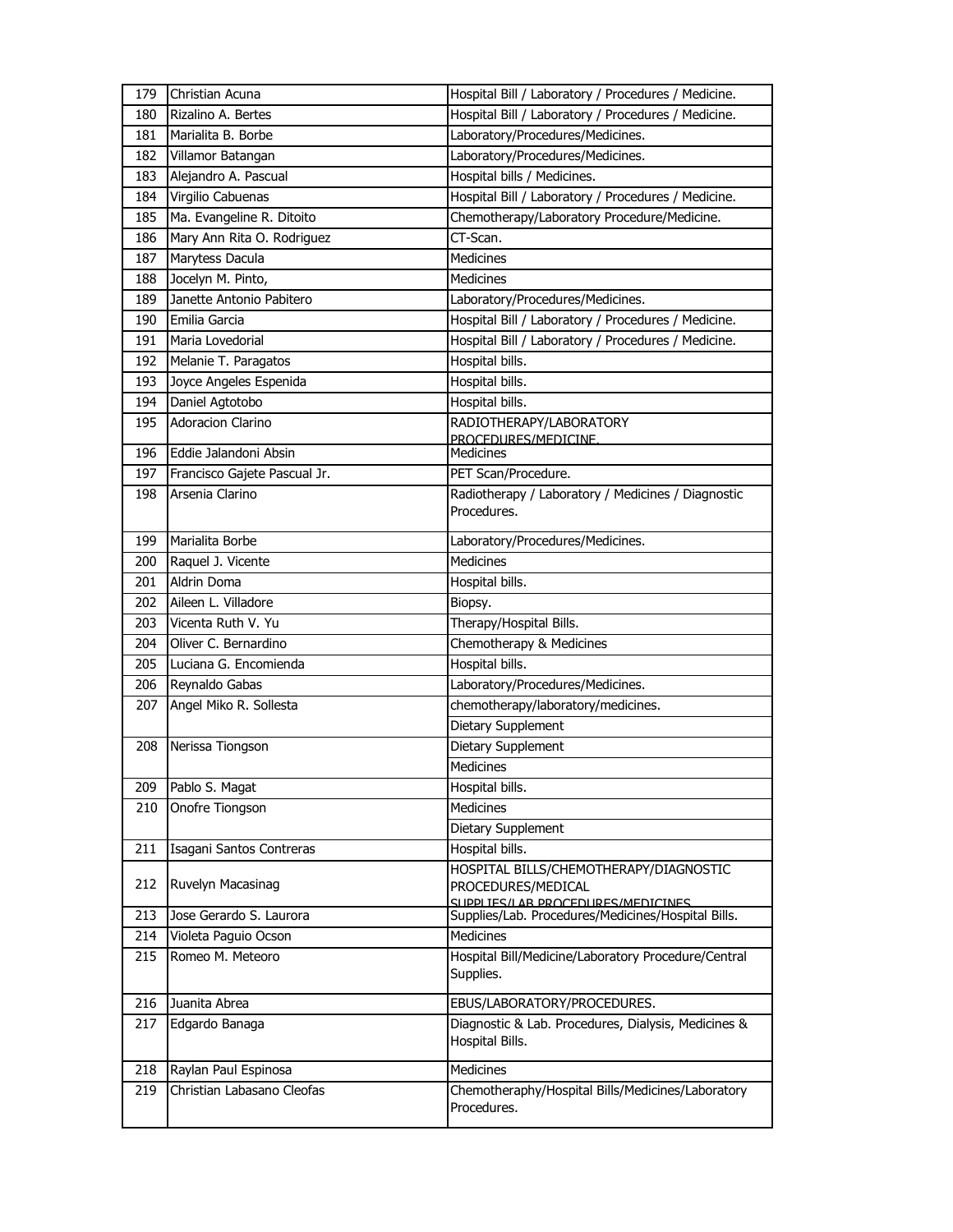| | | |
|---|---|---|
| 179 | Christian Acuna | Hospital Bill / Laboratory / Procedures / Medicine. |
| 180 | Rizalino A. Bertes | Hospital Bill / Laboratory / Procedures / Medicine. |
| 181 | Marialita B. Borbe | Laboratory/Procedures/Medicines. |
| 182 | Villamor Batangan | Laboratory/Procedures/Medicines. |
| 183 | Alejandro A. Pascual | Hospital bills / Medicines. |
| 184 | Virgilio Cabuenas | Hospital Bill / Laboratory / Procedures / Medicine. |
| 185 | Ma. Evangeline R. Ditoito | Chemotherapy/Laboratory Procedure/Medicine. |
| 186 | Mary Ann Rita O. Rodriguez | CT-Scan. |
| 187 | Marytess Dacula | Medicines |
| 188 | Jocelyn M. Pinto, | Medicines |
| 189 | Janette Antonio Pabitero | Laboratory/Procedures/Medicines. |
| 190 | Emilia Garcia | Hospital Bill / Laboratory / Procedures / Medicine. |
| 191 | Maria Lovedorial | Hospital Bill / Laboratory / Procedures / Medicine. |
| 192 | Melanie T. Paragatos | Hospital bills. |
| 193 | Joyce Angeles Espenida | Hospital bills. |
| 194 | Daniel Agtotobo | Hospital bills. |
| 195 | Adoracion Clarino | RADIOTHERAPY/LABORATORY PROCEDURES/MEDICINE. |
| 196 | Eddie Jalandoni Absin | Medicines |
| 197 | Francisco Gajete Pascual Jr. | PET Scan/Procedure. |
| 198 | Arsenia Clarino | Radiotherapy / Laboratory / Medicines / Diagnostic Procedures. |
| 199 | Marialita Borbe | Laboratory/Procedures/Medicines. |
| 200 | Raquel J. Vicente | Medicines |
| 201 | Aldrin Doma | Hospital bills. |
| 202 | Aileen L. Villadore | Biopsy. |
| 203 | Vicenta Ruth V. Yu | Therapy/Hospital Bills. |
| 204 | Oliver C. Bernardino | Chemotherapy & Medicines |
| 205 | Luciana G. Encomienda | Hospital bills. |
| 206 | Reynaldo Gabas | Laboratory/Procedures/Medicines. |
| 207 | Angel Miko R. Sollesta | chemotherapy/laboratory/medicines. |
| | | Dietary Supplement |
| 208 | Nerissa Tiongson | Dietary Supplement |
| | | Medicines |
| 209 | Pablo S. Magat | Hospital bills. |
| 210 | Onofre Tiongson | Medicines |
| | | Dietary Supplement |
| 211 | Isagani Santos Contreras | Hospital bills. |
| 212 | Ruvelyn Macasinag | HOSPITAL BILLS/CHEMOTHERAPY/DIAGNOSTIC PROCEDURES/MEDICAL SUPPLIES/LAB PROCEDURES/MEDICINES |
| 213 | Jose Gerardo S. Laurora | Supplies/Lab. Procedures/Medicines/Hospital Bills. |
| 214 | Violeta Paguio Ocson | Medicines |
| 215 | Romeo M. Meteoro | Hospital Bill/Medicine/Laboratory Procedure/Central Supplies. |
| 216 | Juanita Abrea | EBUS/LABORATORY/PROCEDURES. |
| 217 | Edgardo Banaga | Diagnostic & Lab. Procedures, Dialysis, Medicines & Hospital Bills. |
| 218 | Raylan Paul Espinosa | Medicines |
| 219 | Christian Labasano Cleofas | Chemotheraphy/Hospital Bills/Medicines/Laboratory Procedures. |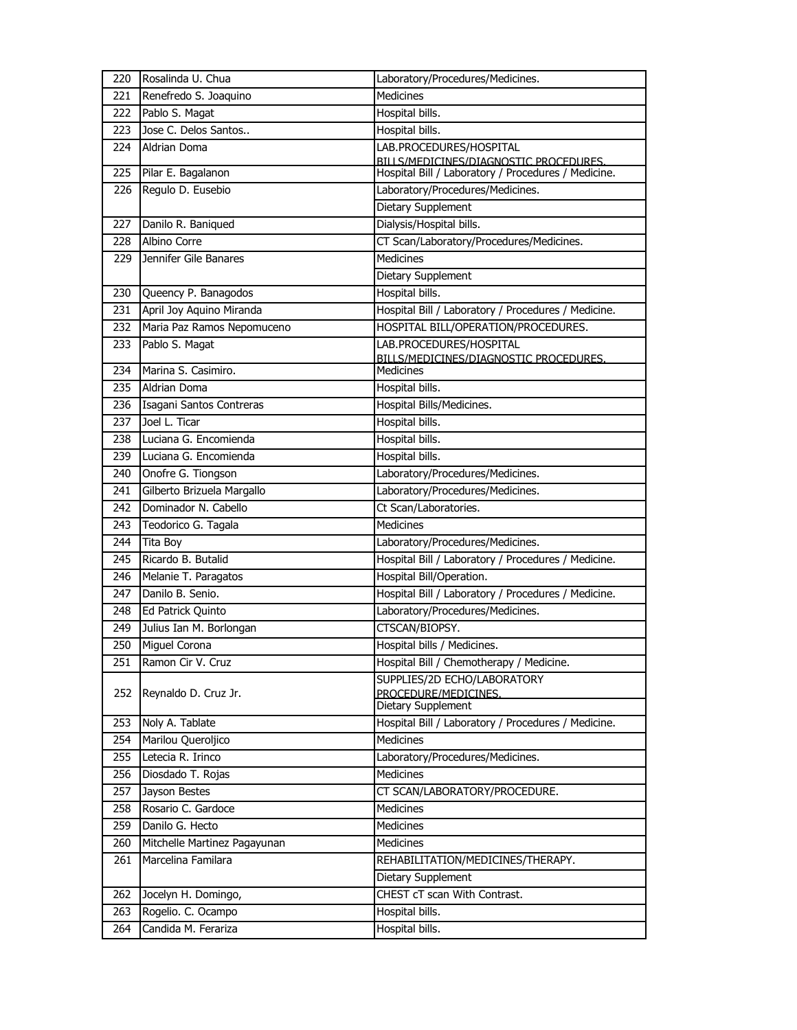| | | |
|---|---|---|
| 220 | Rosalinda U. Chua | Laboratory/Procedures/Medicines. |
| 221 | Renefredo S. Joaquino | Medicines |
| 222 | Pablo S. Magat | Hospital bills. |
| 223 | Jose C. Delos Santos.. | Hospital bills. |
| 224 | Aldrian Doma | LAB.PROCEDURES/HOSPITAL BILLS/MEDICINES/DIAGNOSTIC PROCEDURES. |
| 225 | Pilar E. Bagalanon | Hospital Bill / Laboratory / Procedures / Medicine. |
| 226 | Regulo D. Eusebio | Laboratory/Procedures/Medicines. |
| | | Dietary Supplement |
| 227 | Danilo R. Baniqued | Dialysis/Hospital bills. |
| 228 | Albino Corre | CT Scan/Laboratory/Procedures/Medicines. |
| 229 | Jennifer Gile Banares | Medicines |
| | | Dietary Supplement |
| 230 | Queency P. Banagodos | Hospital bills. |
| 231 | April Joy Aquino Miranda | Hospital Bill / Laboratory / Procedures / Medicine. |
| 232 | Maria Paz Ramos Nepomuceno | HOSPITAL BILL/OPERATION/PROCEDURES. |
| 233 | Pablo S. Magat | LAB.PROCEDURES/HOSPITAL BILLS/MEDICINES/DIAGNOSTIC PROCEDURES. |
| 234 | Marina S. Casimiro. | Medicines |
| 235 | Aldrian Doma | Hospital bills. |
| 236 | Isagani Santos Contreras | Hospital Bills/Medicines. |
| 237 | Joel L. Ticar | Hospital bills. |
| 238 | Luciana G. Encomienda | Hospital bills. |
| 239 | Luciana G. Encomienda | Hospital bills. |
| 240 | Onofre G. Tiongson | Laboratory/Procedures/Medicines. |
| 241 | Gilberto Brizuela Margallo | Laboratory/Procedures/Medicines. |
| 242 | Dominador N. Cabello | Ct Scan/Laboratories. |
| 243 | Teodorico G. Tagala | Medicines |
| 244 | Tita Boy | Laboratory/Procedures/Medicines. |
| 245 | Ricardo B. Butalid | Hospital Bill / Laboratory / Procedures / Medicine. |
| 246 | Melanie T. Paragatos | Hospital Bill/Operation. |
| 247 | Danilo B. Senio. | Hospital Bill / Laboratory / Procedures / Medicine. |
| 248 | Ed Patrick Quinto | Laboratory/Procedures/Medicines. |
| 249 | Julius Ian M. Borlongan | CTSCAN/BIOPSY. |
| 250 | Miguel Corona | Hospital bills / Medicines. |
| 251 | Ramon Cir V. Cruz | Hospital Bill / Chemotherapy / Medicine. |
| 252 | Reynaldo D. Cruz Jr. | SUPPLIES/2D ECHO/LABORATORY PROCEDURE/MEDICINES. |
| | | Dietary Supplement |
| 253 | Noly A. Tablate | Hospital Bill / Laboratory / Procedures / Medicine. |
| 254 | Marilou Queroljico | Medicines |
| 255 | Letecia R. Irinco | Laboratory/Procedures/Medicines. |
| 256 | Diosdado T. Rojas | Medicines |
| 257 | Jayson Bestes | CT SCAN/LABORATORY/PROCEDURE. |
| 258 | Rosario C. Gardoce | Medicines |
| 259 | Danilo G. Hecto | Medicines |
| 260 | Mitchelle Martinez Pagayunan | Medicines |
| 261 | Marcelina Familara | REHABILITATION/MEDICINES/THERAPY. |
| | | Dietary Supplement |
| 262 | Jocelyn H. Domingo, | CHEST cT scan With Contrast. |
| 263 | Rogelio. C. Ocampo | Hospital bills. |
| 264 | Candida M. Ferariza | Hospital bills. |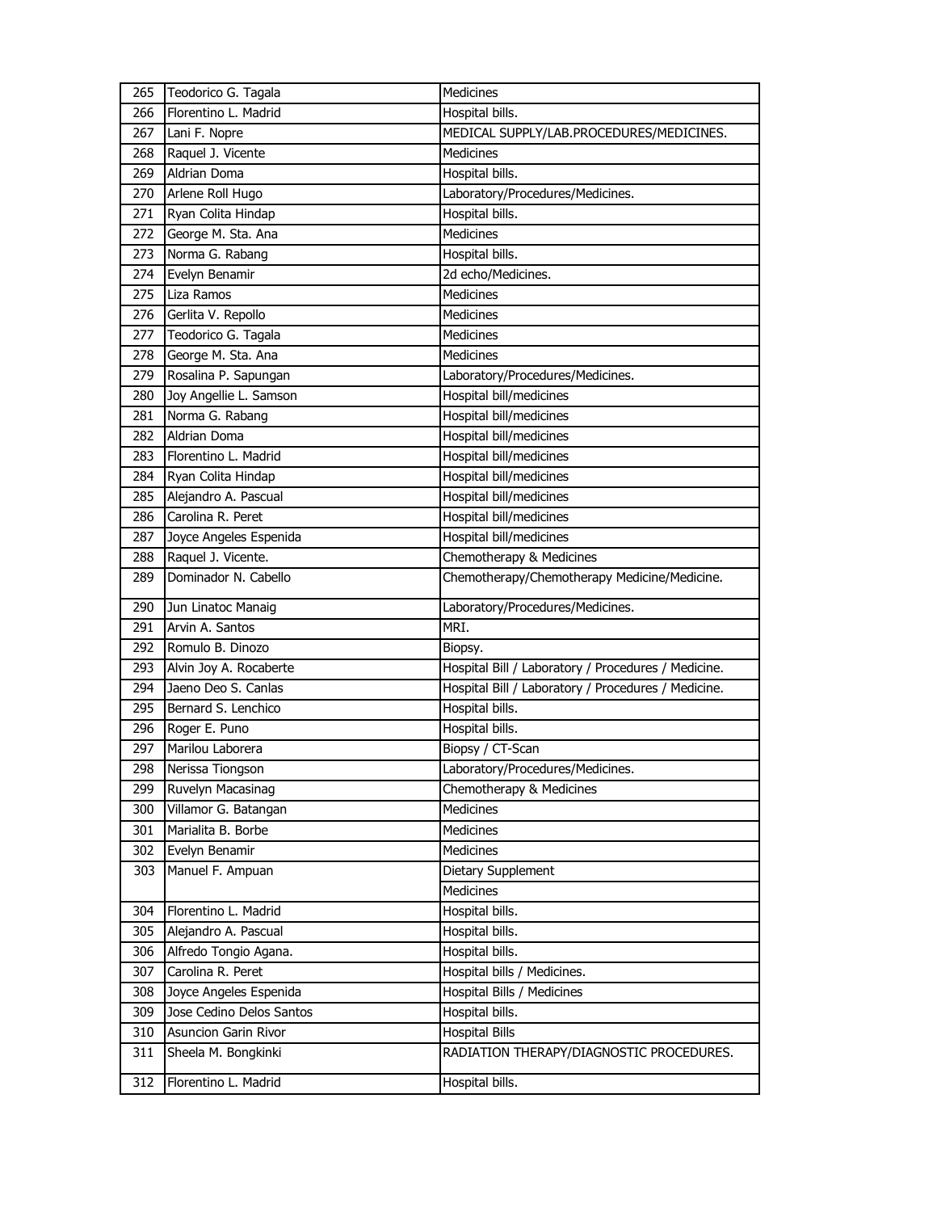| 265 | Teodorico G. Tagala | Medicines |
|---|---|---|
| 266 | Florentino L. Madrid | Hospital bills. |
| 267 | Lani F. Nopre | MEDICAL SUPPLY/LAB.PROCEDURES/MEDICINES. |
| 268 | Raquel J. Vicente | Medicines |
| 269 | Aldrian Doma | Hospital bills. |
| 270 | Arlene Roll Hugo | Laboratory/Procedures/Medicines. |
| 271 | Ryan Colita Hindap | Hospital bills. |
| 272 | George M. Sta. Ana | Medicines |
| 273 | Norma G. Rabang | Hospital bills. |
| 274 | Evelyn Benamir | 2d echo/Medicines. |
| 275 | Liza Ramos | Medicines |
| 276 | Gerlita V. Repollo | Medicines |
| 277 | Teodorico G. Tagala | Medicines |
| 278 | George M. Sta. Ana | Medicines |
| 279 | Rosalina P. Sapungan | Laboratory/Procedures/Medicines. |
| 280 | Joy Angellie L. Samson | Hospital bill/medicines |
| 281 | Norma G. Rabang | Hospital bill/medicines |
| 282 | Aldrian Doma | Hospital bill/medicines |
| 283 | Florentino L. Madrid | Hospital bill/medicines |
| 284 | Ryan Colita Hindap | Hospital bill/medicines |
| 285 | Alejandro A. Pascual | Hospital bill/medicines |
| 286 | Carolina R. Peret | Hospital bill/medicines |
| 287 | Joyce Angeles Espenida | Hospital bill/medicines |
| 288 | Raquel J. Vicente. | Chemotherapy & Medicines |
| 289 | Dominador N. Cabello | Chemotherapy/Chemotherapy Medicine/Medicine. |
| 290 | Jun Linatoc Manaig | Laboratory/Procedures/Medicines. |
| 291 | Arvin A. Santos | MRI. |
| 292 | Romulo B. Dinozo | Biopsy. |
| 293 | Alvin Joy A. Rocaberte | Hospital Bill / Laboratory / Procedures / Medicine. |
| 294 | Jaeno Deo S. Canlas | Hospital Bill / Laboratory / Procedures / Medicine. |
| 295 | Bernard S. Lenchico | Hospital bills. |
| 296 | Roger E. Puno | Hospital bills. |
| 297 | Marilou Laborera | Biopsy / CT-Scan |
| 298 | Nerissa Tiongson | Laboratory/Procedures/Medicines. |
| 299 | Ruvelyn Macasinag | Chemotherapy & Medicines |
| 300 | Villamor G. Batangan | Medicines |
| 301 | Marialita B. Borbe | Medicines |
| 302 | Evelyn Benamir | Medicines |
| 303 | Manuel F. Ampuan | Dietary Supplement |
| | | Medicines |
| 304 | Florentino L. Madrid | Hospital bills. |
| 305 | Alejandro A. Pascual | Hospital bills. |
| 306 | Alfredo Tongio Agana. | Hospital bills. |
| 307 | Carolina R. Peret | Hospital bills / Medicines. |
| 308 | Joyce Angeles Espenida | Hospital Bills / Medicines |
| 309 | Jose Cedino Delos Santos | Hospital bills. |
| 310 | Asuncion Garin Rivor | Hospital Bills |
| 311 | Sheela M. Bongkinki | RADIATION THERAPY/DIAGNOSTIC PROCEDURES. |
| 312 | Florentino L. Madrid | Hospital bills. |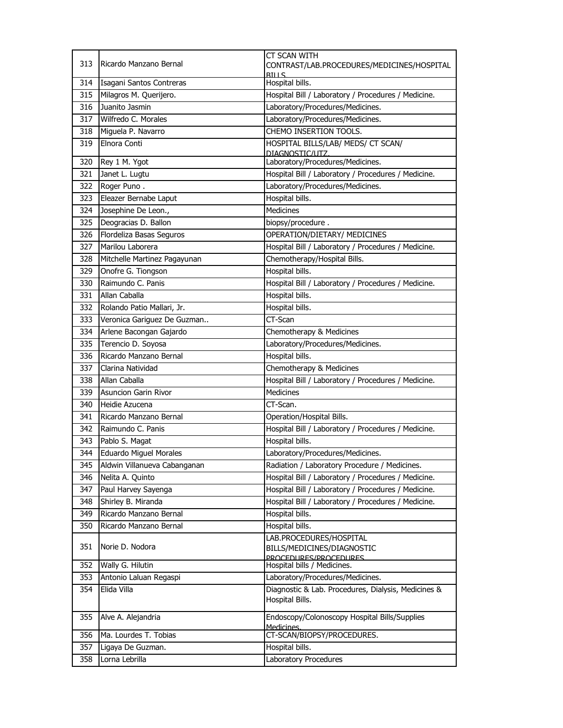| | | |
|---|---|---|
| 313 | Ricardo Manzano Bernal | CT SCAN WITH CONTRAST/LAB.PROCEDURES/MEDICINES/HOSPITAL BILLS |
| 314 | Isagani Santos Contreras | Hospital bills. |
| 315 | Milagros M. Querijero. | Hospital Bill / Laboratory / Procedures / Medicine. |
| 316 | Juanito Jasmin | Laboratory/Procedures/Medicines. |
| 317 | Wilfredo C. Morales | Laboratory/Procedures/Medicines. |
| 318 | Miguela P. Navarro | CHEMO INSERTION TOOLS. |
| 319 | Elnora Conti | HOSPITAL BILLS/LAB/ MEDS/ CT SCAN/ DIAGNOSTIC/UTZ. |
| 320 | Rey 1 M. Ygot | Laboratory/Procedures/Medicines. |
| 321 | Janet L. Lugtu | Hospital Bill / Laboratory / Procedures / Medicine. |
| 322 | Roger Puno . | Laboratory/Procedures/Medicines. |
| 323 | Eleazer Bernabe Laput | Hospital bills. |
| 324 | Josephine De Leon., | Medicines |
| 325 | Deogracias D. Ballon | biopsy/procedure . |
| 326 | Flordeliza Basas Seguros | OPERATION/DIETARY/ MEDICINES |
| 327 | Marilou Laborera | Hospital Bill / Laboratory / Procedures / Medicine. |
| 328 | Mitchelle Martinez Pagayunan | Chemotherapy/Hospital Bills. |
| 329 | Onofre G. Tiongson | Hospital bills. |
| 330 | Raimundo C. Panis | Hospital Bill / Laboratory / Procedures / Medicine. |
| 331 | Allan Caballa | Hospital bills. |
| 332 | Rolando Patio Mallari, Jr. | Hospital bills. |
| 333 | Veronica Gariguez De Guzman.. | CT-Scan |
| 334 | Arlene Bacongan Gajardo | Chemotherapy & Medicines |
| 335 | Terencio D. Soyosa | Laboratory/Procedures/Medicines. |
| 336 | Ricardo Manzano Bernal | Hospital bills. |
| 337 | Clarina Natividad | Chemotherapy & Medicines |
| 338 | Allan Caballa | Hospital Bill / Laboratory / Procedures / Medicine. |
| 339 | Asuncion Garin Rivor | Medicines |
| 340 | Heidie Azucena | CT-Scan. |
| 341 | Ricardo Manzano Bernal | Operation/Hospital Bills. |
| 342 | Raimundo C. Panis | Hospital Bill / Laboratory / Procedures / Medicine. |
| 343 | Pablo S. Magat | Hospital bills. |
| 344 | Eduardo Miguel Morales | Laboratory/Procedures/Medicines. |
| 345 | Aldwin Villanueva Cabanganan | Radiation / Laboratory Procedure / Medicines. |
| 346 | Nelita A. Quinto | Hospital Bill / Laboratory / Procedures / Medicine. |
| 347 | Paul Harvey Sayenga | Hospital Bill / Laboratory / Procedures / Medicine. |
| 348 | Shirley B. Miranda | Hospital Bill / Laboratory / Procedures / Medicine. |
| 349 | Ricardo Manzano Bernal | Hospital bills. |
| 350 | Ricardo Manzano Bernal | Hospital bills. |
| 351 | Norie D. Nodora | LAB.PROCEDURES/HOSPITAL BILLS/MEDICINES/DIAGNOSTIC PROCEDURES/PROCEDURES |
| 352 | Wally G. Hilutin | Hospital bills / Medicines. |
| 353 | Antonio Laluan Regaspi | Laboratory/Procedures/Medicines. |
| 354 | Elida Villa | Diagnostic & Lab. Procedures, Dialysis, Medicines & Hospital Bills. |
| 355 | Alve A. Alejandria | Endoscopy/Colonoscopy Hospital Bills/Supplies Medicines. |
| 356 | Ma. Lourdes T. Tobias | CT-SCAN/BIOPSY/PROCEDURES. |
| 357 | Ligaya De Guzman. | Hospital bills. |
| 358 | Lorna Lebrilla | Laboratory Procedures |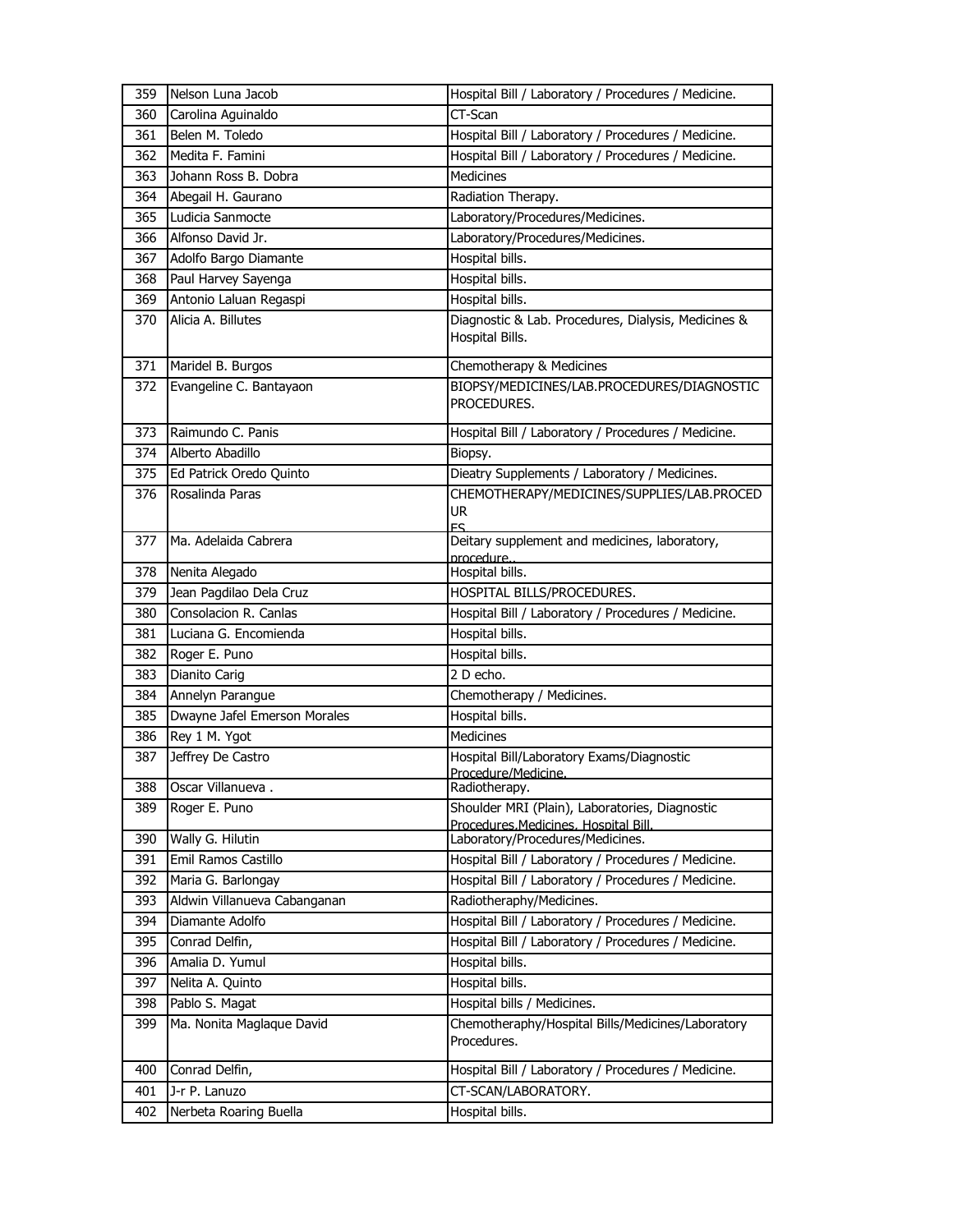| 359 | Nelson Luna Jacob | Hospital Bill / Laboratory / Procedures / Medicine. |
|---|---|---|
| 360 | Carolina Aguinaldo | CT-Scan |
| 361 | Belen M. Toledo | Hospital Bill / Laboratory / Procedures / Medicine. |
| 362 | Medita F. Famini | Hospital Bill / Laboratory / Procedures / Medicine. |
| 363 | Johann Ross B. Dobra | Medicines |
| 364 | Abegail H. Gaurano | Radiation Therapy. |
| 365 | Ludicia Sanmocte | Laboratory/Procedures/Medicines. |
| 366 | Alfonso David Jr. | Laboratory/Procedures/Medicines. |
| 367 | Adolfo Bargo Diamante | Hospital bills. |
| 368 | Paul Harvey Sayenga | Hospital bills. |
| 369 | Antonio Laluan Regaspi | Hospital bills. |
| 370 | Alicia A. Billutes | Diagnostic & Lab. Procedures, Dialysis, Medicines & Hospital Bills. |
| 371 | Maridel B. Burgos | Chemotherapy & Medicines |
| 372 | Evangeline C. Bantayaon | BIOPSY/MEDICINES/LAB.PROCEDURES/DIAGNOSTIC PROCEDURES. |
| 373 | Raimundo C. Panis | Hospital Bill / Laboratory / Procedures / Medicine. |
| 374 | Alberto Abadillo | Biopsy. |
| 375 | Ed Patrick Oredo Quinto | Dieatry Supplements / Laboratory / Medicines. |
| 376 | Rosalinda Paras | CHEMOTHERAPY/MEDICINES/SUPPLIES/LAB.PROCEDURES |
| 377 | Ma. Adelaida Cabrera | Deitary supplement and medicines, laboratory, procedure.. |
| 378 | Nenita Alegado | Hospital bills. |
| 379 | Jean Pagdilao Dela Cruz | HOSPITAL BILLS/PROCEDURES. |
| 380 | Consolacion R. Canlas | Hospital Bill / Laboratory / Procedures / Medicine. |
| 381 | Luciana G. Encomienda | Hospital bills. |
| 382 | Roger E. Puno | Hospital bills. |
| 383 | Dianito Carig | 2 D echo. |
| 384 | Annelyn Parangue | Chemotherapy / Medicines. |
| 385 | Dwayne Jafel Emerson Morales | Hospital bills. |
| 386 | Rey 1 M. Ygot | Medicines |
| 387 | Jeffrey De Castro | Hospital Bill/Laboratory Exams/Diagnostic Procedure/Medicine. |
| 388 | Oscar Villanueva . | Radiotherapy. |
| 389 | Roger E. Puno | Shoulder MRI (Plain), Laboratories, Diagnostic Procedures,Medicines, Hospital Bill. |
| 390 | Wally G. Hilutin | Laboratory/Procedures/Medicines. |
| 391 | Emil Ramos Castillo | Hospital Bill / Laboratory / Procedures / Medicine. |
| 392 | Maria G. Barlongay | Hospital Bill / Laboratory / Procedures / Medicine. |
| 393 | Aldwin Villanueva Cabanganan | Radiotheraphy/Medicines. |
| 394 | Diamante Adolfo | Hospital Bill / Laboratory / Procedures / Medicine. |
| 395 | Conrad Delfin, | Hospital Bill / Laboratory / Procedures / Medicine. |
| 396 | Amalia D. Yumul | Hospital bills. |
| 397 | Nelita A. Quinto | Hospital bills. |
| 398 | Pablo S. Magat | Hospital bills / Medicines. |
| 399 | Ma. Nonita Maglaque David | Chemotheraphy/Hospital Bills/Medicines/Laboratory Procedures. |
| 400 | Conrad Delfin, | Hospital Bill / Laboratory / Procedures / Medicine. |
| 401 | J-r P. Lanuzo | CT-SCAN/LABORATORY. |
| 402 | Nerbeta Roaring Buella | Hospital bills. |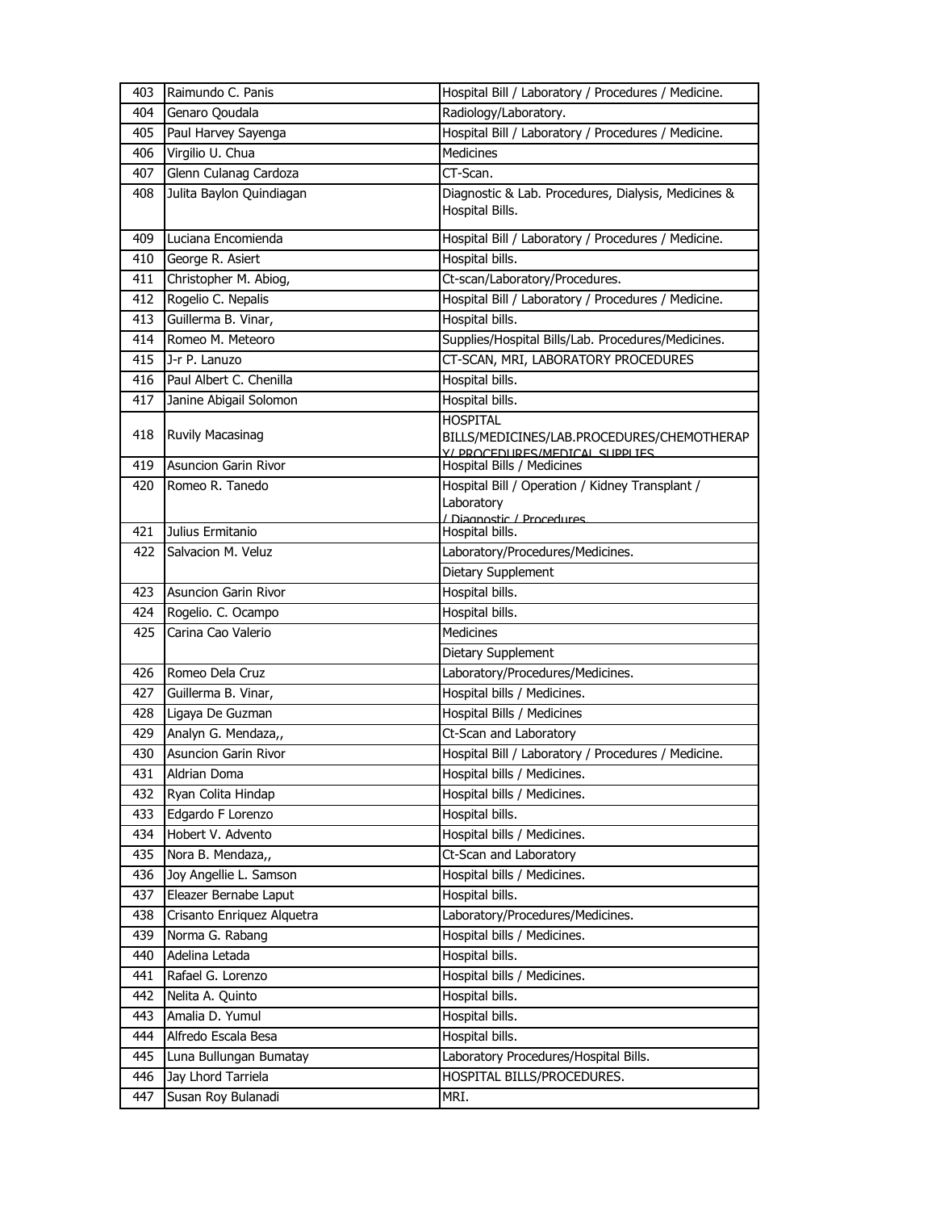| 403 | Raimundo C. Panis | Hospital Bill / Laboratory / Procedures / Medicine. |
|---|---|---|
| 404 | Genaro Qoudala | Radiology/Laboratory. |
| 405 | Paul Harvey Sayenga | Hospital Bill / Laboratory / Procedures / Medicine. |
| 406 | Virgilio U. Chua | Medicines |
| 407 | Glenn Culanag Cardoza | CT-Scan. |
| 408 | Julita Baylon Quindiagan | Diagnostic & Lab. Procedures, Dialysis, Medicines & Hospital Bills. |
| 409 | Luciana Encomienda | Hospital Bill / Laboratory / Procedures / Medicine. |
| 410 | George R. Asiert | Hospital bills. |
| 411 | Christopher M. Abiog, | Ct-scan/Laboratory/Procedures. |
| 412 | Rogelio C. Nepalis | Hospital Bill / Laboratory / Procedures / Medicine. |
| 413 | Guillerma B. Vinar, | Hospital bills. |
| 414 | Romeo M. Meteoro | Supplies/Hospital Bills/Lab. Procedures/Medicines. |
| 415 | J-r P. Lanuzo | CT-SCAN, MRI, LABORATORY PROCEDURES |
| 416 | Paul Albert C. Chenilla | Hospital bills. |
| 417 | Janine Abigail Solomon | Hospital bills. |
| 418 | Ruvily Macasinag | HOSPITAL BILLS/MEDICINES/LAB.PROCEDURES/CHEMOTHERAPY/ PROCEDURES/MEDICAL SUPPLIES |
| 419 | Asuncion Garin Rivor | Hospital Bills / Medicines |
| 420 | Romeo R. Tanedo | Hospital Bill / Operation / Kidney Transplant / Laboratory / Diagnostic / Procedures |
| 421 | Julius Ermitanio | Hospital bills. |
| 422 | Salvacion M. Veluz | Laboratory/Procedures/Medicines. |
| | | Dietary Supplement |
| 423 | Asuncion Garin Rivor | Hospital bills. |
| 424 | Rogelio. C. Ocampo | Hospital bills. |
| 425 | Carina Cao Valerio | Medicines |
| | | Dietary Supplement |
| 426 | Romeo Dela Cruz | Laboratory/Procedures/Medicines. |
| 427 | Guillerma B. Vinar, | Hospital bills / Medicines. |
| 428 | Ligaya De Guzman | Hospital Bills / Medicines |
| 429 | Analyn G. Mendaza,, | Ct-Scan and Laboratory |
| 430 | Asuncion Garin Rivor | Hospital Bill / Laboratory / Procedures / Medicine. |
| 431 | Aldrian Doma | Hospital bills / Medicines. |
| 432 | Ryan Colita Hindap | Hospital bills / Medicines. |
| 433 | Edgardo F Lorenzo | Hospital bills. |
| 434 | Hobert V. Advento | Hospital bills / Medicines. |
| 435 | Nora B. Mendaza,, | Ct-Scan and Laboratory |
| 436 | Joy Angellie L. Samson | Hospital bills / Medicines. |
| 437 | Eleazer Bernabe Laput | Hospital bills. |
| 438 | Crisanto Enriquez Alquetra | Laboratory/Procedures/Medicines. |
| 439 | Norma G. Rabang | Hospital bills / Medicines. |
| 440 | Adelina Letada | Hospital bills. |
| 441 | Rafael G. Lorenzo | Hospital bills / Medicines. |
| 442 | Nelita A. Quinto | Hospital bills. |
| 443 | Amalia D. Yumul | Hospital bills. |
| 444 | Alfredo Escala Besa | Hospital bills. |
| 445 | Luna Bullungan Bumatay | Laboratory Procedures/Hospital Bills. |
| 446 | Jay Lhord Tarriela | HOSPITAL BILLS/PROCEDURES. |
| 447 | Susan Roy Bulanadi | MRI. |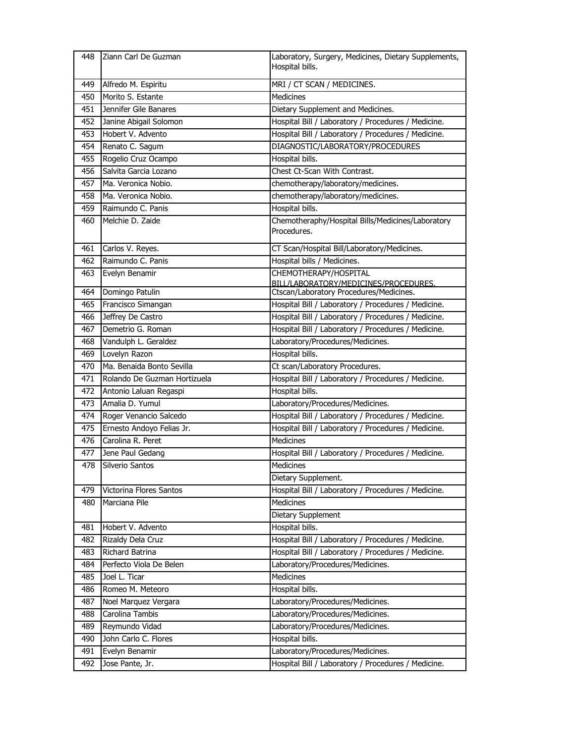| | | |
|---|---|---|
| 448 | Ziann Carl De Guzman | Laboratory, Surgery, Medicines, Dietary Supplements, Hospital bills. |
| 449 | Alfredo M. Espiritu | MRI / CT SCAN / MEDICINES. |
| 450 | Morito S. Estante | Medicines |
| 451 | Jennifer Gile Banares | Dietary Supplement and Medicines. |
| 452 | Janine Abigail Solomon | Hospital Bill / Laboratory / Procedures / Medicine. |
| 453 | Hobert V. Advento | Hospital Bill / Laboratory / Procedures / Medicine. |
| 454 | Renato C. Sagum | DIAGNOSTIC/LABORATORY/PROCEDURES |
| 455 | Rogelio Cruz Ocampo | Hospital bills. |
| 456 | Salvita Garcia Lozano | Chest Ct-Scan With Contrast. |
| 457 | Ma. Veronica Nobio. | chemotherapy/laboratory/medicines. |
| 458 | Ma. Veronica Nobio. | chemotherapy/laboratory/medicines. |
| 459 | Raimundo C. Panis | Hospital bills. |
| 460 | Melchie D. Zaide | Chemotheraphy/Hospital Bills/Medicines/Laboratory Procedures. |
| 461 | Carlos V. Reyes. | CT Scan/Hospital Bill/Laboratory/Medicines. |
| 462 | Raimundo C. Panis | Hospital bills / Medicines. |
| 463 | Evelyn Benamir | CHEMOTHERAPY/HOSPITAL BILL/LABORATORY/MEDICINES/PROCEDURES. |
| 464 | Domingo Patulin | Ctscan/Laboratory Procedures/Medicines. |
| 465 | Francisco Simangan | Hospital Bill / Laboratory / Procedures / Medicine. |
| 466 | Jeffrey De Castro | Hospital Bill / Laboratory / Procedures / Medicine. |
| 467 | Demetrio G. Roman | Hospital Bill / Laboratory / Procedures / Medicine. |
| 468 | Vandulph L. Geraldez | Laboratory/Procedures/Medicines. |
| 469 | Lovelyn Razon | Hospital bills. |
| 470 | Ma. Benaida Bonto Sevilla | Ct scan/Laboratory Procedures. |
| 471 | Rolando De Guzman Hortizuela | Hospital Bill / Laboratory / Procedures / Medicine. |
| 472 | Antonio Laluan Regaspi | Hospital bills. |
| 473 | Amalia D. Yumul | Laboratory/Procedures/Medicines. |
| 474 | Roger Venancio Salcedo | Hospital Bill / Laboratory / Procedures / Medicine. |
| 475 | Ernesto Andoyo Felias Jr. | Hospital Bill / Laboratory / Procedures / Medicine. |
| 476 | Carolina R. Peret | Medicines |
| 477 | Jene Paul Gedang | Hospital Bill / Laboratory / Procedures / Medicine. |
| 478 | Silverio Santos | Medicines |
| | | Dietary Supplement. |
| 479 | Victorina Flores Santos | Hospital Bill / Laboratory / Procedures / Medicine. |
| 480 | Marciana Pile | Medicines |
| | | Dietary Supplement |
| 481 | Hobert V. Advento | Hospital bills. |
| 482 | Rizaldy Dela Cruz | Hospital Bill / Laboratory / Procedures / Medicine. |
| 483 | Richard Batrina | Hospital Bill / Laboratory / Procedures / Medicine. |
| 484 | Perfecto Viola De Belen | Laboratory/Procedures/Medicines. |
| 485 | Joel L. Ticar | Medicines |
| 486 | Romeo M. Meteoro | Hospital bills. |
| 487 | Noel Marquez Vergara | Laboratory/Procedures/Medicines. |
| 488 | Carolina Tambis | Laboratory/Procedures/Medicines. |
| 489 | Reymundo Vidad | Laboratory/Procedures/Medicines. |
| 490 | John Carlo C. Flores | Hospital bills. |
| 491 | Evelyn Benamir | Laboratory/Procedures/Medicines. |
| 492 | Jose Pante, Jr. | Hospital Bill / Laboratory / Procedures / Medicine. |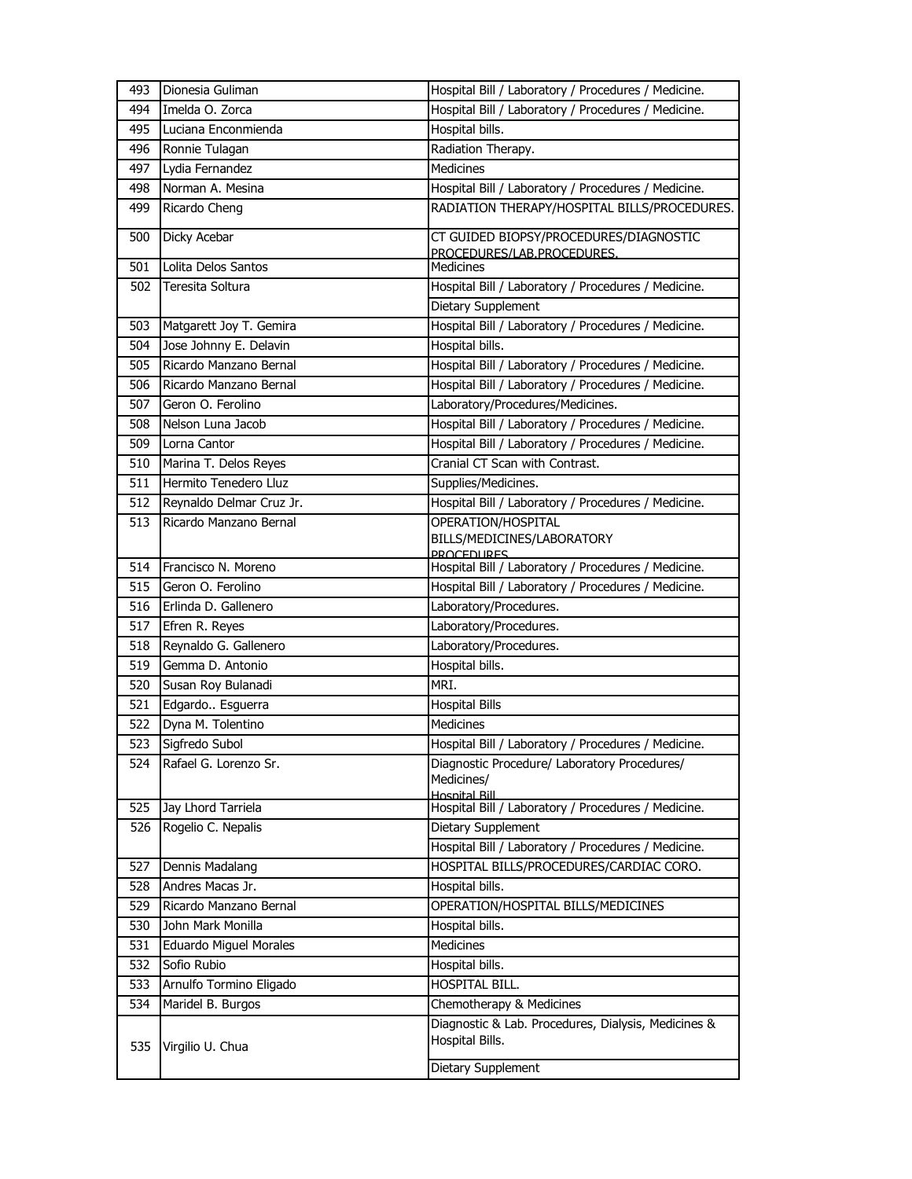| | | |
|---|---|---|
| 493 | Dionesia Guliman | Hospital Bill / Laboratory / Procedures / Medicine. |
| 494 | Imelda O. Zorca | Hospital Bill / Laboratory / Procedures / Medicine. |
| 495 | Luciana Enconmienda | Hospital bills. |
| 496 | Ronnie Tulagan | Radiation Therapy. |
| 497 | Lydia Fernandez | Medicines |
| 498 | Norman A. Mesina | Hospital Bill / Laboratory / Procedures / Medicine. |
| 499 | Ricardo Cheng | RADIATION THERAPY/HOSPITAL BILLS/PROCEDURES. |
| 500 | Dicky Acebar | CT GUIDED BIOPSY/PROCEDURES/DIAGNOSTIC PROCEDURES/LAB.PROCEDURES. |
| 501 | Lolita Delos Santos | Medicines |
| 502 | Teresita Soltura | Hospital Bill / Laboratory / Procedures / Medicine. |
| | | Dietary Supplement |
| 503 | Matgarett Joy T. Gemira | Hospital Bill / Laboratory / Procedures / Medicine. |
| 504 | Jose Johnny E. Delavin | Hospital bills. |
| 505 | Ricardo Manzano Bernal | Hospital Bill / Laboratory / Procedures / Medicine. |
| 506 | Ricardo Manzano Bernal | Hospital Bill / Laboratory / Procedures / Medicine. |
| 507 | Geron O. Ferolino | Laboratory/Procedures/Medicines. |
| 508 | Nelson Luna Jacob | Hospital Bill / Laboratory / Procedures / Medicine. |
| 509 | Lorna Cantor | Hospital Bill / Laboratory / Procedures / Medicine. |
| 510 | Marina T. Delos Reyes | Cranial CT Scan with Contrast. |
| 511 | Hermito Tenedero Lluz | Supplies/Medicines. |
| 512 | Reynaldo Delmar Cruz Jr. | Hospital Bill / Laboratory / Procedures / Medicine. |
| 513 | Ricardo Manzano Bernal | OPERATION/HOSPITAL BILLS/MEDICINES/LABORATORY PROCEDURES |
| 514 | Francisco N. Moreno | Hospital Bill / Laboratory / Procedures / Medicine. |
| 515 | Geron O. Ferolino | Hospital Bill / Laboratory / Procedures / Medicine. |
| 516 | Erlinda D. Gallenero | Laboratory/Procedures. |
| 517 | Efren R. Reyes | Laboratory/Procedures. |
| 518 | Reynaldo G. Gallenero | Laboratory/Procedures. |
| 519 | Gemma D. Antonio | Hospital bills. |
| 520 | Susan Roy Bulanadi | MRI. |
| 521 | Edgardo.. Esguerra | Hospital Bills |
| 522 | Dyna M. Tolentino | Medicines |
| 523 | Sigfredo Subol | Hospital Bill / Laboratory / Procedures / Medicine. |
| 524 | Rafael G. Lorenzo Sr. | Diagnostic Procedure/ Laboratory Procedures/ Medicines/ Hospital Bill |
| 525 | Jay Lhord Tarriela | Hospital Bill / Laboratory / Procedures / Medicine. |
| 526 | Rogelio C. Nepalis | Dietary Supplement |
| | | Hospital Bill / Laboratory / Procedures / Medicine. |
| 527 | Dennis Madalang | HOSPITAL BILLS/PROCEDURES/CARDIAC CORO. |
| 528 | Andres Macas Jr. | Hospital bills. |
| 529 | Ricardo Manzano Bernal | OPERATION/HOSPITAL BILLS/MEDICINES |
| 530 | John Mark Monilla | Hospital bills. |
| 531 | Eduardo Miguel Morales | Medicines |
| 532 | Sofio Rubio | Hospital bills. |
| 533 | Arnulfo Tormino Eligado | HOSPITAL BILL. |
| 534 | Maridel B. Burgos | Chemotherapy & Medicines |
| 535 | Virgilio U. Chua | Diagnostic & Lab. Procedures, Dialysis, Medicines & Hospital Bills. |
| | | Dietary Supplement |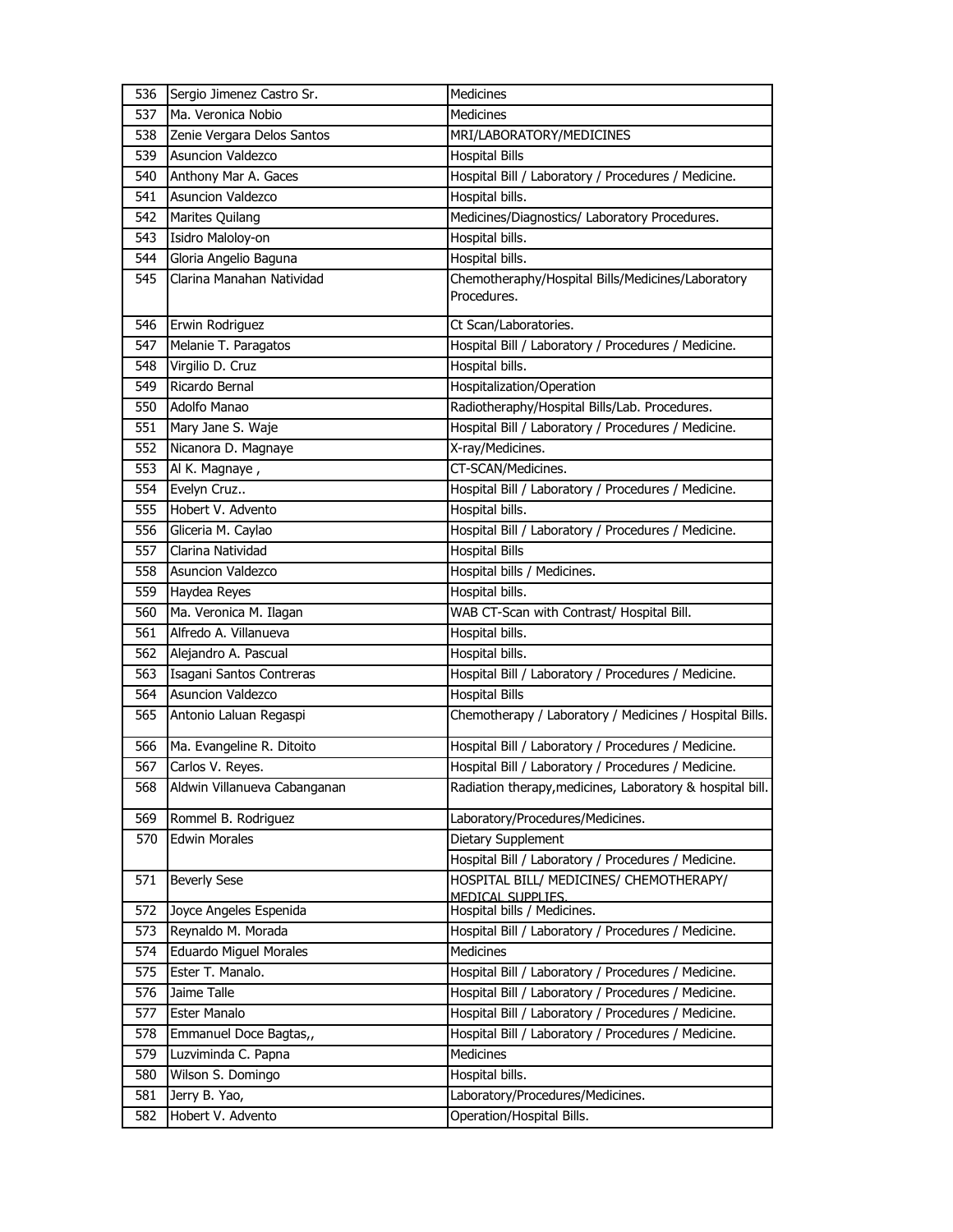| | | |
|---|---|---|
| 536 | Sergio Jimenez Castro Sr. | Medicines |
| 537 | Ma. Veronica Nobio | Medicines |
| 538 | Zenie Vergara Delos Santos | MRI/LABORATORY/MEDICINES |
| 539 | Asuncion Valdezco | Hospital Bills |
| 540 | Anthony Mar A. Gaces | Hospital Bill / Laboratory / Procedures / Medicine. |
| 541 | Asuncion Valdezco | Hospital bills. |
| 542 | Marites Quilang | Medicines/Diagnostics/ Laboratory Procedures. |
| 543 | Isidro Maloloy-on | Hospital bills. |
| 544 | Gloria Angelio Baguna | Hospital bills. |
| 545 | Clarina Manahan Natividad | Chemotheraphy/Hospital Bills/Medicines/Laboratory Procedures. |
| 546 | Erwin Rodriguez | Ct Scan/Laboratories. |
| 547 | Melanie T. Paragatos | Hospital Bill / Laboratory / Procedures / Medicine. |
| 548 | Virgilio D. Cruz | Hospital bills. |
| 549 | Ricardo Bernal | Hospitalization/Operation |
| 550 | Adolfo Manao | Radiotheraphy/Hospital Bills/Lab. Procedures. |
| 551 | Mary Jane S. Waje | Hospital Bill / Laboratory / Procedures / Medicine. |
| 552 | Nicanora D. Magnaye | X-ray/Medicines. |
| 553 | Al K. Magnaye , | CT-SCAN/Medicines. |
| 554 | Evelyn Cruz.. | Hospital Bill / Laboratory / Procedures / Medicine. |
| 555 | Hobert V. Advento | Hospital bills. |
| 556 | Gliceria M. Caylao | Hospital Bill / Laboratory / Procedures / Medicine. |
| 557 | Clarina Natividad | Hospital Bills |
| 558 | Asuncion Valdezco | Hospital bills / Medicines. |
| 559 | Haydea Reyes | Hospital bills. |
| 560 | Ma. Veronica M. Ilagan | WAB CT-Scan with Contrast/ Hospital Bill. |
| 561 | Alfredo A. Villanueva | Hospital bills. |
| 562 | Alejandro A. Pascual | Hospital bills. |
| 563 | Isagani Santos Contreras | Hospital Bill / Laboratory / Procedures / Medicine. |
| 564 | Asuncion Valdezco | Hospital Bills |
| 565 | Antonio Laluan Regaspi | Chemotherapy / Laboratory / Medicines / Hospital Bills. |
| 566 | Ma. Evangeline R. Ditoito | Hospital Bill / Laboratory / Procedures / Medicine. |
| 567 | Carlos V. Reyes. | Hospital Bill / Laboratory / Procedures / Medicine. |
| 568 | Aldwin Villanueva Cabanganan | Radiation therapy,medicines, Laboratory & hospital bill. |
| 569 | Rommel B. Rodriguez | Laboratory/Procedures/Medicines. |
| 570 | Edwin Morales | Dietary Supplement |
| | | Hospital Bill / Laboratory / Procedures / Medicine. |
| 571 | Beverly Sese | HOSPITAL BILL/ MEDICINES/ CHEMOTHERAPY/ MEDICAL SUPPLIES. |
| 572 | Joyce Angeles Espenida | Hospital bills / Medicines. |
| 573 | Reynaldo M. Morada | Hospital Bill / Laboratory / Procedures / Medicine. |
| 574 | Eduardo Miguel Morales | Medicines |
| 575 | Ester T. Manalo. | Hospital Bill / Laboratory / Procedures / Medicine. |
| 576 | Jaime Talle | Hospital Bill / Laboratory / Procedures / Medicine. |
| 577 | Ester Manalo | Hospital Bill / Laboratory / Procedures / Medicine. |
| 578 | Emmanuel Doce Bagtas,, | Hospital Bill / Laboratory / Procedures / Medicine. |
| 579 | Luzviminda C. Papna | Medicines |
| 580 | Wilson S. Domingo | Hospital bills. |
| 581 | Jerry B. Yao, | Laboratory/Procedures/Medicines. |
| 582 | Hobert V. Advento | Operation/Hospital Bills. |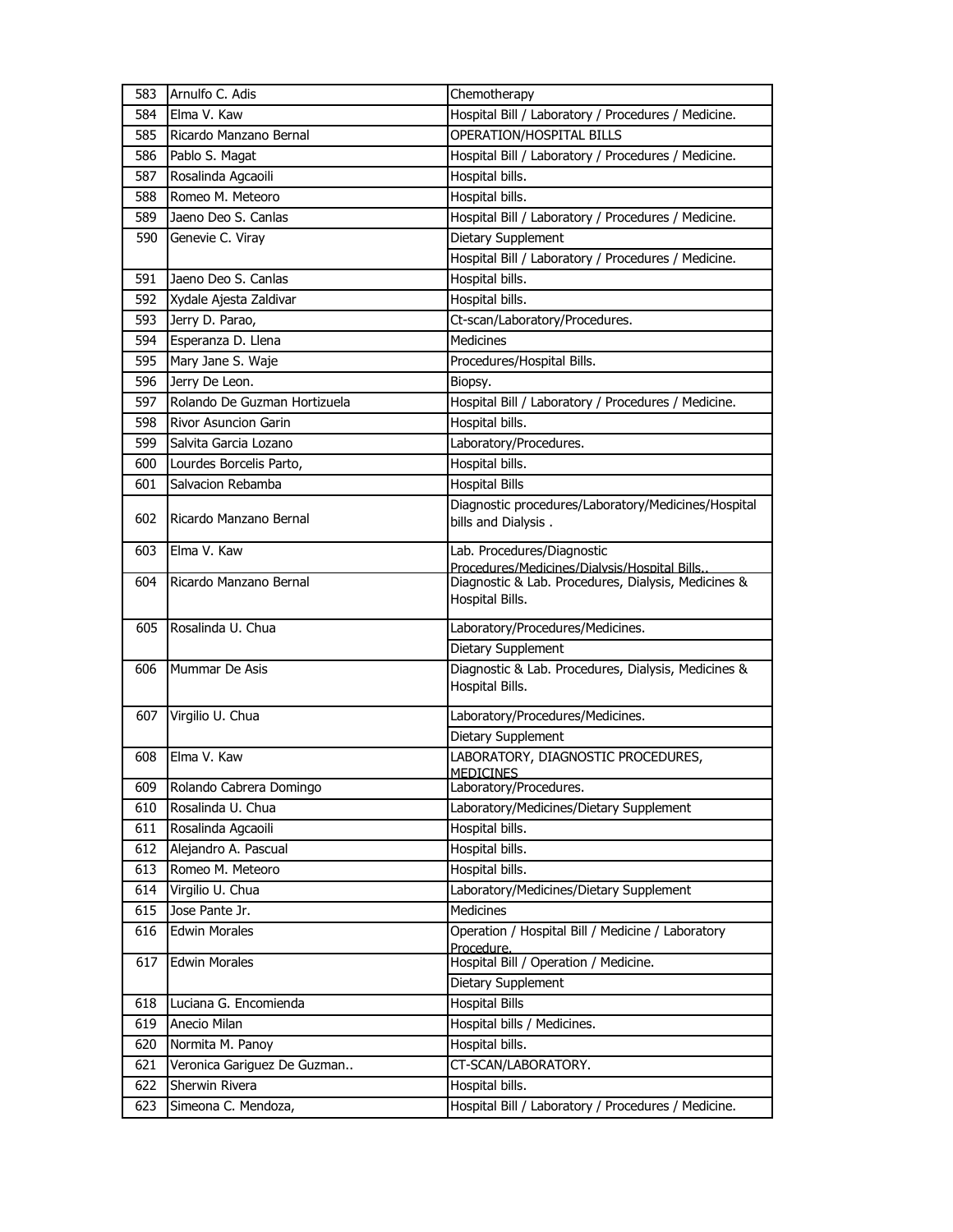| 583 | Arnulfo C. Adis | Chemotherapy |
|---|---|---|
| 584 | Elma V. Kaw | Hospital Bill / Laboratory / Procedures / Medicine. |
| 585 | Ricardo Manzano Bernal | OPERATION/HOSPITAL BILLS |
| 586 | Pablo S. Magat | Hospital Bill / Laboratory / Procedures / Medicine. |
| 587 | Rosalinda Agcaoili | Hospital bills. |
| 588 | Romeo M. Meteoro | Hospital bills. |
| 589 | Jaeno Deo S. Canlas | Hospital Bill / Laboratory / Procedures / Medicine. |
| 590 | Genevie C. Viray | Dietary Supplement |
| | | Hospital Bill / Laboratory / Procedures / Medicine. |
| 591 | Jaeno Deo S. Canlas | Hospital bills. |
| 592 | Xydale Ajesta Zaldivar | Hospital bills. |
| 593 | Jerry D. Parao, | Ct-scan/Laboratory/Procedures. |
| 594 | Esperanza D. Llena | Medicines |
| 595 | Mary Jane S. Waje | Procedures/Hospital Bills. |
| 596 | Jerry De Leon. | Biopsy. |
| 597 | Rolando De Guzman Hortizuela | Hospital Bill / Laboratory / Procedures / Medicine. |
| 598 | Rivor Asuncion Garin | Hospital bills. |
| 599 | Salvita Garcia Lozano | Laboratory/Procedures. |
| 600 | Lourdes Borcelis Parto, | Hospital bills. |
| 601 | Salvacion Rebamba | Hospital Bills |
| 602 | Ricardo Manzano Bernal | Diagnostic procedures/Laboratory/Medicines/Hospital bills and Dialysis . |
| 603 | Elma V. Kaw | Lab. Procedures/Diagnostic Procedures/Medicines/Dialysis/Hospital Bills.. |
| 604 | Ricardo Manzano Bernal | Diagnostic & Lab. Procedures, Dialysis, Medicines & Hospital Bills. |
| 605 | Rosalinda U. Chua | Laboratory/Procedures/Medicines. |
| | | Dietary Supplement |
| 606 | Mummar De Asis | Diagnostic & Lab. Procedures, Dialysis, Medicines & Hospital Bills. |
| 607 | Virgilio U. Chua | Laboratory/Procedures/Medicines. |
| | | Dietary Supplement |
| 608 | Elma V. Kaw | LABORATORY, DIAGNOSTIC PROCEDURES, MEDICINES |
| 609 | Rolando Cabrera Domingo | Laboratory/Procedures. |
| 610 | Rosalinda U. Chua | Laboratory/Medicines/Dietary Supplement |
| 611 | Rosalinda Agcaoili | Hospital bills. |
| 612 | Alejandro A. Pascual | Hospital bills. |
| 613 | Romeo M. Meteoro | Hospital bills. |
| 614 | Virgilio U. Chua | Laboratory/Medicines/Dietary Supplement |
| 615 | Jose Pante Jr. | Medicines |
| 616 | Edwin Morales | Operation / Hospital Bill / Medicine / Laboratory Procedure. |
| 617 | Edwin Morales | Hospital Bill / Operation / Medicine. |
| | | Dietary Supplement |
| 618 | Luciana G. Encomienda | Hospital Bills |
| 619 | Anecio Milan | Hospital bills / Medicines. |
| 620 | Normita M. Panoy | Hospital bills. |
| 621 | Veronica Gariguez De Guzman.. | CT-SCAN/LABORATORY. |
| 622 | Sherwin Rivera | Hospital bills. |
| 623 | Simeona C. Mendoza, | Hospital Bill / Laboratory / Procedures / Medicine. |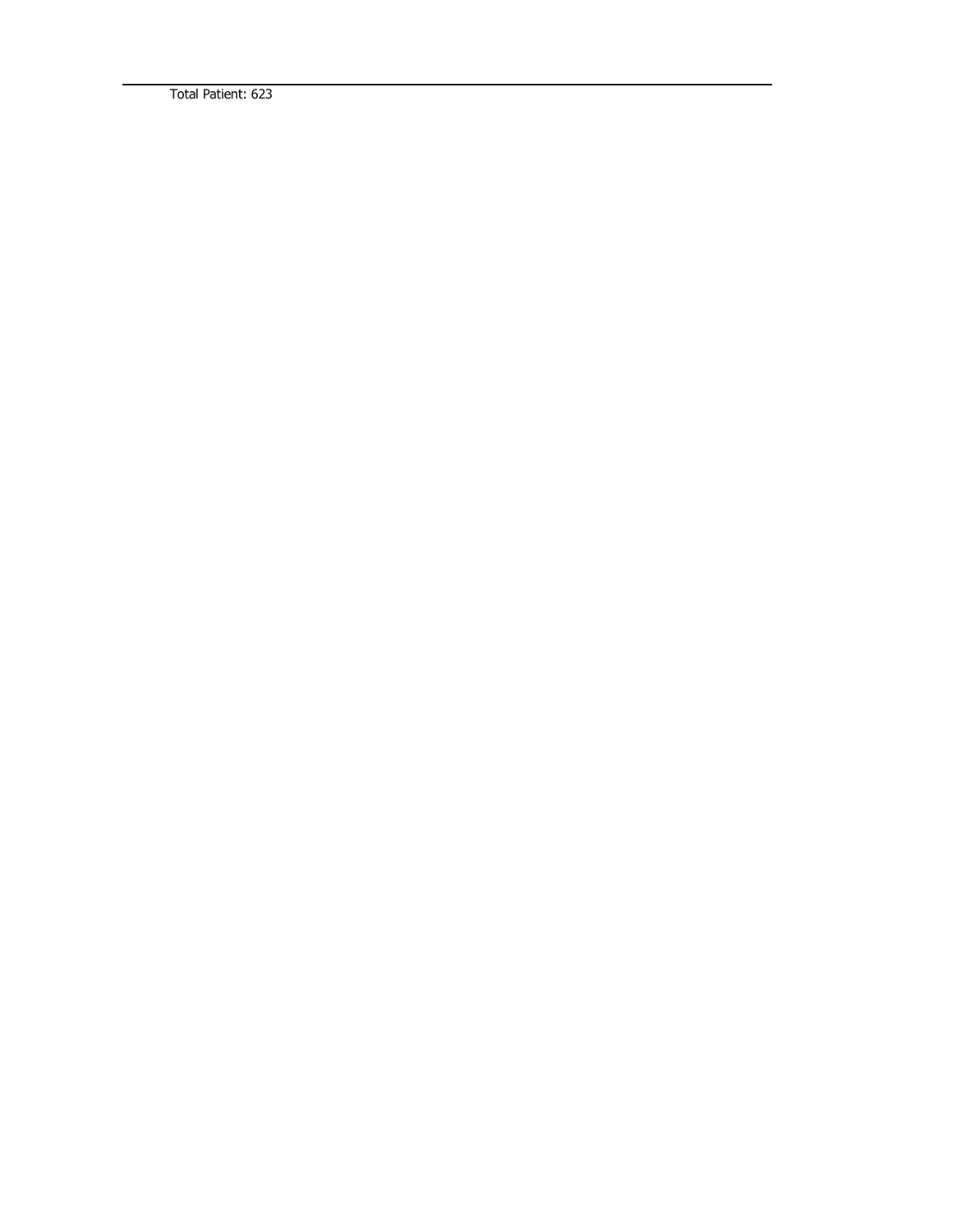Total Patient: 623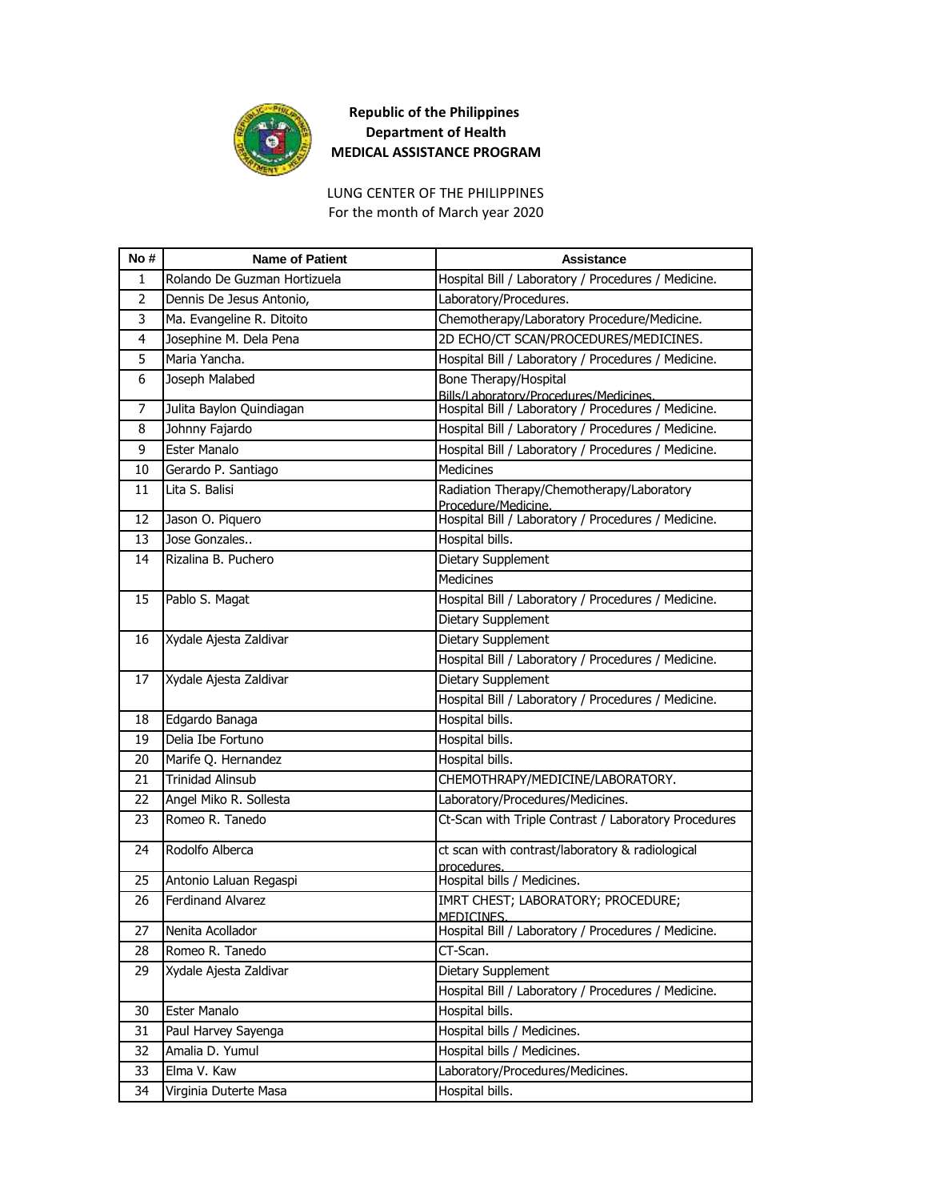**Republic of the Philippines**
**Department of Health**
**MEDICAL ASSISTANCE PROGRAM**

LUNG CENTER OF THE PHILIPPINES
For the month of March year 2020

| No # | Name of Patient | Assistance |
|---|---|---|
| 1 | Rolando De Guzman Hortizuela | Hospital Bill / Laboratory / Procedures / Medicine. |
| 2 | Dennis De Jesus Antonio, | Laboratory/Procedures. |
| 3 | Ma. Evangeline R. Ditoito | Chemotherapy/Laboratory Procedure/Medicine. |
| 4 | Josephine M. Dela Pena | 2D ECHO/CT SCAN/PROCEDURES/MEDICINES. |
| 5 | Maria Yancha. | Hospital Bill / Laboratory / Procedures / Medicine. |
| 6 | Joseph Malabed | Bone Therapy/Hospital Bills/Laboratory/Procedures/Medicines. |
| 7 | Julita Baylon Quindiagan | Hospital Bill / Laboratory / Procedures / Medicine. |
| 8 | Johnny Fajardo | Hospital Bill / Laboratory / Procedures / Medicine. |
| 9 | Ester Manalo | Hospital Bill / Laboratory / Procedures / Medicine. |
| 10 | Gerardo P. Santiago | Medicines |
| 11 | Lita S. Balisi | Radiation Therapy/Chemotherapy/Laboratory Procedure/Medicine. |
| 12 | Jason O. Piquero | Hospital Bill / Laboratory / Procedures / Medicine. |
| 13 | Jose Gonzales.. | Hospital bills. |
| 14 | Rizalina B. Puchero | Dietary Supplement |
| | | Medicines |
| 15 | Pablo S. Magat | Hospital Bill / Laboratory / Procedures / Medicine. |
| | | Dietary Supplement |
| 16 | Xydale Ajesta Zaldivar | Dietary Supplement |
| | | Hospital Bill / Laboratory / Procedures / Medicine. |
| 17 | Xydale Ajesta Zaldivar | Dietary Supplement |
| | | Hospital Bill / Laboratory / Procedures / Medicine. |
| 18 | Edgardo Banaga | Hospital bills. |
| 19 | Delia Ibe Fortuno | Hospital bills. |
| 20 | Marife Q. Hernandez | Hospital bills. |
| 21 | Trinidad Alinsub | CHEMOTHRAPY/MEDICINE/LABORATORY. |
| 22 | Angel Miko R. Sollesta | Laboratory/Procedures/Medicines. |
| 23 | Romeo R. Tanedo | Ct-Scan with Triple Contrast / Laboratory Procedures |
| 24 | Rodolfo Alberca | ct scan with contrast/laboratory & radiological procedures. |
| 25 | Antonio Laluan Regaspi | Hospital bills / Medicines. |
| 26 | Ferdinand Alvarez | IMRT CHEST; LABORATORY; PROCEDURE; MEDICINES. |
| 27 | Nenita Acollador | Hospital Bill / Laboratory / Procedures / Medicine. |
| 28 | Romeo R. Tanedo | CT-Scan. |
| 29 | Xydale Ajesta Zaldivar | Dietary Supplement |
| | | Hospital Bill / Laboratory / Procedures / Medicine. |
| 30 | Ester Manalo | Hospital bills. |
| 31 | Paul Harvey Sayenga | Hospital bills / Medicines. |
| 32 | Amalia D. Yumul | Hospital bills / Medicines. |
| 33 | Elma V. Kaw | Laboratory/Procedures/Medicines. |
| 34 | Virginia Duterte Masa | Hospital bills. |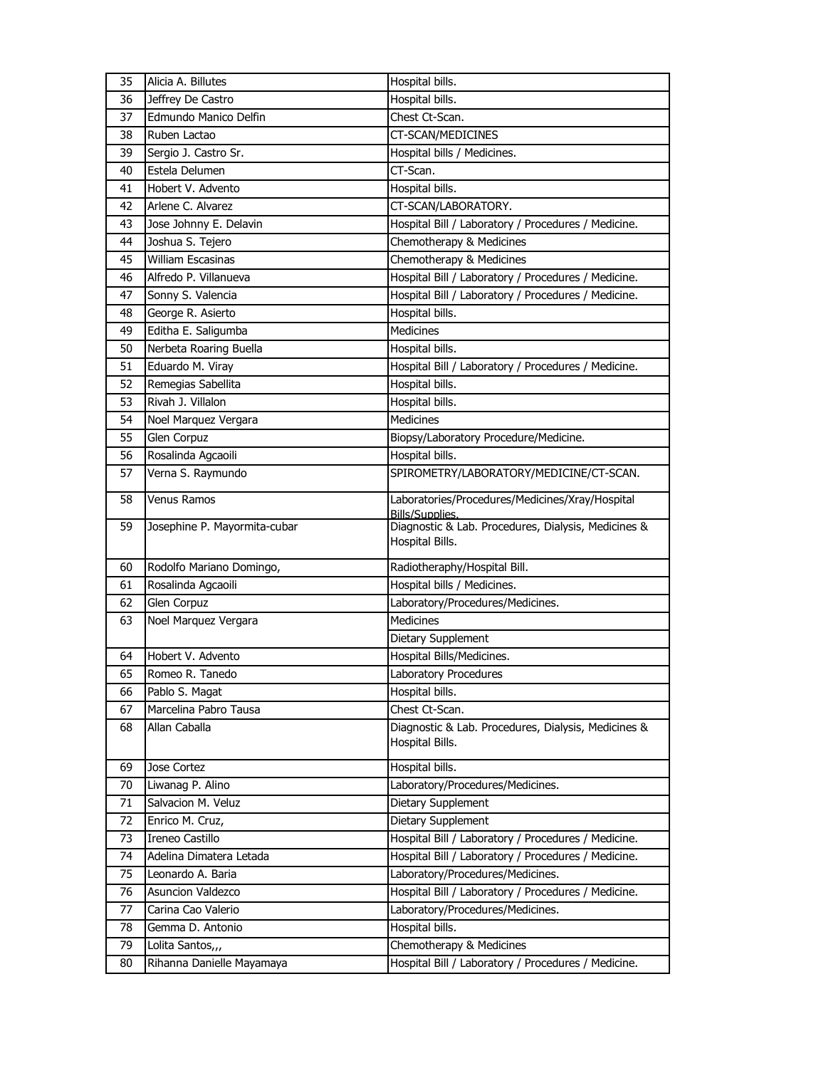| | | |
|---|---|---|
| 35 | Alicia A. Billutes | Hospital bills. |
| 36 | Jeffrey De Castro | Hospital bills. |
| 37 | Edmundo Manico Delfin | Chest Ct-Scan. |
| 38 | Ruben Lactao | CT-SCAN/MEDICINES |
| 39 | Sergio J. Castro Sr. | Hospital bills / Medicines. |
| 40 | Estela Delumen | CT-Scan. |
| 41 | Hobert V. Advento | Hospital bills. |
| 42 | Arlene C. Alvarez | CT-SCAN/LABORATORY. |
| 43 | Jose Johnny E. Delavin | Hospital Bill / Laboratory / Procedures / Medicine. |
| 44 | Joshua S. Tejero | Chemotherapy & Medicines |
| 45 | William Escasinas | Chemotherapy & Medicines |
| 46 | Alfredo P. Villanueva | Hospital Bill / Laboratory / Procedures / Medicine. |
| 47 | Sonny S. Valencia | Hospital Bill / Laboratory / Procedures / Medicine. |
| 48 | George R. Asierto | Hospital bills. |
| 49 | Editha E. Saligumba | Medicines |
| 50 | Nerbeta Roaring Buella | Hospital bills. |
| 51 | Eduardo M. Viray | Hospital Bill / Laboratory / Procedures / Medicine. |
| 52 | Remegias Sabellita | Hospital bills. |
| 53 | Rivah J. Villalon | Hospital bills. |
| 54 | Noel Marquez Vergara | Medicines |
| 55 | Glen Corpuz | Biopsy/Laboratory Procedure/Medicine. |
| 56 | Rosalinda Agcaoili | Hospital bills. |
| 57 | Verna S. Raymundo | SPIROMETRY/LABORATORY/MEDICINE/CT-SCAN. |
| 58 | Venus Ramos | Laboratories/Procedures/Medicines/Xray/Hospital Bills/Supplies. |
| 59 | Josephine P. Mayormita-cubar | Diagnostic & Lab. Procedures, Dialysis, Medicines & Hospital Bills. |
| 60 | Rodolfo Mariano Domingo, | Radiotheraphy/Hospital Bill. |
| 61 | Rosalinda Agcaoili | Hospital bills / Medicines. |
| 62 | Glen Corpuz | Laboratory/Procedures/Medicines. |
| 63 | Noel Marquez Vergara | Medicines |
| | | Dietary Supplement |
| 64 | Hobert V. Advento | Hospital Bills/Medicines. |
| 65 | Romeo R. Tanedo | Laboratory Procedures |
| 66 | Pablo S. Magat | Hospital bills. |
| 67 | Marcelina Pabro Tausa | Chest Ct-Scan. |
| 68 | Allan Caballa | Diagnostic & Lab. Procedures, Dialysis, Medicines & Hospital Bills. |
| 69 | Jose Cortez | Hospital bills. |
| 70 | Liwanag P. Alino | Laboratory/Procedures/Medicines. |
| 71 | Salvacion M. Veluz | Dietary Supplement |
| 72 | Enrico M. Cruz, | Dietary Supplement |
| 73 | Ireneo Castillo | Hospital Bill / Laboratory / Procedures / Medicine. |
| 74 | Adelina Dimatera Letada | Hospital Bill / Laboratory / Procedures / Medicine. |
| 75 | Leonardo A. Baria | Laboratory/Procedures/Medicines. |
| 76 | Asuncion Valdezco | Hospital Bill / Laboratory / Procedures / Medicine. |
| 77 | Carina Cao Valerio | Laboratory/Procedures/Medicines. |
| 78 | Gemma D. Antonio | Hospital bills. |
| 79 | Lolita Santos,,, | Chemotherapy & Medicines |
| 80 | Rihanna Danielle Mayamaya | Hospital Bill / Laboratory / Procedures / Medicine. |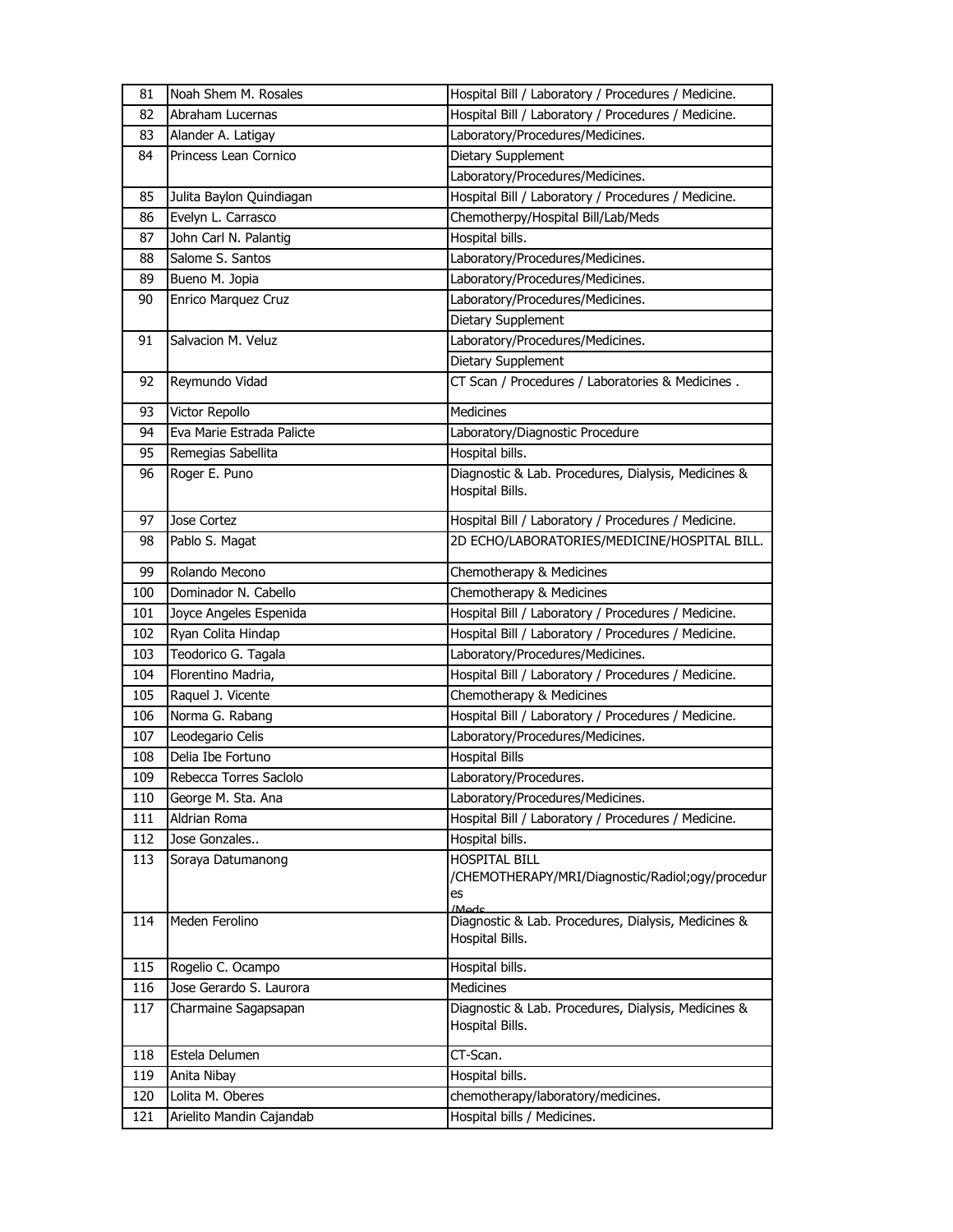| 81 | Noah Shem M. Rosales | Hospital Bill / Laboratory / Procedures / Medicine. |
|---|---|---|
| 82 | Abraham Lucernas | Hospital Bill / Laboratory / Procedures / Medicine. |
| 83 | Alander A. Latigay | Laboratory/Procedures/Medicines. |
| 84 | Princess Lean Cornico | Dietary Supplement |
| | | Laboratory/Procedures/Medicines. |
| 85 | Julita Baylon Quindiagan | Hospital Bill / Laboratory / Procedures / Medicine. |
| 86 | Evelyn L. Carrasco | Chemotherpy/Hospital Bill/Lab/Meds |
| 87 | John Carl N. Palantig | Hospital bills. |
| 88 | Salome S. Santos | Laboratory/Procedures/Medicines. |
| 89 | Bueno M. Jopia | Laboratory/Procedures/Medicines. |
| 90 | Enrico Marquez Cruz | Laboratory/Procedures/Medicines. |
| | | Dietary Supplement |
| 91 | Salvacion M. Veluz | Laboratory/Procedures/Medicines. |
| | | Dietary Supplement |
| 92 | Reymundo Vidad | CT Scan / Procedures / Laboratories & Medicines . |
| 93 | Victor Repollo | Medicines |
| 94 | Eva Marie Estrada Palicte | Laboratory/Diagnostic Procedure |
| 95 | Remegias Sabellita | Hospital bills. |
| 96 | Roger E. Puno | Diagnostic & Lab. Procedures, Dialysis, Medicines & Hospital Bills. |
| 97 | Jose Cortez | Hospital Bill / Laboratory / Procedures / Medicine. |
| 98 | Pablo S. Magat | 2D ECHO/LABORATORIES/MEDICINE/HOSPITAL BILL. |
| 99 | Rolando Mecono | Chemotherapy & Medicines |
| 100 | Dominador N. Cabello | Chemotherapy & Medicines |
| 101 | Joyce Angeles Espenida | Hospital Bill / Laboratory / Procedures / Medicine. |
| 102 | Ryan Colita Hindap | Hospital Bill / Laboratory / Procedures / Medicine. |
| 103 | Teodorico G. Tagala | Laboratory/Procedures/Medicines. |
| 104 | Florentino Madria, | Hospital Bill / Laboratory / Procedures / Medicine. |
| 105 | Raquel J. Vicente | Chemotherapy & Medicines |
| 106 | Norma G. Rabang | Hospital Bill / Laboratory / Procedures / Medicine. |
| 107 | Leodegario Celis | Laboratory/Procedures/Medicines. |
| 108 | Delia Ibe Fortuno | Hospital Bills |
| 109 | Rebecca Torres Saclolo | Laboratory/Procedures. |
| 110 | George M. Sta. Ana | Laboratory/Procedures/Medicines. |
| 111 | Aldrian Roma | Hospital Bill / Laboratory / Procedures / Medicine. |
| 112 | Jose Gonzales.. | Hospital bills. |
| 113 | Soraya Datumanong | HOSPITAL BILL /CHEMOTHERAPY/MRI/Diagnostic/Radiol;ogy/procedures /Meds |
| 114 | Meden Ferolino | Diagnostic & Lab. Procedures, Dialysis, Medicines & Hospital Bills. |
| 115 | Rogelio C. Ocampo | Hospital bills. |
| 116 | Jose Gerardo S. Laurora | Medicines |
| 117 | Charmaine Sagapsapan | Diagnostic & Lab. Procedures, Dialysis, Medicines & Hospital Bills. |
| 118 | Estela Delumen | CT-Scan. |
| 119 | Anita Nibay | Hospital bills. |
| 120 | Lolita M. Oberes | chemotherapy/laboratory/medicines. |
| 121 | Arielito Mandin Cajandab | Hospital bills / Medicines. |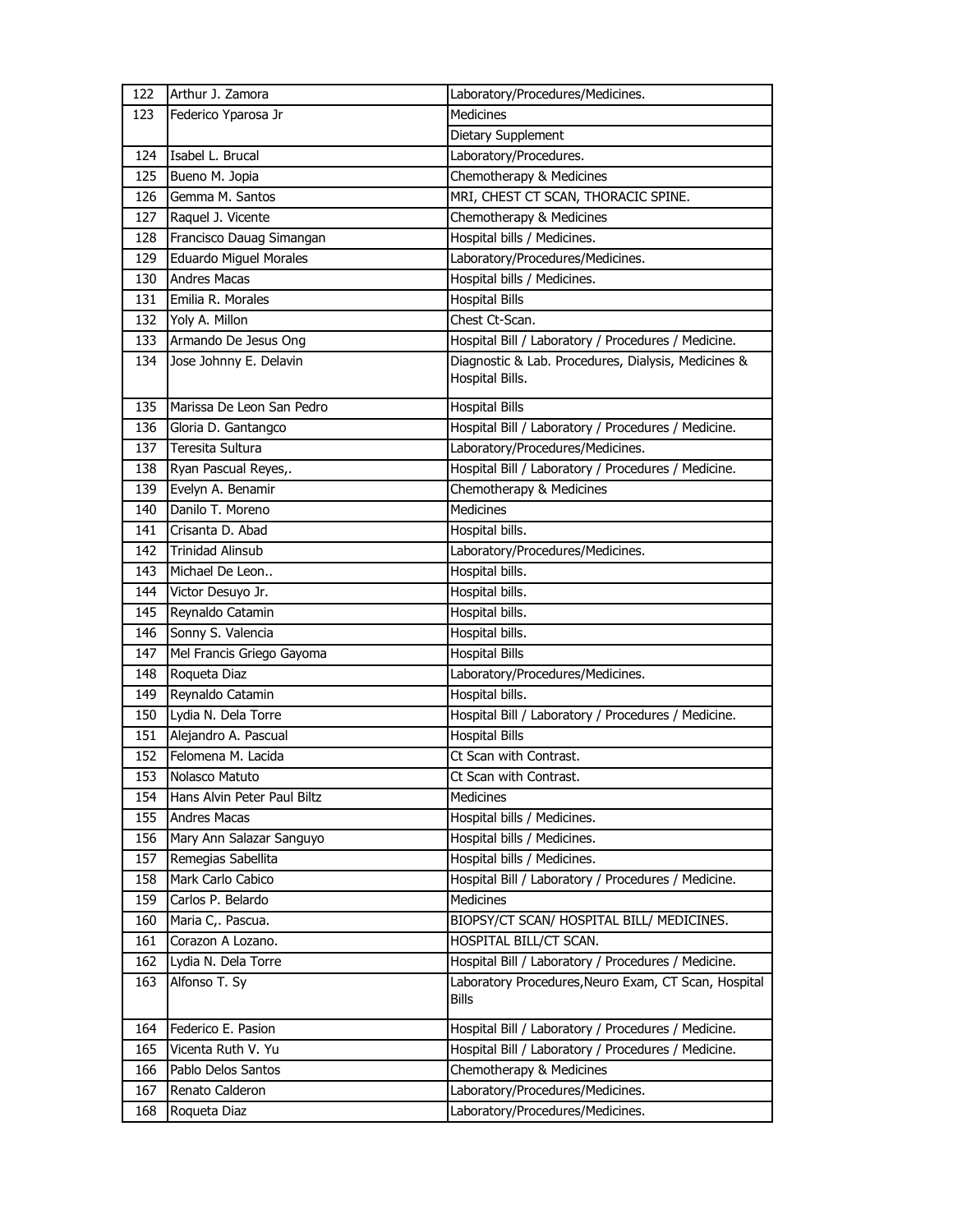| 122 | Arthur J. Zamora | Laboratory/Procedures/Medicines. |
|---|---|---|
| 123 | Federico Yparosa Jr | Medicines |
| | | Dietary Supplement |
| 124 | Isabel L. Brucal | Laboratory/Procedures. |
| 125 | Bueno M. Jopia | Chemotherapy & Medicines |
| 126 | Gemma M. Santos | MRI, CHEST CT SCAN, THORACIC SPINE. |
| 127 | Raquel J. Vicente | Chemotherapy & Medicines |
| 128 | Francisco Dauag Simangan | Hospital bills / Medicines. |
| 129 | Eduardo Miguel Morales | Laboratory/Procedures/Medicines. |
| 130 | Andres Macas | Hospital bills / Medicines. |
| 131 | Emilia R. Morales | Hospital Bills |
| 132 | Yoly A. Millon | Chest Ct-Scan. |
| 133 | Armando De Jesus Ong | Hospital Bill / Laboratory / Procedures / Medicine. |
| 134 | Jose Johnny E. Delavin | Diagnostic & Lab. Procedures, Dialysis, Medicines & Hospital Bills. |
| 135 | Marissa De Leon San Pedro | Hospital Bills |
| 136 | Gloria D. Gantangco | Hospital Bill / Laboratory / Procedures / Medicine. |
| 137 | Teresita Sultura | Laboratory/Procedures/Medicines. |
| 138 | Ryan Pascual Reyes,. | Hospital Bill / Laboratory / Procedures / Medicine. |
| 139 | Evelyn A. Benamir | Chemotherapy & Medicines |
| 140 | Danilo T. Moreno | Medicines |
| 141 | Crisanta D. Abad | Hospital bills. |
| 142 | Trinidad Alinsub | Laboratory/Procedures/Medicines. |
| 143 | Michael De Leon.. | Hospital bills. |
| 144 | Victor Desuyo Jr. | Hospital bills. |
| 145 | Reynaldo Catamin | Hospital bills. |
| 146 | Sonny S. Valencia | Hospital bills. |
| 147 | Mel Francis Griego Gayoma | Hospital Bills |
| 148 | Roqueta Diaz | Laboratory/Procedures/Medicines. |
| 149 | Reynaldo Catamin | Hospital bills. |
| 150 | Lydia N. Dela Torre | Hospital Bill / Laboratory / Procedures / Medicine. |
| 151 | Alejandro A. Pascual | Hospital Bills |
| 152 | Felomena M. Lacida | Ct Scan with Contrast. |
| 153 | Nolasco Matuto | Ct Scan with Contrast. |
| 154 | Hans Alvin Peter Paul Biltz | Medicines |
| 155 | Andres Macas | Hospital bills / Medicines. |
| 156 | Mary Ann Salazar Sanguyo | Hospital bills / Medicines. |
| 157 | Remegias Sabellita | Hospital bills / Medicines. |
| 158 | Mark Carlo Cabico | Hospital Bill / Laboratory / Procedures / Medicine. |
| 159 | Carlos P. Belardo | Medicines |
| 160 | Maria C,. Pascua. | BIOPSY/CT SCAN/ HOSPITAL BILL/ MEDICINES. |
| 161 | Corazon A Lozano. | HOSPITAL BILL/CT SCAN. |
| 162 | Lydia N. Dela Torre | Hospital Bill / Laboratory / Procedures / Medicine. |
| 163 | Alfonso T. Sy | Laboratory Procedures,Neuro Exam, CT Scan, Hospital Bills |
| 164 | Federico E. Pasion | Hospital Bill / Laboratory / Procedures / Medicine. |
| 165 | Vicenta Ruth V. Yu | Hospital Bill / Laboratory / Procedures / Medicine. |
| 166 | Pablo Delos Santos | Chemotherapy & Medicines |
| 167 | Renato Calderon | Laboratory/Procedures/Medicines. |
| 168 | Roqueta Diaz | Laboratory/Procedures/Medicines. |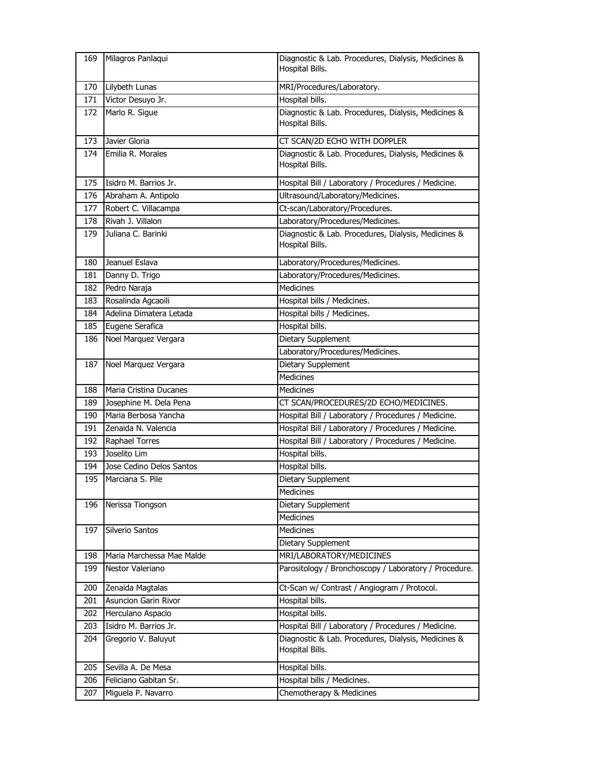| | | |
|---|---|---|
| 169 | Milagros Panlaqui | Diagnostic & Lab. Procedures, Dialysis, Medicines & Hospital Bills. |
| 170 | Lilybeth Lunas | MRI/Procedures/Laboratory. |
| 171 | Victor Desuyo Jr. | Hospital bills. |
| 172 | Marlo R. Sigue | Diagnostic & Lab. Procedures, Dialysis, Medicines & Hospital Bills. |
| 173 | Javier Gloria | CT SCAN/2D ECHO WITH DOPPLER |
| 174 | Emilia R. Morales | Diagnostic & Lab. Procedures, Dialysis, Medicines & Hospital Bills. |
| 175 | Isidro M. Barrios Jr. | Hospital Bill / Laboratory / Procedures / Medicine. |
| 176 | Abraham A. Antipolo | Ultrasound/Laboratory/Medicines. |
| 177 | Robert C. Villacampa | Ct-scan/Laboratory/Procedures. |
| 178 | Rivah J. Villalon | Laboratory/Procedures/Medicines. |
| 179 | Juliana C. Barinki | Diagnostic & Lab. Procedures, Dialysis, Medicines & Hospital Bills. |
| 180 | Jeanuel Eslava | Laboratory/Procedures/Medicines. |
| 181 | Danny D. Trigo | Laboratory/Procedures/Medicines. |
| 182 | Pedro Naraja | Medicines |
| 183 | Rosalinda Agcaoili | Hospital bills / Medicines. |
| 184 | Adelina Dimatera Letada | Hospital bills / Medicines. |
| 185 | Eugene Serafica | Hospital bills. |
| 186 | Noel Marquez Vergara | Dietary Supplement |
| | | Laboratory/Procedures/Medicines. |
| 187 | Noel Marquez Vergara | Dietary Supplement |
| | | Medicines |
| 188 | Maria Cristina Ducanes | Medicines |
| 189 | Josephine M. Dela Pena | CT SCAN/PROCEDURES/2D ECHO/MEDICINES. |
| 190 | Maria Berbosa Yancha | Hospital Bill / Laboratory / Procedures / Medicine. |
| 191 | Zenaida N. Valencia | Hospital Bill / Laboratory / Procedures / Medicine. |
| 192 | Raphael Torres | Hospital Bill / Laboratory / Procedures / Medicine. |
| 193 | Joselito Lim | Hospital bills. |
| 194 | Jose Cedino Delos Santos | Hospital bills. |
| 195 | Marciana S. Pile | Dietary Supplement |
| | | Medicines |
| 196 | Nerissa Tiongson | Dietary Supplement |
| | | Medicines |
| 197 | Silverio Santos | Medicines |
| | | Dietary Supplement |
| 198 | Maria Marchessa Mae Malde | MRI/LABORATORY/MEDICINES |
| 199 | Nestor Valeriano | Parositology / Bronchoscopy / Laboratory / Procedure. |
| 200 | Zenaida Magtalas | Ct-Scan w/ Contrast / Angiogram / Protocol. |
| 201 | Asuncion Garin Rivor | Hospital bills. |
| 202 | Herculano Aspacio | Hospital bills. |
| 203 | Isidro M. Barrios Jr. | Hospital Bill / Laboratory / Procedures / Medicine. |
| 204 | Gregorio V. Baluyut | Diagnostic & Lab. Procedures, Dialysis, Medicines & Hospital Bills. |
| 205 | Sevilla A. De Mesa | Hospital bills. |
| 206 | Feliciano Gabitan Sr. | Hospital bills / Medicines. |
| 207 | Miguela P. Navarro | Chemotherapy & Medicines |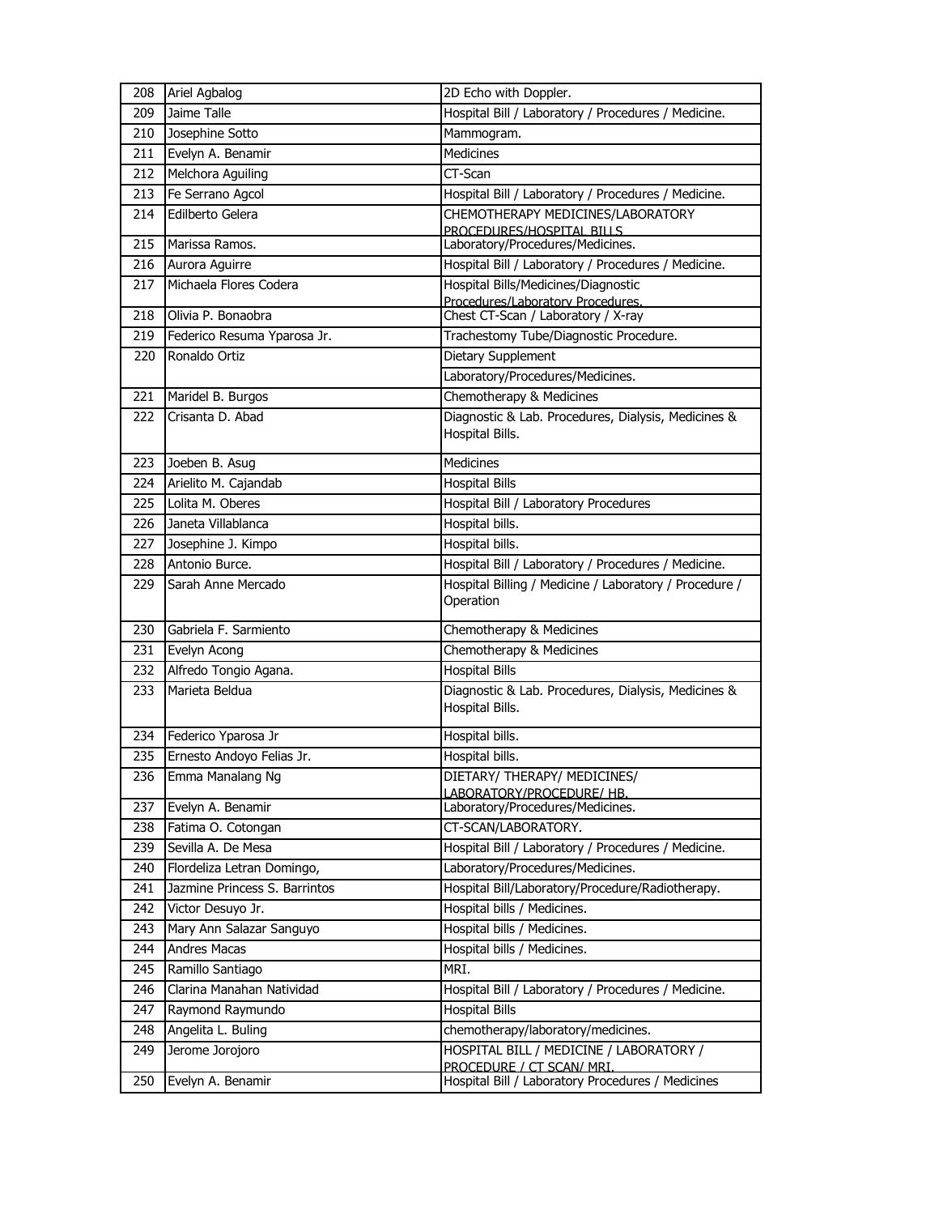| 208 | Ariel Agbalog | 2D Echo with Doppler. |
|---|---|---|
| 209 | Jaime Talle | Hospital Bill / Laboratory / Procedures / Medicine. |
| 210 | Josephine Sotto | Mammogram. |
| 211 | Evelyn A. Benamir | Medicines |
| 212 | Melchora Aguiling | CT-Scan |
| 213 | Fe Serrano Agcol | Hospital Bill / Laboratory / Procedures / Medicine. |
| 214 | Edilberto Gelera | CHEMOTHERAPY MEDICINES/LABORATORY PROCEDURES/HOSPITAL BILLS |
| 215 | Marissa Ramos. | Laboratory/Procedures/Medicines. |
| 216 | Aurora Aguirre | Hospital Bill / Laboratory / Procedures / Medicine. |
| 217 | Michaela Flores Codera | Hospital Bills/Medicines/Diagnostic Procedures/Laboratory Procedures. |
| 218 | Olivia P. Bonaobra | Chest CT-Scan / Laboratory / X-ray |
| 219 | Federico Resuma Yparosa Jr. | Trachestomy Tube/Diagnostic Procedure. |
| 220 | Ronaldo Ortiz | Dietary Supplement |
| | | Laboratory/Procedures/Medicines. |
| 221 | Maridel B. Burgos | Chemotherapy & Medicines |
| 222 | Crisanta D. Abad | Diagnostic & Lab. Procedures, Dialysis, Medicines & Hospital Bills. |
| 223 | Joeben B. Asug | Medicines |
| 224 | Arielito M. Cajandab | Hospital Bills |
| 225 | Lolita M. Oberes | Hospital Bill / Laboratory Procedures |
| 226 | Janeta Villablanca | Hospital bills. |
| 227 | Josephine J. Kimpo | Hospital bills. |
| 228 | Antonio Burce. | Hospital Bill / Laboratory / Procedures / Medicine. |
| 229 | Sarah Anne Mercado | Hospital Billing / Medicine / Laboratory / Procedure / Operation |
| 230 | Gabriela F. Sarmiento | Chemotherapy & Medicines |
| 231 | Evelyn Acong | Chemotherapy & Medicines |
| 232 | Alfredo Tongio Agana. | Hospital Bills |
| 233 | Marieta Beldua | Diagnostic & Lab. Procedures, Dialysis, Medicines & Hospital Bills. |
| 234 | Federico Yparosa Jr | Hospital bills. |
| 235 | Ernesto Andoyo Felias Jr. | Hospital bills. |
| 236 | Emma Manalang Ng | DIETARY/ THERAPY/ MEDICINES/ LABORATORY/PROCEDURE/ HB. |
| 237 | Evelyn A. Benamir | Laboratory/Procedures/Medicines. |
| 238 | Fatima O. Cotongan | CT-SCAN/LABORATORY. |
| 239 | Sevilla A. De Mesa | Hospital Bill / Laboratory / Procedures / Medicine. |
| 240 | Flordeliza Letran Domingo, | Laboratory/Procedures/Medicines. |
| 241 | Jazmine Princess S. Barrintos | Hospital Bill/Laboratory/Procedure/Radiotherapy. |
| 242 | Victor Desuyo Jr. | Hospital bills / Medicines. |
| 243 | Mary Ann Salazar Sanguyo | Hospital bills / Medicines. |
| 244 | Andres Macas | Hospital bills / Medicines. |
| 245 | Ramillo Santiago | MRI. |
| 246 | Clarina Manahan Natividad | Hospital Bill / Laboratory / Procedures / Medicine. |
| 247 | Raymond Raymundo | Hospital Bills |
| 248 | Angelita L. Buling | chemotherapy/laboratory/medicines. |
| 249 | Jerome Jorojoro | HOSPITAL BILL / MEDICINE / LABORATORY / PROCEDURE / CT SCAN/ MRI. |
| 250 | Evelyn A. Benamir | Hospital Bill / Laboratory Procedures / Medicines |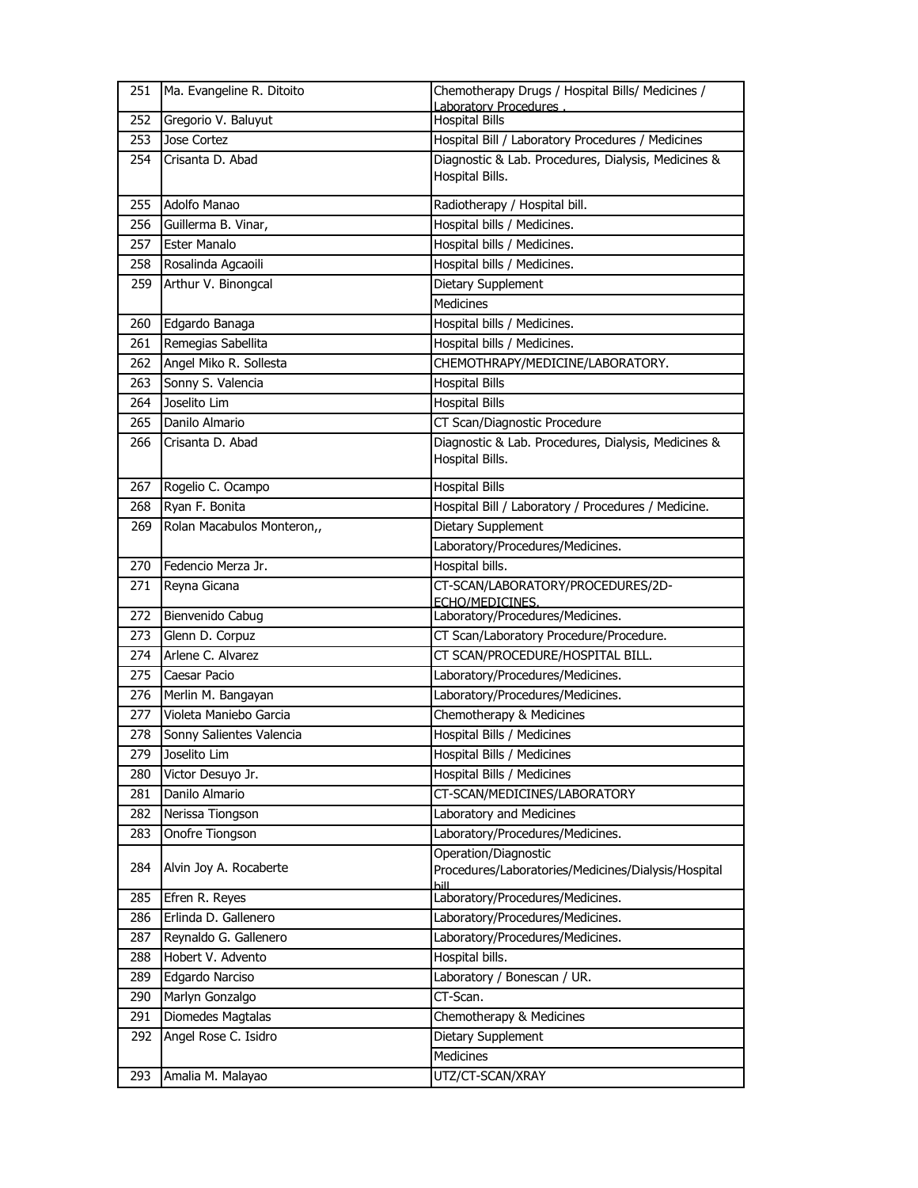| 251 | Ma. Evangeline R. Ditoito | Chemotherapy Drugs / Hospital Bills/ Medicines / Laboratory Procedures . |
|---|---|---|
| 252 | Gregorio V. Baluyut | Hospital Bills |
| 253 | Jose Cortez | Hospital Bill / Laboratory Procedures / Medicines |
| 254 | Crisanta D. Abad | Diagnostic & Lab. Procedures, Dialysis, Medicines & Hospital Bills. |
| 255 | Adolfo Manao | Radiotherapy / Hospital bill. |
| 256 | Guillerma B. Vinar, | Hospital bills / Medicines. |
| 257 | Ester Manalo | Hospital bills / Medicines. |
| 258 | Rosalinda Agcaoili | Hospital bills / Medicines. |
| 259 | Arthur V. Binongcal | Dietary Supplement |
| | | Medicines |
| 260 | Edgardo Banaga | Hospital bills / Medicines. |
| 261 | Remegias Sabellita | Hospital bills / Medicines. |
| 262 | Angel Miko R. Sollesta | CHEMOTHRAPY/MEDICINE/LABORATORY. |
| 263 | Sonny S. Valencia | Hospital Bills |
| 264 | Joselito Lim | Hospital Bills |
| 265 | Danilo Almario | CT Scan/Diagnostic Procedure |
| 266 | Crisanta D. Abad | Diagnostic & Lab. Procedures, Dialysis, Medicines & Hospital Bills. |
| 267 | Rogelio C. Ocampo | Hospital Bills |
| 268 | Ryan F. Bonita | Hospital Bill / Laboratory / Procedures / Medicine. |
| 269 | Rolan Macabulos Monteron,, | Dietary Supplement |
| | | Laboratory/Procedures/Medicines. |
| 270 | Fedencio Merza Jr. | Hospital bills. |
| 271 | Reyna Gicana | CT-SCAN/LABORATORY/PROCEDURES/2D-ECHO/MEDICINES. |
| 272 | Bienvenido Cabug | Laboratory/Procedures/Medicines. |
| 273 | Glenn D. Corpuz | CT Scan/Laboratory Procedure/Procedure. |
| 274 | Arlene C. Alvarez | CT SCAN/PROCEDURE/HOSPITAL BILL. |
| 275 | Caesar Pacio | Laboratory/Procedures/Medicines. |
| 276 | Merlin M. Bangayan | Laboratory/Procedures/Medicines. |
| 277 | Violeta Maniebo Garcia | Chemotherapy & Medicines |
| 278 | Sonny Salientes Valencia | Hospital Bills / Medicines |
| 279 | Joselito Lim | Hospital Bills / Medicines |
| 280 | Victor Desuyo Jr. | Hospital Bills / Medicines |
| 281 | Danilo Almario | CT-SCAN/MEDICINES/LABORATORY |
| 282 | Nerissa Tiongson | Laboratory and Medicines |
| 283 | Onofre Tiongson | Laboratory/Procedures/Medicines. |
| 284 | Alvin Joy A. Rocaberte | Operation/Diagnostic Procedures/Laboratories/Medicines/Dialysis/Hospital bill |
| 285 | Efren R. Reyes | Laboratory/Procedures/Medicines. |
| 286 | Erlinda D. Gallenero | Laboratory/Procedures/Medicines. |
| 287 | Reynaldo G. Gallenero | Laboratory/Procedures/Medicines. |
| 288 | Hobert V. Advento | Hospital bills. |
| 289 | Edgardo Narciso | Laboratory / Bonescan / UR. |
| 290 | Marlyn Gonzalgo | CT-Scan. |
| 291 | Diomedes Magtalas | Chemotherapy & Medicines |
| 292 | Angel Rose C. Isidro | Dietary Supplement |
| | | Medicines |
| 293 | Amalia M. Malayao | UTZ/CT-SCAN/XRAY |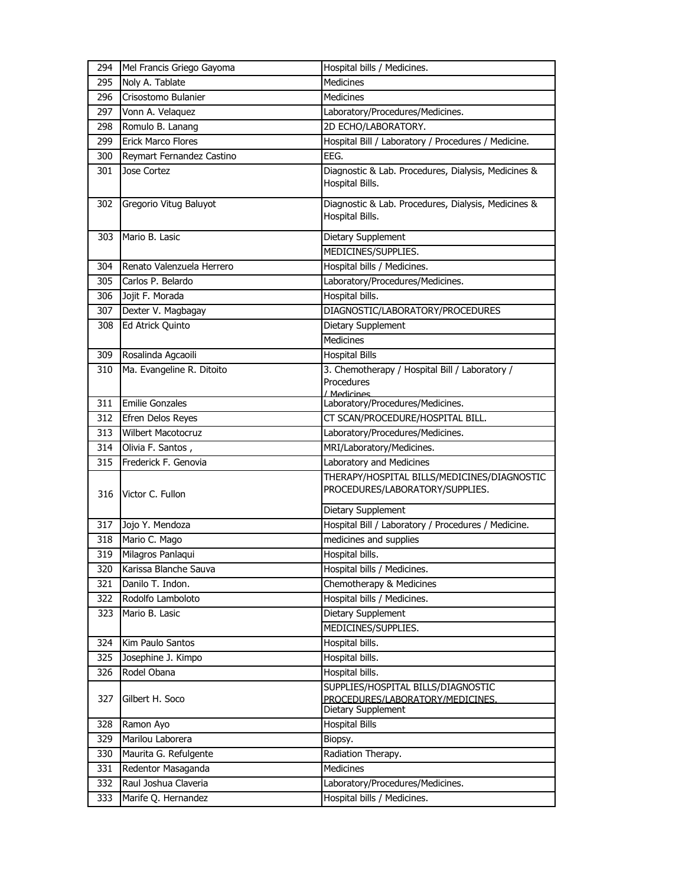| | | |
|---|---|---|
| 294 | Mel Francis Griego Gayoma | Hospital bills / Medicines. |
| 295 | Noly A. Tablate | Medicines |
| 296 | Crisostomo Bulanier | Medicines |
| 297 | Vonn A. Velaquez | Laboratory/Procedures/Medicines. |
| 298 | Romulo B. Lanang | 2D ECHO/LABORATORY. |
| 299 | Erick Marco Flores | Hospital Bill / Laboratory / Procedures / Medicine. |
| 300 | Reymart Fernandez Castino | EEG. |
| 301 | Jose Cortez | Diagnostic & Lab. Procedures, Dialysis, Medicines & Hospital Bills. |
| 302 | Gregorio Vitug Baluyot | Diagnostic & Lab. Procedures, Dialysis, Medicines & Hospital Bills. |
| 303 | Mario B. Lasic | Dietary Supplement |
| | | MEDICINES/SUPPLIES. |
| 304 | Renato Valenzuela Herrero | Hospital bills / Medicines. |
| 305 | Carlos P. Belardo | Laboratory/Procedures/Medicines. |
| 306 | Jojit F. Morada | Hospital bills. |
| 307 | Dexter V. Magbagay | DIAGNOSTIC/LABORATORY/PROCEDURES |
| 308 | Ed Atrick Quinto | Dietary Supplement |
| | | Medicines |
| 309 | Rosalinda Agcaoili | Hospital Bills |
| 310 | Ma. Evangeline R. Ditoito | 3. Chemotherapy / Hospital Bill / Laboratory / Procedures / Medicines |
| 311 | Emilie Gonzales | Laboratory/Procedures/Medicines. |
| 312 | Efren Delos Reyes | CT SCAN/PROCEDURE/HOSPITAL BILL. |
| 313 | Wilbert Macotocruz | Laboratory/Procedures/Medicines. |
| 314 | Olivia F. Santos , | MRI/Laboratory/Medicines. |
| 315 | Frederick F. Genovia | Laboratory and Medicines |
| 316 | Victor C. Fullon | THERAPY/HOSPITAL BILLS/MEDICINES/DIAGNOSTIC PROCEDURES/LABORATORY/SUPPLIES. |
| | | Dietary Supplement |
| 317 | Jojo Y. Mendoza | Hospital Bill / Laboratory / Procedures / Medicine. |
| 318 | Mario C. Mago | medicines and supplies |
| 319 | Milagros Panlaqui | Hospital bills. |
| 320 | Karissa Blanche Sauva | Hospital bills / Medicines. |
| 321 | Danilo T. Indon. | Chemotherapy & Medicines |
| 322 | Rodolfo Lamboloto | Hospital bills / Medicines. |
| 323 | Mario B. Lasic | Dietary Supplement |
| | | MEDICINES/SUPPLIES. |
| 324 | Kim Paulo Santos | Hospital bills. |
| 325 | Josephine J. Kimpo | Hospital bills. |
| 326 | Rodel Obana | Hospital bills. |
| 327 | Gilbert H. Soco | SUPPLIES/HOSPITAL BILLS/DIAGNOSTIC PROCEDURES/LABORATORY/MEDICINES. |
| | | Dietary Supplement |
| 328 | Ramon Ayo | Hospital Bills |
| 329 | Marilou Laborera | Biopsy. |
| 330 | Maurita G. Refulgente | Radiation Therapy. |
| 331 | Redentor Masaganda | Medicines |
| 332 | Raul Joshua Claveria | Laboratory/Procedures/Medicines. |
| 333 | Marife Q. Hernandez | Hospital bills / Medicines. |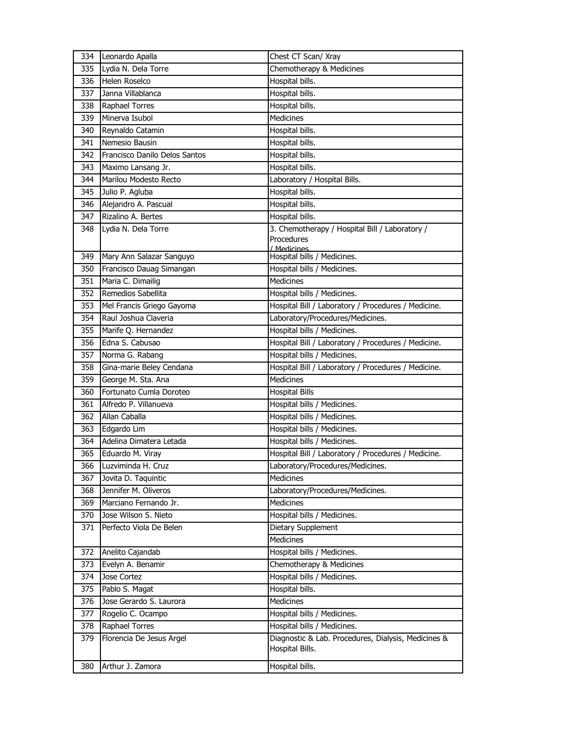| 334 | Leonardo Apalla | Chest CT Scan/ Xray |
|---|---|---|
| 335 | Lydia N. Dela Torre | Chemotherapy & Medicines |
| 336 | Helen Roselco | Hospital bills. |
| 337 | Janna Villablanca | Hospital bills. |
| 338 | Raphael Torres | Hospital bills. |
| 339 | Minerva Isubol | Medicines |
| 340 | Reynaldo Catamin | Hospital bills. |
| 341 | Nemesio Bausin | Hospital bills. |
| 342 | Francisco Danilo Delos Santos | Hospital bills. |
| 343 | Maximo Lansang Jr. | Hospital bills. |
| 344 | Marilou Modesto Recto | Laboratory / Hospital Bills. |
| 345 | Julio P. Agluba | Hospital bills. |
| 346 | Alejandro A. Pascual | Hospital bills. |
| 347 | Rizalino A. Bertes | Hospital bills. |
| 348 | Lydia N. Dela Torre | 3. Chemotherapy / Hospital Bill / Laboratory / Procedures / Medicines |
| 349 | Mary Ann Salazar Sanguyo | Hospital bills / Medicines. |
| 350 | Francisco Dauag Simangan | Hospital bills / Medicines. |
| 351 | Maria C. Dimailig | Medicines |
| 352 | Remedios Sabellita | Hospital bills / Medicines. |
| 353 | Mel Francis Griego Gayoma | Hospital Bill / Laboratory / Procedures / Medicine. |
| 354 | Raul Joshua Claveria | Laboratory/Procedures/Medicines. |
| 355 | Marife Q. Hernandez | Hospital bills / Medicines. |
| 356 | Edna S. Cabusao | Hospital Bill / Laboratory / Procedures / Medicine. |
| 357 | Norma G. Rabang | Hospital bills / Medicines. |
| 358 | Gina-marie Beley Cendana | Hospital Bill / Laboratory / Procedures / Medicine. |
| 359 | George M. Sta. Ana | Medicines |
| 360 | Fortunato Cumla Doroteo | Hospital Bills |
| 361 | Alfredo P. Villanueva | Hospital bills / Medicines. |
| 362 | Allan Caballa | Hospital bills / Medicines. |
| 363 | Edgardo Lim | Hospital bills / Medicines. |
| 364 | Adelina Dimatera Letada | Hospital bills / Medicines. |
| 365 | Eduardo M. Viray | Hospital Bill / Laboratory / Procedures / Medicine. |
| 366 | Luzviminda H. Cruz | Laboratory/Procedures/Medicines. |
| 367 | Jovita D. Taquintic | Medicines |
| 368 | Jennifer M. Oliveros | Laboratory/Procedures/Medicines. |
| 369 | Marciano Fernando Jr. | Medicines |
| 370 | Jose Wilson S. Nieto | Hospital bills / Medicines. |
| 371 | Perfecto Viola De Belen | Dietary Supplement |
| | | Medicines |
| 372 | Anelito Cajandab | Hospital bills / Medicines. |
| 373 | Evelyn A. Benamir | Chemotherapy & Medicines |
| 374 | Jose Cortez | Hospital bills / Medicines. |
| 375 | Pablo S. Magat | Hospital bills. |
| 376 | Jose Gerardo S. Laurora | Medicines |
| 377 | Rogelio C. Ocampo | Hospital bills / Medicines. |
| 378 | Raphael Torres | Hospital bills / Medicines. |
| 379 | Florencia De Jesus Argel | Diagnostic & Lab. Procedures, Dialysis, Medicines & Hospital Bills. |
| 380 | Arthur J. Zamora | Hospital bills. |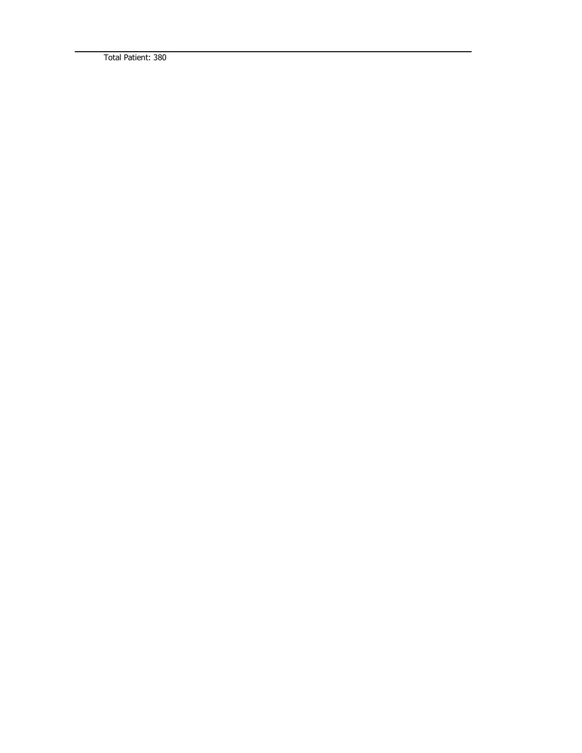Total Patient: 380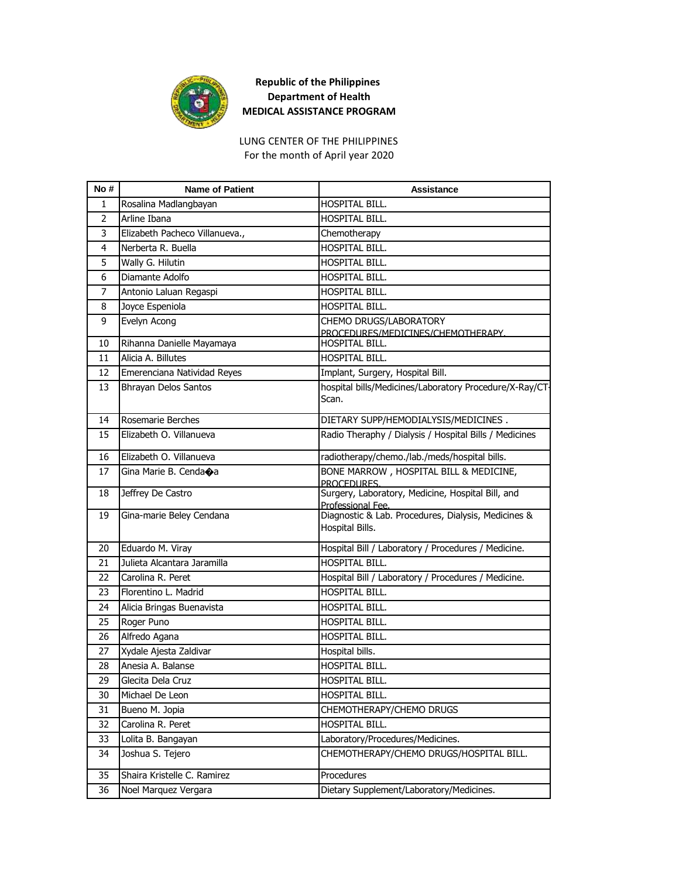**Republic of the Philippines**
**Department of Health**
**MEDICAL ASSISTANCE PROGRAM**

LUNG CENTER OF THE PHILIPPINES
For the month of April year 2020

| No # | Name of Patient | Assistance |
|---|---|---|
| 1 | Rosalina Madlangbayan | HOSPITAL BILL. |
| 2 | Arline Ibana | HOSPITAL BILL. |
| 3 | Elizabeth Pacheco Villanueva., | Chemotherapy |
| 4 | Nerberta R. Buella | HOSPITAL BILL. |
| 5 | Wally G. Hilutin | HOSPITAL BILL. |
| 6 | Diamante Adolfo | HOSPITAL BILL. |
| 7 | Antonio Laluan Regaspi | HOSPITAL BILL. |
| 8 | Joyce Espeniola | HOSPITAL BILL. |
| 9 | Evelyn Acong | CHEMO DRUGS/LABORATORY PROCEDURES/MEDICINES/CHEMOTHERAPY. |
| 10 | Rihanna Danielle Mayamaya | HOSPITAL BILL. |
| 11 | Alicia A. Billutes | HOSPITAL BILL. |
| 12 | Emerenciana Natividad Reyes | Implant, Surgery, Hospital Bill. |
| 13 | Bhrayan Delos Santos | hospital bills/Medicines/Laboratory Procedure/X-Ray/CT-Scan. |
| 14 | Rosemarie Berches | DIETARY SUPP/HEMODIALYSIS/MEDICINES . |
| 15 | Elizabeth O. Villanueva | Radio Theraphy / Dialysis / Hospital Bills / Medicines |
| 16 | Elizabeth O. Villanueva | radiotherapy/chemo./lab./meds/hospital bills. |
| 17 | Gina Marie B. Cenda�a | BONE MARROW , HOSPITAL BILL & MEDICINE, PROCEDURES. |
| 18 | Jeffrey De Castro | Surgery, Laboratory, Medicine, Hospital Bill, and Professional Fee. |
| 19 | Gina-marie Beley Cendana | Diagnostic & Lab. Procedures, Dialysis, Medicines & Hospital Bills. |
| 20 | Eduardo M. Viray | Hospital Bill / Laboratory / Procedures / Medicine. |
| 21 | Julieta Alcantara Jaramilla | HOSPITAL BILL. |
| 22 | Carolina R. Peret | Hospital Bill / Laboratory / Procedures / Medicine. |
| 23 | Florentino L. Madrid | HOSPITAL BILL. |
| 24 | Alicia Bringas Buenavista | HOSPITAL BILL. |
| 25 | Roger Puno | HOSPITAL BILL. |
| 26 | Alfredo Agana | HOSPITAL BILL. |
| 27 | Xydale Ajesta Zaldivar | Hospital bills. |
| 28 | Anesia A. Balanse | HOSPITAL BILL. |
| 29 | Glecita Dela Cruz | HOSPITAL BILL. |
| 30 | Michael De Leon | HOSPITAL BILL. |
| 31 | Bueno M. Jopia | CHEMOTHERAPY/CHEMO DRUGS |
| 32 | Carolina R. Peret | HOSPITAL BILL. |
| 33 | Lolita B. Bangayan | Laboratory/Procedures/Medicines. |
| 34 | Joshua S. Tejero | CHEMOTHERAPY/CHEMO DRUGS/HOSPITAL BILL. |
| 35 | Shaira Kristelle C. Ramirez | Procedures |
| 36 | Noel Marquez Vergara | Dietary Supplement/Laboratory/Medicines. |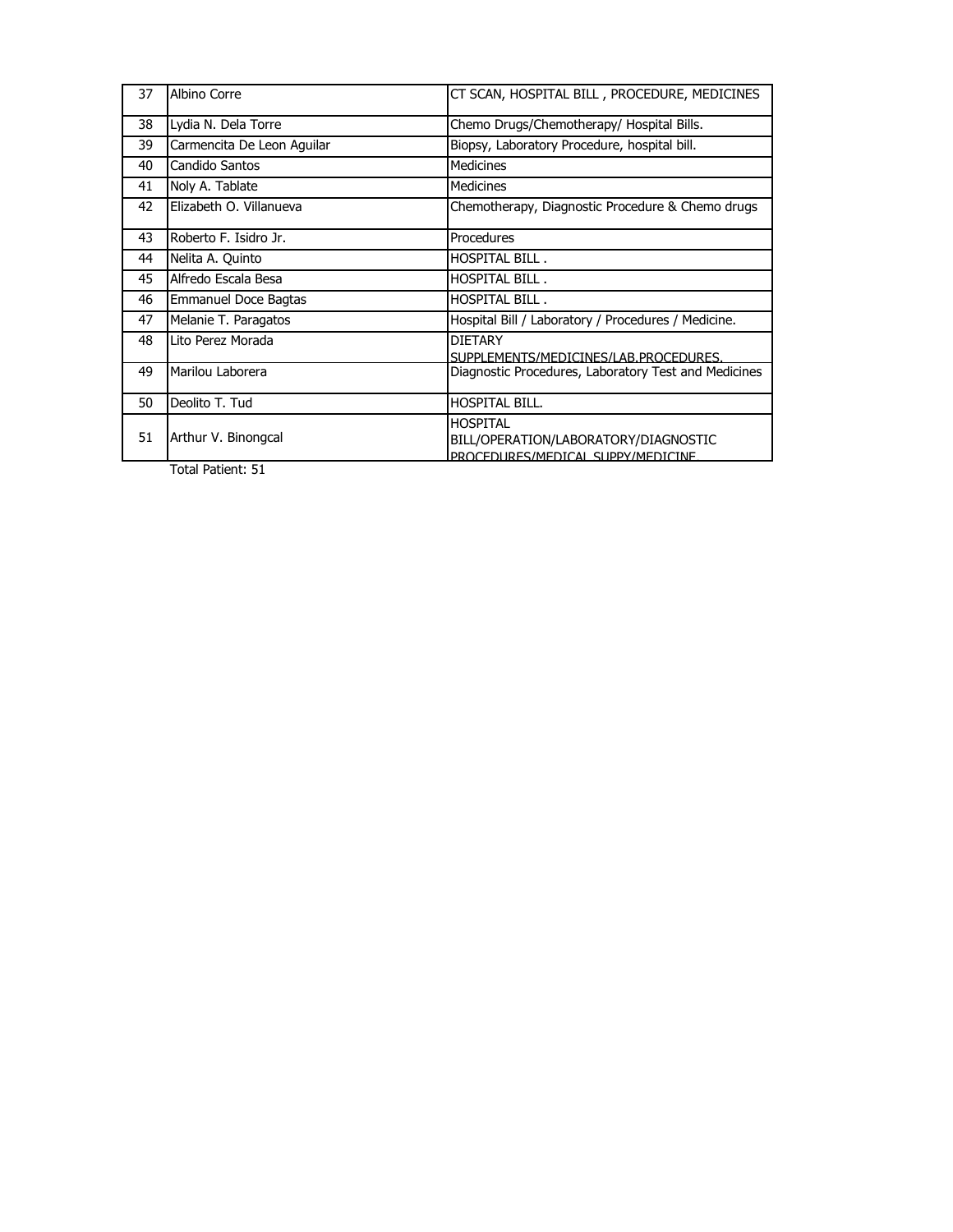| 37 | Albino Corre | CT SCAN, HOSPITAL BILL , PROCEDURE, MEDICINES |
|---|---|---|
| 38 | Lydia N. Dela Torre | Chemo Drugs/Chemotherapy/ Hospital Bills. |
| 39 | Carmencita De Leon Aguilar | Biopsy, Laboratory Procedure, hospital bill. |
| 40 | Candido Santos | Medicines |
| 41 | Noly A. Tablate | Medicines |
| 42 | Elizabeth O. Villanueva | Chemotherapy, Diagnostic Procedure & Chemo drugs |
| 43 | Roberto F. Isidro Jr. | Procedures |
| 44 | Nelita A. Quinto | HOSPITAL BILL . |
| 45 | Alfredo Escala Besa | HOSPITAL BILL . |
| 46 | Emmanuel Doce Bagtas | HOSPITAL BILL . |
| 47 | Melanie T. Paragatos | Hospital Bill / Laboratory / Procedures / Medicine. |
| 48 | Lito Perez Morada | DIETARY SUPPLEMENTS/MEDICINES/LAB.PROCEDURES. |
| 49 | Marilou Laborera | Diagnostic Procedures, Laboratory Test and Medicines |
| 50 | Deolito T. Tud | HOSPITAL BILL. |
| 51 | Arthur V. Binongcal | HOSPITAL BILL/OPERATION/LABORATORY/DIAGNOSTIC PROCEDURES/MEDICAL SUPPY/MEDICINE |

Total Patient: 51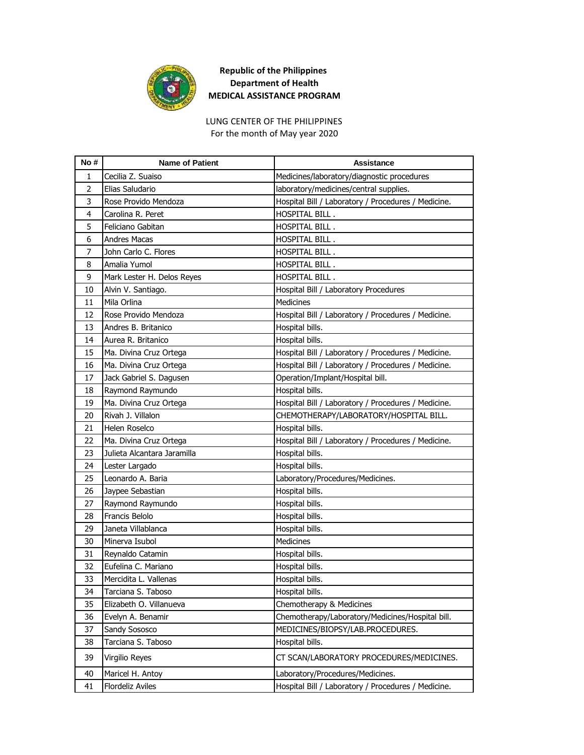**Republic of the Philippines**
**Department of Health**
**MEDICAL ASSISTANCE PROGRAM**

LUNG CENTER OF THE PHILIPPINES
For the month of May year 2020

| No # | Name of Patient | Assistance |
|---|---|---|
| 1 | Cecilia Z. Suaiso | Medicines/laboratory/diagnostic procedures |
| 2 | Elias Saludario | laboratory/medicines/central supplies. |
| 3 | Rose Provido Mendoza | Hospital Bill / Laboratory / Procedures / Medicine. |
| 4 | Carolina R. Peret | HOSPITAL BILL . |
| 5 | Feliciano Gabitan | HOSPITAL BILL . |
| 6 | Andres Macas | HOSPITAL BILL . |
| 7 | John Carlo C. Flores | HOSPITAL BILL . |
| 8 | Amalia Yumol | HOSPITAL BILL . |
| 9 | Mark Lester H. Delos Reyes | HOSPITAL BILL . |
| 10 | Alvin V. Santiago. | Hospital Bill / Laboratory Procedures |
| 11 | Mila Orlina | Medicines |
| 12 | Rose Provido Mendoza | Hospital Bill / Laboratory / Procedures / Medicine. |
| 13 | Andres B. Britanico | Hospital bills. |
| 14 | Aurea R. Britanico | Hospital bills. |
| 15 | Ma. Divina Cruz Ortega | Hospital Bill / Laboratory / Procedures / Medicine. |
| 16 | Ma. Divina Cruz Ortega | Hospital Bill / Laboratory / Procedures / Medicine. |
| 17 | Jack Gabriel S. Dagusen | Operation/Implant/Hospital bill. |
| 18 | Raymond Raymundo | Hospital bills. |
| 19 | Ma. Divina Cruz Ortega | Hospital Bill / Laboratory / Procedures / Medicine. |
| 20 | Rivah J. Villalon | CHEMOTHERAPY/LABORATORY/HOSPITAL BILL. |
| 21 | Helen Roselco | Hospital bills. |
| 22 | Ma. Divina Cruz Ortega | Hospital Bill / Laboratory / Procedures / Medicine. |
| 23 | Julieta Alcantara Jaramilla | Hospital bills. |
| 24 | Lester Largado | Hospital bills. |
| 25 | Leonardo A. Baria | Laboratory/Procedures/Medicines. |
| 26 | Jaypee Sebastian | Hospital bills. |
| 27 | Raymond Raymundo | Hospital bills. |
| 28 | Francis Belolo | Hospital bills. |
| 29 | Janeta Villablanca | Hospital bills. |
| 30 | Minerva Isubol | Medicines |
| 31 | Reynaldo Catamin | Hospital bills. |
| 32 | Eufelina C. Mariano | Hospital bills. |
| 33 | Mercidita L. Vallenas | Hospital bills. |
| 34 | Tarciana S. Taboso | Hospital bills. |
| 35 | Elizabeth O. Villanueva | Chemotherapy & Medicines |
| 36 | Evelyn A. Benamir | Chemotherapy/Laboratory/Medicines/Hospital bill. |
| 37 | Sandy Sososco | MEDICINES/BIOPSY/LAB.PROCEDURES. |
| 38 | Tarciana S. Taboso | Hospital bills. |
| 39 | Virgilio Reyes | CT SCAN/LABORATORY PROCEDURES/MEDICINES. |
| 40 | Maricel H. Antoy | Laboratory/Procedures/Medicines. |
| 41 | Flordeliz Aviles | Hospital Bill / Laboratory / Procedures / Medicine. |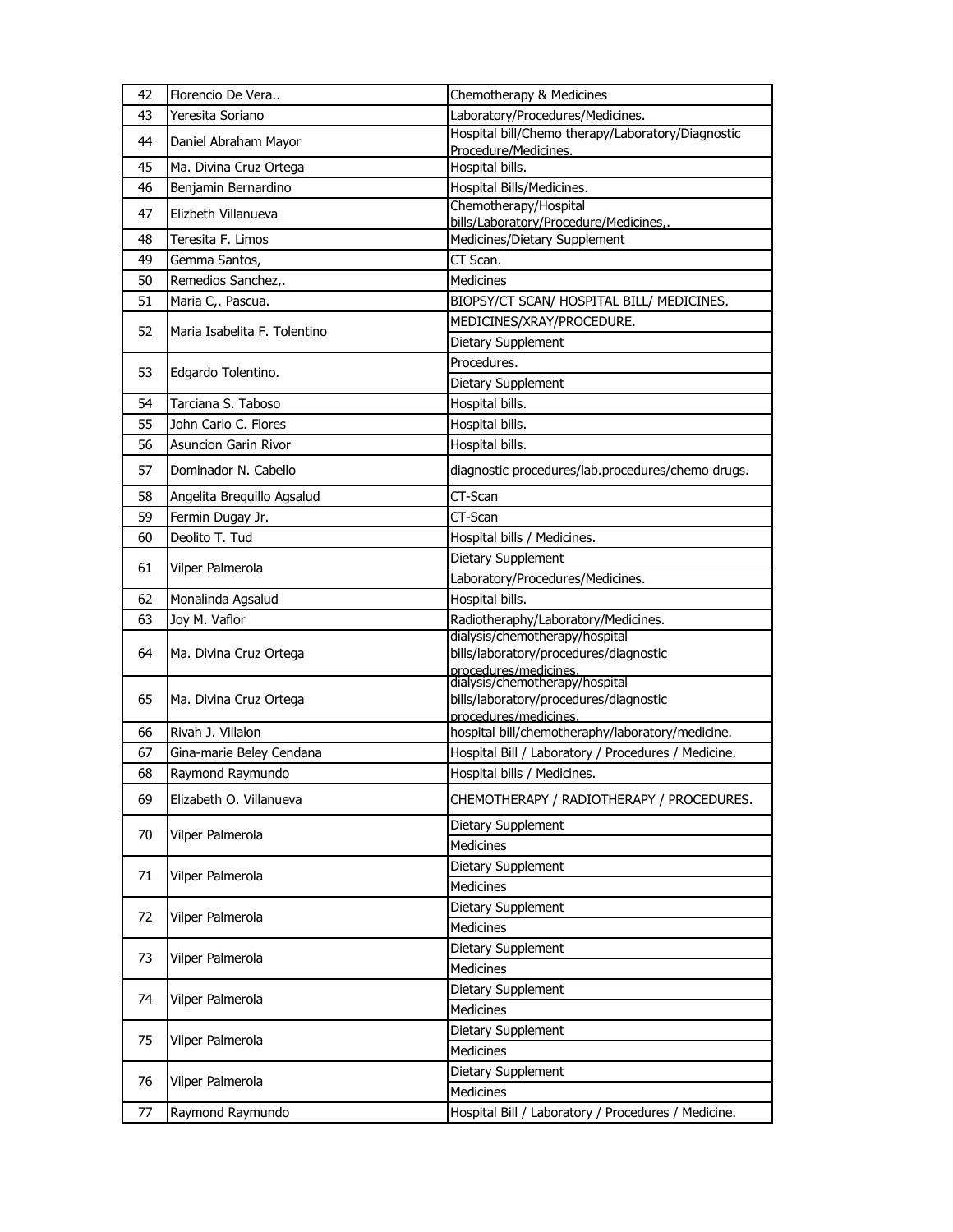| 42 | Florencio De Vera.. | Chemotherapy & Medicines |
|---|---|---|
| 43 | Yeresita Soriano | Laboratory/Procedures/Medicines. |
| 44 | Daniel Abraham Mayor | Hospital bill/Chemo therapy/Laboratory/Diagnostic Procedure/Medicines. |
| 45 | Ma. Divina Cruz Ortega | Hospital bills. |
| 46 | Benjamin Bernardino | Hospital Bills/Medicines. |
| 47 | Elizbeth Villanueva | Chemotherapy/Hospital bills/Laboratory/Procedure/Medicines,. |
| 48 | Teresita F. Limos | Medicines/Dietary Supplement |
| 49 | Gemma Santos, | CT Scan. |
| 50 | Remedios Sanchez,. | Medicines |
| 51 | Maria C,. Pascua. | BIOPSY/CT SCAN/ HOSPITAL BILL/ MEDICINES. |
| 52 | Maria Isabelita F. Tolentino | MEDICINES/XRAY/PROCEDURE. |
| | | Dietary Supplement |
| 53 | Edgardo Tolentino. | Procedures. |
| | | Dietary Supplement |
| 54 | Tarciana S. Taboso | Hospital bills. |
| 55 | John Carlo C. Flores | Hospital bills. |
| 56 | Asuncion Garin Rivor | Hospital bills. |
| 57 | Dominador N. Cabello | diagnostic procedures/lab.procedures/chemo drugs. |
| 58 | Angelita Brequillo Agsalud | CT-Scan |
| 59 | Fermin Dugay Jr. | CT-Scan |
| 60 | Deolito T. Tud | Hospital bills / Medicines. |
| 61 | Vilper Palmerola | Dietary Supplement |
| | | Laboratory/Procedures/Medicines. |
| 62 | Monalinda Agsalud | Hospital bills. |
| 63 | Joy M. Vaflor | Radiotheraphy/Laboratory/Medicines. |
| 64 | Ma. Divina Cruz Ortega | dialysis/chemotherapy/hospital bills/laboratory/procedures/diagnostic procedures/medicines. |
| 65 | Ma. Divina Cruz Ortega | dialysis/chemotherapy/hospital bills/laboratory/procedures/diagnostic procedures/medicines. |
| 66 | Rivah J. Villalon | hospital bill/chemotheraphy/laboratory/medicine. |
| 67 | Gina-marie Beley Cendana | Hospital Bill / Laboratory / Procedures / Medicine. |
| 68 | Raymond Raymundo | Hospital bills / Medicines. |
| 69 | Elizabeth O. Villanueva | CHEMOTHERAPY / RADIOTHERAPY / PROCEDURES. |
| 70 | Vilper Palmerola | Dietary Supplement |
| | | Medicines |
| 71 | Vilper Palmerola | Dietary Supplement |
| | | Medicines |
| 72 | Vilper Palmerola | Dietary Supplement |
| | | Medicines |
| 73 | Vilper Palmerola | Dietary Supplement |
| | | Medicines |
| 74 | Vilper Palmerola | Dietary Supplement |
| | | Medicines |
| 75 | Vilper Palmerola | Dietary Supplement |
| | | Medicines |
| 76 | Vilper Palmerola | Dietary Supplement |
| | | Medicines |
| 77 | Raymond Raymundo | Hospital Bill / Laboratory / Procedures / Medicine. |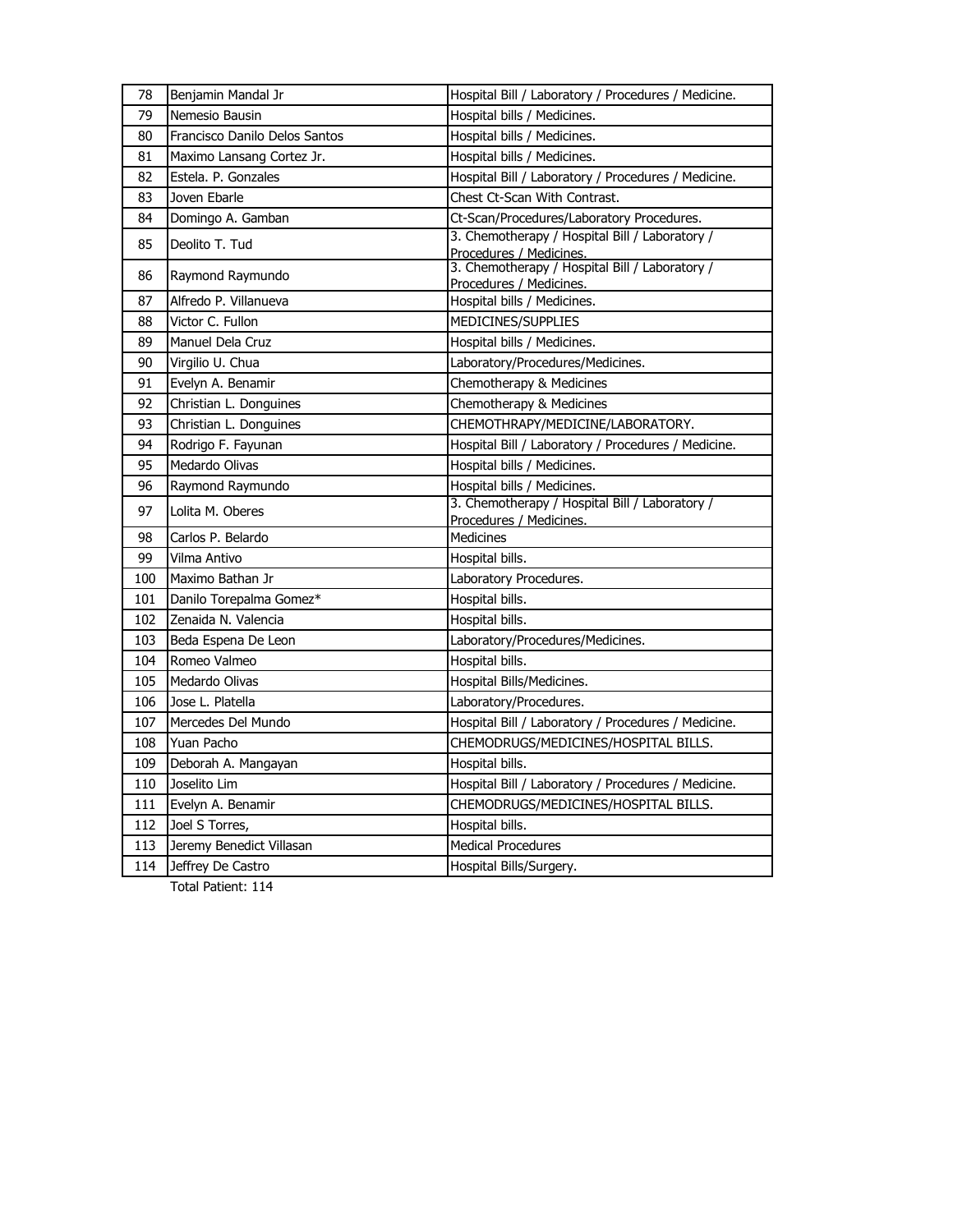| | | |
|---|---|---|
| 78 | Benjamin Mandal Jr | Hospital Bill / Laboratory / Procedures / Medicine. |
| 79 | Nemesio Bausin | Hospital bills / Medicines. |
| 80 | Francisco Danilo Delos Santos | Hospital bills / Medicines. |
| 81 | Maximo Lansang Cortez Jr. | Hospital bills / Medicines. |
| 82 | Estela. P. Gonzales | Hospital Bill / Laboratory / Procedures / Medicine. |
| 83 | Joven Ebarle | Chest Ct-Scan With Contrast. |
| 84 | Domingo A. Gamban | Ct-Scan/Procedures/Laboratory Procedures. |
| 85 | Deolito T. Tud | 3. Chemotherapy / Hospital Bill / Laboratory / Procedures / Medicines. |
| 86 | Raymond Raymundo | 3. Chemotherapy / Hospital Bill / Laboratory / Procedures / Medicines. |
| 87 | Alfredo P. Villanueva | Hospital bills / Medicines. |
| 88 | Victor C. Fullon | MEDICINES/SUPPLIES |
| 89 | Manuel Dela Cruz | Hospital bills / Medicines. |
| 90 | Virgilio U. Chua | Laboratory/Procedures/Medicines. |
| 91 | Evelyn A. Benamir | Chemotherapy & Medicines |
| 92 | Christian L. Donguines | Chemotherapy & Medicines |
| 93 | Christian L. Donguines | CHEMOTHRAPY/MEDICINE/LABORATORY. |
| 94 | Rodrigo F. Fayunan | Hospital Bill / Laboratory / Procedures / Medicine. |
| 95 | Medardo Olivas | Hospital bills / Medicines. |
| 96 | Raymond Raymundo | Hospital bills / Medicines. |
| 97 | Lolita M. Oberes | 3. Chemotherapy / Hospital Bill / Laboratory / Procedures / Medicines. |
| 98 | Carlos P. Belardo | Medicines |
| 99 | Vilma Antivo | Hospital bills. |
| 100 | Maximo Bathan Jr | Laboratory Procedures. |
| 101 | Danilo Torepalma Gomez* | Hospital bills. |
| 102 | Zenaida N. Valencia | Hospital bills. |
| 103 | Beda Espena De Leon | Laboratory/Procedures/Medicines. |
| 104 | Romeo Valmeo | Hospital bills. |
| 105 | Medardo Olivas | Hospital Bills/Medicines. |
| 106 | Jose L. Platella | Laboratory/Procedures. |
| 107 | Mercedes Del Mundo | Hospital Bill / Laboratory / Procedures / Medicine. |
| 108 | Yuan Pacho | CHEMODRUGS/MEDICINES/HOSPITAL BILLS. |
| 109 | Deborah A. Mangayan | Hospital bills. |
| 110 | Joselito Lim | Hospital Bill / Laboratory / Procedures / Medicine. |
| 111 | Evelyn A. Benamir | CHEMODRUGS/MEDICINES/HOSPITAL BILLS. |
| 112 | Joel S Torres, | Hospital bills. |
| 113 | Jeremy Benedict Villasan | Medical Procedures |
| 114 | Jeffrey De Castro | Hospital Bills/Surgery. |

Total Patient: 114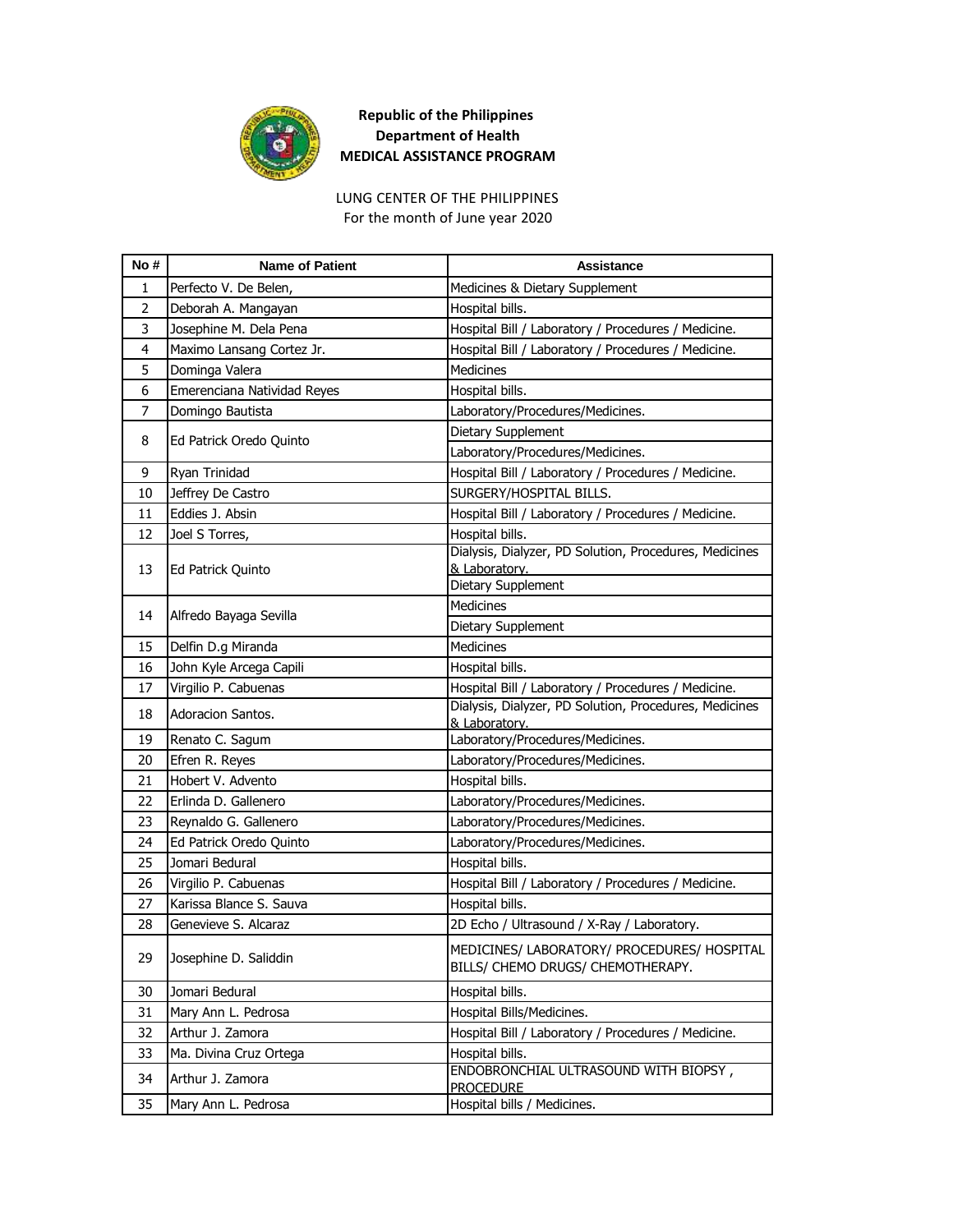**Republic of the Philippines**
**Department of Health**
**MEDICAL ASSISTANCE PROGRAM**

LUNG CENTER OF THE PHILIPPINES
For the month of June year 2020

| No # | Name of Patient | Assistance |
|---|---|---|
| 1 | Perfecto V. De Belen, | Medicines & Dietary Supplement |
| 2 | Deborah A. Mangayan | Hospital bills. |
| 3 | Josephine M. Dela Pena | Hospital Bill / Laboratory / Procedures / Medicine. |
| 4 | Maximo Lansang Cortez Jr. | Hospital Bill / Laboratory / Procedures / Medicine. |
| 5 | Dominga Valera | Medicines |
| 6 | Emerenciana Natividad Reyes | Hospital bills. |
| 7 | Domingo Bautista | Laboratory/Procedures/Medicines. |
| 8 | Ed Patrick Oredo Quinto | Dietary Supplement |
| | | Laboratory/Procedures/Medicines. |
| 9 | Ryan Trinidad | Hospital Bill / Laboratory / Procedures / Medicine. |
| 10 | Jeffrey De Castro | SURGERY/HOSPITAL BILLS. |
| 11 | Eddies J. Absin | Hospital Bill / Laboratory / Procedures / Medicine. |
| 12 | Joel S Torres, | Hospital bills. |
| 13 | Ed Patrick Quinto | Dialysis, Dialyzer, PD Solution, Procedures, Medicines & Laboratory. |
| | | Dietary Supplement |
| 14 | Alfredo Bayaga Sevilla | Medicines |
| | | Dietary Supplement |
| 15 | Delfin D.g Miranda | Medicines |
| 16 | John Kyle Arcega Capili | Hospital bills. |
| 17 | Virgilio P. Cabuenas | Hospital Bill / Laboratory / Procedures / Medicine. |
| 18 | Adoracion Santos. | Dialysis, Dialyzer, PD Solution, Procedures, Medicines & Laboratory. |
| 19 | Renato C. Sagum | Laboratory/Procedures/Medicines. |
| 20 | Efren R. Reyes | Laboratory/Procedures/Medicines. |
| 21 | Hobert V. Advento | Hospital bills. |
| 22 | Erlinda D. Gallenero | Laboratory/Procedures/Medicines. |
| 23 | Reynaldo G. Gallenero | Laboratory/Procedures/Medicines. |
| 24 | Ed Patrick Oredo Quinto | Laboratory/Procedures/Medicines. |
| 25 | Jomari Bedural | Hospital bills. |
| 26 | Virgilio P. Cabuenas | Hospital Bill / Laboratory / Procedures / Medicine. |
| 27 | Karissa Blance S. Sauva | Hospital bills. |
| 28 | Genevieve S. Alcaraz | 2D Echo / Ultrasound / X-Ray / Laboratory. |
| 29 | Josephine D. Saliddin | MEDICINES/ LABORATORY/ PROCEDURES/ HOSPITAL BILLS/ CHEMO DRUGS/ CHEMOTHERAPY. |
| 30 | Jomari Bedural | Hospital bills. |
| 31 | Mary Ann L. Pedrosa | Hospital Bills/Medicines. |
| 32 | Arthur J. Zamora | Hospital Bill / Laboratory / Procedures / Medicine. |
| 33 | Ma. Divina Cruz Ortega | Hospital bills. |
| 34 | Arthur J. Zamora | ENDOBRONCHIAL ULTRASOUND WITH BIOPSY , PROCEDURE |
| 35 | Mary Ann L. Pedrosa | Hospital bills / Medicines. |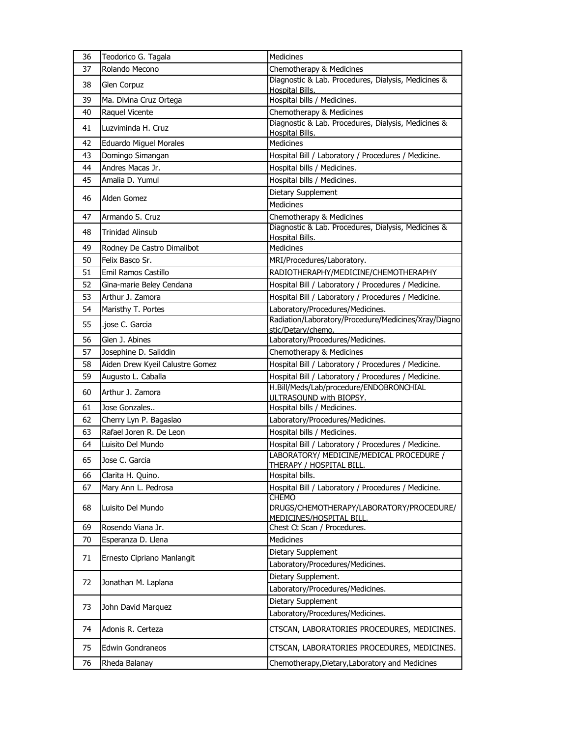| 36 | Teodorico G. Tagala | Medicines |
|---|---|---|
| 37 | Rolando Mecono | Chemotherapy & Medicines |
| 38 | Glen Corpuz | Diagnostic & Lab. Procedures, Dialysis, Medicines & Hospital Bills. |
| 39 | Ma. Divina Cruz Ortega | Hospital bills / Medicines. |
| 40 | Raquel Vicente | Chemotherapy & Medicines |
| 41 | Luzviminda H. Cruz | Diagnostic & Lab. Procedures, Dialysis, Medicines & Hospital Bills. |
| 42 | Eduardo Miguel Morales | Medicines |
| 43 | Domingo Simangan | Hospital Bill / Laboratory / Procedures / Medicine. |
| 44 | Andres Macas Jr. | Hospital bills / Medicines. |
| 45 | Amalia D. Yumul | Hospital bills / Medicines. |
| 46 | Alden Gomez | Dietary Supplement |
| | | Medicines |
| 47 | Armando S. Cruz | Chemotherapy & Medicines |
| 48 | Trinidad Alinsub | Diagnostic & Lab. Procedures, Dialysis, Medicines & Hospital Bills. |
| 49 | Rodney De Castro Dimalibot | Medicines |
| 50 | Felix Basco Sr. | MRI/Procedures/Laboratory. |
| 51 | Emil Ramos Castillo | RADIOTHERAPHY/MEDICINE/CHEMOTHERAPHY |
| 52 | Gina-marie Beley Cendana | Hospital Bill / Laboratory / Procedures / Medicine. |
| 53 | Arthur J. Zamora | Hospital Bill / Laboratory / Procedures / Medicine. |
| 54 | Maristhy T. Portes | Laboratory/Procedures/Medicines. |
| 55 | .jose C. Garcia | Radiation/Laboratory/Procedure/Medicines/Xray/Diagnostic/Detary/chemo. |
| 56 | Glen J. Abines | Laboratory/Procedures/Medicines. |
| 57 | Josephine D. Saliddin | Chemotherapy & Medicines |
| 58 | Aiden Drew Kyeil Calustre Gomez | Hospital Bill / Laboratory / Procedures / Medicine. |
| 59 | Augusto L. Caballa | Hospital Bill / Laboratory / Procedures / Medicine. |
| 60 | Arthur J. Zamora | H.Bill/Meds/Lab/procedure/ENDOBRONCHIAL ULTRASOUND with BIOPSY. |
| 61 | Jose Gonzales.. | Hospital bills / Medicines. |
| 62 | Cherry Lyn P. Bagaslao | Laboratory/Procedures/Medicines. |
| 63 | Rafael Joren R. De Leon | Hospital bills / Medicines. |
| 64 | Luisito Del Mundo | Hospital Bill / Laboratory / Procedures / Medicine. |
| 65 | Jose C. Garcia | LABORATORY/ MEDICINE/MEDICAL PROCEDURE / THERAPY / HOSPITAL BILL. |
| 66 | Clarita H. Quino. | Hospital bills. |
| 67 | Mary Ann L. Pedrosa | Hospital Bill / Laboratory / Procedures / Medicine. |
| 68 | Luisito Del Mundo | CHEMO DRUGS/CHEMOTHERAPY/LABORATORY/PROCEDURE/ MEDICINES/HOSPITAL BILL. |
| 69 | Rosendo Viana Jr. | Chest Ct Scan / Procedures. |
| 70 | Esperanza D. Llena | Medicines |
| 71 | Ernesto Cipriano Manlangit | Dietary Supplement |
| | | Laboratory/Procedures/Medicines. |
| 72 | Jonathan M. Laplana | Dietary Supplement. |
| | | Laboratory/Procedures/Medicines. |
| 73 | John David Marquez | Dietary Supplement |
| | | Laboratory/Procedures/Medicines. |
| 74 | Adonis R. Certeza | CTSCAN, LABORATORIES PROCEDURES, MEDICINES. |
| 75 | Edwin Gondraneos | CTSCAN, LABORATORIES PROCEDURES, MEDICINES. |
| 76 | Rheda Balanay | Chemotherapy,Dietary,Laboratory and Medicines |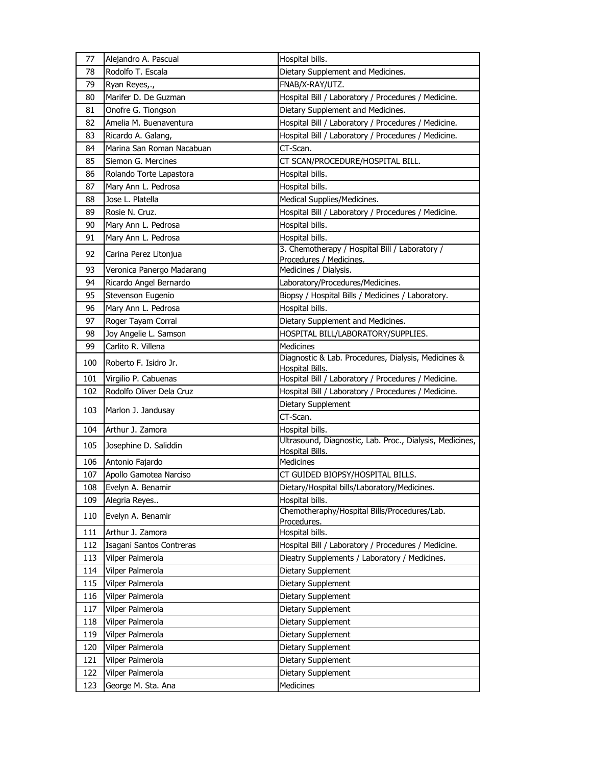| | | |
|---|---|---|
| 77 | Alejandro A. Pascual | Hospital bills. |
| 78 | Rodolfo T. Escala | Dietary Supplement and Medicines. |
| 79 | Ryan Reyes,., | FNAB/X-RAY/UTZ. |
| 80 | Marifer D. De Guzman | Hospital Bill / Laboratory / Procedures / Medicine. |
| 81 | Onofre G. Tiongson | Dietary Supplement and Medicines. |
| 82 | Amelia M. Buenaventura | Hospital Bill / Laboratory / Procedures / Medicine. |
| 83 | Ricardo A. Galang, | Hospital Bill / Laboratory / Procedures / Medicine. |
| 84 | Marina San Roman Nacabuan | CT-Scan. |
| 85 | Siemon G. Mercines | CT SCAN/PROCEDURE/HOSPITAL BILL. |
| 86 | Rolando Torte Lapastora | Hospital bills. |
| 87 | Mary Ann L. Pedrosa | Hospital bills. |
| 88 | Jose L. Platella | Medical Supplies/Medicines. |
| 89 | Rosie N. Cruz. | Hospital Bill / Laboratory / Procedures / Medicine. |
| 90 | Mary Ann L. Pedrosa | Hospital bills. |
| 91 | Mary Ann L. Pedrosa | Hospital bills. |
| 92 | Carina Perez Litonjua | 3. Chemotherapy / Hospital Bill / Laboratory / Procedures / Medicines. |
| 93 | Veronica Panergo Madarang | Medicines / Dialysis. |
| 94 | Ricardo Angel Bernardo | Laboratory/Procedures/Medicines. |
| 95 | Stevenson Eugenio | Biopsy / Hospital Bills / Medicines / Laboratory. |
| 96 | Mary Ann L. Pedrosa | Hospital bills. |
| 97 | Roger Tayam Corral | Dietary Supplement and Medicines. |
| 98 | Joy Angelie L. Samson | HOSPITAL BILL/LABORATORY/SUPPLIES. |
| 99 | Carlito R. Villena | Medicines |
| 100 | Roberto F. Isidro Jr. | Diagnostic & Lab. Procedures, Dialysis, Medicines & Hospital Bills. |
| 101 | Virgilio P. Cabuenas | Hospital Bill / Laboratory / Procedures / Medicine. |
| 102 | Rodolfo Oliver Dela Cruz | Hospital Bill / Laboratory / Procedures / Medicine. |
| 103 | Marlon J. Jandusay | Dietary Supplement |
| | | CT-Scan. |
| 104 | Arthur J. Zamora | Hospital bills. |
| 105 | Josephine D. Saliddin | Ultrasound, Diagnostic, Lab. Proc., Dialysis, Medicines, Hospital Bills. |
| 106 | Antonio Fajardo | Medicines |
| 107 | Apollo Gamotea Narciso | CT GUIDED BIOPSY/HOSPITAL BILLS. |
| 108 | Evelyn A. Benamir | Dietary/Hospital bills/Laboratory/Medicines. |
| 109 | Alegria Reyes.. | Hospital bills. |
| 110 | Evelyn A. Benamir | Chemotheraphy/Hospital Bills/Procedures/Lab. Procedures. |
| 111 | Arthur J. Zamora | Hospital bills. |
| 112 | Isagani Santos Contreras | Hospital Bill / Laboratory / Procedures / Medicine. |
| 113 | Vilper Palmerola | Dieatry Supplements / Laboratory / Medicines. |
| 114 | Vilper Palmerola | Dietary Supplement |
| 115 | Vilper Palmerola | Dietary Supplement |
| 116 | Vilper Palmerola | Dietary Supplement |
| 117 | Vilper Palmerola | Dietary Supplement |
| 118 | Vilper Palmerola | Dietary Supplement |
| 119 | Vilper Palmerola | Dietary Supplement |
| 120 | Vilper Palmerola | Dietary Supplement |
| 121 | Vilper Palmerola | Dietary Supplement |
| 122 | Vilper Palmerola | Dietary Supplement |
| 123 | George M. Sta. Ana | Medicines |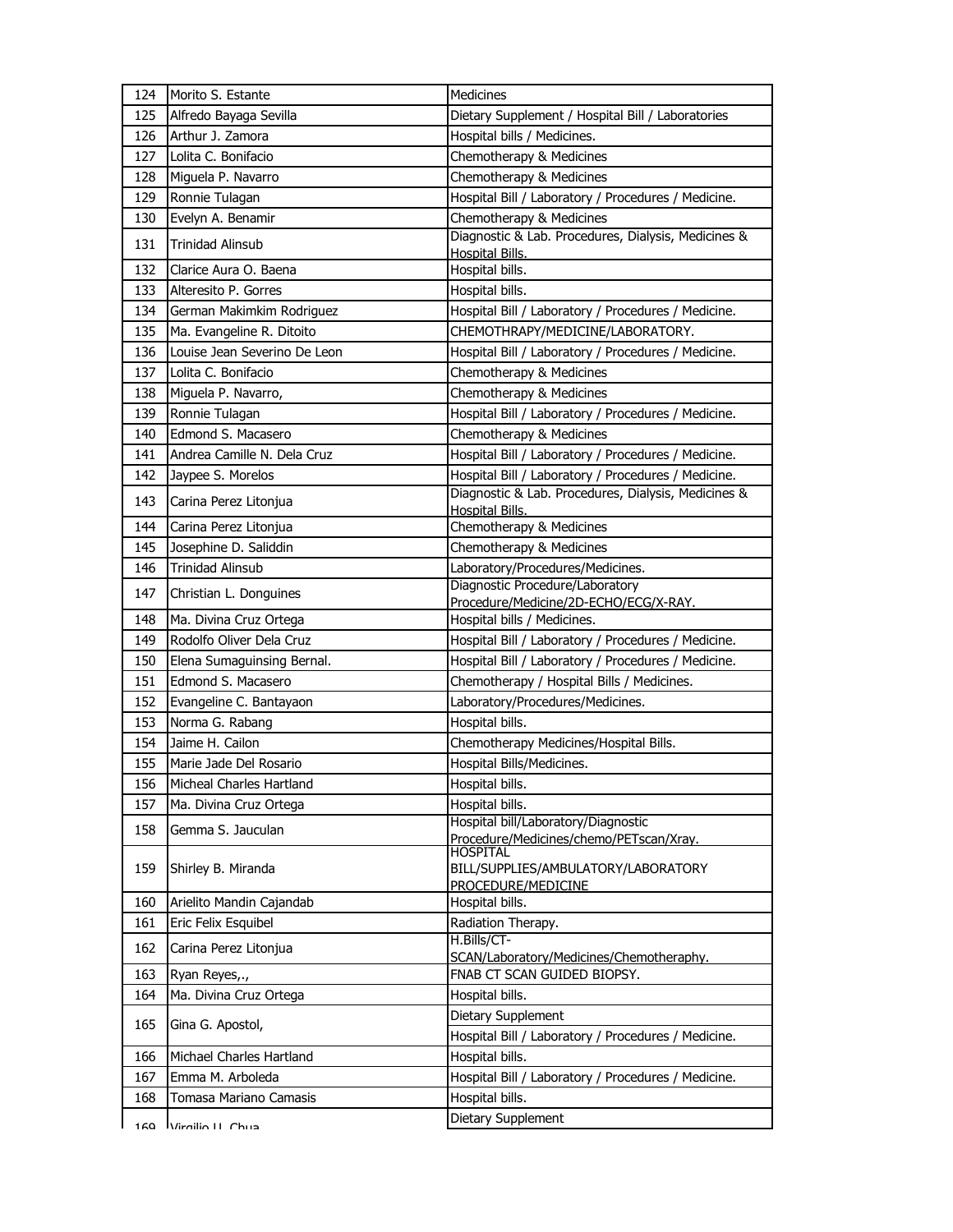| | | |
|---|---|---|
| 124 | Morito S. Estante | Medicines |
| 125 | Alfredo Bayaga Sevilla | Dietary Supplement / Hospital Bill / Laboratories |
| 126 | Arthur J. Zamora | Hospital bills / Medicines. |
| 127 | Lolita C. Bonifacio | Chemotherapy & Medicines |
| 128 | Miguela P. Navarro | Chemotherapy & Medicines |
| 129 | Ronnie Tulagan | Hospital Bill / Laboratory / Procedures / Medicine. |
| 130 | Evelyn A. Benamir | Chemotherapy & Medicines |
| 131 | Trinidad Alinsub | Diagnostic & Lab. Procedures, Dialysis, Medicines & Hospital Bills. |
| 132 | Clarice Aura O. Baena | Hospital bills. |
| 133 | Alteresito P. Gorres | Hospital bills. |
| 134 | German Makimkim Rodriguez | Hospital Bill / Laboratory / Procedures / Medicine. |
| 135 | Ma. Evangeline R. Ditoito | CHEMOTHRAPY/MEDICINE/LABORATORY. |
| 136 | Louise Jean Severino De Leon | Hospital Bill / Laboratory / Procedures / Medicine. |
| 137 | Lolita C. Bonifacio | Chemotherapy & Medicines |
| 138 | Miguela P. Navarro, | Chemotherapy & Medicines |
| 139 | Ronnie Tulagan | Hospital Bill / Laboratory / Procedures / Medicine. |
| 140 | Edmond S. Macasero | Chemotherapy & Medicines |
| 141 | Andrea Camille N. Dela Cruz | Hospital Bill / Laboratory / Procedures / Medicine. |
| 142 | Jaypee S. Morelos | Hospital Bill / Laboratory / Procedures / Medicine. |
| 143 | Carina Perez Litonjua | Diagnostic & Lab. Procedures, Dialysis, Medicines & Hospital Bills. |
| 144 | Carina Perez Litonjua | Chemotherapy & Medicines |
| 145 | Josephine D. Saliddin | Chemotherapy & Medicines |
| 146 | Trinidad Alinsub | Laboratory/Procedures/Medicines. |
| 147 | Christian L. Donguines | Diagnostic Procedure/Laboratory Procedure/Medicine/2D-ECHO/ECG/X-RAY. |
| 148 | Ma. Divina Cruz Ortega | Hospital bills / Medicines. |
| 149 | Rodolfo Oliver Dela Cruz | Hospital Bill / Laboratory / Procedures / Medicine. |
| 150 | Elena Sumaguinsing Bernal. | Hospital Bill / Laboratory / Procedures / Medicine. |
| 151 | Edmond S. Macasero | Chemotherapy / Hospital Bills / Medicines. |
| 152 | Evangeline C. Bantayaon | Laboratory/Procedures/Medicines. |
| 153 | Norma G. Rabang | Hospital bills. |
| 154 | Jaime H. Cailon | Chemotherapy Medicines/Hospital Bills. |
| 155 | Marie Jade Del Rosario | Hospital Bills/Medicines. |
| 156 | Micheal Charles Hartland | Hospital bills. |
| 157 | Ma. Divina Cruz Ortega | Hospital bills. |
| 158 | Gemma S. Jauculan | Hospital bill/Laboratory/Diagnostic Procedure/Medicines/chemo/PETscan/Xray. |
| 159 | Shirley B. Miranda | HOSPITAL BILL/SUPPLIES/AMBULATORY/LABORATORY PROCEDURE/MEDICINE |
| 160 | Arielito Mandin Cajandab | Hospital bills. |
| 161 | Eric Felix Esquibel | Radiation Therapy. |
| 162 | Carina Perez Litonjua | H.Bills/CT-SCAN/Laboratory/Medicines/Chemotheraphy. |
| 163 | Ryan Reyes,., | FNAB CT SCAN GUIDED BIOPSY. |
| 164 | Ma. Divina Cruz Ortega | Hospital bills. |
| 165 | Gina G. Apostol, | Dietary Supplement |
| | | Hospital Bill / Laboratory / Procedures / Medicine. |
| 166 | Michael Charles Hartland | Hospital bills. |
| 167 | Emma M. Arboleda | Hospital Bill / Laboratory / Procedures / Medicine. |
| 168 | Tomasa Mariano Camasis | Hospital bills. |
| 169 | Virgilio U. Chua | Dietary Supplement |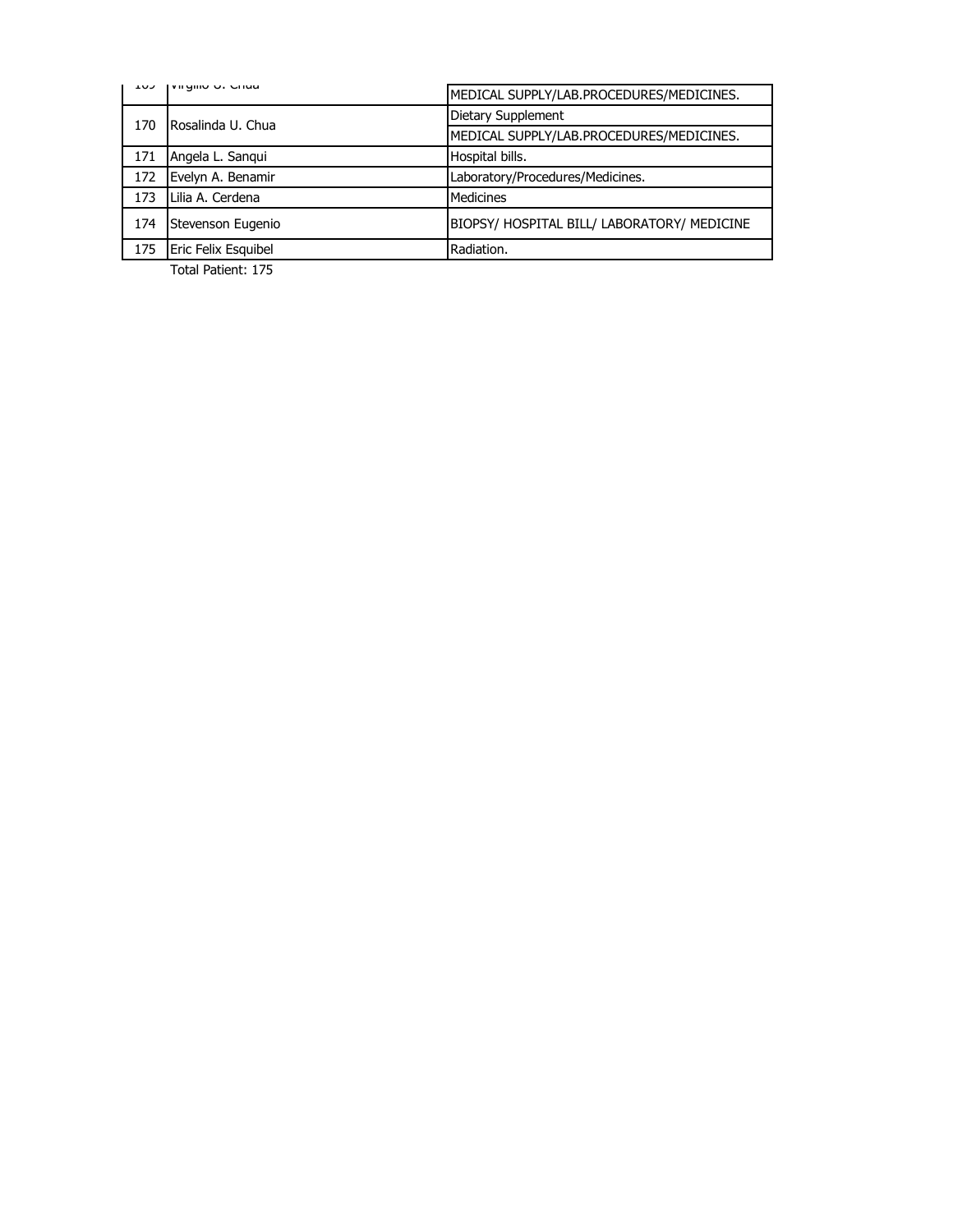| 169 | Virgilio U. Chua | MEDICAL SUPPLY/LAB.PROCEDURES/MEDICINES. |
|---|---|---|
| 170 | Rosalinda U. Chua | Dietary Supplement |
| | | MEDICAL SUPPLY/LAB.PROCEDURES/MEDICINES. |
| 171 | Angela L. Sanqui | Hospital bills. |
| 172 | Evelyn A. Benamir | Laboratory/Procedures/Medicines. |
| 173 | Lilia A. Cerdena | Medicines |
| 174 | Stevenson Eugenio | BIOPSY/ HOSPITAL BILL/ LABORATORY/ MEDICINE |
| 175 | Eric Felix Esquibel | Radiation. |

Total Patient: 175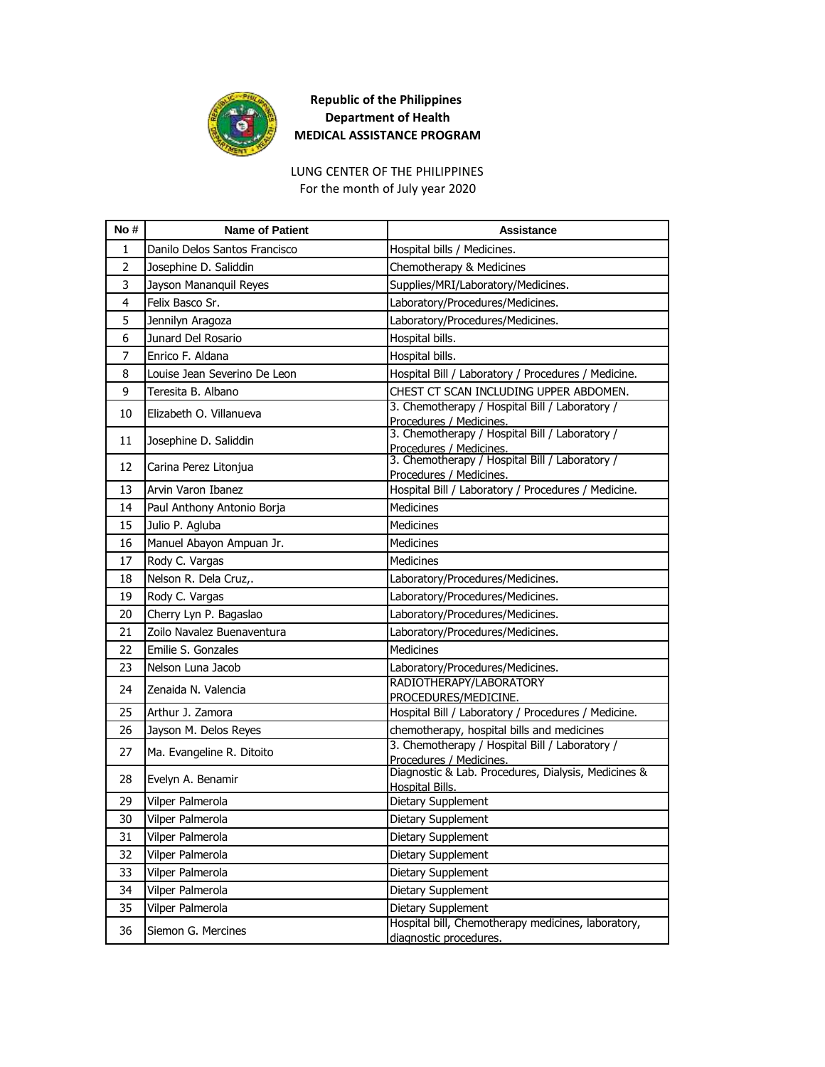**Republic of the Philippines**
**Department of Health**
**MEDICAL ASSISTANCE PROGRAM**

LUNG CENTER OF THE PHILIPPINES
For the month of July year 2020

| No # | Name of Patient | Assistance |
|---|---|---|
| 1 | Danilo Delos Santos Francisco | Hospital bills / Medicines. |
| 2 | Josephine D. Saliddin | Chemotherapy & Medicines |
| 3 | Jayson Mananquil Reyes | Supplies/MRI/Laboratory/Medicines. |
| 4 | Felix Basco Sr. | Laboratory/Procedures/Medicines. |
| 5 | Jennilyn Aragoza | Laboratory/Procedures/Medicines. |
| 6 | Junard Del Rosario | Hospital bills. |
| 7 | Enrico F. Aldana | Hospital bills. |
| 8 | Louise Jean Severino De Leon | Hospital Bill / Laboratory / Procedures / Medicine. |
| 9 | Teresita B. Albano | CHEST CT SCAN INCLUDING UPPER ABDOMEN. |
| 10 | Elizabeth O. Villanueva | 3. Chemotherapy / Hospital Bill / Laboratory / Procedures / Medicines. |
| 11 | Josephine D. Saliddin | 3. Chemotherapy / Hospital Bill / Laboratory / Procedures / Medicines. |
| 12 | Carina Perez Litonjua | 3. Chemotherapy / Hospital Bill / Laboratory / Procedures / Medicines. |
| 13 | Arvin Varon Ibanez | Hospital Bill / Laboratory / Procedures / Medicine. |
| 14 | Paul Anthony Antonio Borja | Medicines |
| 15 | Julio P. Agluba | Medicines |
| 16 | Manuel Abayon Ampuan Jr. | Medicines |
| 17 | Rody C. Vargas | Medicines |
| 18 | Nelson R. Dela Cruz,. | Laboratory/Procedures/Medicines. |
| 19 | Rody C. Vargas | Laboratory/Procedures/Medicines. |
| 20 | Cherry Lyn P. Bagaslao | Laboratory/Procedures/Medicines. |
| 21 | Zoilo Navalez Buenaventura | Laboratory/Procedures/Medicines. |
| 22 | Emilie S. Gonzales | Medicines |
| 23 | Nelson Luna Jacob | Laboratory/Procedures/Medicines. |
| 24 | Zenaida N. Valencia | RADIOTHERAPY/LABORATORY PROCEDURES/MEDICINE. |
| 25 | Arthur J. Zamora | Hospital Bill / Laboratory / Procedures / Medicine. |
| 26 | Jayson M. Delos Reyes | chemotherapy, hospital bills and medicines |
| 27 | Ma. Evangeline R. Ditoito | 3. Chemotherapy / Hospital Bill / Laboratory / Procedures / Medicines. |
| 28 | Evelyn A. Benamir | Diagnostic & Lab. Procedures, Dialysis, Medicines & Hospital Bills. |
| 29 | Vilper Palmerola | Dietary Supplement |
| 30 | Vilper Palmerola | Dietary Supplement |
| 31 | Vilper Palmerola | Dietary Supplement |
| 32 | Vilper Palmerola | Dietary Supplement |
| 33 | Vilper Palmerola | Dietary Supplement |
| 34 | Vilper Palmerola | Dietary Supplement |
| 35 | Vilper Palmerola | Dietary Supplement |
| 36 | Siemon G. Mercines | Hospital bill, Chemotherapy medicines, laboratory, diagnostic procedures. |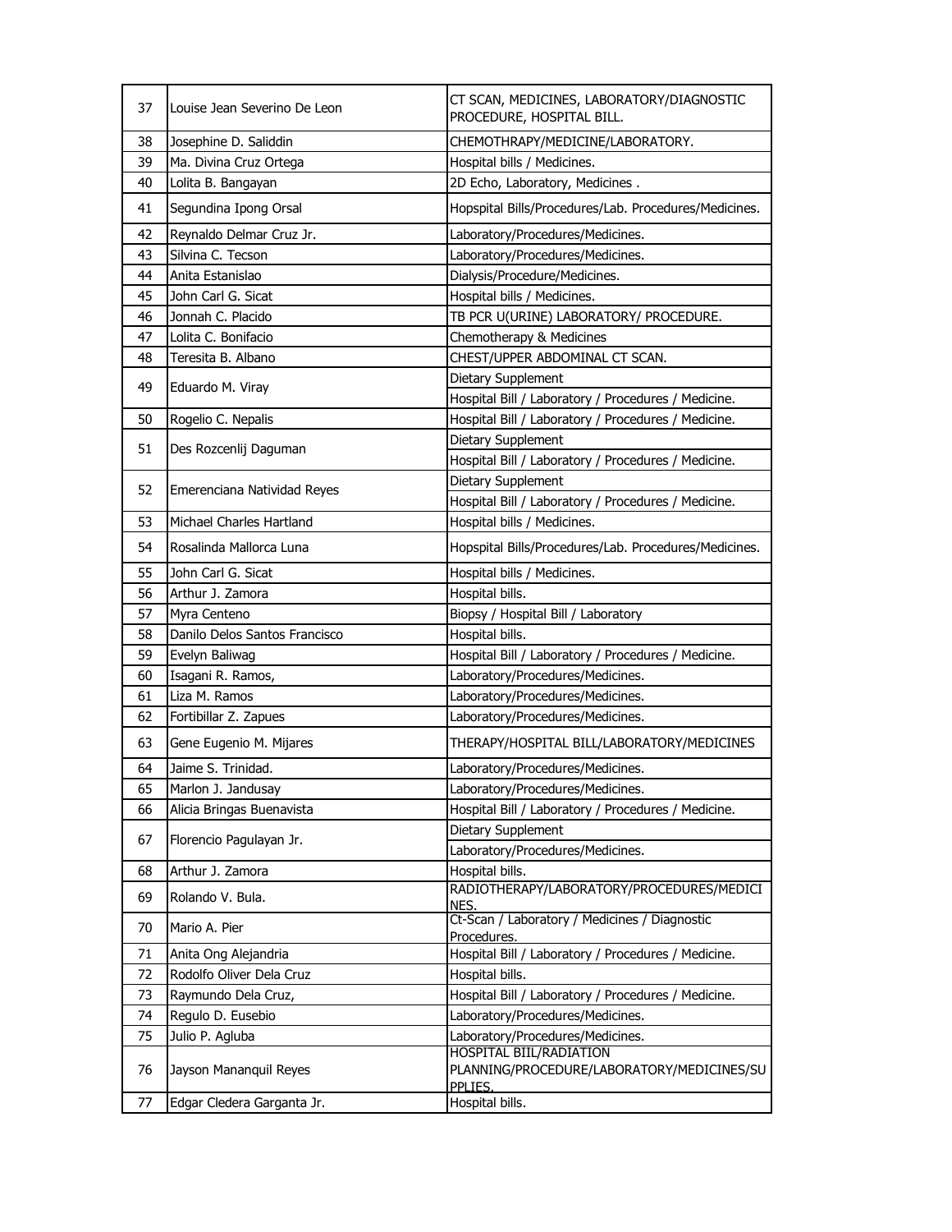| | | |
|---|---|---|
| 37 | Louise Jean Severino De Leon | CT SCAN, MEDICINES, LABORATORY/DIAGNOSTIC PROCEDURE, HOSPITAL BILL. |
| 38 | Josephine D. Saliddin | CHEMOTHRAPY/MEDICINE/LABORATORY. |
| 39 | Ma. Divina Cruz Ortega | Hospital bills / Medicines. |
| 40 | Lolita B. Bangayan | 2D Echo, Laboratory, Medicines . |
| 41 | Segundina Ipong Orsal | Hopspital Bills/Procedures/Lab. Procedures/Medicines. |
| 42 | Reynaldo Delmar Cruz Jr. | Laboratory/Procedures/Medicines. |
| 43 | Silvina C. Tecson | Laboratory/Procedures/Medicines. |
| 44 | Anita Estanislao | Dialysis/Procedure/Medicines. |
| 45 | John Carl G. Sicat | Hospital bills / Medicines. |
| 46 | Jonnah C. Placido | TB PCR U(URINE) LABORATORY/ PROCEDURE. |
| 47 | Lolita C. Bonifacio | Chemotherapy & Medicines |
| 48 | Teresita B. Albano | CHEST/UPPER ABDOMINAL CT SCAN. |
| 49 | Eduardo M. Viray | Dietary Supplement |
| | | Hospital Bill / Laboratory / Procedures / Medicine. |
| 50 | Rogelio C. Nepalis | Hospital Bill / Laboratory / Procedures / Medicine. |
| 51 | Des Rozcenlij Daguman | Dietary Supplement |
| | | Hospital Bill / Laboratory / Procedures / Medicine. |
| 52 | Emerenciana Natividad Reyes | Dietary Supplement |
| | | Hospital Bill / Laboratory / Procedures / Medicine. |
| 53 | Michael Charles Hartland | Hospital bills / Medicines. |
| 54 | Rosalinda Mallorca Luna | Hopspital Bills/Procedures/Lab. Procedures/Medicines. |
| 55 | John Carl G. Sicat | Hospital bills / Medicines. |
| 56 | Arthur J. Zamora | Hospital bills. |
| 57 | Myra Centeno | Biopsy / Hospital Bill / Laboratory |
| 58 | Danilo Delos Santos Francisco | Hospital bills. |
| 59 | Evelyn Baliwag | Hospital Bill / Laboratory / Procedures / Medicine. |
| 60 | Isagani R. Ramos, | Laboratory/Procedures/Medicines. |
| 61 | Liza M. Ramos | Laboratory/Procedures/Medicines. |
| 62 | Fortibillar Z. Zapues | Laboratory/Procedures/Medicines. |
| 63 | Gene Eugenio M. Mijares | THERAPY/HOSPITAL BILL/LABORATORY/MEDICINES |
| 64 | Jaime S. Trinidad. | Laboratory/Procedures/Medicines. |
| 65 | Marlon J. Jandusay | Laboratory/Procedures/Medicines. |
| 66 | Alicia Bringas Buenavista | Hospital Bill / Laboratory / Procedures / Medicine. |
| 67 | Florencio Pagulayan Jr. | Dietary Supplement |
| | | Laboratory/Procedures/Medicines. |
| 68 | Arthur J. Zamora | Hospital bills. |
| 69 | Rolando V. Bula. | RADIOTHERAPY/LABORATORY/PROCEDURES/MEDICINES. |
| 70 | Mario A. Pier | Ct-Scan / Laboratory / Medicines / Diagnostic Procedures. |
| 71 | Anita Ong Alejandria | Hospital Bill / Laboratory / Procedures / Medicine. |
| 72 | Rodolfo Oliver Dela Cruz | Hospital bills. |
| 73 | Raymundo Dela Cruz, | Hospital Bill / Laboratory / Procedures / Medicine. |
| 74 | Regulo D. Eusebio | Laboratory/Procedures/Medicines. |
| 75 | Julio P. Agluba | Laboratory/Procedures/Medicines. |
| 76 | Jayson Mananquil Reyes | HOSPITAL BIIL/RADIATION PLANNING/PROCEDURE/LABORATORY/MEDICINES/SUPPLIES. |
| 77 | Edgar Cledera Garganta Jr. | Hospital bills. |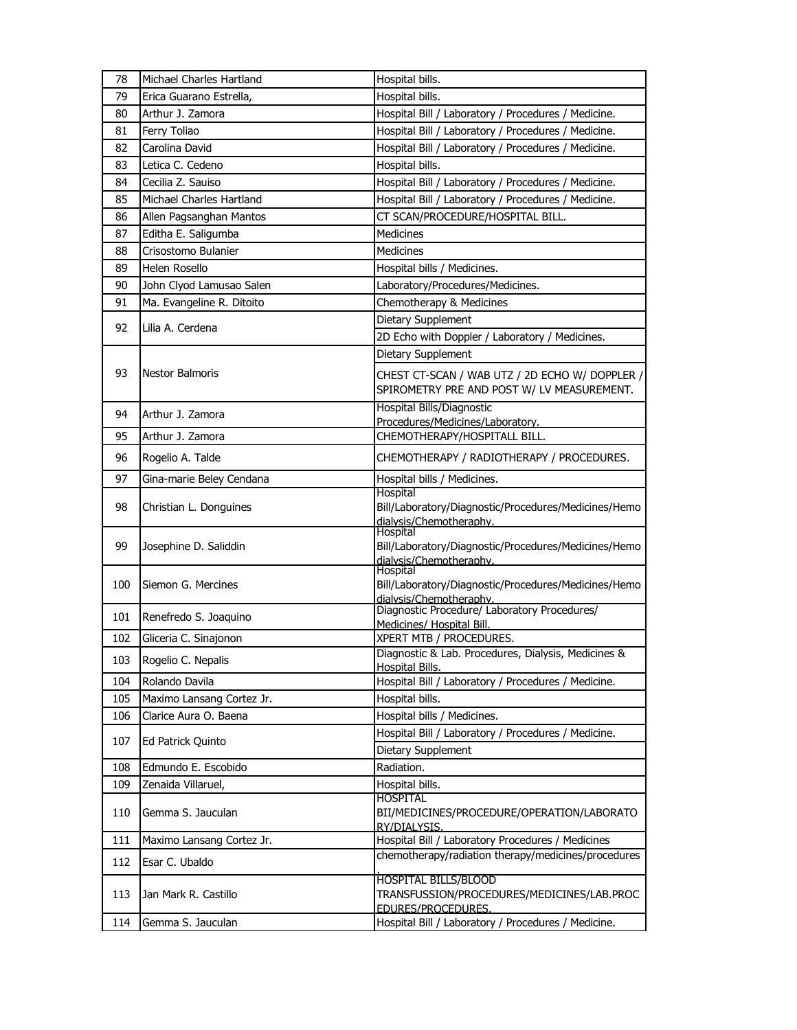| 78 | Michael Charles Hartland | Hospital bills. |
|---|---|---|
| 79 | Erica Guarano Estrella, | Hospital bills. |
| 80 | Arthur J. Zamora | Hospital Bill / Laboratory / Procedures / Medicine. |
| 81 | Ferry Toliao | Hospital Bill / Laboratory / Procedures / Medicine. |
| 82 | Carolina David | Hospital Bill / Laboratory / Procedures / Medicine. |
| 83 | Letica C. Cedeno | Hospital bills. |
| 84 | Cecilia Z. Sauiso | Hospital Bill / Laboratory / Procedures / Medicine. |
| 85 | Michael Charles Hartland | Hospital Bill / Laboratory / Procedures / Medicine. |
| 86 | Allen Pagsanghan Mantos | CT SCAN/PROCEDURE/HOSPITAL BILL. |
| 87 | Editha E. Saligumba | Medicines |
| 88 | Crisostomo Bulanier | Medicines |
| 89 | Helen Rosello | Hospital bills / Medicines. |
| 90 | John Clyod Lamusao Salen | Laboratory/Procedures/Medicines. |
| 91 | Ma. Evangeline R. Ditoito | Chemotherapy & Medicines |
| 92 | Lilia A. Cerdena | Dietary Supplement |
| | | 2D Echo with Doppler / Laboratory / Medicines. |
| 93 | Nestor Balmoris | Dietary Supplement |
| | | CHEST CT-SCAN / WAB UTZ / 2D ECHO W/ DOPPLER / SPIROMETRY PRE AND POST W/ LV MEASUREMENT. |
| 94 | Arthur J. Zamora | Hospital Bills/Diagnostic Procedures/Medicines/Laboratory. |
| 95 | Arthur J. Zamora | CHEMOTHERAPY/HOSPITALL BILL. |
| 96 | Rogelio A. Talde | CHEMOTHERAPY / RADIOTHERAPY / PROCEDURES. |
| 97 | Gina-marie Beley Cendana | Hospital bills / Medicines. |
| 98 | Christian L. Donguines | Hospital Bill/Laboratory/Diagnostic/Procedures/Medicines/Hemodialysis/Chemotheraphy. |
| 99 | Josephine D. Saliddin | Hospital Bill/Laboratory/Diagnostic/Procedures/Medicines/Hemodialysis/Chemotheraphy. |
| 100 | Siemon G. Mercines | Hospital Bill/Laboratory/Diagnostic/Procedures/Medicines/Hemodialysis/Chemotheraphy. |
| 101 | Renefredo S. Joaquino | Diagnostic Procedure/ Laboratory Procedures/ Medicines/ Hospital Bill. |
| 102 | Gliceria C. Sinajonon | XPERT MTB / PROCEDURES. |
| 103 | Rogelio C. Nepalis | Diagnostic & Lab. Procedures, Dialysis, Medicines & Hospital Bills. |
| 104 | Rolando Davila | Hospital Bill / Laboratory / Procedures / Medicine. |
| 105 | Maximo Lansang Cortez Jr. | Hospital bills. |
| 106 | Clarice Aura O. Baena | Hospital bills / Medicines. |
| 107 | Ed Patrick Quinto | Hospital Bill / Laboratory / Procedures / Medicine. |
| | | Dietary Supplement |
| 108 | Edmundo E. Escobido | Radiation. |
| 109 | Zenaida Villaruel, | Hospital bills. |
| 110 | Gemma S. Jauculan | HOSPITAL BII/MEDICINES/PROCEDURE/OPERATION/LABORATORY/DIALYSIS. |
| 111 | Maximo Lansang Cortez Jr. | Hospital Bill / Laboratory Procedures / Medicines |
| 112 | Esar C. Ubaldo | chemotherapy/radiation therapy/medicines/procedures. |
| 113 | Jan Mark R. Castillo | HOSPITAL BILLS/BLOOD TRANSFUSSION/PROCEDURES/MEDICINES/LAB.PROCEDURES/PROCEDURES. |
| 114 | Gemma S. Jauculan | Hospital Bill / Laboratory / Procedures / Medicine. |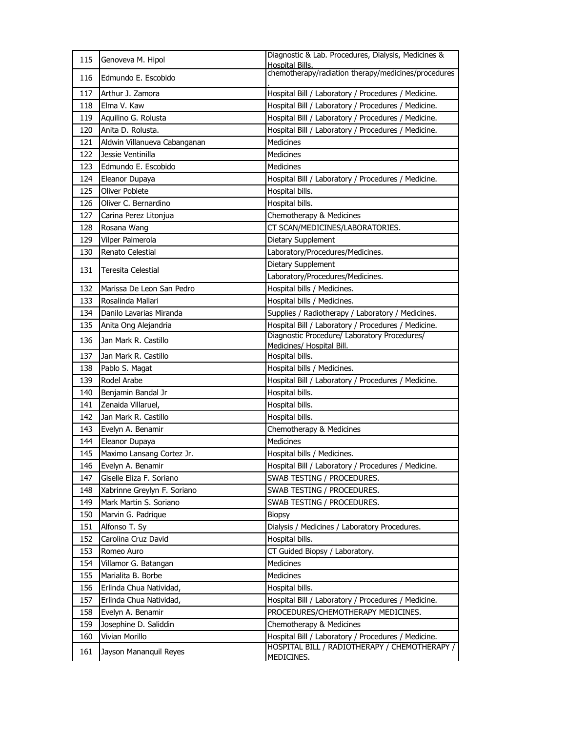| | | |
|---|---|---|
| 115 | Genoveva M. Hipol | Diagnostic & Lab. Procedures, Dialysis, Medicines & Hospital Bills. |
| 116 | Edmundo E. Escobido | chemotherapy/radiation therapy/medicines/procedures . |
| 117 | Arthur J. Zamora | Hospital Bill / Laboratory / Procedures / Medicine. |
| 118 | Elma V. Kaw | Hospital Bill / Laboratory / Procedures / Medicine. |
| 119 | Aquilino G. Rolusta | Hospital Bill / Laboratory / Procedures / Medicine. |
| 120 | Anita D. Rolusta. | Hospital Bill / Laboratory / Procedures / Medicine. |
| 121 | Aldwin Villanueva Cabanganan | Medicines |
| 122 | Jessie Ventinilla | Medicines |
| 123 | Edmundo E. Escobido | Medicines |
| 124 | Eleanor Dupaya | Hospital Bill / Laboratory / Procedures / Medicine. |
| 125 | Oliver Poblete | Hospital bills. |
| 126 | Oliver C. Bernardino | Hospital bills. |
| 127 | Carina Perez Litonjua | Chemotherapy & Medicines |
| 128 | Rosana Wang | CT SCAN/MEDICINES/LABORATORIES. |
| 129 | Vilper Palmerola | Dietary Supplement |
| 130 | Renato Celestial | Laboratory/Procedures/Medicines. |
| 131 | Teresita Celestial | Dietary Supplement |
| | | Laboratory/Procedures/Medicines. |
| 132 | Marissa De Leon San Pedro | Hospital bills / Medicines. |
| 133 | Rosalinda Mallari | Hospital bills / Medicines. |
| 134 | Danilo Lavarias Miranda | Supplies / Radiotherapy / Laboratory / Medicines. |
| 135 | Anita Ong Alejandria | Hospital Bill / Laboratory / Procedures / Medicine. |
| 136 | Jan Mark R. Castillo | Diagnostic Procedure/ Laboratory Procedures/ Medicines/ Hospital Bill. |
| 137 | Jan Mark R. Castillo | Hospital bills. |
| 138 | Pablo S. Magat | Hospital bills / Medicines. |
| 139 | Rodel Arabe | Hospital Bill / Laboratory / Procedures / Medicine. |
| 140 | Benjamin Bandal Jr | Hospital bills. |
| 141 | Zenaida Villaruel, | Hospital bills. |
| 142 | Jan Mark R. Castillo | Hospital bills. |
| 143 | Evelyn A. Benamir | Chemotherapy & Medicines |
| 144 | Eleanor Dupaya | Medicines |
| 145 | Maximo Lansang Cortez Jr. | Hospital bills / Medicines. |
| 146 | Evelyn A. Benamir | Hospital Bill / Laboratory / Procedures / Medicine. |
| 147 | Giselle Eliza F. Soriano | SWAB TESTING / PROCEDURES. |
| 148 | Xabrinne Greylyn F. Soriano | SWAB TESTING / PROCEDURES. |
| 149 | Mark Martin S. Soriano | SWAB TESTING / PROCEDURES. |
| 150 | Marvin G. Padrique | Biopsy |
| 151 | Alfonso T. Sy | Dialysis / Medicines / Laboratory Procedures. |
| 152 | Carolina Cruz David | Hospital bills. |
| 153 | Romeo Auro | CT Guided Biopsy / Laboratory. |
| 154 | Villamor G. Batangan | Medicines |
| 155 | Marialita B. Borbe | Medicines |
| 156 | Erlinda Chua Natividad, | Hospital bills. |
| 157 | Erlinda Chua Natividad, | Hospital Bill / Laboratory / Procedures / Medicine. |
| 158 | Evelyn A. Benamir | PROCEDURES/CHEMOTHERAPY MEDICINES. |
| 159 | Josephine D. Saliddin | Chemotherapy & Medicines |
| 160 | Vivian Morillo | Hospital Bill / Laboratory / Procedures / Medicine. |
| 161 | Jayson Mananquil Reyes | HOSPITAL BILL / RADIOTHERAPY / CHEMOTHERAPY / MEDICINES. |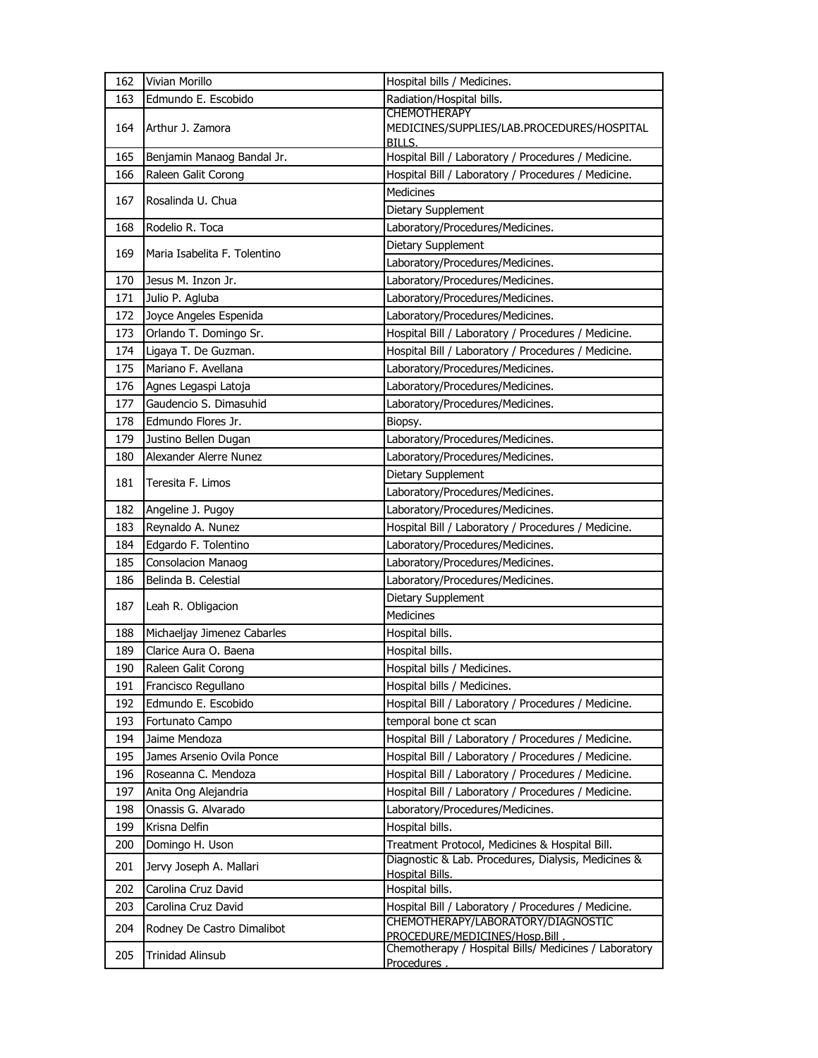| | | |
|---|---|---|
| 162 | Vivian Morillo | Hospital bills / Medicines. |
| 163 | Edmundo E. Escobido | Radiation/Hospital bills. |
| 164 | Arthur J. Zamora | CHEMOTHERAPY MEDICINES/SUPPLIES/LAB.PROCEDURES/HOSPITAL BILLS. |
| 165 | Benjamin Manaog Bandal Jr. | Hospital Bill / Laboratory / Procedures / Medicine. |
| 166 | Raleen Galit Corong | Hospital Bill / Laboratory / Procedures / Medicine. |
| 167 | Rosalinda U. Chua | Medicines |
| | | Dietary Supplement |
| 168 | Rodelio R. Toca | Laboratory/Procedures/Medicines. |
| 169 | Maria Isabelita F. Tolentino | Dietary Supplement |
| | | Laboratory/Procedures/Medicines. |
| 170 | Jesus M. Inzon Jr. | Laboratory/Procedures/Medicines. |
| 171 | Julio P. Agluba | Laboratory/Procedures/Medicines. |
| 172 | Joyce Angeles Espenida | Laboratory/Procedures/Medicines. |
| 173 | Orlando T. Domingo Sr. | Hospital Bill / Laboratory / Procedures / Medicine. |
| 174 | Ligaya T. De Guzman. | Hospital Bill / Laboratory / Procedures / Medicine. |
| 175 | Mariano F. Avellana | Laboratory/Procedures/Medicines. |
| 176 | Agnes Legaspi Latoja | Laboratory/Procedures/Medicines. |
| 177 | Gaudencio S. Dimasuhid | Laboratory/Procedures/Medicines. |
| 178 | Edmundo Flores Jr. | Biopsy. |
| 179 | Justino Bellen Dugan | Laboratory/Procedures/Medicines. |
| 180 | Alexander Alerre Nunez | Laboratory/Procedures/Medicines. |
| 181 | Teresita F. Limos | Dietary Supplement |
| | | Laboratory/Procedures/Medicines. |
| 182 | Angeline J. Pugoy | Laboratory/Procedures/Medicines. |
| 183 | Reynaldo A. Nunez | Hospital Bill / Laboratory / Procedures / Medicine. |
| 184 | Edgardo F. Tolentino | Laboratory/Procedures/Medicines. |
| 185 | Consolacion Manaog | Laboratory/Procedures/Medicines. |
| 186 | Belinda B. Celestial | Laboratory/Procedures/Medicines. |
| 187 | Leah R. Obligacion | Dietary Supplement |
| | | Medicines |
| 188 | Michaeljay Jimenez Cabarles | Hospital bills. |
| 189 | Clarice Aura O. Baena | Hospital bills. |
| 190 | Raleen Galit Corong | Hospital bills / Medicines. |
| 191 | Francisco Regullano | Hospital bills / Medicines. |
| 192 | Edmundo E. Escobido | Hospital Bill / Laboratory / Procedures / Medicine. |
| 193 | Fortunato Campo | temporal bone ct scan |
| 194 | Jaime Mendoza | Hospital Bill / Laboratory / Procedures / Medicine. |
| 195 | James Arsenio Ovila Ponce | Hospital Bill / Laboratory / Procedures / Medicine. |
| 196 | Roseanna C. Mendoza | Hospital Bill / Laboratory / Procedures / Medicine. |
| 197 | Anita Ong Alejandria | Hospital Bill / Laboratory / Procedures / Medicine. |
| 198 | Onassis G. Alvarado | Laboratory/Procedures/Medicines. |
| 199 | Krisna Delfin | Hospital bills. |
| 200 | Domingo H. Uson | Treatment Protocol, Medicines & Hospital Bill. |
| 201 | Jervy Joseph A. Mallari | Diagnostic & Lab. Procedures, Dialysis, Medicines & Hospital Bills. |
| 202 | Carolina Cruz David | Hospital bills. |
| 203 | Carolina Cruz David | Hospital Bill / Laboratory / Procedures / Medicine. |
| 204 | Rodney De Castro Dimalibot | CHEMOTHERAPY/LABORATORY/DIAGNOSTIC PROCEDURE/MEDICINES/Hosp.Bill . |
| 205 | Trinidad Alinsub | Chemotherapy / Hospital Bills/ Medicines / Laboratory Procedures . |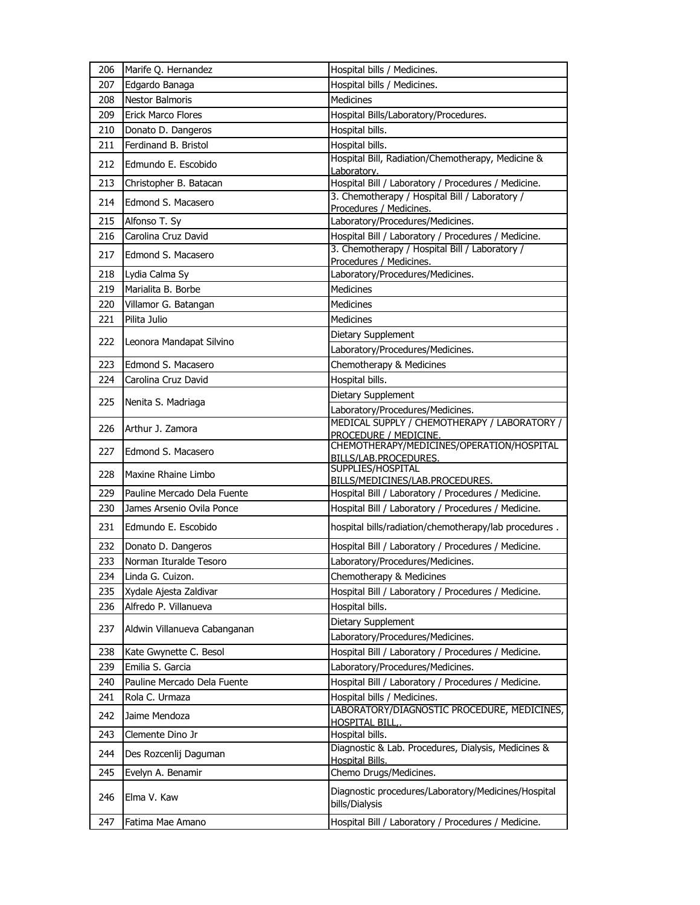| 206 | Marife Q. Hernandez | Hospital bills / Medicines. |
|---|---|---|
| 207 | Edgardo Banaga | Hospital bills / Medicines. |
| 208 | Nestor Balmoris | Medicines |
| 209 | Erick Marco Flores | Hospital Bills/Laboratory/Procedures. |
| 210 | Donato D. Dangeros | Hospital bills. |
| 211 | Ferdinand B. Bristol | Hospital bills. |
| 212 | Edmundo E. Escobido | Hospital Bill, Radiation/Chemotherapy, Medicine & Laboratory. |
| 213 | Christopher B. Batacan | Hospital Bill / Laboratory / Procedures / Medicine. |
| 214 | Edmond S. Macasero | 3. Chemotherapy / Hospital Bill / Laboratory / Procedures / Medicines. |
| 215 | Alfonso T. Sy | Laboratory/Procedures/Medicines. |
| 216 | Carolina Cruz David | Hospital Bill / Laboratory / Procedures / Medicine. |
| 217 | Edmond S. Macasero | 3. Chemotherapy / Hospital Bill / Laboratory / Procedures / Medicines. |
| 218 | Lydia Calma Sy | Laboratory/Procedures/Medicines. |
| 219 | Marialita B. Borbe | Medicines |
| 220 | Villamor G. Batangan | Medicines |
| 221 | Pilita Julio | Medicines |
| 222 | Leonora Mandapat Silvino | Dietary Supplement |
| | | Laboratory/Procedures/Medicines. |
| 223 | Edmond S. Macasero | Chemotherapy & Medicines |
| 224 | Carolina Cruz David | Hospital bills. |
| 225 | Nenita S. Madriaga | Dietary Supplement |
| | | Laboratory/Procedures/Medicines. |
| 226 | Arthur J. Zamora | MEDICAL SUPPLY / CHEMOTHERAPY / LABORATORY / PROCEDURE / MEDICINE. |
| 227 | Edmond S. Macasero | CHEMOTHERAPY/MEDICINES/OPERATION/HOSPITAL BILLS/LAB.PROCEDURES. |
| 228 | Maxine Rhaine Limbo | SUPPLIES/HOSPITAL BILLS/MEDICINES/LAB.PROCEDURES. |
| 229 | Pauline Mercado Dela Fuente | Hospital Bill / Laboratory / Procedures / Medicine. |
| 230 | James Arsenio Ovila Ponce | Hospital Bill / Laboratory / Procedures / Medicine. |
| 231 | Edmundo E. Escobido | hospital bills/radiation/chemotherapy/lab procedures . |
| 232 | Donato D. Dangeros | Hospital Bill / Laboratory / Procedures / Medicine. |
| 233 | Norman Ituralde Tesoro | Laboratory/Procedures/Medicines. |
| 234 | Linda G. Cuizon. | Chemotherapy & Medicines |
| 235 | Xydale Ajesta Zaldivar | Hospital Bill / Laboratory / Procedures / Medicine. |
| 236 | Alfredo P. Villanueva | Hospital bills. |
| 237 | Aldwin Villanueva Cabanganan | Dietary Supplement |
| | | Laboratory/Procedures/Medicines. |
| 238 | Kate Gwynette C. Besol | Hospital Bill / Laboratory / Procedures / Medicine. |
| 239 | Emilia S. Garcia | Laboratory/Procedures/Medicines. |
| 240 | Pauline Mercado Dela Fuente | Hospital Bill / Laboratory / Procedures / Medicine. |
| 241 | Rola C. Urmaza | Hospital bills / Medicines. |
| 242 | Jaime Mendoza | LABORATORY/DIAGNOSTIC PROCEDURE, MEDICINES, HOSPITAL BILL,. |
| 243 | Clemente Dino Jr | Hospital bills. |
| 244 | Des Rozcenlij Daguman | Diagnostic & Lab. Procedures, Dialysis, Medicines & Hospital Bills. |
| 245 | Evelyn A. Benamir | Chemo Drugs/Medicines. |
| 246 | Elma V. Kaw | Diagnostic procedures/Laboratory/Medicines/Hospital bills/Dialysis |
| 247 | Fatima Mae Amano | Hospital Bill / Laboratory / Procedures / Medicine. |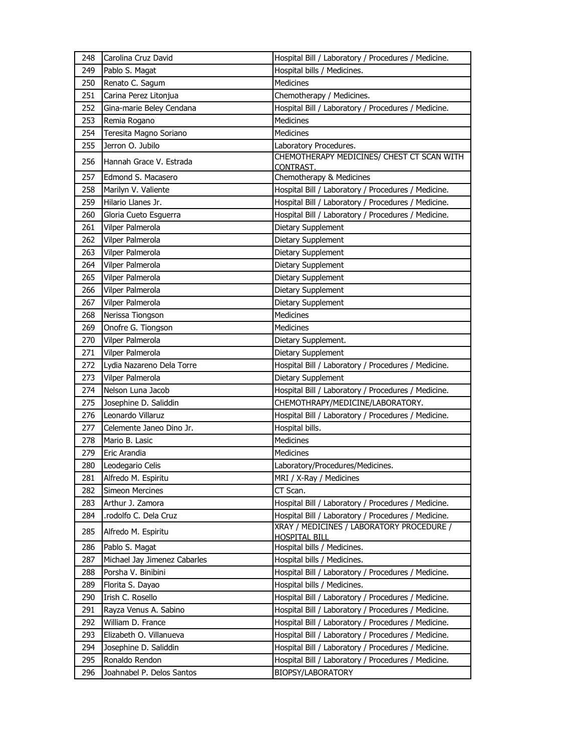| 248 | Carolina Cruz David | Hospital Bill / Laboratory / Procedures / Medicine. |
|---|---|---|
| 249 | Pablo S. Magat | Hospital bills / Medicines. |
| 250 | Renato C. Sagum | Medicines |
| 251 | Carina Perez Litonjua | Chemotherapy / Medicines. |
| 252 | Gina-marie Beley Cendana | Hospital Bill / Laboratory / Procedures / Medicine. |
| 253 | Remia Rogano | Medicines |
| 254 | Teresita Magno Soriano | Medicines |
| 255 | Jerron O. Jubilo | Laboratory Procedures. |
| 256 | Hannah Grace V. Estrada | CHEMOTHERAPY MEDICINES/ CHEST CT SCAN WITH CONTRAST. |
| 257 | Edmond S. Macasero | Chemotherapy & Medicines |
| 258 | Marilyn V. Valiente | Hospital Bill / Laboratory / Procedures / Medicine. |
| 259 | Hilario Llanes Jr. | Hospital Bill / Laboratory / Procedures / Medicine. |
| 260 | Gloria Cueto Esguerra | Hospital Bill / Laboratory / Procedures / Medicine. |
| 261 | Vilper Palmerola | Dietary Supplement |
| 262 | Vilper Palmerola | Dietary Supplement |
| 263 | Vilper Palmerola | Dietary Supplement |
| 264 | Vilper Palmerola | Dietary Supplement |
| 265 | Vilper Palmerola | Dietary Supplement |
| 266 | Vilper Palmerola | Dietary Supplement |
| 267 | Vilper Palmerola | Dietary Supplement |
| 268 | Nerissa Tiongson | Medicines |
| 269 | Onofre G. Tiongson | Medicines |
| 270 | Vilper Palmerola | Dietary Supplement. |
| 271 | Vilper Palmerola | Dietary Supplement |
| 272 | Lydia Nazareno Dela Torre | Hospital Bill / Laboratory / Procedures / Medicine. |
| 273 | Vilper Palmerola | Dietary Supplement |
| 274 | Nelson Luna Jacob | Hospital Bill / Laboratory / Procedures / Medicine. |
| 275 | Josephine D. Saliddin | CHEMOTHRAPY/MEDICINE/LABORATORY. |
| 276 | Leonardo Villaruz | Hospital Bill / Laboratory / Procedures / Medicine. |
| 277 | Celemente Janeo Dino Jr. | Hospital bills. |
| 278 | Mario B. Lasic | Medicines |
| 279 | Eric Arandia | Medicines |
| 280 | Leodegario Celis | Laboratory/Procedures/Medicines. |
| 281 | Alfredo M. Espiritu | MRI / X-Ray / Medicines |
| 282 | Simeon Mercines | CT Scan. |
| 283 | Arthur J. Zamora | Hospital Bill / Laboratory / Procedures / Medicine. |
| 284 | .rodolfo C. Dela Cruz | Hospital Bill / Laboratory / Procedures / Medicine. |
| 285 | Alfredo M. Espiritu | XRAY / MEDICINES / LABORATORY PROCEDURE / HOSPITAL BILL |
| 286 | Pablo S. Magat | Hospital bills / Medicines. |
| 287 | Michael Jay Jimenez Cabarles | Hospital bills / Medicines. |
| 288 | Porsha V. Binibini | Hospital Bill / Laboratory / Procedures / Medicine. |
| 289 | Florita S. Dayao | Hospital bills / Medicines. |
| 290 | Irish C. Rosello | Hospital Bill / Laboratory / Procedures / Medicine. |
| 291 | Rayza Venus A. Sabino | Hospital Bill / Laboratory / Procedures / Medicine. |
| 292 | William D. France | Hospital Bill / Laboratory / Procedures / Medicine. |
| 293 | Elizabeth O. Villanueva | Hospital Bill / Laboratory / Procedures / Medicine. |
| 294 | Josephine D. Saliddin | Hospital Bill / Laboratory / Procedures / Medicine. |
| 295 | Ronaldo Rendon | Hospital Bill / Laboratory / Procedures / Medicine. |
| 296 | Joahnabel P. Delos Santos | BIOPSY/LABORATORY |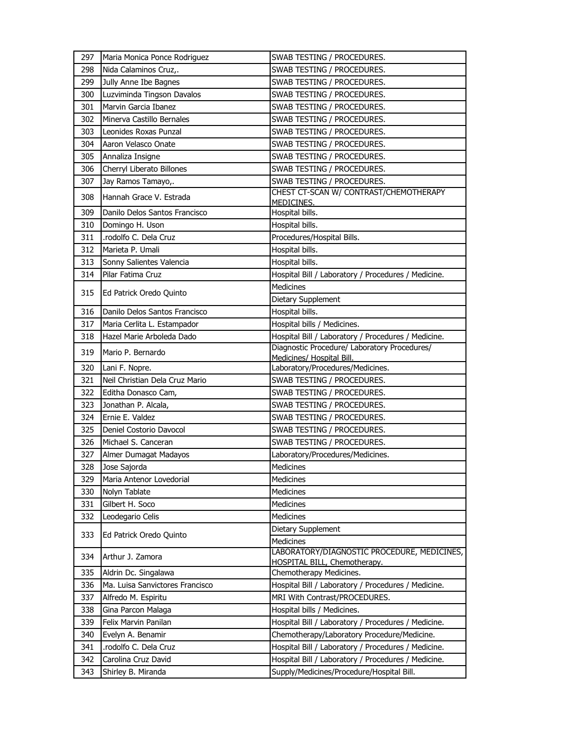| 297 | Maria Monica Ponce Rodriguez | SWAB TESTING / PROCEDURES. |
|---|---|---|
| 298 | Nida Calaminos Cruz,. | SWAB TESTING / PROCEDURES. |
| 299 | Jully Anne Ibe Bagnes | SWAB TESTING / PROCEDURES. |
| 300 | Luzviminda Tingson Davalos | SWAB TESTING / PROCEDURES. |
| 301 | Marvin Garcia Ibanez | SWAB TESTING / PROCEDURES. |
| 302 | Minerva Castillo Bernales | SWAB TESTING / PROCEDURES. |
| 303 | Leonides Roxas Punzal | SWAB TESTING / PROCEDURES. |
| 304 | Aaron Velasco Onate | SWAB TESTING / PROCEDURES. |
| 305 | Annaliza Insigne | SWAB TESTING / PROCEDURES. |
| 306 | Cherryl Liberato Billones | SWAB TESTING / PROCEDURES. |
| 307 | Jay Ramos Tamayo,. | SWAB TESTING / PROCEDURES. |
| 308 | Hannah Grace V. Estrada | CHEST CT-SCAN W/ CONTRAST/CHEMOTHERAPY MEDICINES. |
| 309 | Danilo Delos Santos Francisco | Hospital bills. |
| 310 | Domingo H. Uson | Hospital bills. |
| 311 | .rodolfo C. Dela Cruz | Procedures/Hospital Bills. |
| 312 | Marieta P. Umali | Hospital bills. |
| 313 | Sonny Salientes Valencia | Hospital bills. |
| 314 | Pilar Fatima Cruz | Hospital Bill / Laboratory / Procedures / Medicine. |
| 315 | Ed Patrick Oredo Quinto | Medicines |
| | | Dietary Supplement |
| 316 | Danilo Delos Santos Francisco | Hospital bills. |
| 317 | Maria Cerlita L. Estampador | Hospital bills / Medicines. |
| 318 | Hazel Marie Arboleda Dado | Hospital Bill / Laboratory / Procedures / Medicine. |
| 319 | Mario P. Bernardo | Diagnostic Procedure/ Laboratory Procedures/ Medicines/ Hospital Bill. |
| 320 | Lani F. Nopre. | Laboratory/Procedures/Medicines. |
| 321 | Neil Christian Dela Cruz Mario | SWAB TESTING / PROCEDURES. |
| 322 | Editha Donasco Cam, | SWAB TESTING / PROCEDURES. |
| 323 | Jonathan P. Alcala, | SWAB TESTING / PROCEDURES. |
| 324 | Ernie E. Valdez | SWAB TESTING / PROCEDURES. |
| 325 | Deniel Costorio Davocol | SWAB TESTING / PROCEDURES. |
| 326 | Michael S. Canceran | SWAB TESTING / PROCEDURES. |
| 327 | Almer Dumagat Madayos | Laboratory/Procedures/Medicines. |
| 328 | Jose Sajorda | Medicines |
| 329 | Maria Antenor Lovedorial | Medicines |
| 330 | Nolyn Tablate | Medicines |
| 331 | Gilbert H. Soco | Medicines |
| 332 | Leodegario Celis | Medicines |
| 333 | Ed Patrick Oredo Quinto | Dietary Supplement |
| | | Medicines |
| 334 | Arthur J. Zamora | LABORATORY/DIAGNOSTIC PROCEDURE, MEDICINES, HOSPITAL BILL, Chemotherapy. |
| 335 | Aldrin Dc. Singalawa | Chemotherapy Medicines. |
| 336 | Ma. Luisa Sanvictores Francisco | Hospital Bill / Laboratory / Procedures / Medicine. |
| 337 | Alfredo M. Espiritu | MRI With Contrast/PROCEDURES. |
| 338 | Gina Parcon Malaga | Hospital bills / Medicines. |
| 339 | Felix Marvin Panilan | Hospital Bill / Laboratory / Procedures / Medicine. |
| 340 | Evelyn A. Benamir | Chemotherapy/Laboratory Procedure/Medicine. |
| 341 | .rodolfo C. Dela Cruz | Hospital Bill / Laboratory / Procedures / Medicine. |
| 342 | Carolina Cruz David | Hospital Bill / Laboratory / Procedures / Medicine. |
| 343 | Shirley B. Miranda | Supply/Medicines/Procedure/Hospital Bill. |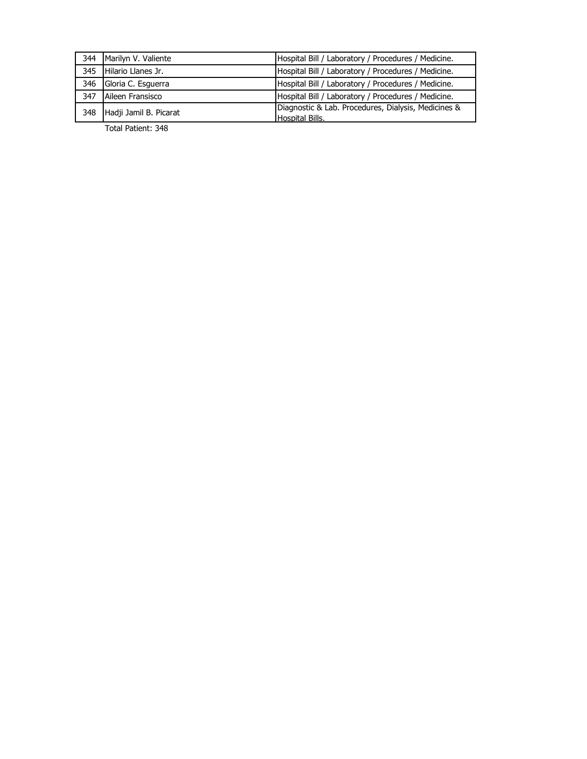| 344 | Marilyn V. Valiente | Hospital Bill / Laboratory / Procedures / Medicine. |
|---|---|---|
| 345 | Hilario Llanes Jr. | Hospital Bill / Laboratory / Procedures / Medicine. |
| 346 | Gloria C. Esguerra | Hospital Bill / Laboratory / Procedures / Medicine. |
| 347 | Aileen Fransisco | Hospital Bill / Laboratory / Procedures / Medicine. |
| 348 | Hadji Jamil B. Picarat | Diagnostic & Lab. Procedures, Dialysis, Medicines & Hospital Bills. |

Total Patient: 348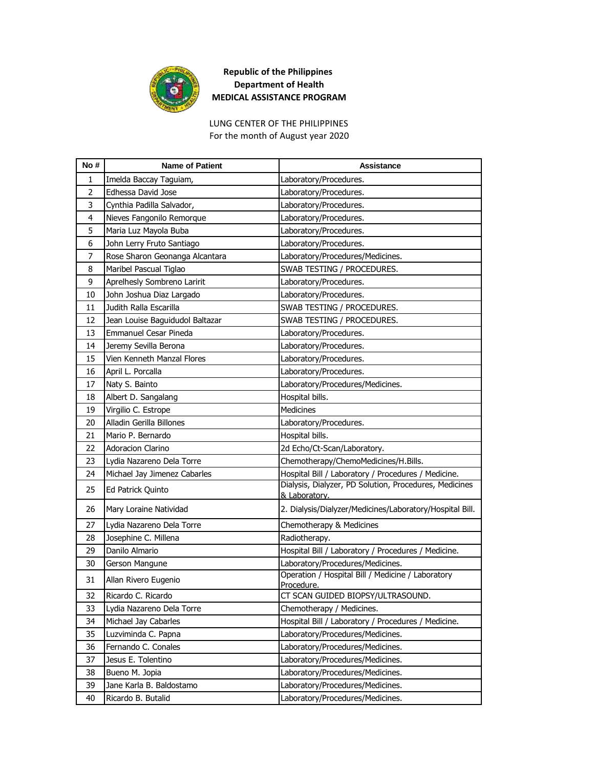**Republic of the Philippines**
**Department of Health**
**MEDICAL ASSISTANCE PROGRAM**

LUNG CENTER OF THE PHILIPPINES
For the month of August year 2020

| No # | Name of Patient | Assistance |
|---|---|---|
| 1 | Imelda Baccay Taguiam, | Laboratory/Procedures. |
| 2 | Edhessa David Jose | Laboratory/Procedures. |
| 3 | Cynthia Padilla Salvador, | Laboratory/Procedures. |
| 4 | Nieves Fangonilo Remorque | Laboratory/Procedures. |
| 5 | Maria Luz Mayola Buba | Laboratory/Procedures. |
| 6 | John Lerry Fruto Santiago | Laboratory/Procedures. |
| 7 | Rose Sharon Geonanga Alcantara | Laboratory/Procedures/Medicines. |
| 8 | Maribel Pascual Tiglao | SWAB TESTING / PROCEDURES. |
| 9 | Aprelhesly Sombreno Laririt | Laboratory/Procedures. |
| 10 | John Joshua Diaz Largado | Laboratory/Procedures. |
| 11 | Judith Ralla Escarilla | SWAB TESTING / PROCEDURES. |
| 12 | Jean Louise Baguidudol Baltazar | SWAB TESTING / PROCEDURES. |
| 13 | Emmanuel Cesar Pineda | Laboratory/Procedures. |
| 14 | Jeremy Sevilla Berona | Laboratory/Procedures. |
| 15 | Vien Kenneth Manzal Flores | Laboratory/Procedures. |
| 16 | April L. Porcalla | Laboratory/Procedures. |
| 17 | Naty S. Bainto | Laboratory/Procedures/Medicines. |
| 18 | Albert D. Sangalang | Hospital bills. |
| 19 | Virgilio C. Estrope | Medicines |
| 20 | Alladin Gerilla Billones | Laboratory/Procedures. |
| 21 | Mario P. Bernardo | Hospital bills. |
| 22 | Adoracion Clarino | 2d Echo/Ct-Scan/Laboratory. |
| 23 | Lydia Nazareno Dela Torre | Chemotherapy/ChemoMedicines/H.Bills. |
| 24 | Michael Jay Jimenez Cabarles | Hospital Bill / Laboratory / Procedures / Medicine. |
| 25 | Ed Patrick Quinto | Dialysis, Dialyzer, PD Solution, Procedures, Medicines & Laboratory. |
| 26 | Mary Loraine Natividad | 2. Dialysis/Dialyzer/Medicines/Laboratory/Hospital Bill. |
| 27 | Lydia Nazareno Dela Torre | Chemotherapy & Medicines |
| 28 | Josephine C. Millena | Radiotherapy. |
| 29 | Danilo Almario | Hospital Bill / Laboratory / Procedures / Medicine. |
| 30 | Gerson Mangune | Laboratory/Procedures/Medicines. |
| 31 | Allan Rivero Eugenio | Operation / Hospital Bill / Medicine / Laboratory Procedure. |
| 32 | Ricardo C. Ricardo | CT SCAN GUIDED BIOPSY/ULTRASOUND. |
| 33 | Lydia Nazareno Dela Torre | Chemotherapy / Medicines. |
| 34 | Michael Jay Cabarles | Hospital Bill / Laboratory / Procedures / Medicine. |
| 35 | Luzviminda C. Papna | Laboratory/Procedures/Medicines. |
| 36 | Fernando C. Conales | Laboratory/Procedures/Medicines. |
| 37 | Jesus E. Tolentino | Laboratory/Procedures/Medicines. |
| 38 | Bueno M. Jopia | Laboratory/Procedures/Medicines. |
| 39 | Jane Karla B. Baldostamo | Laboratory/Procedures/Medicines. |
| 40 | Ricardo B. Butalid | Laboratory/Procedures/Medicines. |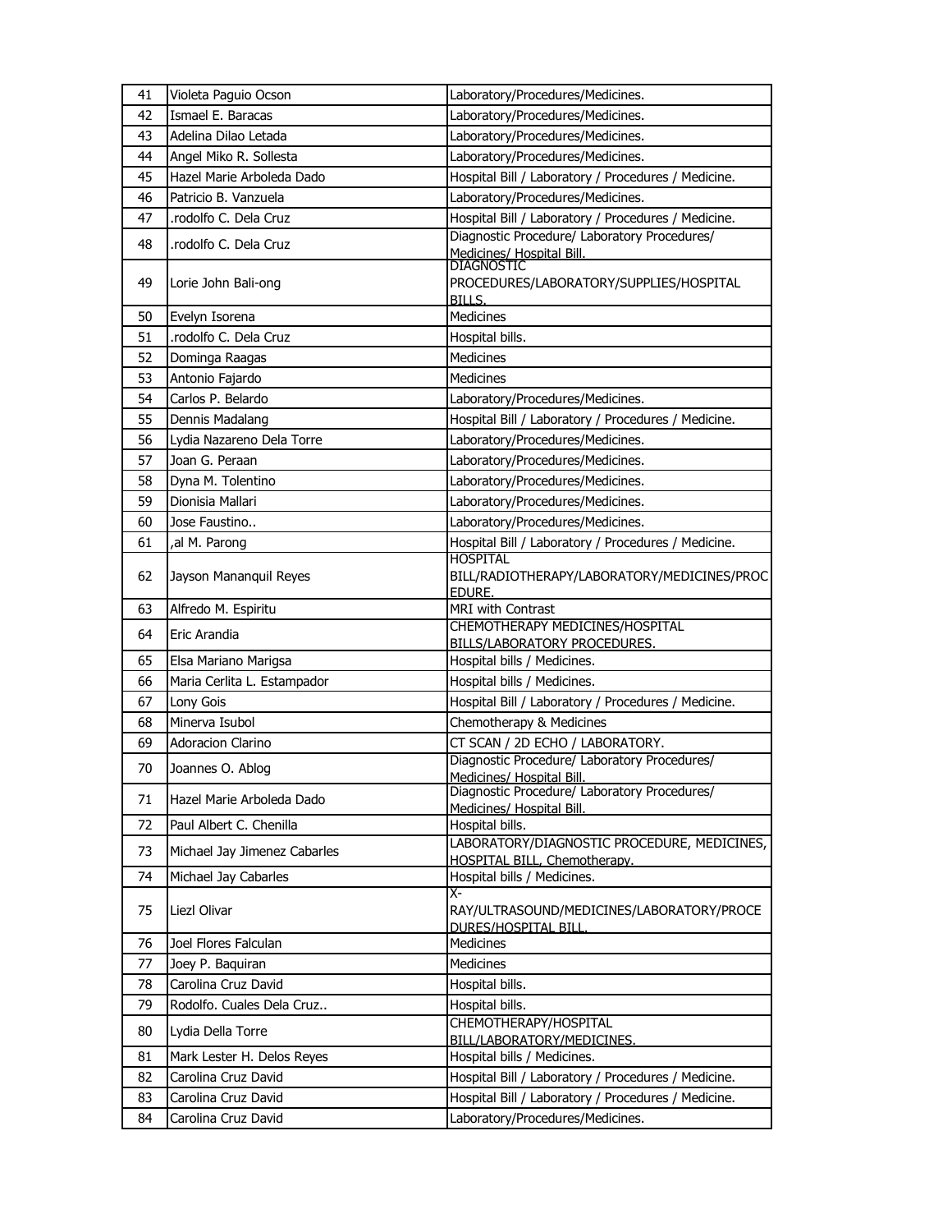| 41 | Violeta Paguio Ocson | Laboratory/Procedures/Medicines. |
|---|---|---|
| 42 | Ismael E. Baracas | Laboratory/Procedures/Medicines. |
| 43 | Adelina Dilao Letada | Laboratory/Procedures/Medicines. |
| 44 | Angel Miko R. Sollesta | Laboratory/Procedures/Medicines. |
| 45 | Hazel Marie Arboleda Dado | Hospital Bill / Laboratory / Procedures / Medicine. |
| 46 | Patricio B. Vanzuela | Laboratory/Procedures/Medicines. |
| 47 | .rodolfo C. Dela Cruz | Hospital Bill / Laboratory / Procedures / Medicine. |
| 48 | .rodolfo C. Dela Cruz | Diagnostic Procedure/ Laboratory Procedures/ Medicines/ Hospital Bill. |
| 49 | Lorie John Bali-ong | DIAGNOSTIC PROCEDURES/LABORATORY/SUPPLIES/HOSPITAL BILLS. |
| 50 | Evelyn Isorena | Medicines |
| 51 | .rodolfo C. Dela Cruz | Hospital bills. |
| 52 | Dominga Raagas | Medicines |
| 53 | Antonio Fajardo | Medicines |
| 54 | Carlos P. Belardo | Laboratory/Procedures/Medicines. |
| 55 | Dennis Madalang | Hospital Bill / Laboratory / Procedures / Medicine. |
| 56 | Lydia Nazareno Dela Torre | Laboratory/Procedures/Medicines. |
| 57 | Joan G. Peraan | Laboratory/Procedures/Medicines. |
| 58 | Dyna M. Tolentino | Laboratory/Procedures/Medicines. |
| 59 | Dionisia Mallari | Laboratory/Procedures/Medicines. |
| 60 | Jose Faustino.. | Laboratory/Procedures/Medicines. |
| 61 | ,al M. Parong | Hospital Bill / Laboratory / Procedures / Medicine. |
| 62 | Jayson Mananquil Reyes | HOSPITAL BILL/RADIOTHERAPY/LABORATORY/MEDICINES/PROCEDURE. |
| 63 | Alfredo M. Espiritu | MRI with Contrast |
| 64 | Eric Arandia | CHEMOTHERAPY MEDICINES/HOSPITAL BILLS/LABORATORY PROCEDURES. |
| 65 | Elsa Mariano Marigsa | Hospital bills / Medicines. |
| 66 | Maria Cerlita L. Estampador | Hospital bills / Medicines. |
| 67 | Lony Gois | Hospital Bill / Laboratory / Procedures / Medicine. |
| 68 | Minerva Isubol | Chemotherapy & Medicines |
| 69 | Adoracion Clarino | CT SCAN / 2D ECHO / LABORATORY. |
| 70 | Joannes O. Ablog | Diagnostic Procedure/ Laboratory Procedures/ Medicines/ Hospital Bill. |
| 71 | Hazel Marie Arboleda Dado | Diagnostic Procedure/ Laboratory Procedures/ Medicines/ Hospital Bill. |
| 72 | Paul Albert C. Chenilla | Hospital bills. |
| 73 | Michael Jay Jimenez Cabarles | LABORATORY/DIAGNOSTIC PROCEDURE, MEDICINES, HOSPITAL BILL, Chemotherapy. |
| 74 | Michael Jay Cabarles | Hospital bills / Medicines. |
| 75 | Liezl Olivar | X-RAY/ULTRASOUND/MEDICINES/LABORATORY/PROCEDURES/HOSPITAL BILL. |
| 76 | Joel Flores Falculan | Medicines |
| 77 | Joey P. Baquiran | Medicines |
| 78 | Carolina Cruz David | Hospital bills. |
| 79 | Rodolfo. Cuales Dela Cruz.. | Hospital bills. |
| 80 | Lydia Della Torre | CHEMOTHERAPY/HOSPITAL BILL/LABORATORY/MEDICINES. |
| 81 | Mark Lester H. Delos Reyes | Hospital bills / Medicines. |
| 82 | Carolina Cruz David | Hospital Bill / Laboratory / Procedures / Medicine. |
| 83 | Carolina Cruz David | Hospital Bill / Laboratory / Procedures / Medicine. |
| 84 | Carolina Cruz David | Laboratory/Procedures/Medicines. |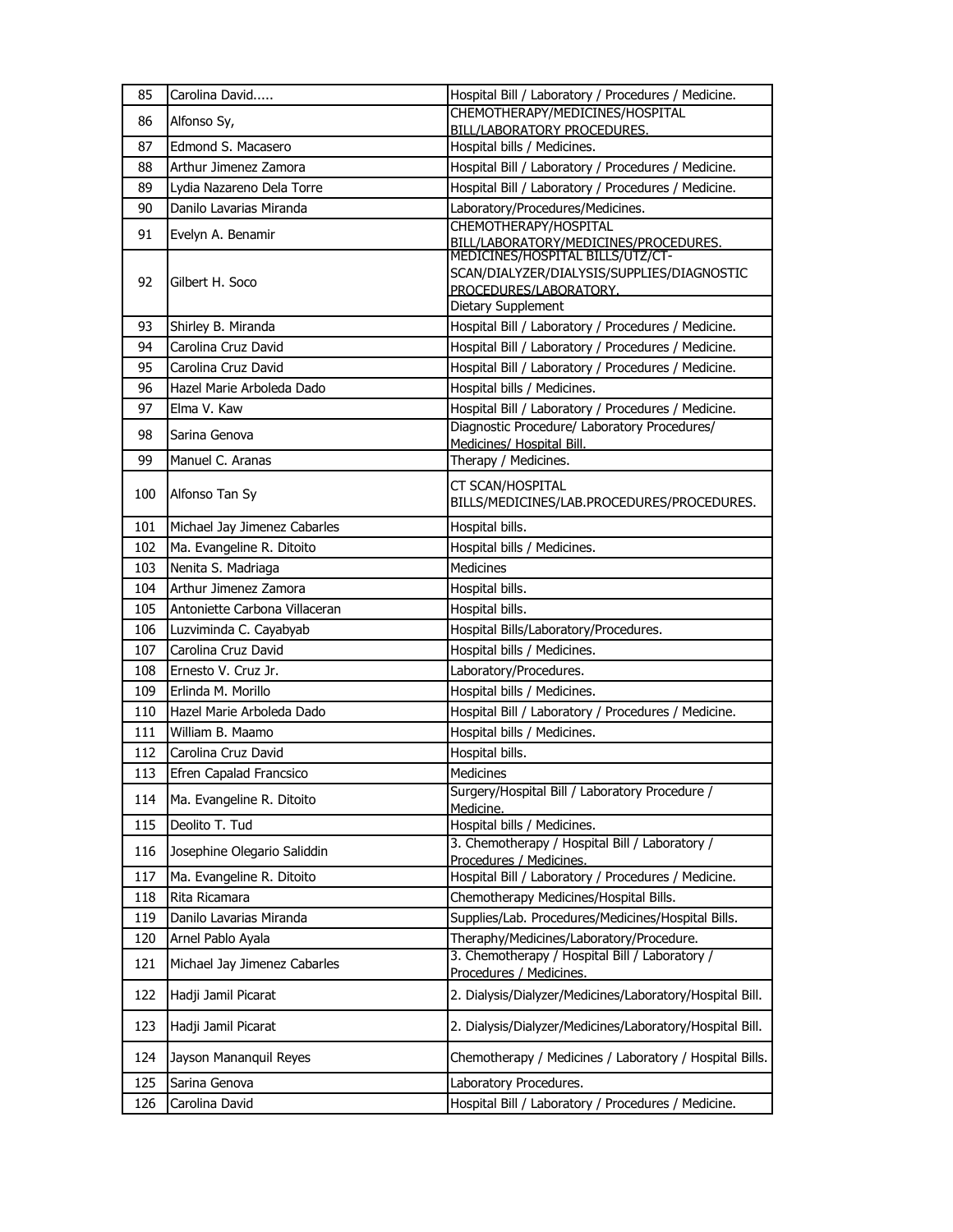| | | |
|---|---|---|
| 85 | Carolina David..... | Hospital Bill / Laboratory / Procedures / Medicine. |
| 86 | Alfonso Sy, | CHEMOTHERAPY/MEDICINES/HOSPITAL BILL/LABORATORY PROCEDURES. |
| 87 | Edmond S. Macasero | Hospital bills / Medicines. |
| 88 | Arthur Jimenez Zamora | Hospital Bill / Laboratory / Procedures / Medicine. |
| 89 | Lydia Nazareno Dela Torre | Hospital Bill / Laboratory / Procedures / Medicine. |
| 90 | Danilo Lavarias Miranda | Laboratory/Procedures/Medicines. |
| 91 | Evelyn A. Benamir | CHEMOTHERAPY/HOSPITAL BILL/LABORATORY/MEDICINES/PROCEDURES. |
| 92 | Gilbert H. Soco | MEDICINES/HOSPITAL BILLS/UTZ/CT-SCAN/DIALYZER/DIALYSIS/SUPPLIES/DIAGNOSTIC PROCEDURES/LABORATORY. Dietary Supplement |
| 93 | Shirley B. Miranda | Hospital Bill / Laboratory / Procedures / Medicine. |
| 94 | Carolina Cruz David | Hospital Bill / Laboratory / Procedures / Medicine. |
| 95 | Carolina Cruz David | Hospital Bill / Laboratory / Procedures / Medicine. |
| 96 | Hazel Marie Arboleda Dado | Hospital bills / Medicines. |
| 97 | Elma V. Kaw | Hospital Bill / Laboratory / Procedures / Medicine. |
| 98 | Sarina Genova | Diagnostic Procedure/ Laboratory Procedures/ Medicines/ Hospital Bill. |
| 99 | Manuel C. Aranas | Therapy / Medicines. |
| 100 | Alfonso Tan Sy | CT SCAN/HOSPITAL BILLS/MEDICINES/LAB.PROCEDURES/PROCEDURES. |
| 101 | Michael Jay Jimenez Cabarles | Hospital bills. |
| 102 | Ma. Evangeline R. Ditoito | Hospital bills / Medicines. |
| 103 | Nenita S. Madriaga | Medicines |
| 104 | Arthur Jimenez Zamora | Hospital bills. |
| 105 | Antoniette Carbona Villaceran | Hospital bills. |
| 106 | Luzviminda C. Cayabyab | Hospital Bills/Laboratory/Procedures. |
| 107 | Carolina Cruz David | Hospital bills / Medicines. |
| 108 | Ernesto V. Cruz Jr. | Laboratory/Procedures. |
| 109 | Erlinda M. Morillo | Hospital bills / Medicines. |
| 110 | Hazel Marie Arboleda Dado | Hospital Bill / Laboratory / Procedures / Medicine. |
| 111 | William B. Maamo | Hospital bills / Medicines. |
| 112 | Carolina Cruz David | Hospital bills. |
| 113 | Efren Capalad Francsico | Medicines |
| 114 | Ma. Evangeline R. Ditoito | Surgery/Hospital Bill / Laboratory Procedure / Medicine. |
| 115 | Deolito T. Tud | Hospital bills / Medicines. |
| 116 | Josephine Olegario Saliddin | 3. Chemotherapy / Hospital Bill / Laboratory / Procedures / Medicines. |
| 117 | Ma. Evangeline R. Ditoito | Hospital Bill / Laboratory / Procedures / Medicine. |
| 118 | Rita Ricamara | Chemotherapy Medicines/Hospital Bills. |
| 119 | Danilo Lavarias Miranda | Supplies/Lab. Procedures/Medicines/Hospital Bills. |
| 120 | Arnel Pablo Ayala | Theraphy/Medicines/Laboratory/Procedure. |
| 121 | Michael Jay Jimenez Cabarles | 3. Chemotherapy / Hospital Bill / Laboratory / Procedures / Medicines. |
| 122 | Hadji Jamil Picarat | 2. Dialysis/Dialyzer/Medicines/Laboratory/Hospital Bill. |
| 123 | Hadji Jamil Picarat | 2. Dialysis/Dialyzer/Medicines/Laboratory/Hospital Bill. |
| 124 | Jayson Mananquil Reyes | Chemotherapy / Medicines / Laboratory / Hospital Bills. |
| 125 | Sarina Genova | Laboratory Procedures. |
| 126 | Carolina David | Hospital Bill / Laboratory / Procedures / Medicine. |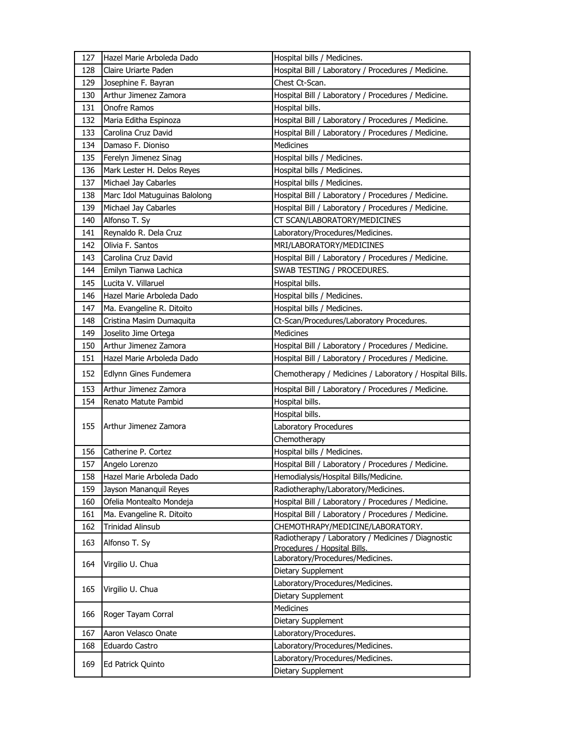| | | |
|---|---|---|
| 127 | Hazel Marie Arboleda Dado | Hospital bills / Medicines. |
| 128 | Claire Uriarte Paden | Hospital Bill / Laboratory / Procedures / Medicine. |
| 129 | Josephine F. Bayran | Chest Ct-Scan. |
| 130 | Arthur Jimenez Zamora | Hospital Bill / Laboratory / Procedures / Medicine. |
| 131 | Onofre Ramos | Hospital bills. |
| 132 | Maria Editha Espinoza | Hospital Bill / Laboratory / Procedures / Medicine. |
| 133 | Carolina Cruz David | Hospital Bill / Laboratory / Procedures / Medicine. |
| 134 | Damaso F. Dioniso | Medicines |
| 135 | Ferelyn Jimenez Sinag | Hospital bills / Medicines. |
| 136 | Mark Lester H. Delos Reyes | Hospital bills / Medicines. |
| 137 | Michael Jay Cabarles | Hospital bills / Medicines. |
| 138 | Marc Idol Matuguinas Balolong | Hospital Bill / Laboratory / Procedures / Medicine. |
| 139 | Michael Jay Cabarles | Hospital Bill / Laboratory / Procedures / Medicine. |
| 140 | Alfonso T. Sy | CT SCAN/LABORATORY/MEDICINES |
| 141 | Reynaldo R. Dela Cruz | Laboratory/Procedures/Medicines. |
| 142 | Olivia F. Santos | MRI/LABORATORY/MEDICINES |
| 143 | Carolina Cruz David | Hospital Bill / Laboratory / Procedures / Medicine. |
| 144 | Emilyn Tianwa Lachica | SWAB TESTING / PROCEDURES. |
| 145 | Lucita V. Villaruel | Hospital bills. |
| 146 | Hazel Marie Arboleda Dado | Hospital bills / Medicines. |
| 147 | Ma. Evangeline R. Ditoito | Hospital bills / Medicines. |
| 148 | Cristina Masim Dumaquita | Ct-Scan/Procedures/Laboratory Procedures. |
| 149 | Joselito Jime Ortega | Medicines |
| 150 | Arthur Jimenez Zamora | Hospital Bill / Laboratory / Procedures / Medicine. |
| 151 | Hazel Marie Arboleda Dado | Hospital Bill / Laboratory / Procedures / Medicine. |
| 152 | Edlynn Gines Fundemera | Chemotherapy / Medicines / Laboratory / Hospital Bills. |
| 153 | Arthur Jimenez Zamora | Hospital Bill / Laboratory / Procedures / Medicine. |
| 154 | Renato Matute Pambid | Hospital bills. |
| 155 | Arthur Jimenez Zamora | Hospital bills. |
| | | Laboratory Procedures |
| | | Chemotherapy |
| 156 | Catherine P. Cortez | Hospital bills / Medicines. |
| 157 | Angelo Lorenzo | Hospital Bill / Laboratory / Procedures / Medicine. |
| 158 | Hazel Marie Arboleda Dado | Hemodialysis/Hospital Bills/Medicine. |
| 159 | Jayson Mananquil Reyes | Radiotheraphy/Laboratory/Medicines. |
| 160 | Ofelia Montealto Mondeja | Hospital Bill / Laboratory / Procedures / Medicine. |
| 161 | Ma. Evangeline R. Ditoito | Hospital Bill / Laboratory / Procedures / Medicine. |
| 162 | Trinidad Alinsub | CHEMOTHRAPY/MEDICINE/LABORATORY. |
| 163 | Alfonso T. Sy | Radiotherapy / Laboratory / Medicines / Diagnostic Procedures / Hopsital Bills. |
| 164 | Virgilio U. Chua | Laboratory/Procedures/Medicines. |
| | | Dietary Supplement |
| 165 | Virgilio U. Chua | Laboratory/Procedures/Medicines. |
| | | Dietary Supplement |
| 166 | Roger Tayam Corral | Medicines |
| | | Dietary Supplement |
| 167 | Aaron Velasco Onate | Laboratory/Procedures. |
| 168 | Eduardo Castro | Laboratory/Procedures/Medicines. |
| 169 | Ed Patrick Quinto | Laboratory/Procedures/Medicines. |
| | | Dietary Supplement |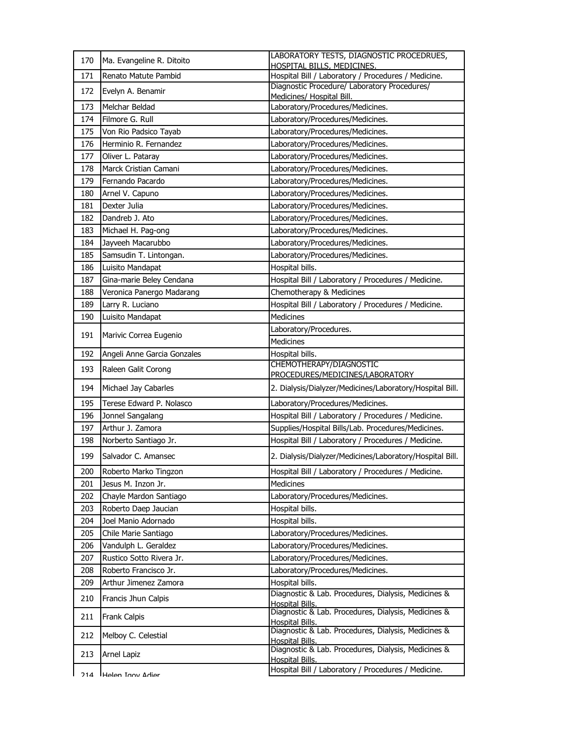| | | |
|---|---|---|
| 170 | Ma. Evangeline R. Ditoito | LABORATORY TESTS, DIAGNOSTIC PROCEDRUES, HOSPITAL BILLS, MEDICINES. |
| 171 | Renato Matute Pambid | Hospital Bill / Laboratory / Procedures / Medicine. |
| 172 | Evelyn A. Benamir | Diagnostic Procedure/ Laboratory Procedures/ Medicines/ Hospital Bill. |
| 173 | Melchar Beldad | Laboratory/Procedures/Medicines. |
| 174 | Filmore G. Rull | Laboratory/Procedures/Medicines. |
| 175 | Von Rio Padsico Tayab | Laboratory/Procedures/Medicines. |
| 176 | Herminio R. Fernandez | Laboratory/Procedures/Medicines. |
| 177 | Oliver L. Pataray | Laboratory/Procedures/Medicines. |
| 178 | Marck Cristian Camani | Laboratory/Procedures/Medicines. |
| 179 | Fernando Pacardo | Laboratory/Procedures/Medicines. |
| 180 | Arnel V. Capuno | Laboratory/Procedures/Medicines. |
| 181 | Dexter Julia | Laboratory/Procedures/Medicines. |
| 182 | Dandreb J. Ato | Laboratory/Procedures/Medicines. |
| 183 | Michael H. Pag-ong | Laboratory/Procedures/Medicines. |
| 184 | Jayveeh Macarubbo | Laboratory/Procedures/Medicines. |
| 185 | Samsudin T. Lintongan. | Laboratory/Procedures/Medicines. |
| 186 | Luisito Mandapat | Hospital bills. |
| 187 | Gina-marie Beley Cendana | Hospital Bill / Laboratory / Procedures / Medicine. |
| 188 | Veronica Panergo Madarang | Chemotherapy & Medicines |
| 189 | Larry R. Luciano | Hospital Bill / Laboratory / Procedures / Medicine. |
| 190 | Luisito Mandapat | Medicines |
| 191 | Marivic Correa Eugenio | Laboratory/Procedures. |
| | | Medicines |
| 192 | Angeli Anne Garcia Gonzales | Hospital bills. |
| 193 | Raleen Galit Corong | CHEMOTHERAPY/DIAGNOSTIC PROCEDURES/MEDICINES/LABORATORY |
| 194 | Michael Jay Cabarles | 2. Dialysis/Dialyzer/Medicines/Laboratory/Hospital Bill. |
| 195 | Terese Edward P. Nolasco | Laboratory/Procedures/Medicines. |
| 196 | Jonnel Sangalang | Hospital Bill / Laboratory / Procedures / Medicine. |
| 197 | Arthur J. Zamora | Supplies/Hospital Bills/Lab. Procedures/Medicines. |
| 198 | Norberto Santiago Jr. | Hospital Bill / Laboratory / Procedures / Medicine. |
| 199 | Salvador C. Amansec | 2. Dialysis/Dialyzer/Medicines/Laboratory/Hospital Bill. |
| 200 | Roberto Marko Tingzon | Hospital Bill / Laboratory / Procedures / Medicine. |
| 201 | Jesus M. Inzon Jr. | Medicines |
| 202 | Chayle Mardon Santiago | Laboratory/Procedures/Medicines. |
| 203 | Roberto Daep Jaucian | Hospital bills. |
| 204 | Joel Manio Adornado | Hospital bills. |
| 205 | Chile Marie Santiago | Laboratory/Procedures/Medicines. |
| 206 | Vandulph L. Geraldez | Laboratory/Procedures/Medicines. |
| 207 | Rustico Sotto Rivera Jr. | Laboratory/Procedures/Medicines. |
| 208 | Roberto Francisco Jr. | Laboratory/Procedures/Medicines. |
| 209 | Arthur Jimenez Zamora | Hospital bills. |
| 210 | Francis Jhun Calpis | Diagnostic & Lab. Procedures, Dialysis, Medicines & Hospital Bills. |
| 211 | Frank Calpis | Diagnostic & Lab. Procedures, Dialysis, Medicines & Hospital Bills. |
| 212 | Melboy C. Celestial | Diagnostic & Lab. Procedures, Dialysis, Medicines & Hospital Bills. |
| 213 | Arnel Lapiz | Diagnostic & Lab. Procedures, Dialysis, Medicines & Hospital Bills. |
| 214 | Helen Igoy Adier | Hospital Bill / Laboratory / Procedures / Medicine. |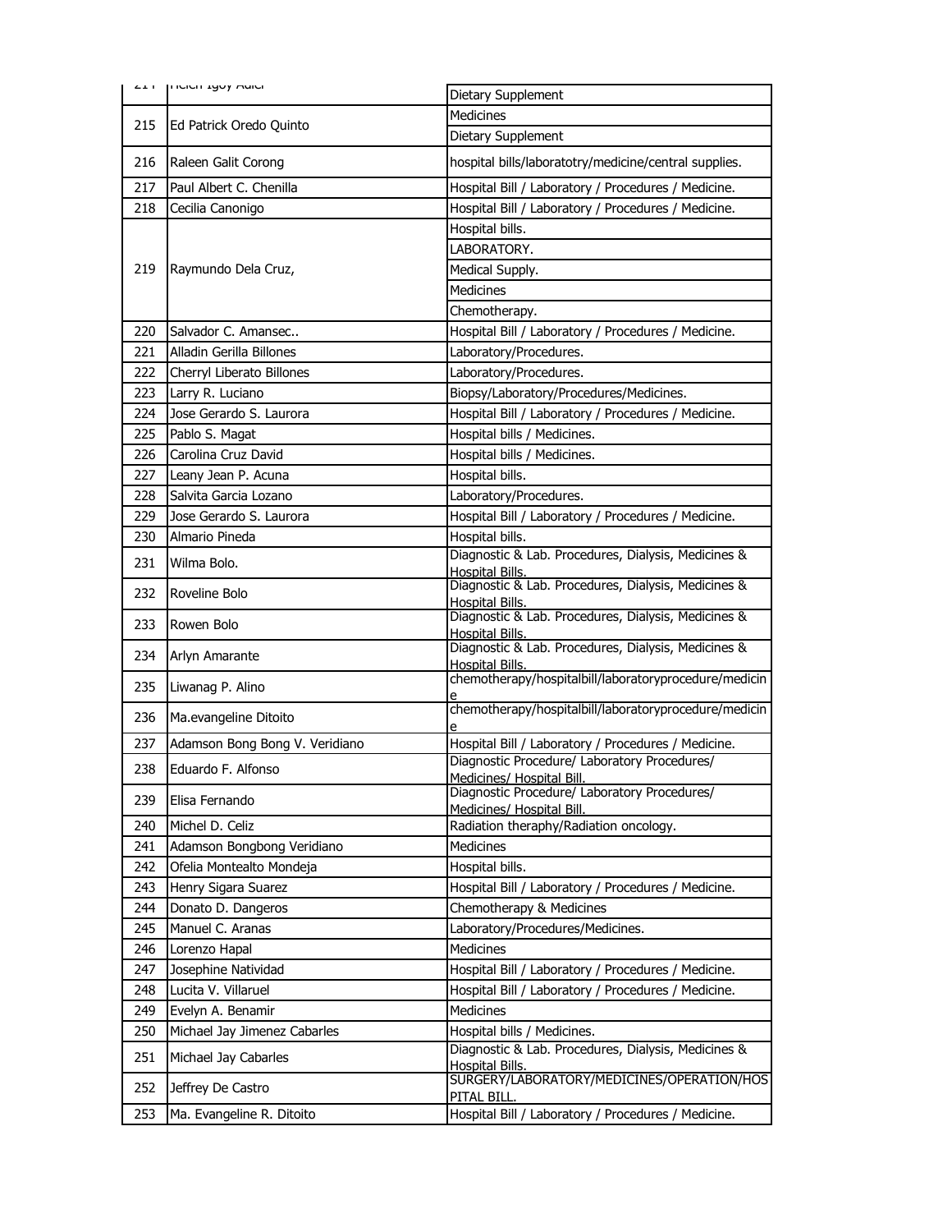| 214 | Helen Igoy Adler | Dietary Supplement |
|---|---|---|
| 215 | Ed Patrick Oredo Quinto | Medicines |
| | | Dietary Supplement |
| 216 | Raleen Galit Corong | hospital bills/laboratotry/medicine/central supplies. |
| 217 | Paul Albert C. Chenilla | Hospital Bill / Laboratory / Procedures / Medicine. |
| 218 | Cecilia Canonigo | Hospital Bill / Laboratory / Procedures / Medicine. |
| 219 | Raymundo Dela Cruz, | Hospital bills. |
| | | LABORATORY. |
| | | Medical Supply. |
| | | Medicines |
| | | Chemotherapy. |
| 220 | Salvador C. Amansec.. | Hospital Bill / Laboratory / Procedures / Medicine. |
| 221 | Alladin Gerilla Billones | Laboratory/Procedures. |
| 222 | Cherryl Liberato Billones | Laboratory/Procedures. |
| 223 | Larry R. Luciano | Biopsy/Laboratory/Procedures/Medicines. |
| 224 | Jose Gerardo S. Laurora | Hospital Bill / Laboratory / Procedures / Medicine. |
| 225 | Pablo S. Magat | Hospital bills / Medicines. |
| 226 | Carolina Cruz David | Hospital bills / Medicines. |
| 227 | Leany Jean P. Acuna | Hospital bills. |
| 228 | Salvita Garcia Lozano | Laboratory/Procedures. |
| 229 | Jose Gerardo S. Laurora | Hospital Bill / Laboratory / Procedures / Medicine. |
| 230 | Almario Pineda | Hospital bills. |
| 231 | Wilma Bolo. | Diagnostic & Lab. Procedures, Dialysis, Medicines & Hospital Bills. |
| 232 | Roveline Bolo | Diagnostic & Lab. Procedures, Dialysis, Medicines & Hospital Bills. |
| 233 | Rowen Bolo | Diagnostic & Lab. Procedures, Dialysis, Medicines & Hospital Bills. |
| 234 | Arlyn Amarante | Diagnostic & Lab. Procedures, Dialysis, Medicines & Hospital Bills. |
| 235 | Liwanag P. Alino | chemotherapy/hospitalbill/laboratoryprocedure/medicine |
| 236 | Ma.evangeline Ditoito | chemotherapy/hospitalbill/laboratoryprocedure/medicine |
| 237 | Adamson Bong Bong V. Veridiano | Hospital Bill / Laboratory / Procedures / Medicine. |
| 238 | Eduardo F. Alfonso | Diagnostic Procedure/ Laboratory Procedures/ Medicines/ Hospital Bill. |
| 239 | Elisa Fernando | Diagnostic Procedure/ Laboratory Procedures/ Medicines/ Hospital Bill. |
| 240 | Michel D. Celiz | Radiation theraphy/Radiation oncology. |
| 241 | Adamson Bongbong Veridiano | Medicines |
| 242 | Ofelia Montealto Mondeja | Hospital bills. |
| 243 | Henry Sigara Suarez | Hospital Bill / Laboratory / Procedures / Medicine. |
| 244 | Donato D. Dangeros | Chemotherapy & Medicines |
| 245 | Manuel C. Aranas | Laboratory/Procedures/Medicines. |
| 246 | Lorenzo Hapal | Medicines |
| 247 | Josephine Natividad | Hospital Bill / Laboratory / Procedures / Medicine. |
| 248 | Lucita V. Villaruel | Hospital Bill / Laboratory / Procedures / Medicine. |
| 249 | Evelyn A. Benamir | Medicines |
| 250 | Michael Jay Jimenez Cabarles | Hospital bills / Medicines. |
| 251 | Michael Jay Cabarles | Diagnostic & Lab. Procedures, Dialysis, Medicines & Hospital Bills. |
| 252 | Jeffrey De Castro | SURGERY/LABORATORY/MEDICINES/OPERATION/HOSPITAL BILL. |
| 253 | Ma. Evangeline R. Ditoito | Hospital Bill / Laboratory / Procedures / Medicine. |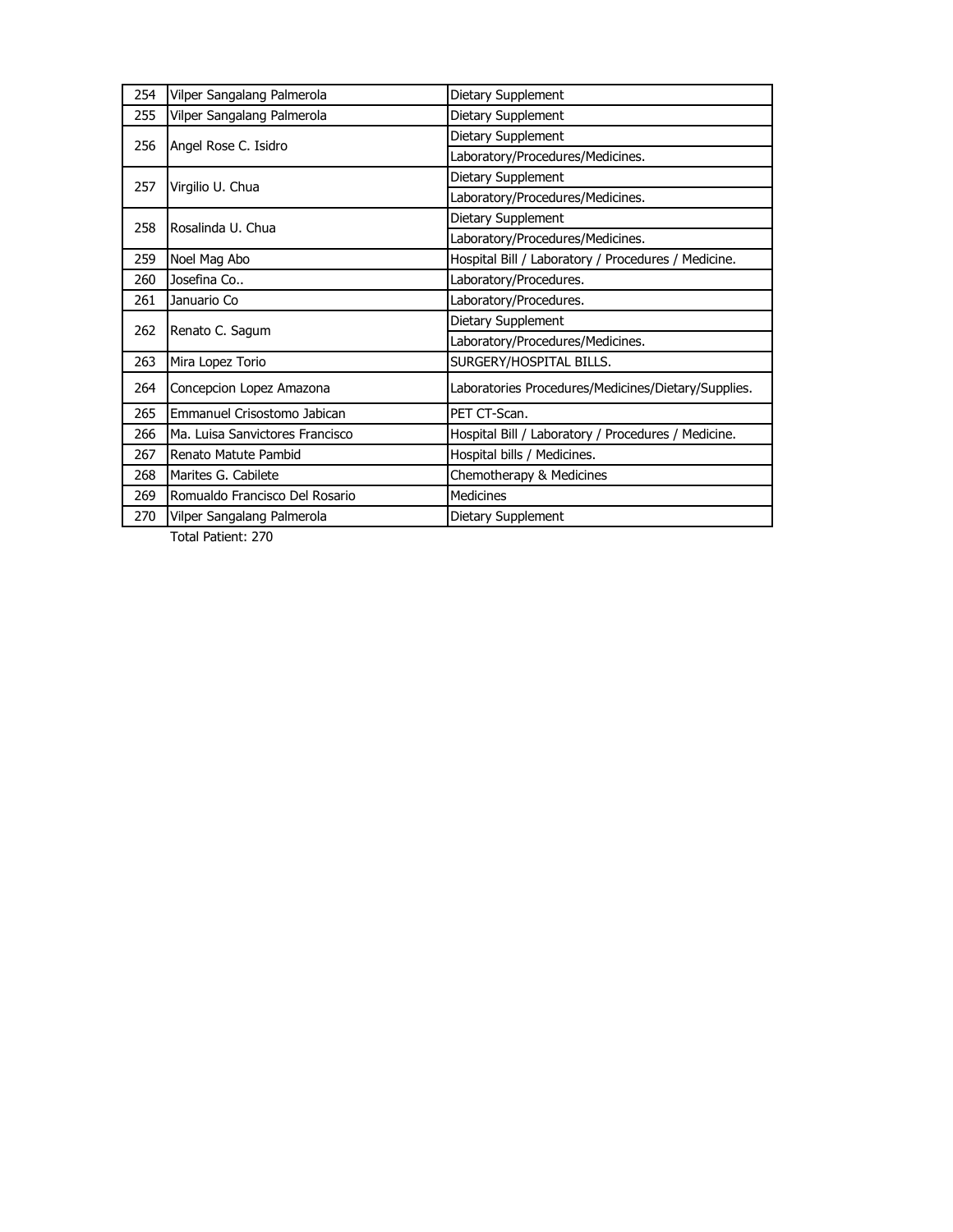| | | |
|---|---|---|
| 254 | Vilper Sangalang Palmerola | Dietary Supplement |
| 255 | Vilper Sangalang Palmerola | Dietary Supplement |
| 256 | Angel Rose C. Isidro | Dietary Supplement |
| | | Laboratory/Procedures/Medicines. |
| 257 | Virgilio U. Chua | Dietary Supplement |
| | | Laboratory/Procedures/Medicines. |
| 258 | Rosalinda U. Chua | Dietary Supplement |
| | | Laboratory/Procedures/Medicines. |
| 259 | Noel Mag Abo | Hospital Bill / Laboratory / Procedures / Medicine. |
| 260 | Josefina Co.. | Laboratory/Procedures. |
| 261 | Januario Co | Laboratory/Procedures. |
| 262 | Renato C. Sagum | Dietary Supplement |
| | | Laboratory/Procedures/Medicines. |
| 263 | Mira Lopez Torio | SURGERY/HOSPITAL BILLS. |
| 264 | Concepcion Lopez Amazona | Laboratories Procedures/Medicines/Dietary/Supplies. |
| 265 | Emmanuel Crisostomo Jabican | PET CT-Scan. |
| 266 | Ma. Luisa Sanvictores Francisco | Hospital Bill / Laboratory / Procedures / Medicine. |
| 267 | Renato Matute Pambid | Hospital bills / Medicines. |
| 268 | Marites G. Cabilete | Chemotherapy & Medicines |
| 269 | Romualdo Francisco Del Rosario | Medicines |
| 270 | Vilper Sangalang Palmerola | Dietary Supplement |

Total Patient: 270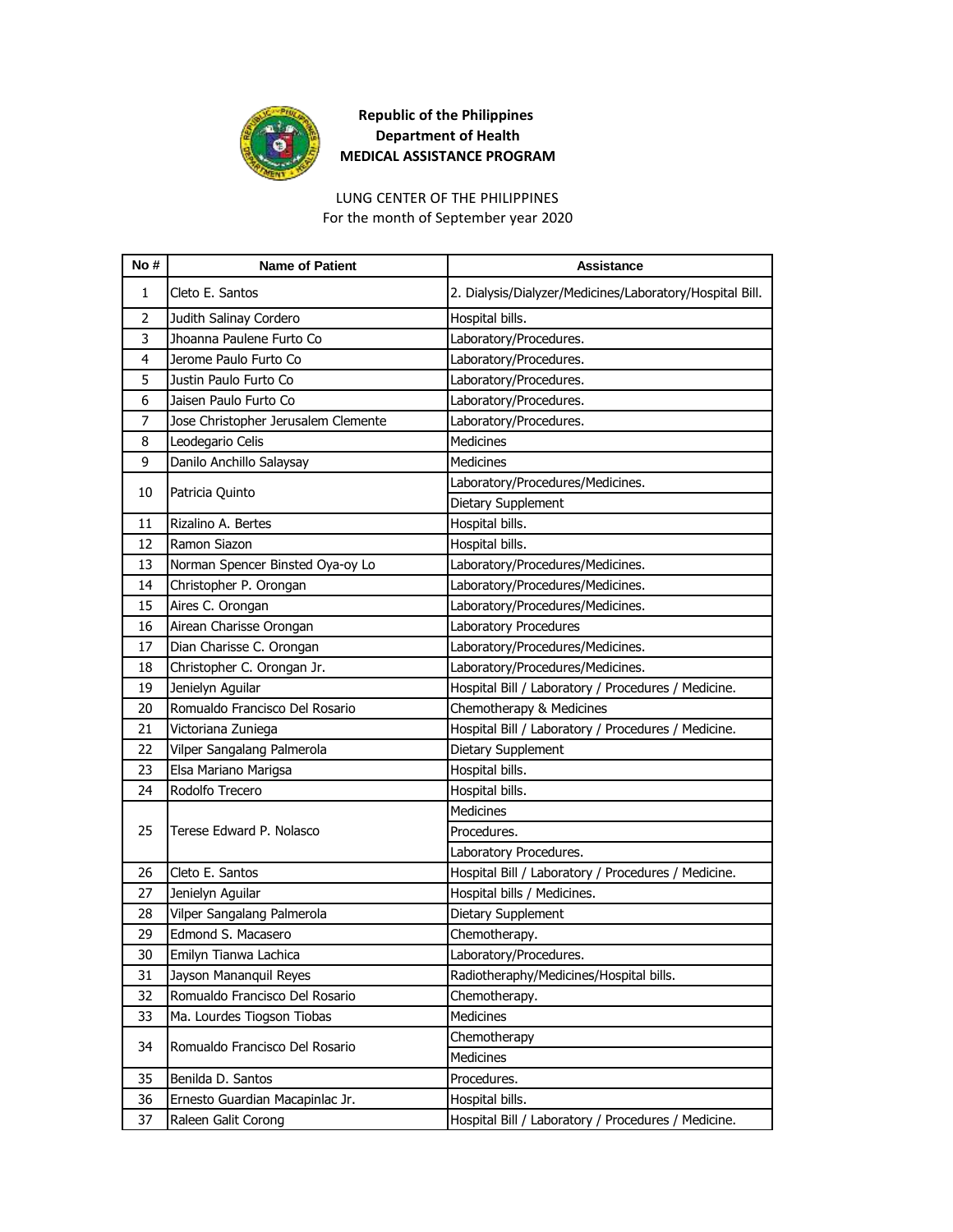**Republic of the Philippines**
**Department of Health**
**MEDICAL ASSISTANCE PROGRAM**

LUNG CENTER OF THE PHILIPPINES
For the month of September year 2020

| No # | Name of Patient | Assistance |
|---|---|---|
| 1 | Cleto E. Santos | 2. Dialysis/Dialyzer/Medicines/Laboratory/Hospital Bill. |
| 2 | Judith Salinay Cordero | Hospital bills. |
| 3 | Jhoanna Paulene Furto Co | Laboratory/Procedures. |
| 4 | Jerome Paulo Furto Co | Laboratory/Procedures. |
| 5 | Justin Paulo Furto Co | Laboratory/Procedures. |
| 6 | Jaisen Paulo Furto Co | Laboratory/Procedures. |
| 7 | Jose Christopher Jerusalem Clemente | Laboratory/Procedures. |
| 8 | Leodegario Celis | Medicines |
| 9 | Danilo Anchillo Salaysay | Medicines |
| 10 | Patricia Quinto | Laboratory/Procedures/Medicines. |
| | | Dietary Supplement |
| 11 | Rizalino A. Bertes | Hospital bills. |
| 12 | Ramon Siazon | Hospital bills. |
| 13 | Norman Spencer Binsted Oya-oy Lo | Laboratory/Procedures/Medicines. |
| 14 | Christopher P. Orongan | Laboratory/Procedures/Medicines. |
| 15 | Aires C. Orongan | Laboratory/Procedures/Medicines. |
| 16 | Airean Charisse Orongan | Laboratory Procedures |
| 17 | Dian Charisse C. Orongan | Laboratory/Procedures/Medicines. |
| 18 | Christopher C. Orongan Jr. | Laboratory/Procedures/Medicines. |
| 19 | Jenielyn Aguilar | Hospital Bill / Laboratory / Procedures / Medicine. |
| 20 | Romualdo Francisco Del Rosario | Chemotherapy & Medicines |
| 21 | Victoriana Zuniega | Hospital Bill / Laboratory / Procedures / Medicine. |
| 22 | Vilper Sangalang Palmerola | Dietary Supplement |
| 23 | Elsa Mariano Marigsa | Hospital bills. |
| 24 | Rodolfo Trecero | Hospital bills. |
| 25 | Terese Edward P. Nolasco | Medicines |
| | | Procedures. |
| | | Laboratory Procedures. |
| 26 | Cleto E. Santos | Hospital Bill / Laboratory / Procedures / Medicine. |
| 27 | Jenielyn Aguilar | Hospital bills / Medicines. |
| 28 | Vilper Sangalang Palmerola | Dietary Supplement |
| 29 | Edmond S. Macasero | Chemotherapy. |
| 30 | Emilyn Tianwa Lachica | Laboratory/Procedures. |
| 31 | Jayson Mananquil Reyes | Radiotheraphy/Medicines/Hospital bills. |
| 32 | Romualdo Francisco Del Rosario | Chemotherapy. |
| 33 | Ma. Lourdes Tiogson Tiobas | Medicines |
| 34 | Romualdo Francisco Del Rosario | Chemotherapy |
| | | Medicines |
| 35 | Benilda D. Santos | Procedures. |
| 36 | Ernesto Guardian Macapinlac Jr. | Hospital bills. |
| 37 | Raleen Galit Corong | Hospital Bill / Laboratory / Procedures / Medicine. |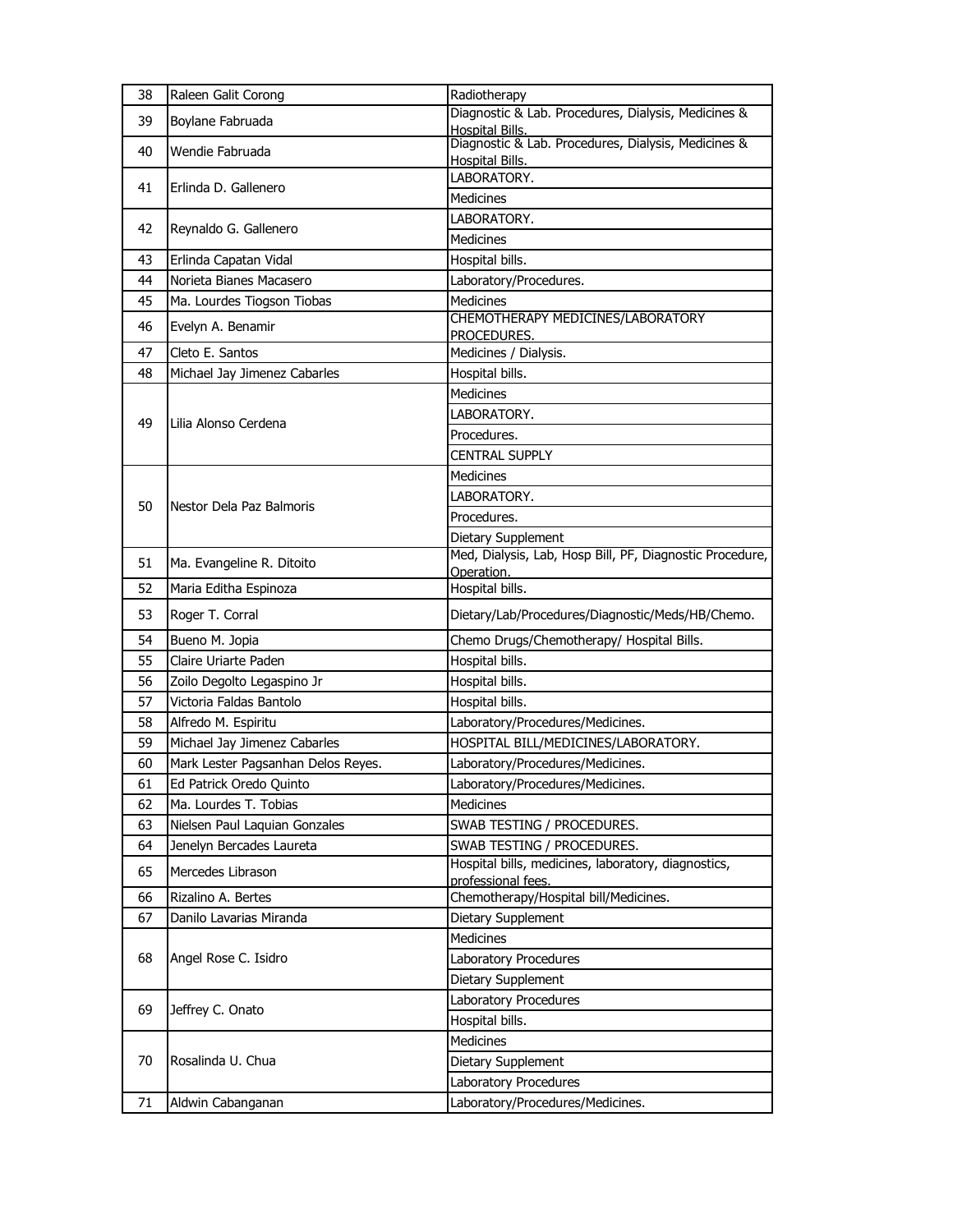| 38 | Raleen Galit Corong | Radiotherapy |
|---|---|---|
| 39 | Boylane Fabruada | Diagnostic & Lab. Procedures, Dialysis, Medicines & Hospital Bills. |
| 40 | Wendie Fabruada | Diagnostic & Lab. Procedures, Dialysis, Medicines & Hospital Bills. |
| 41 | Erlinda D. Gallenero | LABORATORY. |
| | | Medicines |
| 42 | Reynaldo G. Gallenero | LABORATORY. |
| | | Medicines |
| 43 | Erlinda Capatan Vidal | Hospital bills. |
| 44 | Norieta Bianes Macasero | Laboratory/Procedures. |
| 45 | Ma. Lourdes Tiogson Tiobas | Medicines |
| 46 | Evelyn A. Benamir | CHEMOTHERAPY MEDICINES/LABORATORY PROCEDURES. |
| 47 | Cleto E. Santos | Medicines / Dialysis. |
| 48 | Michael Jay Jimenez Cabarles | Hospital bills. |
| 49 | Lilia Alonso Cerdena | Medicines |
| | | LABORATORY. |
| | | Procedures. |
| | | CENTRAL SUPPLY |
| 50 | Nestor Dela Paz Balmoris | Medicines |
| | | LABORATORY. |
| | | Procedures. |
| | | Dietary Supplement |
| 51 | Ma. Evangeline R. Ditoito | Med, Dialysis, Lab, Hosp Bill, PF, Diagnostic Procedure, Operation. |
| 52 | Maria Editha Espinoza | Hospital bills. |
| 53 | Roger T. Corral | Dietary/Lab/Procedures/Diagnostic/Meds/HB/Chemo. |
| 54 | Bueno M. Jopia | Chemo Drugs/Chemotherapy/ Hospital Bills. |
| 55 | Claire Uriarte Paden | Hospital bills. |
| 56 | Zoilo Degolto Legaspino Jr | Hospital bills. |
| 57 | Victoria Faldas Bantolo | Hospital bills. |
| 58 | Alfredo M. Espiritu | Laboratory/Procedures/Medicines. |
| 59 | Michael Jay Jimenez Cabarles | HOSPITAL BILL/MEDICINES/LABORATORY. |
| 60 | Mark Lester Pagsanhan Delos Reyes. | Laboratory/Procedures/Medicines. |
| 61 | Ed Patrick Oredo Quinto | Laboratory/Procedures/Medicines. |
| 62 | Ma. Lourdes T. Tobias | Medicines |
| 63 | Nielsen Paul Laquian Gonzales | SWAB TESTING / PROCEDURES. |
| 64 | Jenelyn Bercades Laureta | SWAB TESTING / PROCEDURES. |
| 65 | Mercedes Librason | Hospital bills, medicines, laboratory, diagnostics, professional fees. |
| 66 | Rizalino A. Bertes | Chemotherapy/Hospital bill/Medicines. |
| 67 | Danilo Lavarias Miranda | Dietary Supplement |
| 68 | Angel Rose C. Isidro | Medicines |
| | | Laboratory Procedures |
| | | Dietary Supplement |
| 69 | Jeffrey C. Onato | Laboratory Procedures |
| | | Hospital bills. |
| 70 | Rosalinda U. Chua | Medicines |
| | | Dietary Supplement |
| | | Laboratory Procedures |
| 71 | Aldwin Cabanganan | Laboratory/Procedures/Medicines. |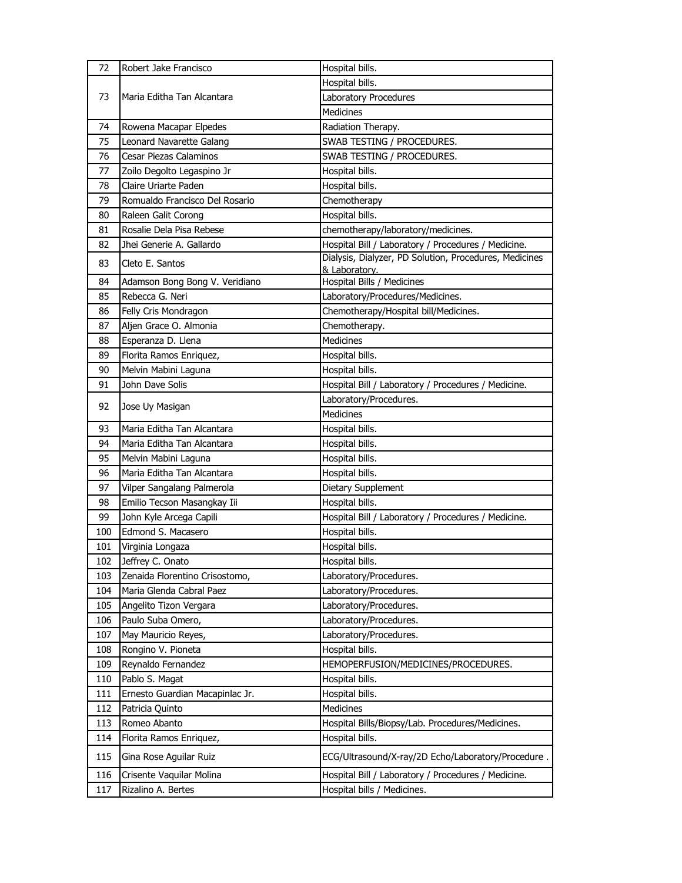| 72 | Robert Jake Francisco | Hospital bills. |
|---|---|---|
| 73 | Maria Editha Tan Alcantara | Hospital bills. |
| | | Laboratory Procedures |
| | | Medicines |
| 74 | Rowena Macapar Elpedes | Radiation Therapy. |
| 75 | Leonard Navarette Galang | SWAB TESTING / PROCEDURES. |
| 76 | Cesar Piezas Calaminos | SWAB TESTING / PROCEDURES. |
| 77 | Zoilo Degolto Legaspino Jr | Hospital bills. |
| 78 | Claire Uriarte Paden | Hospital bills. |
| 79 | Romualdo Francisco Del Rosario | Chemotherapy |
| 80 | Raleen Galit Corong | Hospital bills. |
| 81 | Rosalie Dela Pisa Rebese | chemotherapy/laboratory/medicines. |
| 82 | Jhei Generie A. Gallardo | Hospital Bill / Laboratory / Procedures / Medicine. |
| 83 | Cleto E. Santos | Dialysis, Dialyzer, PD Solution, Procedures, Medicines & Laboratory. |
| 84 | Adamson Bong Bong V. Veridiano | Hospital Bills / Medicines |
| 85 | Rebecca G. Neri | Laboratory/Procedures/Medicines. |
| 86 | Felly Cris Mondragon | Chemotherapy/Hospital bill/Medicines. |
| 87 | Aljen Grace O. Almonia | Chemotherapy. |
| 88 | Esperanza D. Llena | Medicines |
| 89 | Florita Ramos Enriquez, | Hospital bills. |
| 90 | Melvin Mabini Laguna | Hospital bills. |
| 91 | John Dave Solis | Hospital Bill / Laboratory / Procedures / Medicine. |
| 92 | Jose Uy Masigan | Laboratory/Procedures. |
| | | Medicines |
| 93 | Maria Editha Tan Alcantara | Hospital bills. |
| 94 | Maria Editha Tan Alcantara | Hospital bills. |
| 95 | Melvin Mabini Laguna | Hospital bills. |
| 96 | Maria Editha Tan Alcantara | Hospital bills. |
| 97 | Vilper Sangalang Palmerola | Dietary Supplement |
| 98 | Emilio Tecson Masangkay Iii | Hospital bills. |
| 99 | John Kyle Arcega Capili | Hospital Bill / Laboratory / Procedures / Medicine. |
| 100 | Edmond S. Macasero | Hospital bills. |
| 101 | Virginia Longaza | Hospital bills. |
| 102 | Jeffrey C. Onato | Hospital bills. |
| 103 | Zenaida Florentino Crisostomo, | Laboratory/Procedures. |
| 104 | Maria Glenda Cabral Paez | Laboratory/Procedures. |
| 105 | Angelito Tizon Vergara | Laboratory/Procedures. |
| 106 | Paulo Suba Omero, | Laboratory/Procedures. |
| 107 | May Mauricio Reyes, | Laboratory/Procedures. |
| 108 | Rongino V. Pioneta | Hospital bills. |
| 109 | Reynaldo Fernandez | HEMOPERFUSION/MEDICINES/PROCEDURES. |
| 110 | Pablo S. Magat | Hospital bills. |
| 111 | Ernesto Guardian Macapinlac Jr. | Hospital bills. |
| 112 | Patricia Quinto | Medicines |
| 113 | Romeo Abanto | Hospital Bills/Biopsy/Lab. Procedures/Medicines. |
| 114 | Florita Ramos Enriquez, | Hospital bills. |
| 115 | Gina Rose Aguilar Ruiz | ECG/Ultrasound/X-ray/2D Echo/Laboratory/Procedure . |
| 116 | Crisente Vaquilar Molina | Hospital Bill / Laboratory / Procedures / Medicine. |
| 117 | Rizalino A. Bertes | Hospital bills / Medicines. |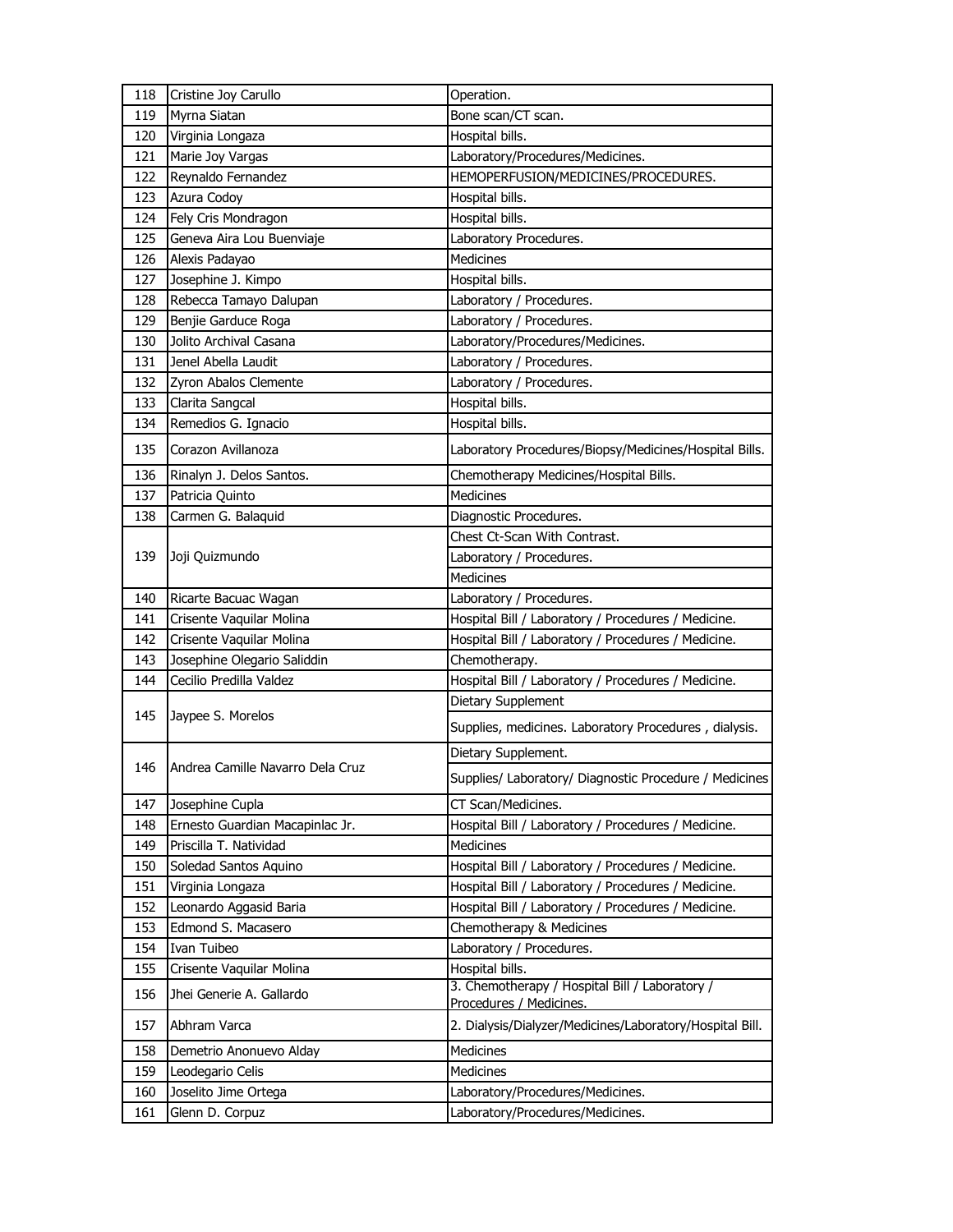| 118 | Cristine Joy Carullo | Operation. |
|---|---|---|
| 119 | Myrna Siatan | Bone scan/CT scan. |
| 120 | Virginia Longaza | Hospital bills. |
| 121 | Marie Joy Vargas | Laboratory/Procedures/Medicines. |
| 122 | Reynaldo Fernandez | HEMOPERFUSION/MEDICINES/PROCEDURES. |
| 123 | Azura Codoy | Hospital bills. |
| 124 | Fely Cris Mondragon | Hospital bills. |
| 125 | Geneva Aira Lou Buenviaje | Laboratory Procedures. |
| 126 | Alexis Padayao | Medicines |
| 127 | Josephine J. Kimpo | Hospital bills. |
| 128 | Rebecca Tamayo Dalupan | Laboratory / Procedures. |
| 129 | Benjie Garduce Roga | Laboratory / Procedures. |
| 130 | Jolito Archival Casana | Laboratory/Procedures/Medicines. |
| 131 | Jenel Abella Laudit | Laboratory / Procedures. |
| 132 | Zyron Abalos Clemente | Laboratory / Procedures. |
| 133 | Clarita Sangcal | Hospital bills. |
| 134 | Remedios G. Ignacio | Hospital bills. |
| 135 | Corazon Avillanoza | Laboratory Procedures/Biopsy/Medicines/Hospital Bills. |
| 136 | Rinalyn J. Delos Santos. | Chemotherapy Medicines/Hospital Bills. |
| 137 | Patricia Quinto | Medicines |
| 138 | Carmen G. Balaquid | Diagnostic Procedures. |
| 139 | Joji Quizmundo | Chest Ct-Scan With Contrast. |
| | | Laboratory / Procedures. |
| | | Medicines |
| 140 | Ricarte Bacuac Wagan | Laboratory / Procedures. |
| 141 | Crisente Vaquilar Molina | Hospital Bill / Laboratory / Procedures / Medicine. |
| 142 | Crisente Vaquilar Molina | Hospital Bill / Laboratory / Procedures / Medicine. |
| 143 | Josephine Olegario Saliddin | Chemotherapy. |
| 144 | Cecilio Predilla Valdez | Hospital Bill / Laboratory / Procedures / Medicine. |
| 145 | Jaypee S. Morelos | Dietary Supplement |
| | | Supplies, medicines. Laboratory Procedures , dialysis. |
| 146 | Andrea Camille Navarro Dela Cruz | Dietary Supplement. |
| | | Supplies/ Laboratory/ Diagnostic Procedure / Medicines |
| 147 | Josephine Cupla | CT Scan/Medicines. |
| 148 | Ernesto Guardian Macapinlac Jr. | Hospital Bill / Laboratory / Procedures / Medicine. |
| 149 | Priscilla T. Natividad | Medicines |
| 150 | Soledad Santos Aquino | Hospital Bill / Laboratory / Procedures / Medicine. |
| 151 | Virginia Longaza | Hospital Bill / Laboratory / Procedures / Medicine. |
| 152 | Leonardo Aggasid Baria | Hospital Bill / Laboratory / Procedures / Medicine. |
| 153 | Edmond S. Macasero | Chemotherapy & Medicines |
| 154 | Ivan Tuibeo | Laboratory / Procedures. |
| 155 | Crisente Vaquilar Molina | Hospital bills. |
| 156 | Jhei Generie A. Gallardo | 3. Chemotherapy / Hospital Bill / Laboratory / Procedures / Medicines. |
| 157 | Abhram Varca | 2. Dialysis/Dialyzer/Medicines/Laboratory/Hospital Bill. |
| 158 | Demetrio Anonuevo Alday | Medicines |
| 159 | Leodegario Celis | Medicines |
| 160 | Joselito Jime Ortega | Laboratory/Procedures/Medicines. |
| 161 | Glenn D. Corpuz | Laboratory/Procedures/Medicines. |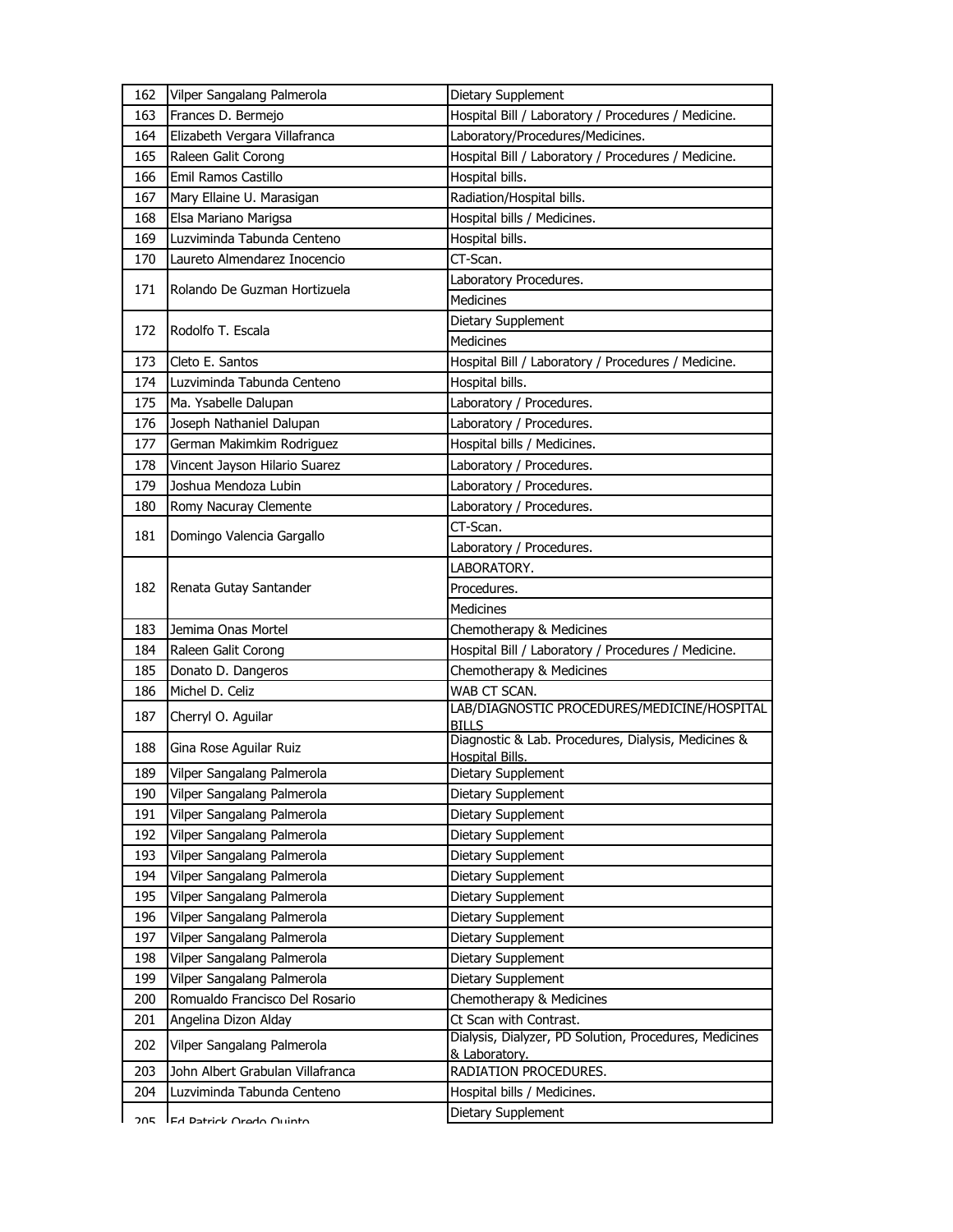| | | |
|---|---|---|
| 162 | Vilper Sangalang Palmerola | Dietary Supplement |
| 163 | Frances D. Bermejo | Hospital Bill / Laboratory / Procedures / Medicine. |
| 164 | Elizabeth Vergara Villafranca | Laboratory/Procedures/Medicines. |
| 165 | Raleen Galit Corong | Hospital Bill / Laboratory / Procedures / Medicine. |
| 166 | Emil Ramos Castillo | Hospital bills. |
| 167 | Mary Ellaine U. Marasigan | Radiation/Hospital bills. |
| 168 | Elsa Mariano Marigsa | Hospital bills / Medicines. |
| 169 | Luzviminda Tabunda Centeno | Hospital bills. |
| 170 | Laureto Almendarez Inocencio | CT-Scan. |
| 171 | Rolando De Guzman Hortizuela | Laboratory Procedures. |
| | | Medicines |
| 172 | Rodolfo T. Escala | Dietary Supplement |
| | | Medicines |
| 173 | Cleto E. Santos | Hospital Bill / Laboratory / Procedures / Medicine. |
| 174 | Luzviminda Tabunda Centeno | Hospital bills. |
| 175 | Ma. Ysabelle Dalupan | Laboratory / Procedures. |
| 176 | Joseph Nathaniel Dalupan | Laboratory / Procedures. |
| 177 | German Makimkim Rodriguez | Hospital bills / Medicines. |
| 178 | Vincent Jayson Hilario Suarez | Laboratory / Procedures. |
| 179 | Joshua Mendoza Lubin | Laboratory / Procedures. |
| 180 | Romy Nacuray Clemente | Laboratory / Procedures. |
| 181 | Domingo Valencia Gargallo | CT-Scan. |
| | | Laboratory / Procedures. |
| 182 | Renata Gutay Santander | LABORATORY. |
| | | Procedures. |
| | | Medicines |
| 183 | Jemima Onas Mortel | Chemotherapy & Medicines |
| 184 | Raleen Galit Corong | Hospital Bill / Laboratory / Procedures / Medicine. |
| 185 | Donato D. Dangeros | Chemotherapy & Medicines |
| 186 | Michel D. Celiz | WAB CT SCAN. |
| 187 | Cherryl O. Aguilar | LAB/DIAGNOSTIC PROCEDURES/MEDICINE/HOSPITAL BILLS |
| 188 | Gina Rose Aguilar Ruiz | Diagnostic & Lab. Procedures, Dialysis, Medicines & Hospital Bills. |
| 189 | Vilper Sangalang Palmerola | Dietary Supplement |
| 190 | Vilper Sangalang Palmerola | Dietary Supplement |
| 191 | Vilper Sangalang Palmerola | Dietary Supplement |
| 192 | Vilper Sangalang Palmerola | Dietary Supplement |
| 193 | Vilper Sangalang Palmerola | Dietary Supplement |
| 194 | Vilper Sangalang Palmerola | Dietary Supplement |
| 195 | Vilper Sangalang Palmerola | Dietary Supplement |
| 196 | Vilper Sangalang Palmerola | Dietary Supplement |
| 197 | Vilper Sangalang Palmerola | Dietary Supplement |
| 198 | Vilper Sangalang Palmerola | Dietary Supplement |
| 199 | Vilper Sangalang Palmerola | Dietary Supplement |
| 200 | Romualdo Francisco Del Rosario | Chemotherapy & Medicines |
| 201 | Angelina Dizon Alday | Ct Scan with Contrast. |
| 202 | Vilper Sangalang Palmerola | Dialysis, Dialyzer, PD Solution, Procedures, Medicines & Laboratory. |
| 203 | John Albert Grabulan Villafranca | RADIATION PROCEDURES. |
| 204 | Luzviminda Tabunda Centeno | Hospital bills / Medicines. |
| 205 | Ed Patrick Oredo Quinto | Dietary Supplement |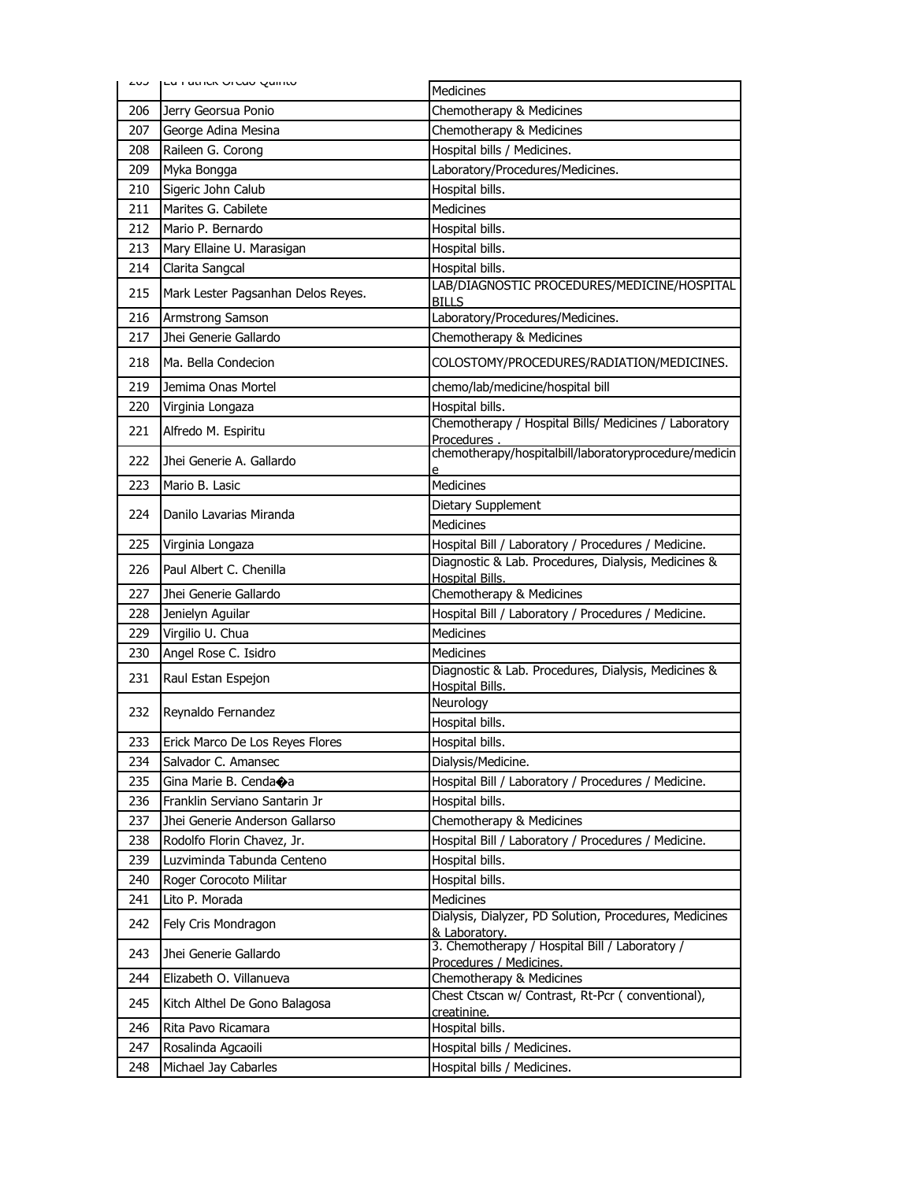| 205 | Ed Patrick Orcdo Quinto | Medicines |
|---|---|---|
| 206 | Jerry Georsua Ponio | Chemotherapy & Medicines |
| 207 | George Adina Mesina | Chemotherapy & Medicines |
| 208 | Raileen G. Corong | Hospital bills / Medicines. |
| 209 | Myka Bongga | Laboratory/Procedures/Medicines. |
| 210 | Sigeric John Calub | Hospital bills. |
| 211 | Marites G. Cabilete | Medicines |
| 212 | Mario P. Bernardo | Hospital bills. |
| 213 | Mary Ellaine U. Marasigan | Hospital bills. |
| 214 | Clarita Sangcal | Hospital bills. |
| 215 | Mark Lester Pagsanhan Delos Reyes. | LAB/DIAGNOSTIC PROCEDURES/MEDICINE/HOSPITAL BILLS |
| 216 | Armstrong Samson | Laboratory/Procedures/Medicines. |
| 217 | Jhei Generie Gallardo | Chemotherapy & Medicines |
| 218 | Ma. Bella Condecion | COLOSTOMY/PROCEDURES/RADIATION/MEDICINES. |
| 219 | Jemima Onas Mortel | chemo/lab/medicine/hospital bill |
| 220 | Virginia Longaza | Hospital bills. |
| 221 | Alfredo M. Espiritu | Chemotherapy / Hospital Bills/ Medicines / Laboratory Procedures . |
| 222 | Jhei Generie A. Gallardo | chemotherapy/hospitalbill/laboratoryprocedure/medicine |
| 223 | Mario B. Lasic | Medicines |
| 224 | Danilo Lavarias Miranda | Dietary Supplement |
| | | Medicines |
| 225 | Virginia Longaza | Hospital Bill / Laboratory / Procedures / Medicine. |
| 226 | Paul Albert C. Chenilla | Diagnostic & Lab. Procedures, Dialysis, Medicines & Hospital Bills. |
| 227 | Jhei Generie Gallardo | Chemotherapy & Medicines |
| 228 | Jenielyn Aguilar | Hospital Bill / Laboratory / Procedures / Medicine. |
| 229 | Virgilio U. Chua | Medicines |
| 230 | Angel Rose C. Isidro | Medicines |
| 231 | Raul Estan Espejon | Diagnostic & Lab. Procedures, Dialysis, Medicines & Hospital Bills. |
| 232 | Reynaldo Fernandez | Neurology |
| | | Hospital bills. |
| 233 | Erick Marco De Los Reyes Flores | Hospital bills. |
| 234 | Salvador C. Amansec | Dialysis/Medicine. |
| 235 | Gina Marie B. Cenda�a | Hospital Bill / Laboratory / Procedures / Medicine. |
| 236 | Franklin Serviano Santarin Jr | Hospital bills. |
| 237 | Jhei Generie Anderson Gallarso | Chemotherapy & Medicines |
| 238 | Rodolfo Florin Chavez, Jr. | Hospital Bill / Laboratory / Procedures / Medicine. |
| 239 | Luzviminda Tabunda Centeno | Hospital bills. |
| 240 | Roger Corocoto Militar | Hospital bills. |
| 241 | Lito P. Morada | Medicines |
| 242 | Fely Cris Mondragon | Dialysis, Dialyzer, PD Solution, Procedures, Medicines & Laboratory. |
| 243 | Jhei Generie Gallardo | 3. Chemotherapy / Hospital Bill / Laboratory / Procedures / Medicines. |
| 244 | Elizabeth O. Villanueva | Chemotherapy & Medicines |
| 245 | Kitch Althel De Gono Balagosa | Chest Ctscan w/ Contrast, Rt-Pcr ( conventional), creatinine. |
| 246 | Rita Pavo Ricamara | Hospital bills. |
| 247 | Rosalinda Agcaoili | Hospital bills / Medicines. |
| 248 | Michael Jay Cabarles | Hospital bills / Medicines. |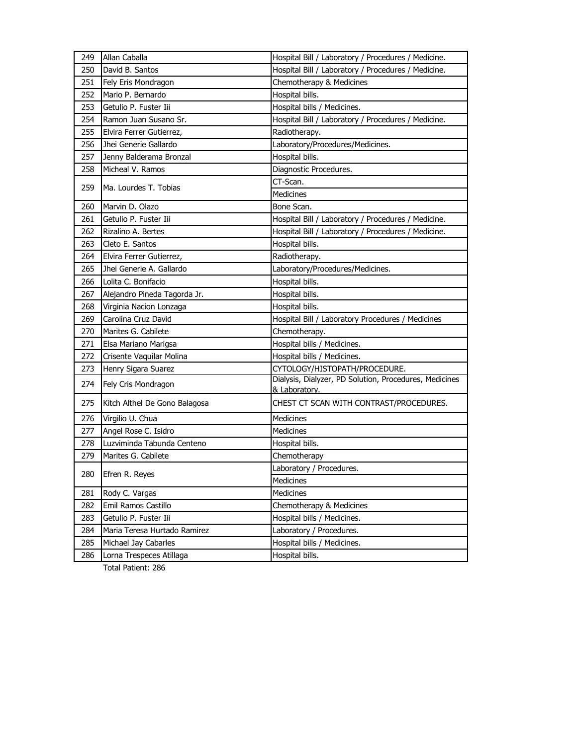| 249 | Allan Caballa | Hospital Bill / Laboratory / Procedures / Medicine. |
|---|---|---|
| 250 | David B. Santos | Hospital Bill / Laboratory / Procedures / Medicine. |
| 251 | Fely Eris Mondragon | Chemotherapy & Medicines |
| 252 | Mario P. Bernardo | Hospital bills. |
| 253 | Getulio P. Fuster Iii | Hospital bills / Medicines. |
| 254 | Ramon Juan Susano Sr. | Hospital Bill / Laboratory / Procedures / Medicine. |
| 255 | Elvira Ferrer Gutierrez, | Radiotherapy. |
| 256 | Jhei Generie Gallardo | Laboratory/Procedures/Medicines. |
| 257 | Jenny Balderama Bronzal | Hospital bills. |
| 258 | Micheal V. Ramos | Diagnostic Procedures. |
| 259 | Ma. Lourdes T. Tobias | CT-Scan. |
| | | Medicines |
| 260 | Marvin D. Olazo | Bone Scan. |
| 261 | Getulio P. Fuster Iii | Hospital Bill / Laboratory / Procedures / Medicine. |
| 262 | Rizalino A. Bertes | Hospital Bill / Laboratory / Procedures / Medicine. |
| 263 | Cleto E. Santos | Hospital bills. |
| 264 | Elvira Ferrer Gutierrez, | Radiotherapy. |
| 265 | Jhei Generie A. Gallardo | Laboratory/Procedures/Medicines. |
| 266 | Lolita C. Bonifacio | Hospital bills. |
| 267 | Alejandro Pineda Tagorda Jr. | Hospital bills. |
| 268 | Virginia Nacion Lonzaga | Hospital bills. |
| 269 | Carolina Cruz David | Hospital Bill / Laboratory Procedures / Medicines |
| 270 | Marites G. Cabilete | Chemotherapy. |
| 271 | Elsa Mariano Marigsa | Hospital bills / Medicines. |
| 272 | Crisente Vaquilar Molina | Hospital bills / Medicines. |
| 273 | Henry Sigara Suarez | CYTOLOGY/HISTOPATH/PROCEDURE. |
| 274 | Fely Cris Mondragon | Dialysis, Dialyzer, PD Solution, Procedures, Medicines & Laboratory. |
| 275 | Kitch Althel De Gono Balagosa | CHEST CT SCAN WITH CONTRAST/PROCEDURES. |
| 276 | Virgilio U. Chua | Medicines |
| 277 | Angel Rose C. Isidro | Medicines |
| 278 | Luzviminda Tabunda Centeno | Hospital bills. |
| 279 | Marites G. Cabilete | Chemotherapy |
| 280 | Efren R. Reyes | Laboratory / Procedures. |
| | | Medicines |
| 281 | Rody C. Vargas | Medicines |
| 282 | Emil Ramos Castillo | Chemotherapy & Medicines |
| 283 | Getulio P. Fuster Iii | Hospital bills / Medicines. |
| 284 | Maria Teresa Hurtado Ramirez | Laboratory / Procedures. |
| 285 | Michael Jay Cabarles | Hospital bills / Medicines. |
| 286 | Lorna Trespeces Atillaga | Hospital bills. |

Total Patient: 286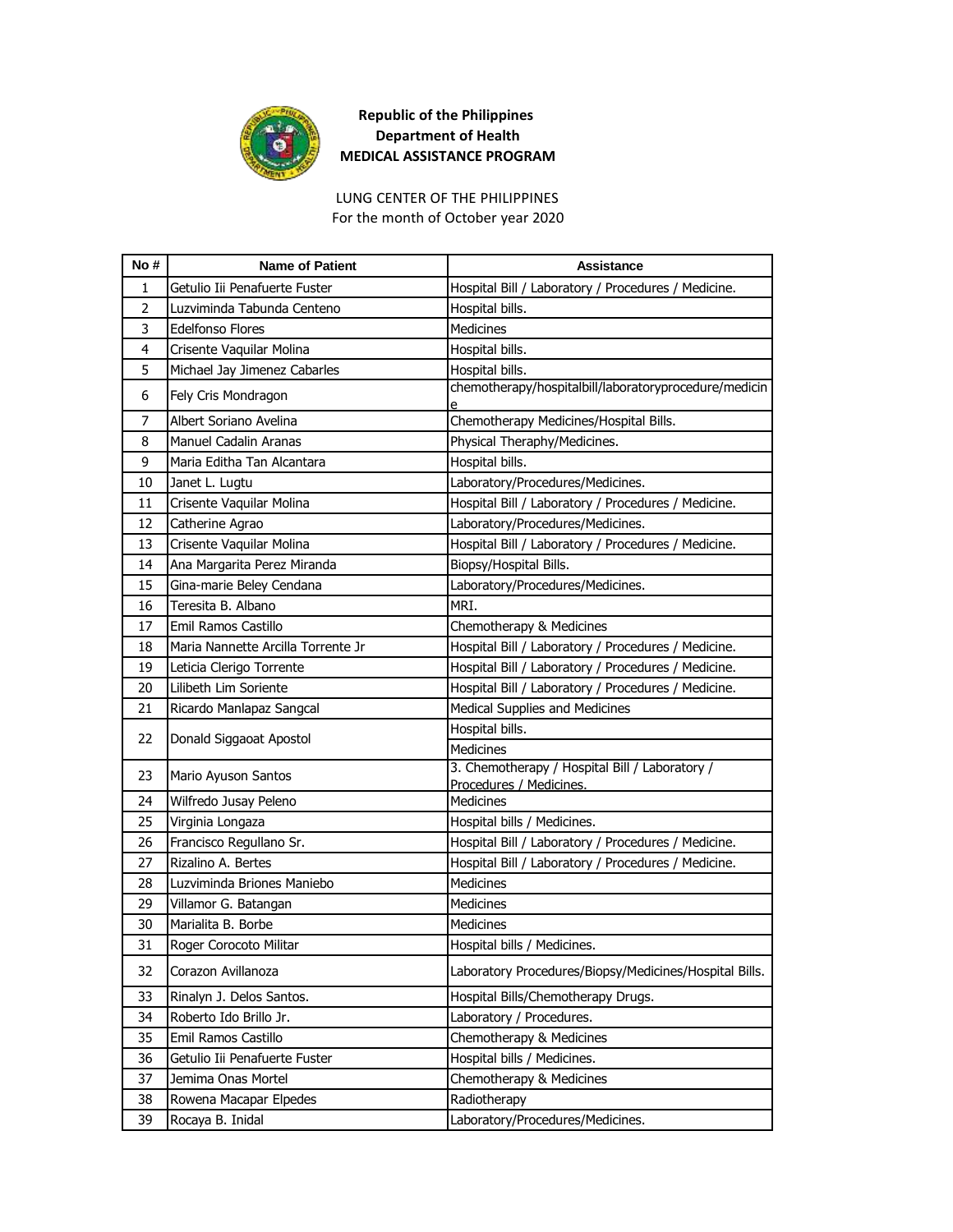**Republic of the Philippines**
**Department of Health**
**MEDICAL ASSISTANCE PROGRAM**

LUNG CENTER OF THE PHILIPPINES
For the month of October year 2020

| No # | Name of Patient | Assistance |
|---|---|---|
| 1 | Getulio Iii Penafuerte Fuster | Hospital Bill / Laboratory / Procedures / Medicine. |
| 2 | Luzviminda Tabunda Centeno | Hospital bills. |
| 3 | Edelfonso Flores | Medicines |
| 4 | Crisente Vaquilar Molina | Hospital bills. |
| 5 | Michael Jay Jimenez Cabarles | Hospital bills. |
| 6 | Fely Cris Mondragon | chemotherapy/hospitalbill/laboratoryprocedure/medicine |
| 7 | Albert Soriano Avelina | Chemotherapy Medicines/Hospital Bills. |
| 8 | Manuel Cadalin Aranas | Physical Theraphy/Medicines. |
| 9 | Maria Editha Tan Alcantara | Hospital bills. |
| 10 | Janet L. Lugtu | Laboratory/Procedures/Medicines. |
| 11 | Crisente Vaquilar Molina | Hospital Bill / Laboratory / Procedures / Medicine. |
| 12 | Catherine Agrao | Laboratory/Procedures/Medicines. |
| 13 | Crisente Vaquilar Molina | Hospital Bill / Laboratory / Procedures / Medicine. |
| 14 | Ana Margarita Perez Miranda | Biopsy/Hospital Bills. |
| 15 | Gina-marie Beley Cendana | Laboratory/Procedures/Medicines. |
| 16 | Teresita B. Albano | MRI. |
| 17 | Emil Ramos Castillo | Chemotherapy & Medicines |
| 18 | Maria Nannette Arcilla Torrente Jr | Hospital Bill / Laboratory / Procedures / Medicine. |
| 19 | Leticia Clerigo Torrente | Hospital Bill / Laboratory / Procedures / Medicine. |
| 20 | Lilibeth Lim Soriente | Hospital Bill / Laboratory / Procedures / Medicine. |
| 21 | Ricardo Manlapaz Sangcal | Medical Supplies and Medicines |
| 22 | Donald Siggaoat Apostol | Hospital bills. |
| | | Medicines |
| 23 | Mario Ayuson Santos | 3. Chemotherapy / Hospital Bill / Laboratory / Procedures / Medicines. |
| 24 | Wilfredo Jusay Peleno | Medicines |
| 25 | Virginia Longaza | Hospital bills / Medicines. |
| 26 | Francisco Regullano Sr. | Hospital Bill / Laboratory / Procedures / Medicine. |
| 27 | Rizalino A. Bertes | Hospital Bill / Laboratory / Procedures / Medicine. |
| 28 | Luzviminda Briones Maniebo | Medicines |
| 29 | Villamor G. Batangan | Medicines |
| 30 | Marialita B. Borbe | Medicines |
| 31 | Roger Corocoto Militar | Hospital bills / Medicines. |
| 32 | Corazon Avillanoza | Laboratory Procedures/Biopsy/Medicines/Hospital Bills. |
| 33 | Rinalyn J. Delos Santos. | Hospital Bills/Chemotherapy Drugs. |
| 34 | Roberto Ido Brillo Jr. | Laboratory / Procedures. |
| 35 | Emil Ramos Castillo | Chemotherapy & Medicines |
| 36 | Getulio Iii Penafuerte Fuster | Hospital bills / Medicines. |
| 37 | Jemima Onas Mortel | Chemotherapy & Medicines |
| 38 | Rowena Macapar Elpedes | Radiotherapy |
| 39 | Rocaya B. Inidal | Laboratory/Procedures/Medicines. |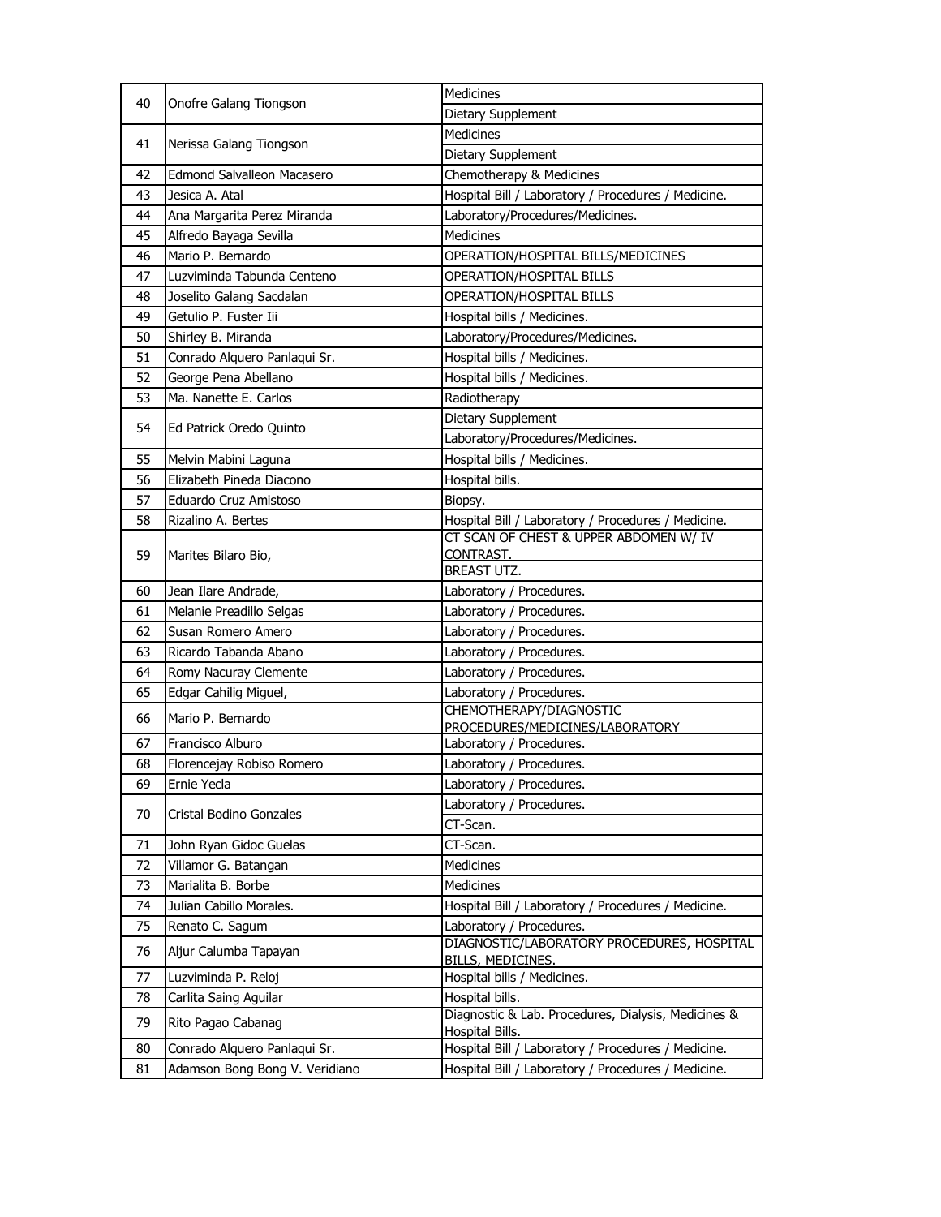| | | |
|---|---|---|
| 40 | Onofre Galang Tiongson | Medicines |
| | | Dietary Supplement |
| 41 | Nerissa Galang Tiongson | Medicines |
| | | Dietary Supplement |
| 42 | Edmond Salvalleon Macasero | Chemotherapy & Medicines |
| 43 | Jesica A. Atal | Hospital Bill / Laboratory / Procedures / Medicine. |
| 44 | Ana Margarita Perez Miranda | Laboratory/Procedures/Medicines. |
| 45 | Alfredo Bayaga Sevilla | Medicines |
| 46 | Mario P. Bernardo | OPERATION/HOSPITAL BILLS/MEDICINES |
| 47 | Luzviminda Tabunda Centeno | OPERATION/HOSPITAL BILLS |
| 48 | Joselito Galang Sacdalan | OPERATION/HOSPITAL BILLS |
| 49 | Getulio P. Fuster Iii | Hospital bills / Medicines. |
| 50 | Shirley B. Miranda | Laboratory/Procedures/Medicines. |
| 51 | Conrado Alquero Panlaqui Sr. | Hospital bills / Medicines. |
| 52 | George Pena Abellano | Hospital bills / Medicines. |
| 53 | Ma. Nanette E. Carlos | Radiotherapy |
| 54 | Ed Patrick Oredo Quinto | Dietary Supplement |
| | | Laboratory/Procedures/Medicines. |
| 55 | Melvin Mabini Laguna | Hospital bills / Medicines. |
| 56 | Elizabeth Pineda Diacono | Hospital bills. |
| 57 | Eduardo Cruz Amistoso | Biopsy. |
| 58 | Rizalino A. Bertes | Hospital Bill / Laboratory / Procedures / Medicine. |
| 59 | Marites Bilaro Bio, | CT SCAN OF CHEST & UPPER ABDOMEN W/ IV CONTRAST. |
| | | BREAST UTZ. |
| 60 | Jean Ilare Andrade, | Laboratory / Procedures. |
| 61 | Melanie Preadillo Selgas | Laboratory / Procedures. |
| 62 | Susan Romero Amero | Laboratory / Procedures. |
| 63 | Ricardo Tabanda Abano | Laboratory / Procedures. |
| 64 | Romy Nacuray Clemente | Laboratory / Procedures. |
| 65 | Edgar Cahilig Miguel, | Laboratory / Procedures. |
| 66 | Mario P. Bernardo | CHEMOTHERAPY/DIAGNOSTIC PROCEDURES/MEDICINES/LABORATORY |
| 67 | Francisco Alburo | Laboratory / Procedures. |
| 68 | Florencejay Robiso Romero | Laboratory / Procedures. |
| 69 | Ernie Yecla | Laboratory / Procedures. |
| 70 | Cristal Bodino Gonzales | Laboratory / Procedures. |
| | | CT-Scan. |
| 71 | John Ryan Gidoc Guelas | CT-Scan. |
| 72 | Villamor G. Batangan | Medicines |
| 73 | Marialita B. Borbe | Medicines |
| 74 | Julian Cabillo Morales. | Hospital Bill / Laboratory / Procedures / Medicine. |
| 75 | Renato C. Sagum | Laboratory / Procedures. |
| 76 | Aljur Calumba Tapayan | DIAGNOSTIC/LABORATORY PROCEDURES, HOSPITAL BILLS, MEDICINES. |
| 77 | Luzviminda P. Reloj | Hospital bills / Medicines. |
| 78 | Carlita Saing Aguilar | Hospital bills. |
| 79 | Rito Pagao Cabanag | Diagnostic & Lab. Procedures, Dialysis, Medicines & Hospital Bills. |
| 80 | Conrado Alquero Panlaqui Sr. | Hospital Bill / Laboratory / Procedures / Medicine. |
| 81 | Adamson Bong Bong V. Veridiano | Hospital Bill / Laboratory / Procedures / Medicine. |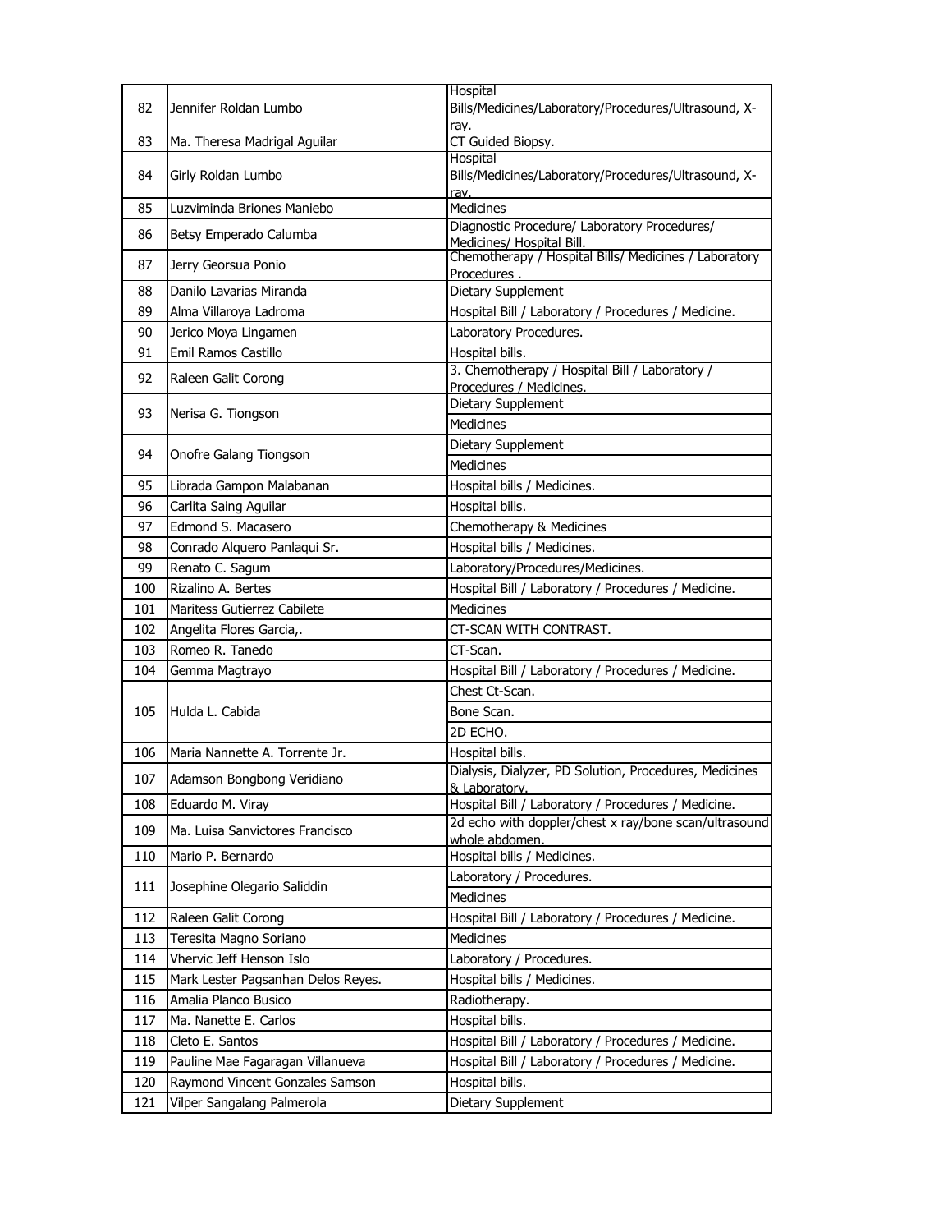| 82 | Jennifer Roldan Lumbo | Hospital Bills/Medicines/Laboratory/Procedures/Ultrasound, X-ray. |
|---|---|---|
| 83 | Ma. Theresa Madrigal Aguilar | CT Guided Biopsy. |
| 84 | Girly Roldan Lumbo | Hospital Bills/Medicines/Laboratory/Procedures/Ultrasound, X-ray. |
| 85 | Luzviminda Briones Maniebo | Medicines |
| 86 | Betsy Emperado Calumba | Diagnostic Procedure/ Laboratory Procedures/ Medicines/ Hospital Bill. |
| 87 | Jerry Georsua Ponio | Chemotherapy / Hospital Bills/ Medicines / Laboratory Procedures . |
| 88 | Danilo Lavarias Miranda | Dietary Supplement |
| 89 | Alma Villaroya Ladroma | Hospital Bill / Laboratory / Procedures / Medicine. |
| 90 | Jerico Moya Lingamen | Laboratory Procedures. |
| 91 | Emil Ramos Castillo | Hospital bills. |
| 92 | Raleen Galit Corong | 3. Chemotherapy / Hospital Bill / Laboratory / Procedures / Medicines. |
| 93 | Nerisa G. Tiongson | Dietary Supplement |
| | | Medicines |
| 94 | Onofre Galang Tiongson | Dietary Supplement |
| | | Medicines |
| 95 | Librada Gampon Malabanan | Hospital bills / Medicines. |
| 96 | Carlita Saing Aguilar | Hospital bills. |
| 97 | Edmond S. Macasero | Chemotherapy & Medicines |
| 98 | Conrado Alquero Panlaqui Sr. | Hospital bills / Medicines. |
| 99 | Renato C. Sagum | Laboratory/Procedures/Medicines. |
| 100 | Rizalino A. Bertes | Hospital Bill / Laboratory / Procedures / Medicine. |
| 101 | Maritess Gutierrez Cabilete | Medicines |
| 102 | Angelita Flores Garcia,. | CT-SCAN WITH CONTRAST. |
| 103 | Romeo R. Tanedo | CT-Scan. |
| 104 | Gemma Magtrayo | Hospital Bill / Laboratory / Procedures / Medicine. |
| 105 | Hulda L. Cabida | Chest Ct-Scan. |
| | | Bone Scan. |
| | | 2D ECHO. |
| 106 | Maria Nannette A. Torrente Jr. | Hospital bills. |
| 107 | Adamson Bongbong Veridiano | Dialysis, Dialyzer, PD Solution, Procedures, Medicines & Laboratory. |
| 108 | Eduardo M. Viray | Hospital Bill / Laboratory / Procedures / Medicine. |
| 109 | Ma. Luisa Sanvictores Francisco | 2d echo with doppler/chest x ray/bone scan/ultrasound whole abdomen. |
| 110 | Mario P. Bernardo | Hospital bills / Medicines. |
| 111 | Josephine Olegario Saliddin | Laboratory / Procedures. |
| | | Medicines |
| 112 | Raleen Galit Corong | Hospital Bill / Laboratory / Procedures / Medicine. |
| 113 | Teresita Magno Soriano | Medicines |
| 114 | Vhervic Jeff Henson Islo | Laboratory / Procedures. |
| 115 | Mark Lester Pagsanhan Delos Reyes. | Hospital bills / Medicines. |
| 116 | Amalia Planco Busico | Radiotherapy. |
| 117 | Ma. Nanette E. Carlos | Hospital bills. |
| 118 | Cleto E. Santos | Hospital Bill / Laboratory / Procedures / Medicine. |
| 119 | Pauline Mae Fagaragan Villanueva | Hospital Bill / Laboratory / Procedures / Medicine. |
| 120 | Raymond Vincent Gonzales Samson | Hospital bills. |
| 121 | Vilper Sangalang Palmerola | Dietary Supplement |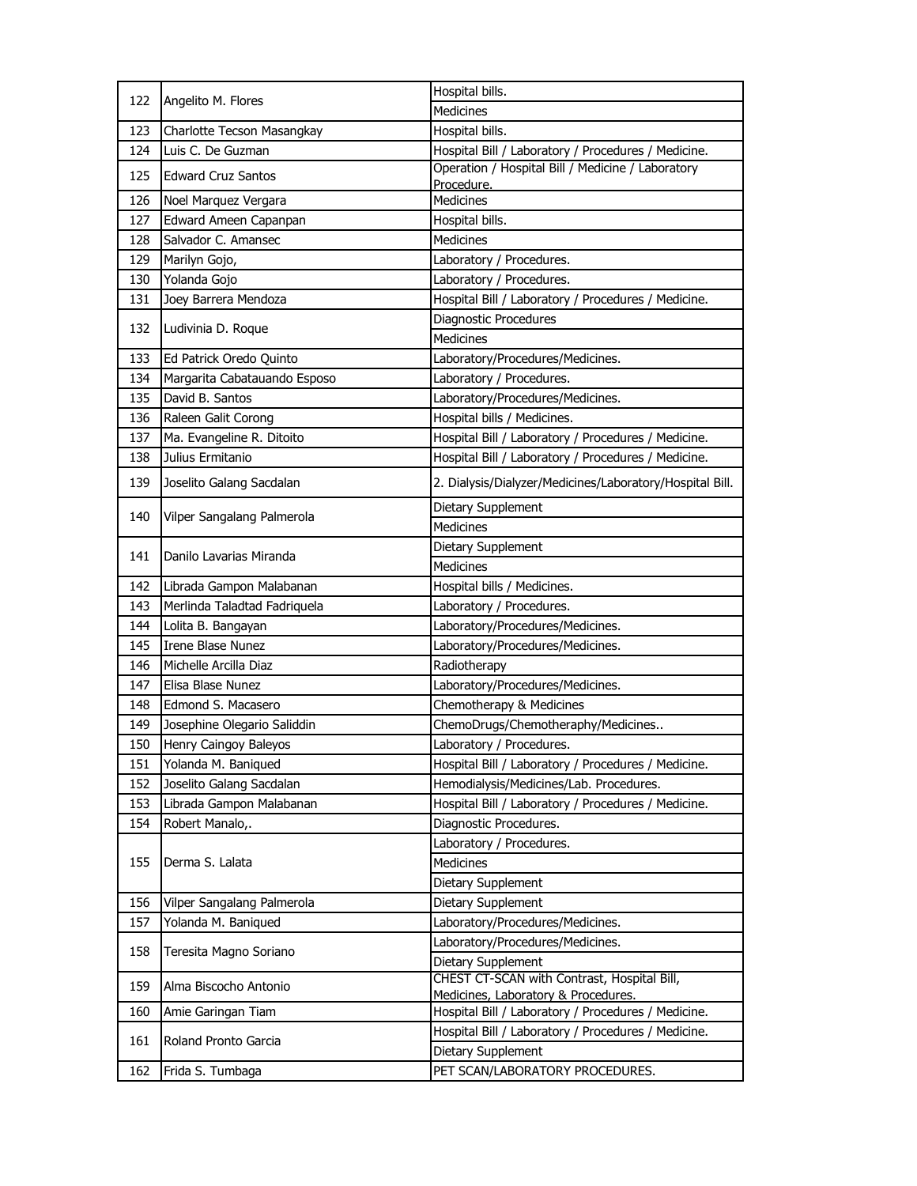| | | |
|---|---|---|
| 122 | Angelito M. Flores | Hospital bills. |
| | | Medicines |
| 123 | Charlotte Tecson Masangkay | Hospital bills. |
| 124 | Luis C. De Guzman | Hospital Bill / Laboratory / Procedures / Medicine. |
| 125 | Edward Cruz Santos | Operation / Hospital Bill / Medicine / Laboratory Procedure. |
| 126 | Noel Marquez Vergara | Medicines |
| 127 | Edward Ameen Capanpan | Hospital bills. |
| 128 | Salvador C. Amansec | Medicines |
| 129 | Marilyn Gojo, | Laboratory / Procedures. |
| 130 | Yolanda Gojo | Laboratory / Procedures. |
| 131 | Joey Barrera Mendoza | Hospital Bill / Laboratory / Procedures / Medicine. |
| 132 | Ludivinia D. Roque | Diagnostic Procedures |
| | | Medicines |
| 133 | Ed Patrick Oredo Quinto | Laboratory/Procedures/Medicines. |
| 134 | Margarita Cabatauando Esposo | Laboratory / Procedures. |
| 135 | David B. Santos | Laboratory/Procedures/Medicines. |
| 136 | Raleen Galit Corong | Hospital bills / Medicines. |
| 137 | Ma. Evangeline R. Ditoito | Hospital Bill / Laboratory / Procedures / Medicine. |
| 138 | Julius Ermitanio | Hospital Bill / Laboratory / Procedures / Medicine. |
| 139 | Joselito Galang Sacdalan | 2. Dialysis/Dialyzer/Medicines/Laboratory/Hospital Bill. |
| 140 | Vilper Sangalang Palmerola | Dietary Supplement |
| | | Medicines |
| 141 | Danilo Lavarias Miranda | Dietary Supplement |
| | | Medicines |
| 142 | Librada Gampon Malabanan | Hospital bills / Medicines. |
| 143 | Merlinda Taladtad Fadriquela | Laboratory / Procedures. |
| 144 | Lolita B. Bangayan | Laboratory/Procedures/Medicines. |
| 145 | Irene Blase Nunez | Laboratory/Procedures/Medicines. |
| 146 | Michelle Arcilla Diaz | Radiotherapy |
| 147 | Elisa Blase Nunez | Laboratory/Procedures/Medicines. |
| 148 | Edmond S. Macasero | Chemotherapy & Medicines |
| 149 | Josephine Olegario Saliddin | ChemoDrugs/Chemotheraphy/Medicines.. |
| 150 | Henry Caingoy Baleyos | Laboratory / Procedures. |
| 151 | Yolanda M. Baniqued | Hospital Bill / Laboratory / Procedures / Medicine. |
| 152 | Joselito Galang Sacdalan | Hemodialysis/Medicines/Lab. Procedures. |
| 153 | Librada Gampon Malabanan | Hospital Bill / Laboratory / Procedures / Medicine. |
| 154 | Robert Manalo,. | Diagnostic Procedures. |
| 155 | Derma S. Lalata | Laboratory / Procedures. |
| | | Medicines |
| | | Dietary Supplement |
| 156 | Vilper Sangalang Palmerola | Dietary Supplement |
| 157 | Yolanda M. Baniqued | Laboratory/Procedures/Medicines. |
| 158 | Teresita Magno Soriano | Laboratory/Procedures/Medicines. |
| | | Dietary Supplement |
| 159 | Alma Biscocho Antonio | CHEST CT-SCAN with Contrast, Hospital Bill, Medicines, Laboratory & Procedures. |
| 160 | Amie Garingan Tiam | Hospital Bill / Laboratory / Procedures / Medicine. |
| 161 | Roland Pronto Garcia | Hospital Bill / Laboratory / Procedures / Medicine. |
| | | Dietary Supplement |
| 162 | Frida S. Tumbaga | PET SCAN/LABORATORY PROCEDURES. |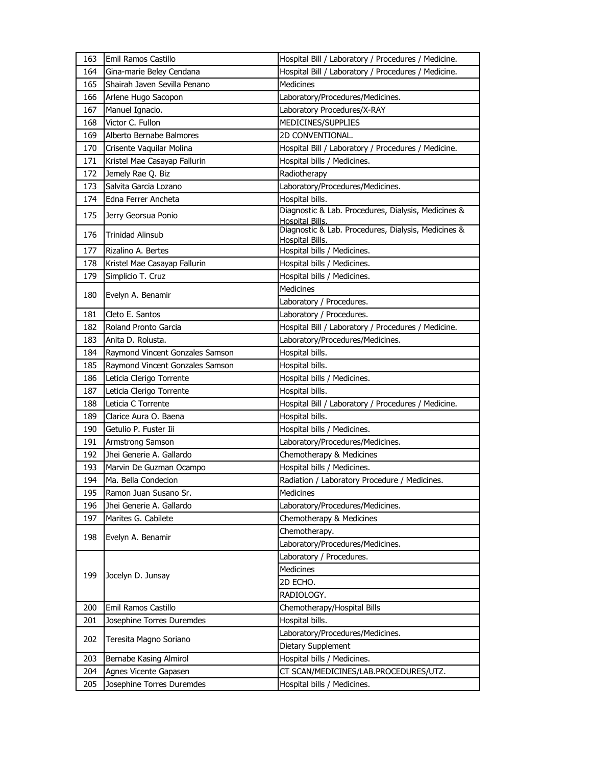| | | |
|---|---|---|
| 163 | Emil Ramos Castillo | Hospital Bill / Laboratory / Procedures / Medicine. |
| 164 | Gina-marie Beley Cendana | Hospital Bill / Laboratory / Procedures / Medicine. |
| 165 | Shairah Javen Sevilla Penano | Medicines |
| 166 | Arlene Hugo Sacopon | Laboratory/Procedures/Medicines. |
| 167 | Manuel Ignacio. | Laboratory Procedures/X-RAY |
| 168 | Victor C. Fullon | MEDICINES/SUPPLIES |
| 169 | Alberto Bernabe Balmores | 2D CONVENTIONAL. |
| 170 | Crisente Vaquilar Molina | Hospital Bill / Laboratory / Procedures / Medicine. |
| 171 | Kristel Mae Casayap Fallurin | Hospital bills / Medicines. |
| 172 | Jemely Rae Q. Biz | Radiotherapy |
| 173 | Salvita Garcia Lozano | Laboratory/Procedures/Medicines. |
| 174 | Edna Ferrer Ancheta | Hospital bills. |
| 175 | Jerry Georsua Ponio | Diagnostic & Lab. Procedures, Dialysis, Medicines & Hospital Bills. |
| 176 | Trinidad Alinsub | Diagnostic & Lab. Procedures, Dialysis, Medicines & Hospital Bills. |
| 177 | Rizalino A. Bertes | Hospital bills / Medicines. |
| 178 | Kristel Mae Casayap Fallurin | Hospital bills / Medicines. |
| 179 | Simplicio T. Cruz | Hospital bills / Medicines. |
| 180 | Evelyn A. Benamir | Medicines |
| | | Laboratory / Procedures. |
| 181 | Cleto E. Santos | Laboratory / Procedures. |
| 182 | Roland Pronto Garcia | Hospital Bill / Laboratory / Procedures / Medicine. |
| 183 | Anita D. Rolusta. | Laboratory/Procedures/Medicines. |
| 184 | Raymond Vincent Gonzales Samson | Hospital bills. |
| 185 | Raymond Vincent Gonzales Samson | Hospital bills. |
| 186 | Leticia Clerigo Torrente | Hospital bills / Medicines. |
| 187 | Leticia Clerigo Torrente | Hospital bills. |
| 188 | Leticia C Torrente | Hospital Bill / Laboratory / Procedures / Medicine. |
| 189 | Clarice Aura O. Baena | Hospital bills. |
| 190 | Getulio P. Fuster Iii | Hospital bills / Medicines. |
| 191 | Armstrong Samson | Laboratory/Procedures/Medicines. |
| 192 | Jhei Generie A. Gallardo | Chemotherapy & Medicines |
| 193 | Marvin De Guzman Ocampo | Hospital bills / Medicines. |
| 194 | Ma. Bella Condecion | Radiation / Laboratory Procedure / Medicines. |
| 195 | Ramon Juan Susano Sr. | Medicines |
| 196 | Jhei Generie A. Gallardo | Laboratory/Procedures/Medicines. |
| 197 | Marites G. Cabilete | Chemotherapy & Medicines |
| 198 | Evelyn A. Benamir | Chemotherapy. |
| | | Laboratory/Procedures/Medicines. |
| 199 | Jocelyn D. Junsay | Laboratory / Procedures. |
| | | Medicines |
| | | 2D ECHO. |
| | | RADIOLOGY. |
| 200 | Emil Ramos Castillo | Chemotherapy/Hospital Bills |
| 201 | Josephine Torres Duremdes | Hospital bills. |
| 202 | Teresita Magno Soriano | Laboratory/Procedures/Medicines. |
| | | Dietary Supplement |
| 203 | Bernabe Kasing Almirol | Hospital bills / Medicines. |
| 204 | Agnes Vicente Gapasen | CT SCAN/MEDICINES/LAB.PROCEDURES/UTZ. |
| 205 | Josephine Torres Duremdes | Hospital bills / Medicines. |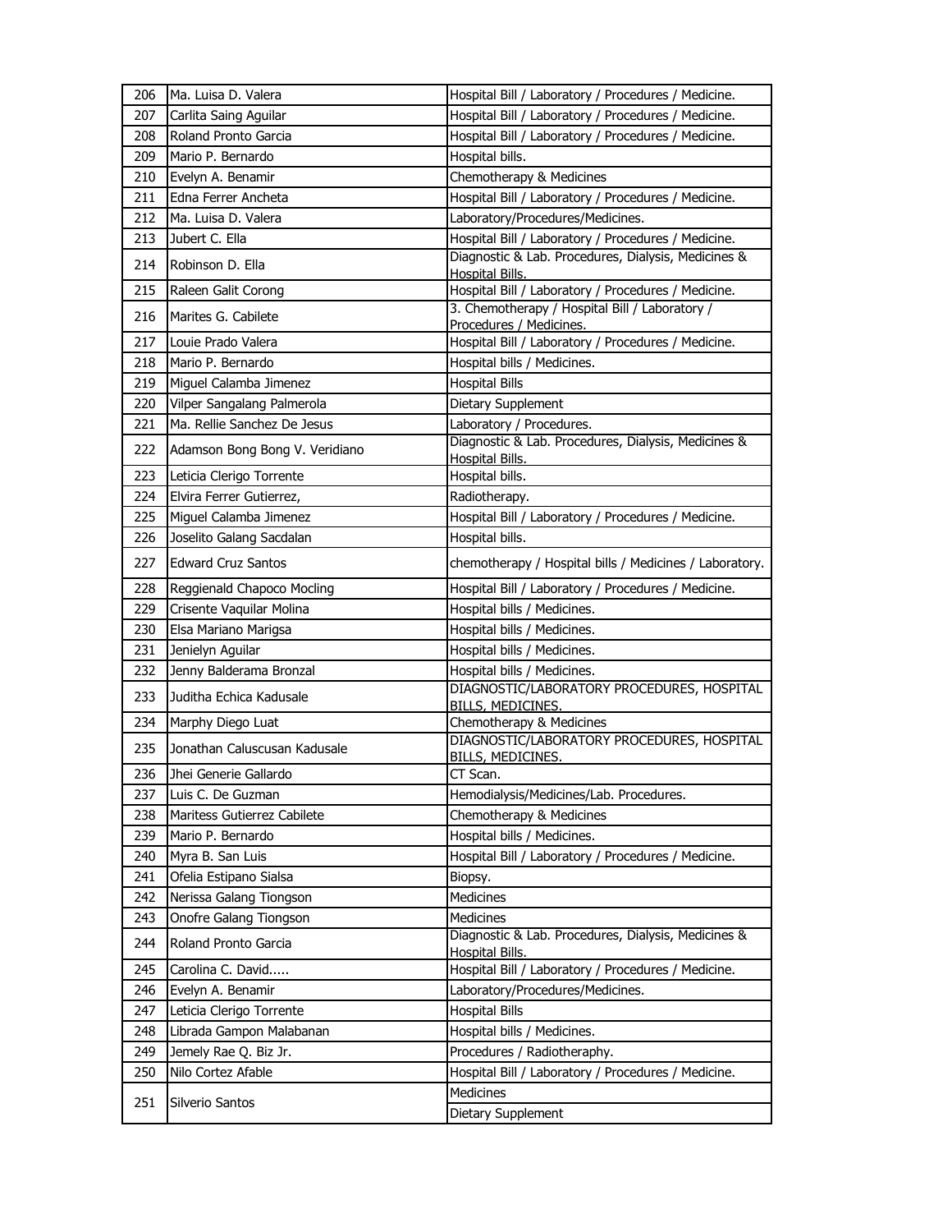| | | |
|---|---|---|
| 206 | Ma. Luisa D. Valera | Hospital Bill / Laboratory / Procedures / Medicine. |
| 207 | Carlita Saing Aguilar | Hospital Bill / Laboratory / Procedures / Medicine. |
| 208 | Roland Pronto Garcia | Hospital Bill / Laboratory / Procedures / Medicine. |
| 209 | Mario P. Bernardo | Hospital bills. |
| 210 | Evelyn A. Benamir | Chemotherapy & Medicines |
| 211 | Edna Ferrer Ancheta | Hospital Bill / Laboratory / Procedures / Medicine. |
| 212 | Ma. Luisa D. Valera | Laboratory/Procedures/Medicines. |
| 213 | Jubert C. Ella | Hospital Bill / Laboratory / Procedures / Medicine. |
| 214 | Robinson D. Ella | Diagnostic & Lab. Procedures, Dialysis, Medicines & Hospital Bills. |
| 215 | Raleen Galit Corong | Hospital Bill / Laboratory / Procedures / Medicine. |
| 216 | Marites G. Cabilete | 3. Chemotherapy / Hospital Bill / Laboratory / Procedures / Medicines. |
| 217 | Louie Prado Valera | Hospital Bill / Laboratory / Procedures / Medicine. |
| 218 | Mario P. Bernardo | Hospital bills / Medicines. |
| 219 | Miguel Calamba Jimenez | Hospital Bills |
| 220 | Vilper Sangalang Palmerola | Dietary Supplement |
| 221 | Ma. Rellie Sanchez De Jesus | Laboratory / Procedures. |
| 222 | Adamson Bong Bong V. Veridiano | Diagnostic & Lab. Procedures, Dialysis, Medicines & Hospital Bills. |
| 223 | Leticia Clerigo Torrente | Hospital bills. |
| 224 | Elvira Ferrer Gutierrez, | Radiotherapy. |
| 225 | Miguel Calamba Jimenez | Hospital Bill / Laboratory / Procedures / Medicine. |
| 226 | Joselito Galang Sacdalan | Hospital bills. |
| 227 | Edward Cruz Santos | chemotherapy / Hospital bills / Medicines / Laboratory. |
| 228 | Reggienald Chapoco Mocling | Hospital Bill / Laboratory / Procedures / Medicine. |
| 229 | Crisente Vaquilar Molina | Hospital bills / Medicines. |
| 230 | Elsa Mariano Marigsa | Hospital bills / Medicines. |
| 231 | Jenielyn Aguilar | Hospital bills / Medicines. |
| 232 | Jenny Balderama Bronzal | Hospital bills / Medicines. |
| 233 | Juditha Echica Kadusale | DIAGNOSTIC/LABORATORY PROCEDURES, HOSPITAL BILLS, MEDICINES. |
| 234 | Marphy Diego Luat | Chemotherapy & Medicines |
| 235 | Jonathan Caluscusan Kadusale | DIAGNOSTIC/LABORATORY PROCEDURES, HOSPITAL BILLS, MEDICINES. |
| 236 | Jhei Generie Gallardo | CT Scan. |
| 237 | Luis C. De Guzman | Hemodialysis/Medicines/Lab. Procedures. |
| 238 | Maritess Gutierrez Cabilete | Chemotherapy & Medicines |
| 239 | Mario P. Bernardo | Hospital bills / Medicines. |
| 240 | Myra B. San Luis | Hospital Bill / Laboratory / Procedures / Medicine. |
| 241 | Ofelia Estipano Sialsa | Biopsy. |
| 242 | Nerissa Galang Tiongson | Medicines |
| 243 | Onofre Galang Tiongson | Medicines |
| 244 | Roland Pronto Garcia | Diagnostic & Lab. Procedures, Dialysis, Medicines & Hospital Bills. |
| 245 | Carolina C. David..... | Hospital Bill / Laboratory / Procedures / Medicine. |
| 246 | Evelyn A. Benamir | Laboratory/Procedures/Medicines. |
| 247 | Leticia Clerigo Torrente | Hospital Bills |
| 248 | Librada Gampon Malabanan | Hospital bills / Medicines. |
| 249 | Jemely Rae Q. Biz Jr. | Procedures / Radiotheraphy. |
| 250 | Nilo Cortez Afable | Hospital Bill / Laboratory / Procedures / Medicine. |
| 251 | Silverio Santos | Medicines |
| | | Dietary Supplement |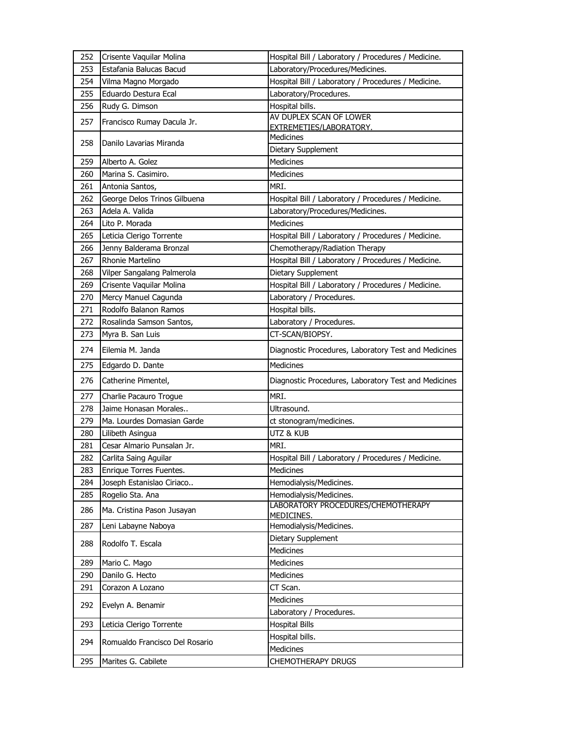| 252 | Crisente Vaquilar Molina | Hospital Bill / Laboratory / Procedures / Medicine. |
|---|---|---|
| 253 | Estafania Balucas Bacud | Laboratory/Procedures/Medicines. |
| 254 | Vilma Magno Morgado | Hospital Bill / Laboratory / Procedures / Medicine. |
| 255 | Eduardo Destura Ecal | Laboratory/Procedures. |
| 256 | Rudy G. Dimson | Hospital bills. |
| 257 | Francisco Rumay Dacula Jr. | AV DUPLEX SCAN OF LOWER EXTREMETIES/LABORATORY. |
| 258 | Danilo Lavarias Miranda | Medicines |
| | | Dietary Supplement |
| 259 | Alberto A. Golez | Medicines |
| 260 | Marina S. Casimiro. | Medicines |
| 261 | Antonia Santos, | MRI. |
| 262 | George Delos Trinos Gilbuena | Hospital Bill / Laboratory / Procedures / Medicine. |
| 263 | Adela A. Valida | Laboratory/Procedures/Medicines. |
| 264 | Lito P. Morada | Medicines |
| 265 | Leticia Clerigo Torrente | Hospital Bill / Laboratory / Procedures / Medicine. |
| 266 | Jenny Balderama Bronzal | Chemotherapy/Radiation Therapy |
| 267 | Rhonie Martelino | Hospital Bill / Laboratory / Procedures / Medicine. |
| 268 | Vilper Sangalang Palmerola | Dietary Supplement |
| 269 | Crisente Vaquilar Molina | Hospital Bill / Laboratory / Procedures / Medicine. |
| 270 | Mercy Manuel Cagunda | Laboratory / Procedures. |
| 271 | Rodolfo Balanon Ramos | Hospital bills. |
| 272 | Rosalinda Samson Santos, | Laboratory / Procedures. |
| 273 | Myra B. San Luis | CT-SCAN/BIOPSY. |
| 274 | Eilemia M. Janda | Diagnostic Procedures, Laboratory Test and Medicines |
| 275 | Edgardo D. Dante | Medicines |
| 276 | Catherine Pimentel, | Diagnostic Procedures, Laboratory Test and Medicines |
| 277 | Charlie Pacauro Trogue | MRI. |
| 278 | Jaime Honasan Morales.. | Ultrasound. |
| 279 | Ma. Lourdes Domasian Garde | ct stonogram/medicines. |
| 280 | Lilibeth Asingua | UTZ & KUB |
| 281 | Cesar Almario Punsalan Jr. | MRI. |
| 282 | Carlita Saing Aguilar | Hospital Bill / Laboratory / Procedures / Medicine. |
| 283 | Enrique Torres Fuentes. | Medicines |
| 284 | Joseph Estanislao Ciriaco.. | Hemodialysis/Medicines. |
| 285 | Rogelio Sta. Ana | Hemodialysis/Medicines. |
| 286 | Ma. Cristina Pason Jusayan | LABORATORY PROCEDURES/CHEMOTHERAPY MEDICINES. |
| 287 | Leni Labayne Naboya | Hemodialysis/Medicines. |
| 288 | Rodolfo T. Escala | Dietary Supplement |
| | | Medicines |
| 289 | Mario C. Mago | Medicines |
| 290 | Danilo G. Hecto | Medicines |
| 291 | Corazon A Lozano | CT Scan. |
| 292 | Evelyn A. Benamir | Medicines |
| | | Laboratory / Procedures. |
| 293 | Leticia Clerigo Torrente | Hospital Bills |
| 294 | Romualdo Francisco Del Rosario | Hospital bills. |
| | | Medicines |
| 295 | Marites G. Cabilete | CHEMOTHERAPY DRUGS |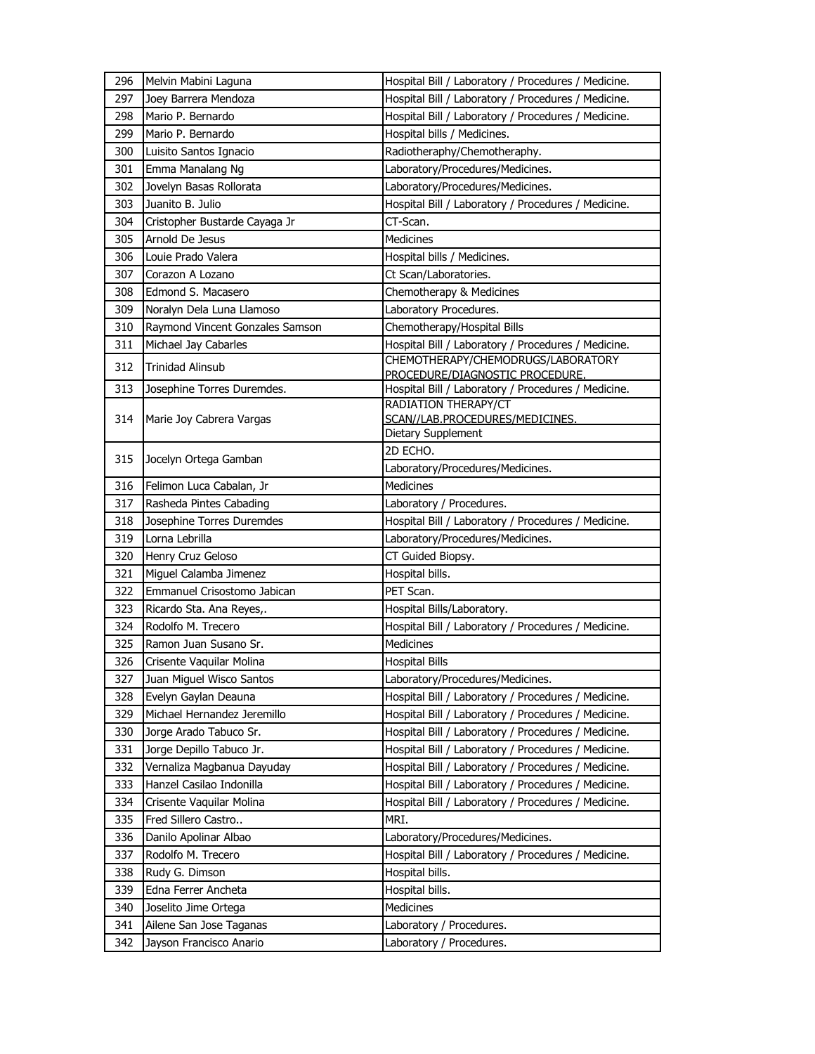| | | |
|---|---|---|
| 296 | Melvin Mabini Laguna | Hospital Bill / Laboratory / Procedures / Medicine. |
| 297 | Joey Barrera Mendoza | Hospital Bill / Laboratory / Procedures / Medicine. |
| 298 | Mario P. Bernardo | Hospital Bill / Laboratory / Procedures / Medicine. |
| 299 | Mario P. Bernardo | Hospital bills / Medicines. |
| 300 | Luisito Santos Ignacio | Radiotheraphy/Chemotheraphy. |
| 301 | Emma Manalang Ng | Laboratory/Procedures/Medicines. |
| 302 | Jovelyn Basas Rollorata | Laboratory/Procedures/Medicines. |
| 303 | Juanito B. Julio | Hospital Bill / Laboratory / Procedures / Medicine. |
| 304 | Cristopher Bustarde Cayaga Jr | CT-Scan. |
| 305 | Arnold De Jesus | Medicines |
| 306 | Louie Prado Valera | Hospital bills / Medicines. |
| 307 | Corazon A Lozano | Ct Scan/Laboratories. |
| 308 | Edmond S. Macasero | Chemotherapy & Medicines |
| 309 | Noralyn Dela Luna Llamoso | Laboratory Procedures. |
| 310 | Raymond Vincent Gonzales Samson | Chemotherapy/Hospital Bills |
| 311 | Michael Jay Cabarles | Hospital Bill / Laboratory / Procedures / Medicine. |
| 312 | Trinidad Alinsub | CHEMOTHERAPY/CHEMODRUGS/LABORATORY PROCEDURE/DIAGNOSTIC PROCEDURE. |
| 313 | Josephine Torres Duremdes. | Hospital Bill / Laboratory / Procedures / Medicine. |
| 314 | Marie Joy Cabrera Vargas | RADIATION THERAPY/CT SCAN//LAB.PROCEDURES/MEDICINES. |
| | | Dietary Supplement |
| 315 | Jocelyn Ortega Gamban | 2D ECHO. |
| | | Laboratory/Procedures/Medicines. |
| 316 | Felimon Luca Cabalan, Jr | Medicines |
| 317 | Rasheda Pintes Cabading | Laboratory / Procedures. |
| 318 | Josephine Torres Duremdes | Hospital Bill / Laboratory / Procedures / Medicine. |
| 319 | Lorna Lebrilla | Laboratory/Procedures/Medicines. |
| 320 | Henry Cruz Geloso | CT Guided Biopsy. |
| 321 | Miguel Calamba Jimenez | Hospital bills. |
| 322 | Emmanuel Crisostomo Jabican | PET Scan. |
| 323 | Ricardo Sta. Ana Reyes,. | Hospital Bills/Laboratory. |
| 324 | Rodolfo M. Trecero | Hospital Bill / Laboratory / Procedures / Medicine. |
| 325 | Ramon Juan Susano Sr. | Medicines |
| 326 | Crisente Vaquilar Molina | Hospital Bills |
| 327 | Juan Miguel Wisco Santos | Laboratory/Procedures/Medicines. |
| 328 | Evelyn Gaylan Deauna | Hospital Bill / Laboratory / Procedures / Medicine. |
| 329 | Michael Hernandez Jeremillo | Hospital Bill / Laboratory / Procedures / Medicine. |
| 330 | Jorge Arado Tabuco Sr. | Hospital Bill / Laboratory / Procedures / Medicine. |
| 331 | Jorge Depillo Tabuco Jr. | Hospital Bill / Laboratory / Procedures / Medicine. |
| 332 | Vernaliza Magbanua Dayuday | Hospital Bill / Laboratory / Procedures / Medicine. |
| 333 | Hanzel Casilao Indonilla | Hospital Bill / Laboratory / Procedures / Medicine. |
| 334 | Crisente Vaquilar Molina | Hospital Bill / Laboratory / Procedures / Medicine. |
| 335 | Fred Sillero Castro.. | MRI. |
| 336 | Danilo Apolinar Albao | Laboratory/Procedures/Medicines. |
| 337 | Rodolfo M. Trecero | Hospital Bill / Laboratory / Procedures / Medicine. |
| 338 | Rudy G. Dimson | Hospital bills. |
| 339 | Edna Ferrer Ancheta | Hospital bills. |
| 340 | Joselito Jime Ortega | Medicines |
| 341 | Ailene San Jose Taganas | Laboratory / Procedures. |
| 342 | Jayson Francisco Anario | Laboratory / Procedures. |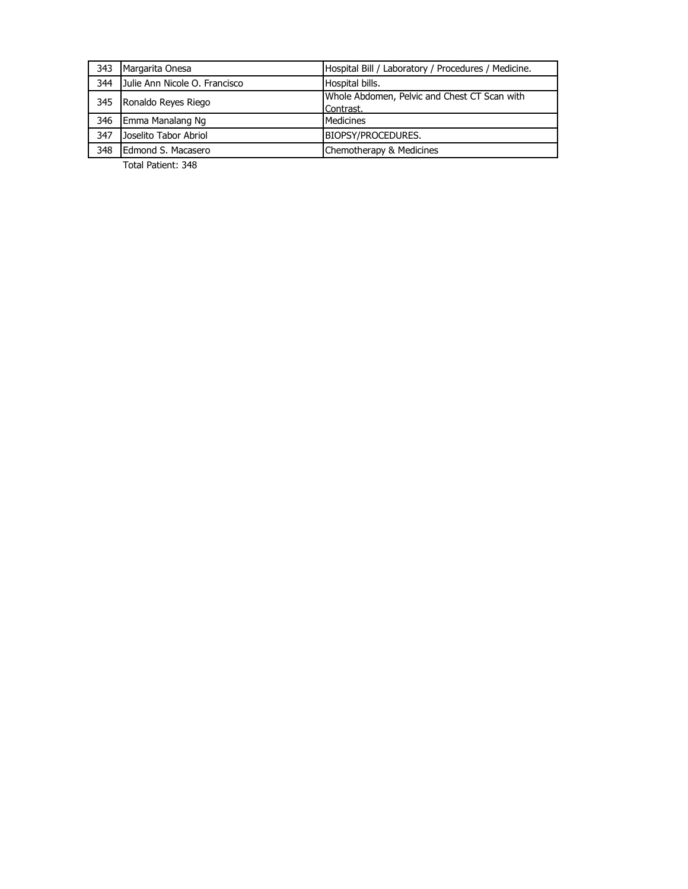| | | |
|---|---|---|
| 343 | Margarita Onesa | Hospital Bill / Laboratory / Procedures / Medicine. |
| 344 | Julie Ann Nicole O. Francisco | Hospital bills. |
| 345 | Ronaldo Reyes Riego | Whole Abdomen, Pelvic and Chest CT Scan with Contrast. |
| 346 | Emma Manalang Ng | Medicines |
| 347 | Joselito Tabor Abriol | BIOPSY/PROCEDURES. |
| 348 | Edmond S. Macasero | Chemotherapy & Medicines |

Total Patient: 348